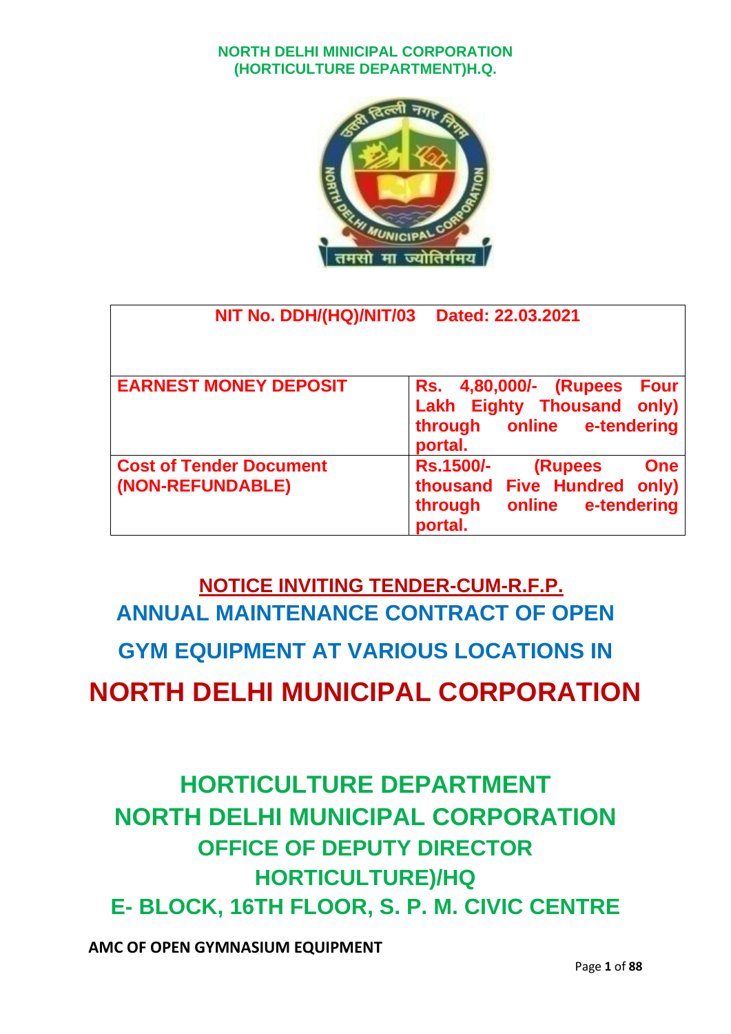**NORTH DELHI MINICIPAL CORPORATION**
**(HORTICULTURE DEPARTMENT)H.Q.**

| NIT No. DDH/(HQ)/NIT/03 Dated: 22.03.2021 | |
|---|---|
| **EARNEST MONEY DEPOSIT** | **Rs. 4,80,000/- (Rupees Four Lakh Eighty Thousand only) through online e-tendering portal.** |
| **Cost of Tender Document (NON-REFUNDABLE)** | **Rs.1500/- (Rupees One thousand Five Hundred only) through online e-tendering portal.** |

# NOTICE INVITING TENDER-CUM-R.F.P.

## ANNUAL MAINTENANCE CONTRACT OF OPEN GYM EQUIPMENT AT VARIOUS LOCATIONS IN

# NORTH DELHI MUNICIPAL CORPORATION

## HORTICULTURE DEPARTMENT
## NORTH DELHI MUNICIPAL CORPORATION
### OFFICE OF DEPUTY DIRECTOR HORTICULTURE)/HQ
### E- BLOCK, 16TH FLOOR, S. P. M. CIVIC CENTRE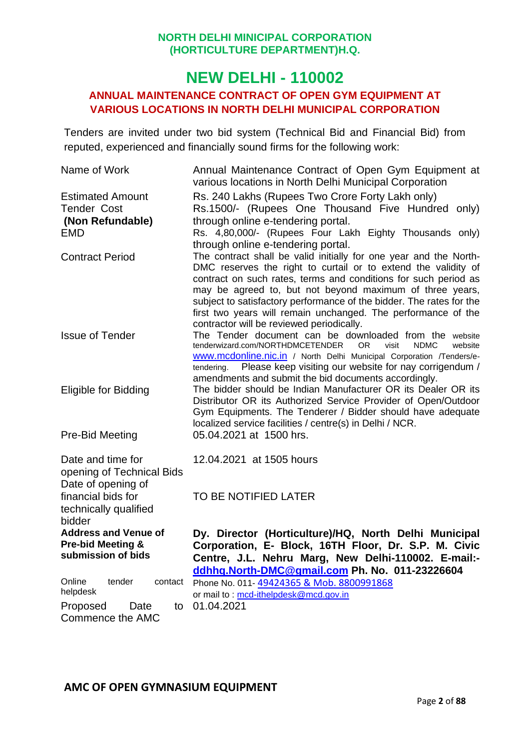**NORTH DELHI MINICIPAL CORPORATION**
**(HORTICULTURE DEPARTMENT)H.Q.**

# NEW DELHI - 110002

## ANNUAL MAINTENANCE CONTRACT OF OPEN GYM EQUIPMENT AT VARIOUS LOCATIONS IN NORTH DELHI MUNICIPAL CORPORATION

Tenders are invited under two bid system (Technical Bid and Financial Bid) from reputed, experienced and financially sound firms for the following work:

| | |
|---|---|
| Name of Work | Annual Maintenance Contract of Open Gym Equipment at various locations in North Delhi Municipal Corporation |
| Estimated Amount | Rs. 240 Lakhs (Rupees Two Crore Forty Lakh only) |
| Tender Cost **(Non Refundable)** | Rs.1500/- (Rupees One Thousand Five Hundred only) through online e-tendering portal. |
| EMD | Rs. 4,80,000/- (Rupees Four Lakh Eighty Thousands only) through online e-tendering portal. |
| Contract Period | The contract shall be valid initially for one year and the North-DMC reserves the right to curtail or to extend the validity of contract on such rates, terms and conditions for such period as may be agreed to, but not beyond maximum of three years, subject to satisfactory performance of the bidder. The rates for the first two years will remain unchanged. The performance of the contractor will be reviewed periodically. |
| Issue of Tender | The Tender document can be downloaded from the website tenderwizard.com/NORTHDMCETENDER OR visit NDMC website www.mcdonline.nic.in / North Delhi Municipal Corporation /Tenders/e-tendering. Please keep visiting our website for nay corrigendum / amendments and submit the bid documents accordingly. |
| Eligible for Bidding | The bidder should be Indian Manufacturer OR its Dealer OR its Distributor OR its Authorized Service Provider of Open/Outdoor Gym Equipments. The Tenderer / Bidder should have adequate localized service facilities / centre(s) in Delhi / NCR. |
| Pre-Bid Meeting | 05.04.2021 at 1500 hrs. |
| Date and time for opening of Technical Bids | 12.04.2021 at 1505 hours |
| Date of opening of financial bids for technically qualified bidder | TO BE NOTIFIED LATER |
| **Address and Venue of Pre-bid Meeting & submission of bids** | **Dy. Director (Horticulture)/HQ, North Delhi Municipal Corporation, E- Block, 16TH Floor, Dr. S.P. M. Civic Centre, J.L. Nehru Marg, New Delhi-110002. E-mail:- ddhhq.North-DMC@gmail.com Ph. No. 011-23226604** |
| Online tender contact helpdesk | Phone No. 011- 49424365 & Mob. 8800991868 or mail to : mcd-ithelpdesk@mcd.gov.in |
| Proposed Date to Commence the AMC | 01.04.2021 |

**AMC OF OPEN GYMNASIUM EQUIPMENT**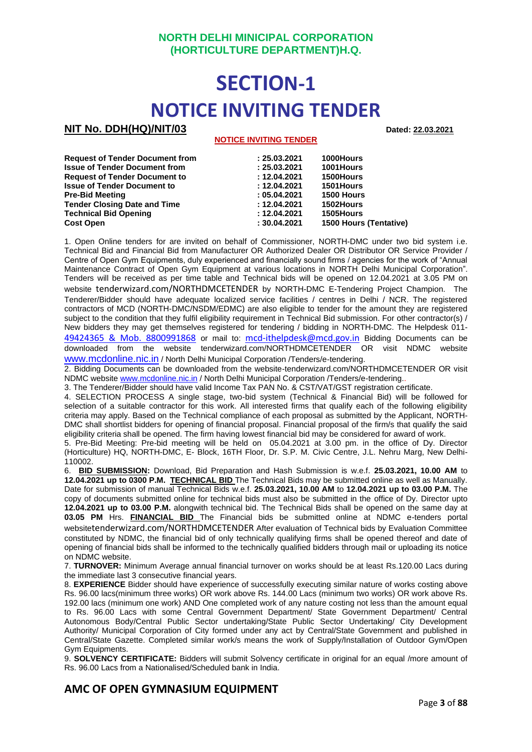**NORTH DELHI MINICIPAL CORPORATION**
**(HORTICULTURE DEPARTMENT)H.Q.**

# SECTION-1

# NOTICE INVITING TENDER

**NIT No. DDH(HQ)/NIT/03** **Dated: 22.03.2021**

**NOTICE INVITING TENDER**

| | | |
|---|---|---|
| **Request of Tender Document from** | **: 25.03.2021** | **1000Hours** |
| **Issue of Tender Document from** | **: 25.03.2021** | **1001Hours** |
| **Request of Tender Document to** | **: 12.04.2021** | **1500Hours** |
| **Issue of Tender Document to** | **: 12.04.2021** | **1501Hours** |
| **Pre-Bid Meeting** | **: 05.04.2021** | **1500 Hours** |
| **Tender Closing Date and Time** | **: 12.04.2021** | **1502Hours** |
| **Technical Bid Opening** | **: 12.04.2021** | **1505Hours** |
| **Cost Open** | **: 30.04.2021** | **1500 Hours (Tentative)** |

1. Open Online tenders for are invited on behalf of Commissioner, NORTH-DMC under two bid system i.e. Technical Bid and Financial Bid from Manufacturer OR Authorized Dealer OR Distributor OR Service Provider / Centre of Open Gym Equipments, duly experienced and financially sound firms / agencies for the work of "Annual Maintenance Contract of Open Gym Equipment at various locations in NORTH Delhi Municipal Corporation". Tenders will be received as per time table and Technical bids will be opened on 12.04.2021 at 3.05 PM on website tenderwizard.com/NORTHDMCETENDER by NORTH-DMC E-Tendering Project Champion. The Tenderer/Bidder should have adequate localized service facilities / centres in Delhi / NCR. The registered contractors of MCD (NORTH-DMC/NSDM/EDMC) are also eligible to tender for the amount they are registered subject to the condition that they fulfil eligibility requirement in Technical Bid submission. For other contractor(s) / New bidders they may get themselves registered for tendering / bidding in NORTH-DMC. The Helpdesk 011-49424365 & Mob. 8800991868 or mail to: mcd-ithelpdesk@mcd.gov.in Bidding Documents can be downloaded from the website tenderwizard.com/NORTHDMCETENDER OR visit NDMC website www.mcdonline.nic.in / North Delhi Municipal Corporation /Tenders/e-tendering.

2. Bidding Documents can be downloaded from the website-tenderwizard.com/NORTHDMCETENDER OR visit NDMC website www.mcdonline.nic.in / North Delhi Municipal Corporation /Tenders/e-tendering..

3. The Tenderer/Bidder should have valid Income Tax PAN No. & CST/VAT/GST registration certificate.

4. SELECTION PROCESS A single stage, two-bid system (Technical & Financial Bid) will be followed for selection of a suitable contractor for this work. All interested firms that qualify each of the following eligibility criteria may apply. Based on the Technical compliance of each proposal as submitted by the Applicant, NORTH-DMC shall shortlist bidders for opening of financial proposal. Financial proposal of the firm/s that qualify the said eligibility criteria shall be opened. The firm having lowest financial bid may be considered for award of work.

5. Pre-Bid Meeting: Pre-bid meeting will be held on 05.04.2021 at 3.00 pm. in the office of Dy. Director (Horticulture) HQ, NORTH-DMC, E- Block, 16TH Floor, Dr. S.P. M. Civic Centre, J.L. Nehru Marg, New Delhi-110002.

6. **BID SUBMISSION:** Download, Bid Preparation and Hash Submission is w.e.f. **25.03.2021, 10.00 AM** to **12.04.2021 up to 0300 P.M.** **TECHNICAL BID** The Technical Bids may be submitted online as well as Manually. Date for submission of manual Technical Bids w.e.f. **25.03.2021, 10.00 AM** to **12.04.2021 up to 03.00 P.M.** The copy of documents submitted online for technical bids must also be submitted in the office of Dy. Director upto **12.04.2021 up to 03.00 P.M.** alongwith technical bid. The Technical Bids shall be opened on the same day at **03.05 PM** Hrs. **FINANCIAL BID** The Financial bids be submitted online at NDMC e-tenders portal websitetenderwizard.com/NORTHDMCETENDER After evaluation of Technical bids by Evaluation Committee constituted by NDMC, the financial bid of only technically qualifying firms shall be opened thereof and date of opening of financial bids shall be informed to the technically qualified bidders through mail or uploading its notice on NDMC website.

7. **TURNOVER:** Minimum Average annual financial turnover on works should be at least Rs.120.00 Lacs during the immediate last 3 consecutive financial years.

8. **EXPERIENCE** Bidder should have experience of successfully executing similar nature of works costing above Rs. 96.00 lacs(minimum three works) OR work above Rs. 144.00 Lacs (minimum two works) OR work above Rs. 192.00 lacs (minimum one work) AND One completed work of any nature costing not less than the amount equal to Rs. 96.00 Lacs with some Central Government Department/ State Government Department/ Central Autonomous Body/Central Public Sector undertaking/State Public Sector Undertaking/ City Development Authority/ Municipal Corporation of City formed under any act by Central/State Government and published in Central/State Gazette. Completed similar work/s means the work of Supply/Installation of Outdoor Gym/Open Gym Equipments.

9. **SOLVENCY CERTIFICATE:** Bidders will submit Solvency certificate in original for an equal /more amount of Rs. 96.00 Lacs from a Nationalised/Scheduled bank in India.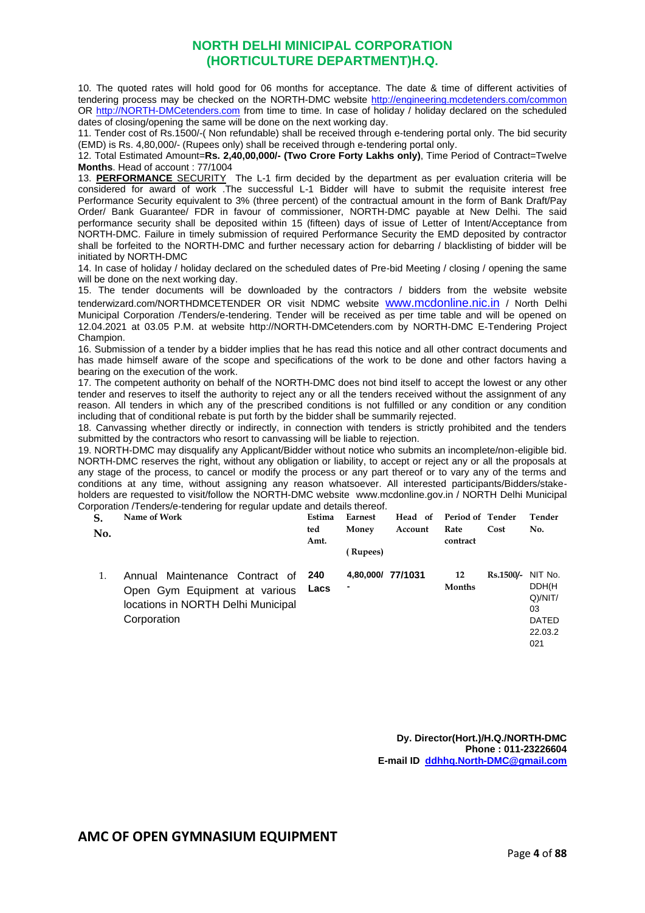# NORTH DELHI MINICIPAL CORPORATION (HORTICULTURE DEPARTMENT)H.Q.

10. The quoted rates will hold good for 06 months for acceptance. The date & time of different activities of tendering process may be checked on the NORTH-DMC website http://engineering.mcdetenders.com/common OR http://NORTH-DMCetenders.com from time to time. In case of holiday / holiday declared on the scheduled dates of closing/opening the same will be done on the next working day.

11. Tender cost of Rs.1500/-( Non refundable) shall be received through e-tendering portal only. The bid security (EMD) is Rs. 4,80,000/- (Rupees only) shall be received through e-tendering portal only.

12. Total Estimated Amount=**Rs. 2,40,00,000/- (Two Crore Forty Lakhs only)**, Time Period of Contract=Twelve **Months**. Head of account : 77/1004

13. **PERFORMANCE** SECURITY The L-1 firm decided by the department as per evaluation criteria will be considered for award of work .The successful L-1 Bidder will have to submit the requisite interest free Performance Security equivalent to 3% (three percent) of the contractual amount in the form of Bank Draft/Pay Order/ Bank Guarantee/ FDR in favour of commissioner, NORTH-DMC payable at New Delhi. The said performance security shall be deposited within 15 (fifteen) days of issue of Letter of Intent/Acceptance from NORTH-DMC. Failure in timely submission of required Performance Security the EMD deposited by contractor shall be forfeited to the NORTH-DMC and further necessary action for debarring / blacklisting of bidder will be initiated by NORTH-DMC

14. In case of holiday / holiday declared on the scheduled dates of Pre-bid Meeting / closing / opening the same will be done on the next working day.

15. The tender documents will be downloaded by the contractors / bidders from the website website tenderwizard.com/NORTHDMCETENDER OR visit NDMC website www.mcdonline.nic.in / North Delhi Municipal Corporation /Tenders/e-tendering. Tender will be received as per time table and will be opened on 12.04.2021 at 03.05 P.M. at website http://NORTH-DMCetenders.com by NORTH-DMC E-Tendering Project Champion.

16. Submission of a tender by a bidder implies that he has read this notice and all other contract documents and has made himself aware of the scope and specifications of the work to be done and other factors having a bearing on the execution of the work.

17. The competent authority on behalf of the NORTH-DMC does not bind itself to accept the lowest or any other tender and reserves to itself the authority to reject any or all the tenders received without the assignment of any reason. All tenders in which any of the prescribed conditions is not fulfilled or any condition or any condition including that of conditional rebate is put forth by the bidder shall be summarily rejected.

18. Canvassing whether directly or indirectly, in connection with tenders is strictly prohibited and the tenders submitted by the contractors who resort to canvassing will be liable to rejection.

19. NORTH-DMC may disqualify any Applicant/Bidder without notice who submits an incomplete/non-eligible bid. NORTH-DMC reserves the right, without any obligation or liability, to accept or reject any or all the proposals at any stage of the process, to cancel or modify the process or any part thereof or to vary any of the terms and conditions at any time, without assigning any reason whatsoever. All interested participants/Bidders/stake-holders are requested to visit/follow the NORTH-DMC website www.mcdonline.gov.in / NORTH Delhi Municipal Corporation /Tenders/e-tendering for regular update and details thereof.

| S. No. | Name of Work | Estimated Amt. | Earnest Money (Rupees) | Head of Account | Period of Rate contract | Tender Cost | Tender No. |
|---|---|---|---|---|---|---|---|
| 1. | Annual Maintenance Contract of Open Gym Equipment at various locations in NORTH Delhi Municipal Corporation | 240 Lacs | 4,80,000/- | 77/1031 | 12 Months | Rs.1500/- | NIT No. DDH(HQ)/NIT/03 DATED 22.03.2021 |

**Dy. Director(Hort.)/H.Q./NORTH-DMC**
**Phone : 011-23226604**
**E-mail ID ddhhq.North-DMC@gmail.com**

## AMC OF OPEN GYMNASIUM EQUIPMENT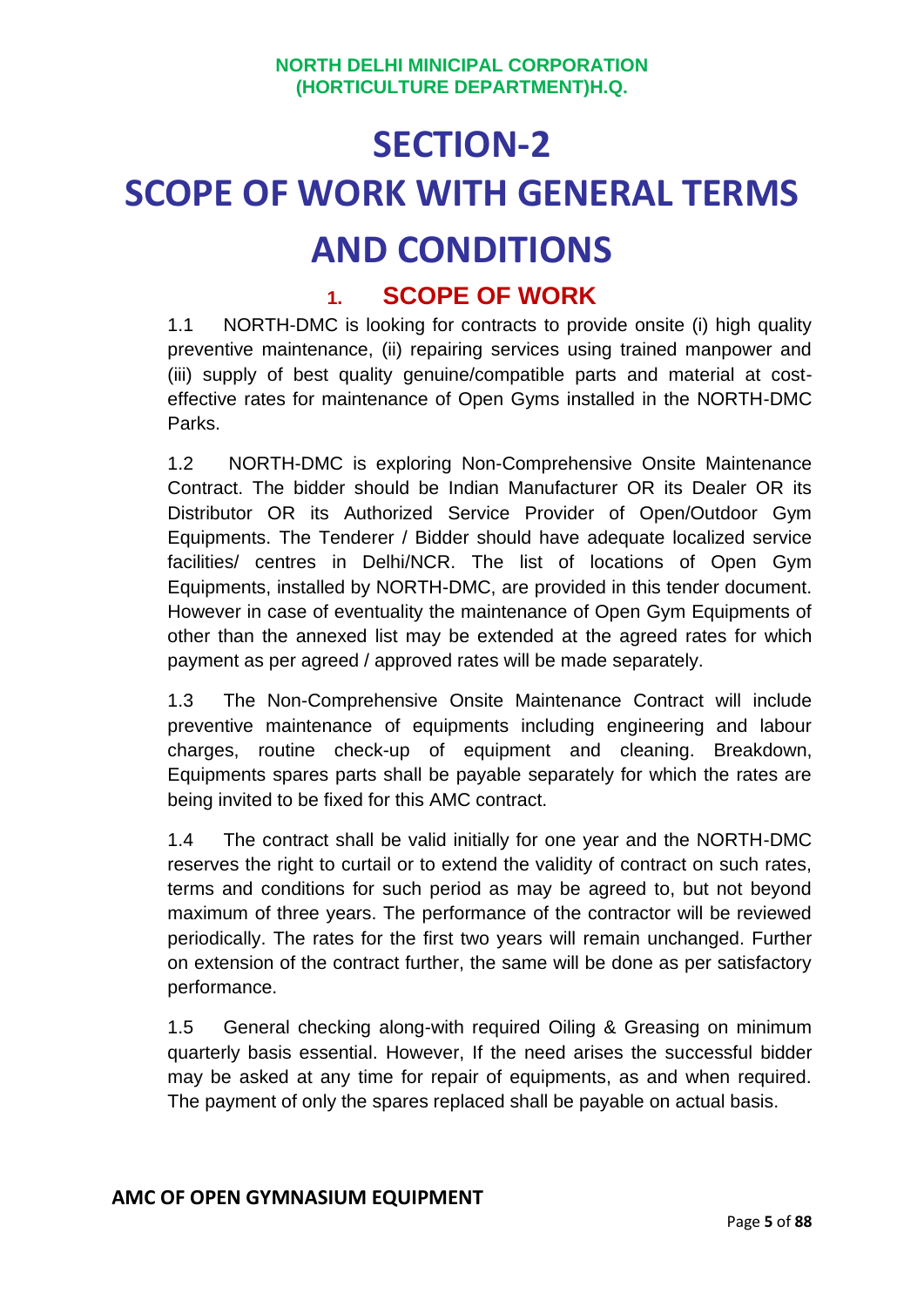# SECTION-2

# SCOPE OF WORK WITH GENERAL TERMS AND CONDITIONS

## 1. SCOPE OF WORK

1.1 NORTH-DMC is looking for contracts to provide onsite (i) high quality preventive maintenance, (ii) repairing services using trained manpower and (iii) supply of best quality genuine/compatible parts and material at cost-effective rates for maintenance of Open Gyms installed in the NORTH-DMC Parks.

1.2 NORTH-DMC is exploring Non-Comprehensive Onsite Maintenance Contract. The bidder should be Indian Manufacturer OR its Dealer OR its Distributor OR its Authorized Service Provider of Open/Outdoor Gym Equipments. The Tenderer / Bidder should have adequate localized service facilities/ centres in Delhi/NCR. The list of locations of Open Gym Equipments, installed by NORTH-DMC, are provided in this tender document. However in case of eventuality the maintenance of Open Gym Equipments of other than the annexed list may be extended at the agreed rates for which payment as per agreed / approved rates will be made separately.

1.3 The Non-Comprehensive Onsite Maintenance Contract will include preventive maintenance of equipments including engineering and labour charges, routine check-up of equipment and cleaning. Breakdown, Equipments spares parts shall be payable separately for which the rates are being invited to be fixed for this AMC contract.

1.4 The contract shall be valid initially for one year and the NORTH-DMC reserves the right to curtail or to extend the validity of contract on such rates, terms and conditions for such period as may be agreed to, but not beyond maximum of three years. The performance of the contractor will be reviewed periodically. The rates for the first two years will remain unchanged. Further on extension of the contract further, the same will be done as per satisfactory performance.

1.5 General checking along-with required Oiling & Greasing on minimum quarterly basis essential. However, If the need arises the successful bidder may be asked at any time for repair of equipments, as and when required. The payment of only the spares replaced shall be payable on actual basis.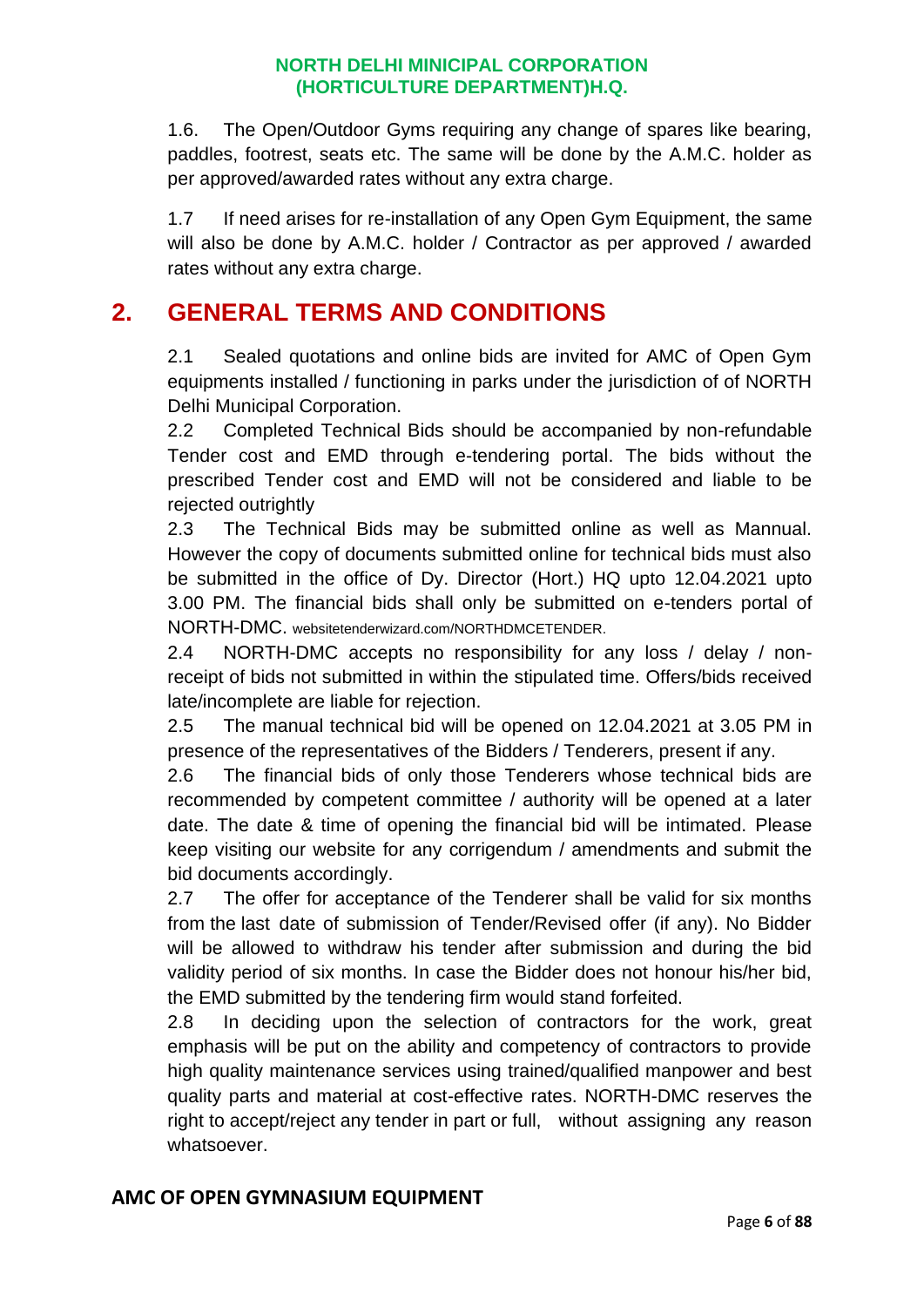1.6. The Open/Outdoor Gyms requiring any change of spares like bearing, paddles, footrest, seats etc. The same will be done by the A.M.C. holder as per approved/awarded rates without any extra charge.

1.7 If need arises for re-installation of any Open Gym Equipment, the same will also be done by A.M.C. holder / Contractor as per approved / awarded rates without any extra charge.

## 2. GENERAL TERMS AND CONDITIONS

2.1 Sealed quotations and online bids are invited for AMC of Open Gym equipments installed / functioning in parks under the jurisdiction of of NORTH Delhi Municipal Corporation.

2.2 Completed Technical Bids should be accompanied by non-refundable Tender cost and EMD through e-tendering portal. The bids without the prescribed Tender cost and EMD will not be considered and liable to be rejected outrightly

2.3 The Technical Bids may be submitted online as well as Mannual. However the copy of documents submitted online for technical bids must also be submitted in the office of Dy. Director (Hort.) HQ upto 12.04.2021 upto 3.00 PM. The financial bids shall only be submitted on e-tenders portal of NORTH-DMC. websitetenderwizard.com/NORTHDMCETENDER.

2.4 NORTH-DMC accepts no responsibility for any loss / delay / non-receipt of bids not submitted in within the stipulated time. Offers/bids received late/incomplete are liable for rejection.

2.5 The manual technical bid will be opened on 12.04.2021 at 3.05 PM in presence of the representatives of the Bidders / Tenderers, present if any.

2.6 The financial bids of only those Tenderers whose technical bids are recommended by competent committee / authority will be opened at a later date. The date & time of opening the financial bid will be intimated. Please keep visiting our website for any corrigendum / amendments and submit the bid documents accordingly.

2.7 The offer for acceptance of the Tenderer shall be valid for six months from the last date of submission of Tender/Revised offer (if any). No Bidder will be allowed to withdraw his tender after submission and during the bid validity period of six months. In case the Bidder does not honour his/her bid, the EMD submitted by the tendering firm would stand forfeited.

2.8 In deciding upon the selection of contractors for the work, great emphasis will be put on the ability and competency of contractors to provide high quality maintenance services using trained/qualified manpower and best quality parts and material at cost-effective rates. NORTH-DMC reserves the right to accept/reject any tender in part or full, without assigning any reason whatsoever.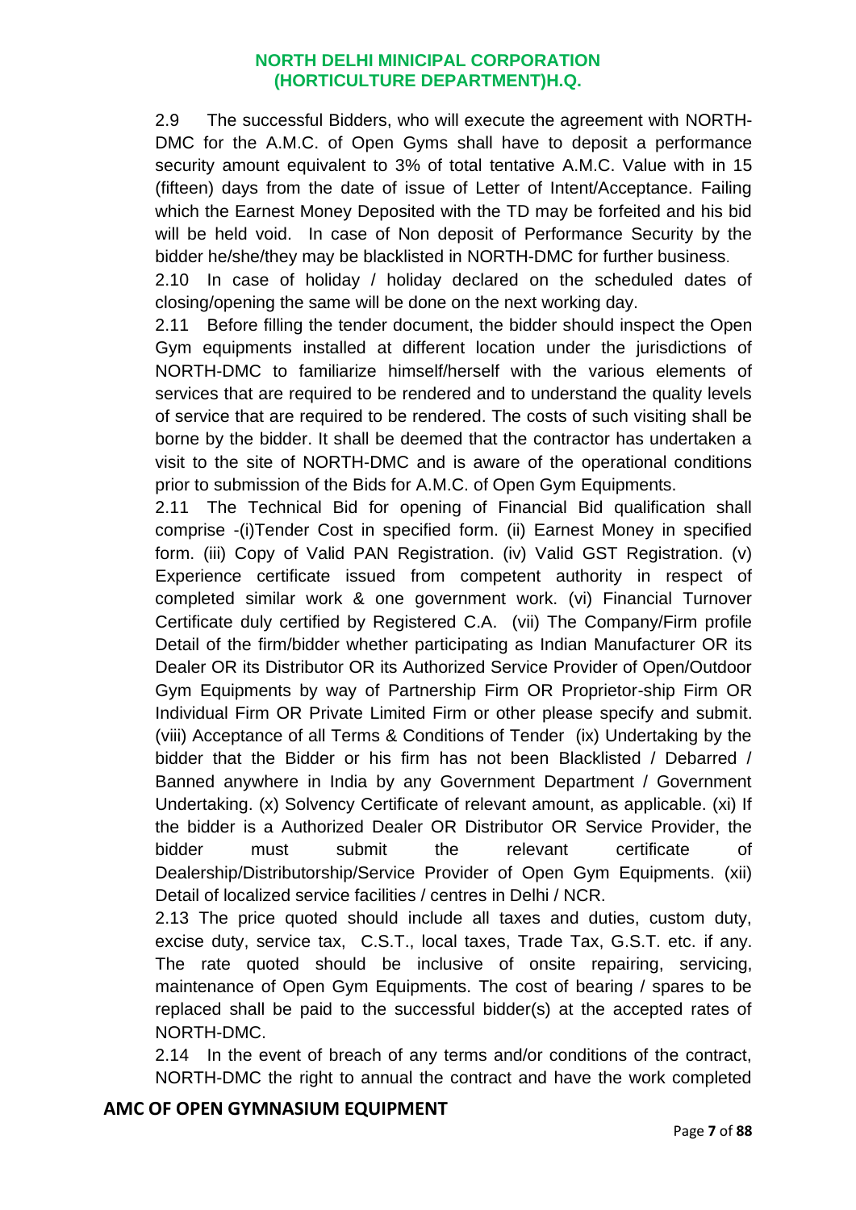2.9 The successful Bidders, who will execute the agreement with NORTH-DMC for the A.M.C. of Open Gyms shall have to deposit a performance security amount equivalent to 3% of total tentative A.M.C. Value with in 15 (fifteen) days from the date of issue of Letter of Intent/Acceptance. Failing which the Earnest Money Deposited with the TD may be forfeited and his bid will be held void. In case of Non deposit of Performance Security by the bidder he/she/they may be blacklisted in NORTH-DMC for further business.

2.10 In case of holiday / holiday declared on the scheduled dates of closing/opening the same will be done on the next working day.

2.11 Before filling the tender document, the bidder should inspect the Open Gym equipments installed at different location under the jurisdictions of NORTH-DMC to familiarize himself/herself with the various elements of services that are required to be rendered and to understand the quality levels of service that are required to be rendered. The costs of such visiting shall be borne by the bidder. It shall be deemed that the contractor has undertaken a visit to the site of NORTH-DMC and is aware of the operational conditions prior to submission of the Bids for A.M.C. of Open Gym Equipments.

2.11 The Technical Bid for opening of Financial Bid qualification shall comprise -(i)Tender Cost in specified form. (ii) Earnest Money in specified form. (iii) Copy of Valid PAN Registration. (iv) Valid GST Registration. (v) Experience certificate issued from competent authority in respect of completed similar work & one government work. (vi) Financial Turnover Certificate duly certified by Registered C.A. (vii) The Company/Firm profile Detail of the firm/bidder whether participating as Indian Manufacturer OR its Dealer OR its Distributor OR its Authorized Service Provider of Open/Outdoor Gym Equipments by way of Partnership Firm OR Proprietor-ship Firm OR Individual Firm OR Private Limited Firm or other please specify and submit. (viii) Acceptance of all Terms & Conditions of Tender (ix) Undertaking by the bidder that the Bidder or his firm has not been Blacklisted / Debarred / Banned anywhere in India by any Government Department / Government Undertaking. (x) Solvency Certificate of relevant amount, as applicable. (xi) If the bidder is a Authorized Dealer OR Distributor OR Service Provider, the bidder must submit the relevant certificate of Dealership/Distributorship/Service Provider of Open Gym Equipments. (xii) Detail of localized service facilities / centres in Delhi / NCR.

2.13 The price quoted should include all taxes and duties, custom duty, excise duty, service tax, C.S.T., local taxes, Trade Tax, G.S.T. etc. if any. The rate quoted should be inclusive of onsite repairing, servicing, maintenance of Open Gym Equipments. The cost of bearing / spares to be replaced shall be paid to the successful bidder(s) at the accepted rates of NORTH-DMC.

2.14 In the event of breach of any terms and/or conditions of the contract, NORTH-DMC the right to annual the contract and have the work completed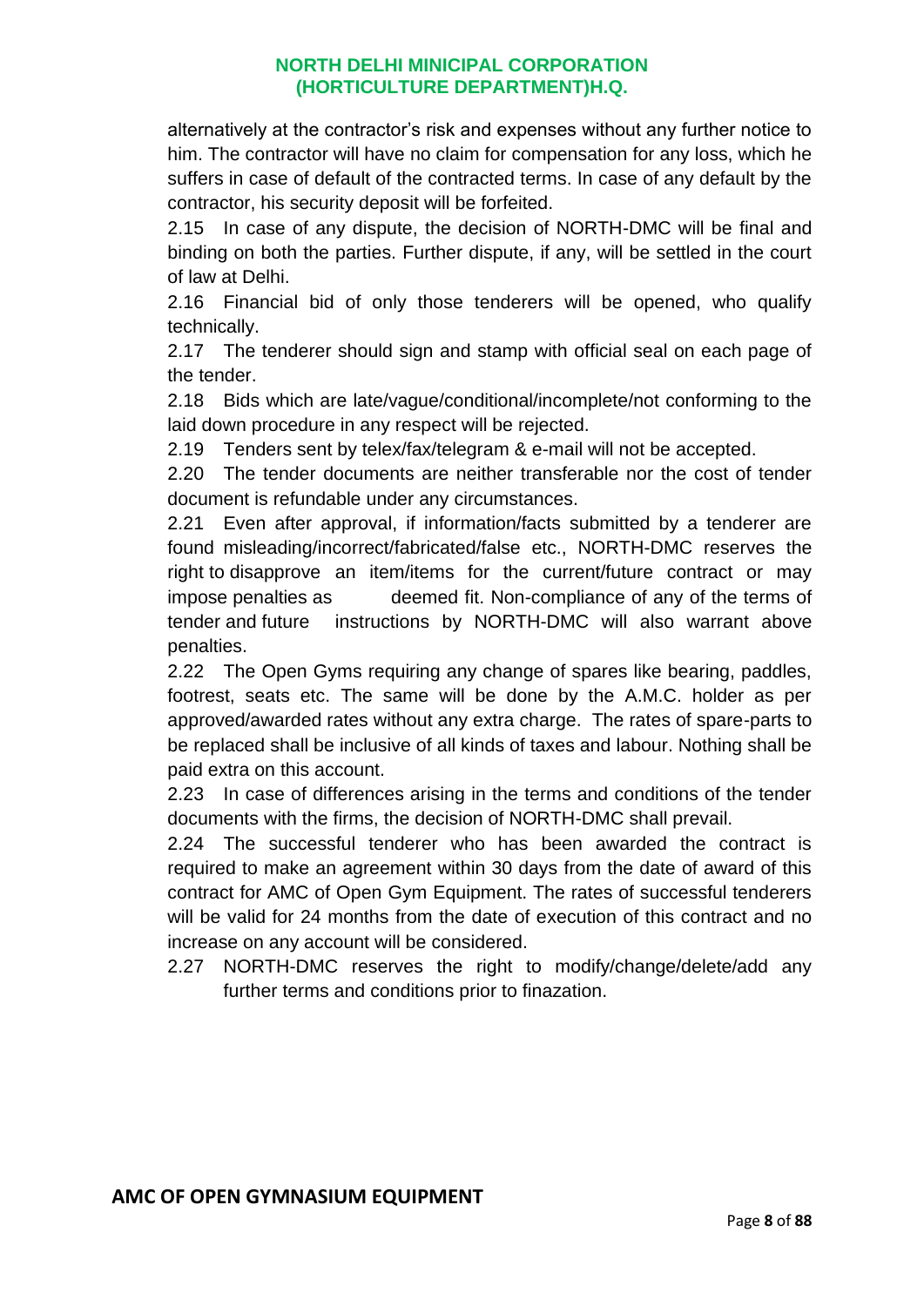alternatively at the contractor's risk and expenses without any further notice to him. The contractor will have no claim for compensation for any loss, which he suffers in case of default of the contracted terms. In case of any default by the contractor, his security deposit will be forfeited.

2.15 In case of any dispute, the decision of NORTH-DMC will be final and binding on both the parties. Further dispute, if any, will be settled in the court of law at Delhi.

2.16 Financial bid of only those tenderers will be opened, who qualify technically.

2.17 The tenderer should sign and stamp with official seal on each page of the tender.

2.18 Bids which are late/vague/conditional/incomplete/not conforming to the laid down procedure in any respect will be rejected.

2.19 Tenders sent by telex/fax/telegram & e-mail will not be accepted.

2.20 The tender documents are neither transferable nor the cost of tender document is refundable under any circumstances.

2.21 Even after approval, if information/facts submitted by a tenderer are found misleading/incorrect/fabricated/false etc., NORTH-DMC reserves the right to disapprove an item/items for the current/future contract or may impose penalties as deemed fit. Non-compliance of any of the terms of tender and future instructions by NORTH-DMC will also warrant above penalties.

2.22 The Open Gyms requiring any change of spares like bearing, paddles, footrest, seats etc. The same will be done by the A.M.C. holder as per approved/awarded rates without any extra charge. The rates of spare-parts to be replaced shall be inclusive of all kinds of taxes and labour. Nothing shall be paid extra on this account.

2.23 In case of differences arising in the terms and conditions of the tender documents with the firms, the decision of NORTH-DMC shall prevail.

2.24 The successful tenderer who has been awarded the contract is required to make an agreement within 30 days from the date of award of this contract for AMC of Open Gym Equipment. The rates of successful tenderers will be valid for 24 months from the date of execution of this contract and no increase on any account will be considered.

2.27 NORTH-DMC reserves the right to modify/change/delete/add any further terms and conditions prior to finazation.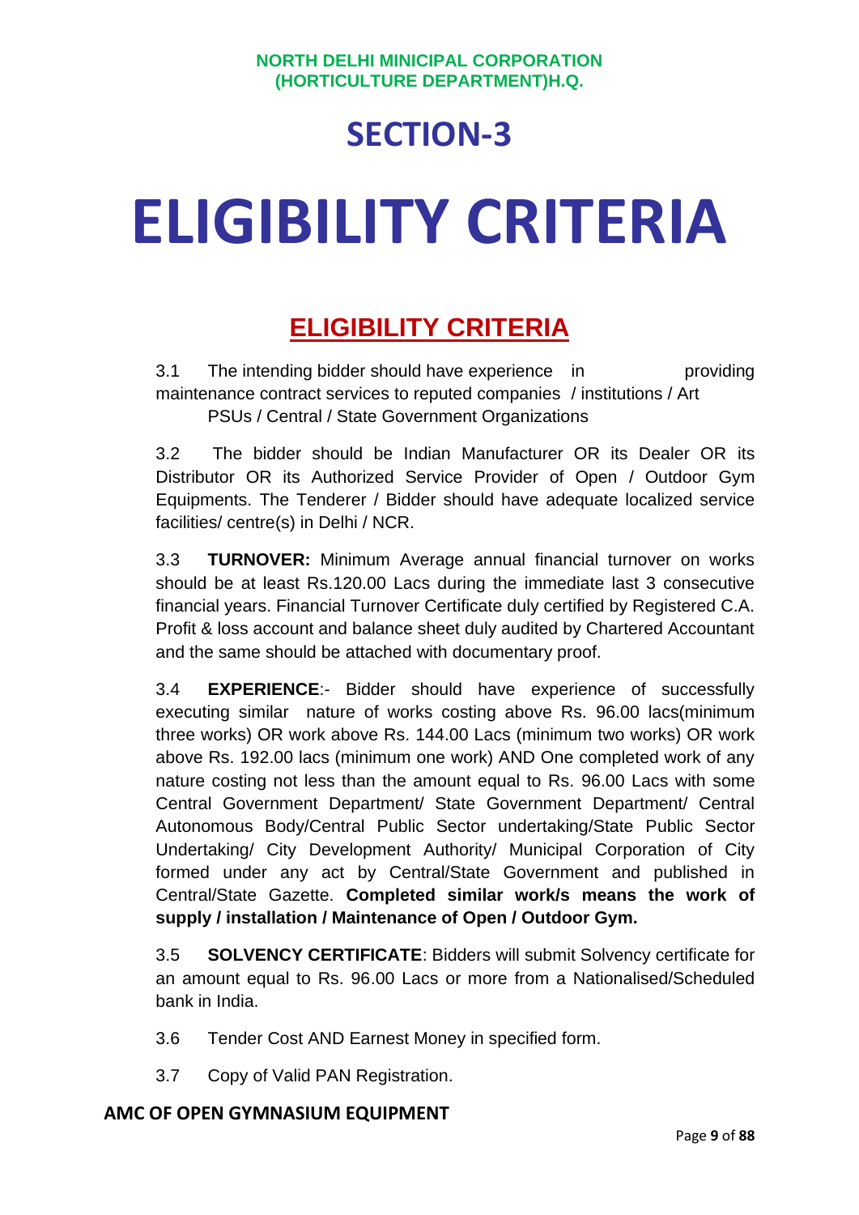**NORTH DELHI MINICIPAL CORPORATION**
**(HORTICULTURE DEPARTMENT)H.Q.**

# SECTION-3

# ELIGIBILITY CRITERIA

## ELIGIBILITY CRITERIA

3.1 The intending bidder should have experience in providing maintenance contract services to reputed companies / institutions / Art PSUs / Central / State Government Organizations

3.2 The bidder should be Indian Manufacturer OR its Dealer OR its Distributor OR its Authorized Service Provider of Open / Outdoor Gym Equipments. The Tenderer / Bidder should have adequate localized service facilities/ centre(s) in Delhi / NCR.

3.3 **TURNOVER:** Minimum Average annual financial turnover on works should be at least Rs.120.00 Lacs during the immediate last 3 consecutive financial years. Financial Turnover Certificate duly certified by Registered C.A. Profit & loss account and balance sheet duly audited by Chartered Accountant and the same should be attached with documentary proof.

3.4 **EXPERIENCE**:- Bidder should have experience of successfully executing similar nature of works costing above Rs. 96.00 lacs(minimum three works) OR work above Rs. 144.00 Lacs (minimum two works) OR work above Rs. 192.00 lacs (minimum one work) AND One completed work of any nature costing not less than the amount equal to Rs. 96.00 Lacs with some Central Government Department/ State Government Department/ Central Autonomous Body/Central Public Sector undertaking/State Public Sector Undertaking/ City Development Authority/ Municipal Corporation of City formed under any act by Central/State Government and published in Central/State Gazette. **Completed similar work/s means the work of supply / installation / Maintenance of Open / Outdoor Gym.**

3.5 **SOLVENCY CERTIFICATE**: Bidders will submit Solvency certificate for an amount equal to Rs. 96.00 Lacs or more from a Nationalised/Scheduled bank in India.

3.6 Tender Cost AND Earnest Money in specified form.

3.7 Copy of Valid PAN Registration.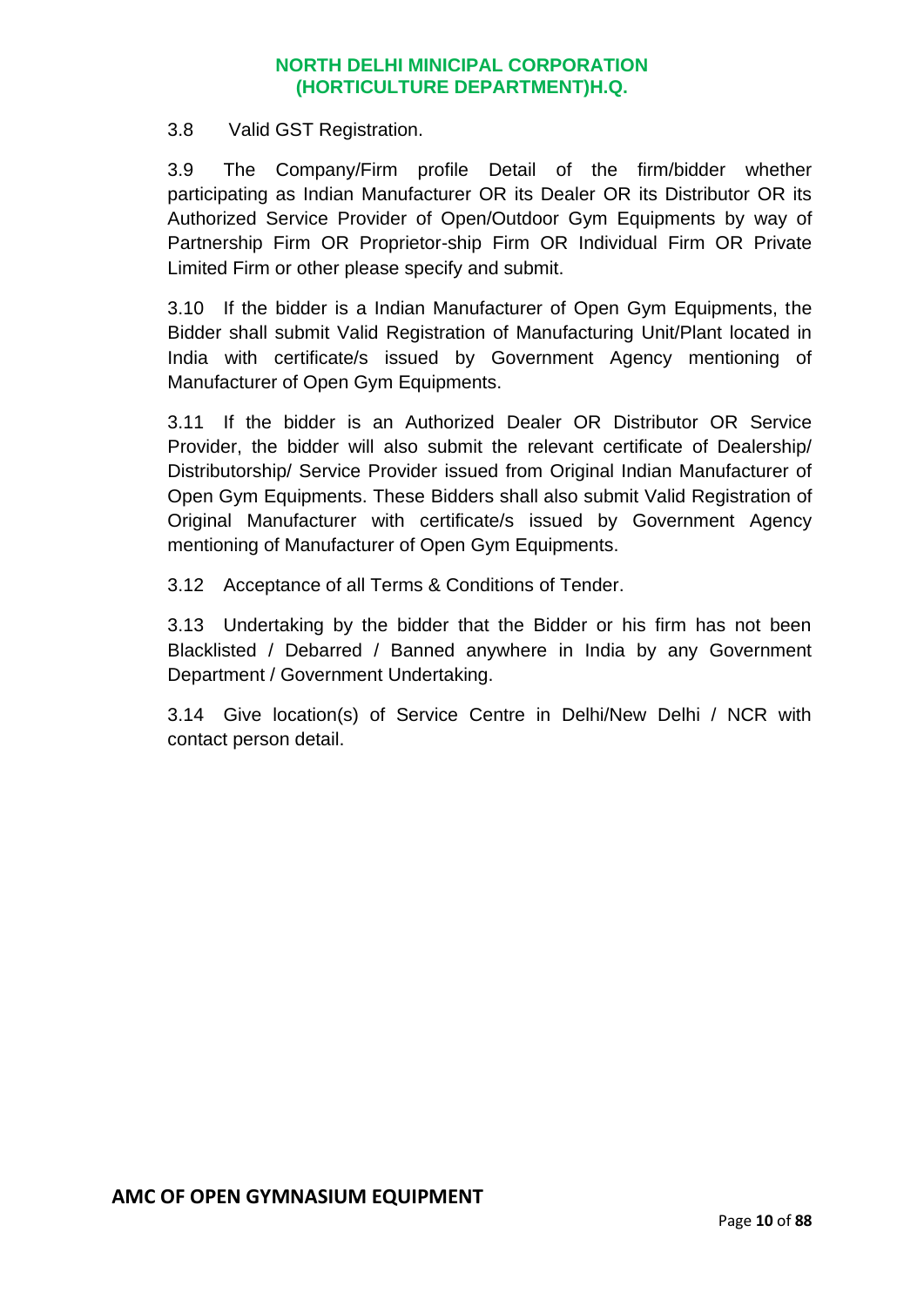3.8 Valid GST Registration.

3.9 The Company/Firm profile Detail of the firm/bidder whether participating as Indian Manufacturer OR its Dealer OR its Distributor OR its Authorized Service Provider of Open/Outdoor Gym Equipments by way of Partnership Firm OR Proprietor-ship Firm OR Individual Firm OR Private Limited Firm or other please specify and submit.

3.10 If the bidder is a Indian Manufacturer of Open Gym Equipments, the Bidder shall submit Valid Registration of Manufacturing Unit/Plant located in India with certificate/s issued by Government Agency mentioning of Manufacturer of Open Gym Equipments.

3.11 If the bidder is an Authorized Dealer OR Distributor OR Service Provider, the bidder will also submit the relevant certificate of Dealership/ Distributorship/ Service Provider issued from Original Indian Manufacturer of Open Gym Equipments. These Bidders shall also submit Valid Registration of Original Manufacturer with certificate/s issued by Government Agency mentioning of Manufacturer of Open Gym Equipments.

3.12 Acceptance of all Terms & Conditions of Tender.

3.13 Undertaking by the bidder that the Bidder or his firm has not been Blacklisted / Debarred / Banned anywhere in India by any Government Department / Government Undertaking.

3.14 Give location(s) of Service Centre in Delhi/New Delhi / NCR with contact person detail.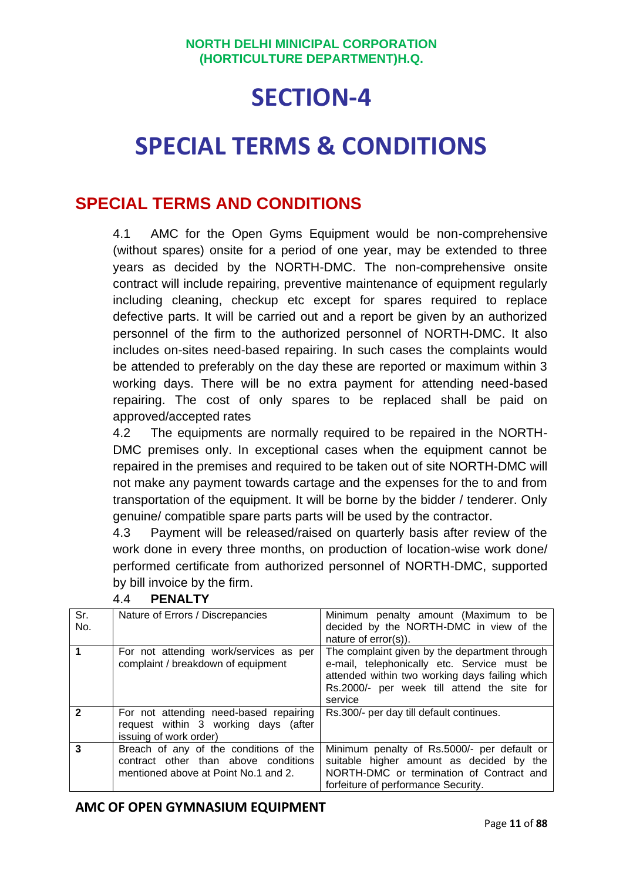# SECTION-4

# SPECIAL TERMS & CONDITIONS

## SPECIAL TERMS AND CONDITIONS

4.1 AMC for the Open Gyms Equipment would be non-comprehensive (without spares) onsite for a period of one year, may be extended to three years as decided by the NORTH-DMC. The non-comprehensive onsite contract will include repairing, preventive maintenance of equipment regularly including cleaning, checkup etc except for spares required to replace defective parts. It will be carried out and a report be given by an authorized personnel of the firm to the authorized personnel of NORTH-DMC. It also includes on-sites need-based repairing. In such cases the complaints would be attended to preferably on the day these are reported or maximum within 3 working days. There will be no extra payment for attending need-based repairing. The cost of only spares to be replaced shall be paid on approved/accepted rates

4.2 The equipments are normally required to be repaired in the NORTH-DMC premises only. In exceptional cases when the equipment cannot be repaired in the premises and required to be taken out of site NORTH-DMC will not make any payment towards cartage and the expenses for the to and from transportation of the equipment. It will be borne by the bidder / tenderer. Only genuine/ compatible spare parts parts will be used by the contractor.

4.3 Payment will be released/raised on quarterly basis after review of the work done in every three months, on production of location-wise work done/ performed certificate from authorized personnel of NORTH-DMC, supported by bill invoice by the firm.

4.4 **PENALTY**

| Sr. No. | Nature of Errors / Discrepancies | Minimum penalty amount (Maximum to be decided by the NORTH-DMC in view of the nature of error(s)). |
|---|---|---|
| **1** | For not attending work/services as per complaint / breakdown of equipment | The complaint given by the department through e-mail, telephonically etc. Service must be attended within two working days failing which Rs.2000/- per week till attend the site for service |
| **2** | For not attending need-based repairing request within 3 working days (after issuing of work order) | Rs.300/- per day till default continues. |
| **3** | Breach of any of the conditions of the contract other than above conditions mentioned above at Point No.1 and 2. | Minimum penalty of Rs.5000/- per default or suitable higher amount as decided by the NORTH-DMC or termination of Contract and forfeiture of performance Security. |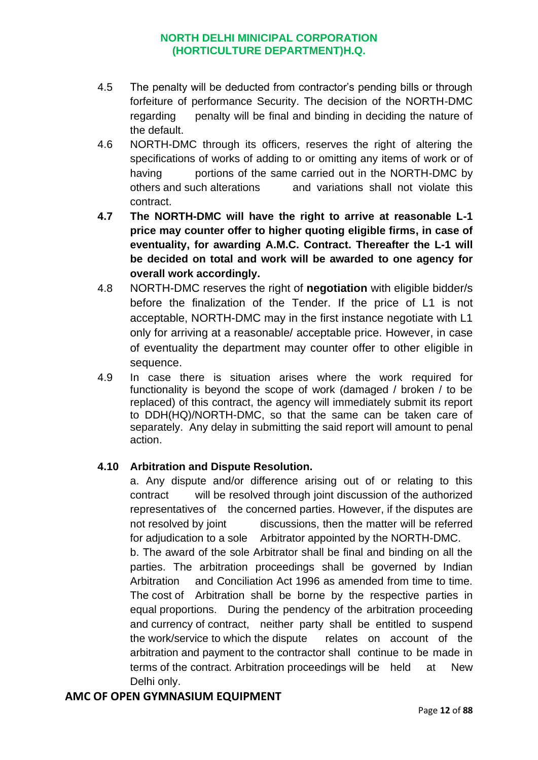4.5 The penalty will be deducted from contractor's pending bills or through forfeiture of performance Security. The decision of the NORTH-DMC regarding penalty will be final and binding in deciding the nature of the default.

4.6 NORTH-DMC through its officers, reserves the right of altering the specifications of works of adding to or omitting any items of work or of having portions of the same carried out in the NORTH-DMC by others and such alterations and variations shall not violate this contract.

**4.7 The NORTH-DMC will have the right to arrive at reasonable L-1 price may counter offer to higher quoting eligible firms, in case of eventuality, for awarding A.M.C. Contract. Thereafter the L-1 will be decided on total and work will be awarded to one agency for overall work accordingly.**

4.8 NORTH-DMC reserves the right of **negotiation** with eligible bidder/s before the finalization of the Tender. If the price of L1 is not acceptable, NORTH-DMC may in the first instance negotiate with L1 only for arriving at a reasonable/ acceptable price. However, in case of eventuality the department may counter offer to other eligible in sequence.

4.9 In case there is situation arises where the work required for functionality is beyond the scope of work (damaged / broken / to be replaced) of this contract, the agency will immediately submit its report to DDH(HQ)/NORTH-DMC, so that the same can be taken care of separately. Any delay in submitting the said report will amount to penal action.

**4.10 Arbitration and Dispute Resolution.**

a. Any dispute and/or difference arising out of or relating to this contract will be resolved through joint discussion of the authorized representatives of the concerned parties. However, if the disputes are not resolved by joint discussions, then the matter will be referred for adjudication to a sole Arbitrator appointed by the NORTH-DMC.

b. The award of the sole Arbitrator shall be final and binding on all the parties. The arbitration proceedings shall be governed by Indian Arbitration and Conciliation Act 1996 as amended from time to time. The cost of Arbitration shall be borne by the respective parties in equal proportions. During the pendency of the arbitration proceeding and currency of contract, neither party shall be entitled to suspend the work/service to which the dispute relates on account of the arbitration and payment to the contractor shall continue to be made in terms of the contract. Arbitration proceedings will be held at New Delhi only.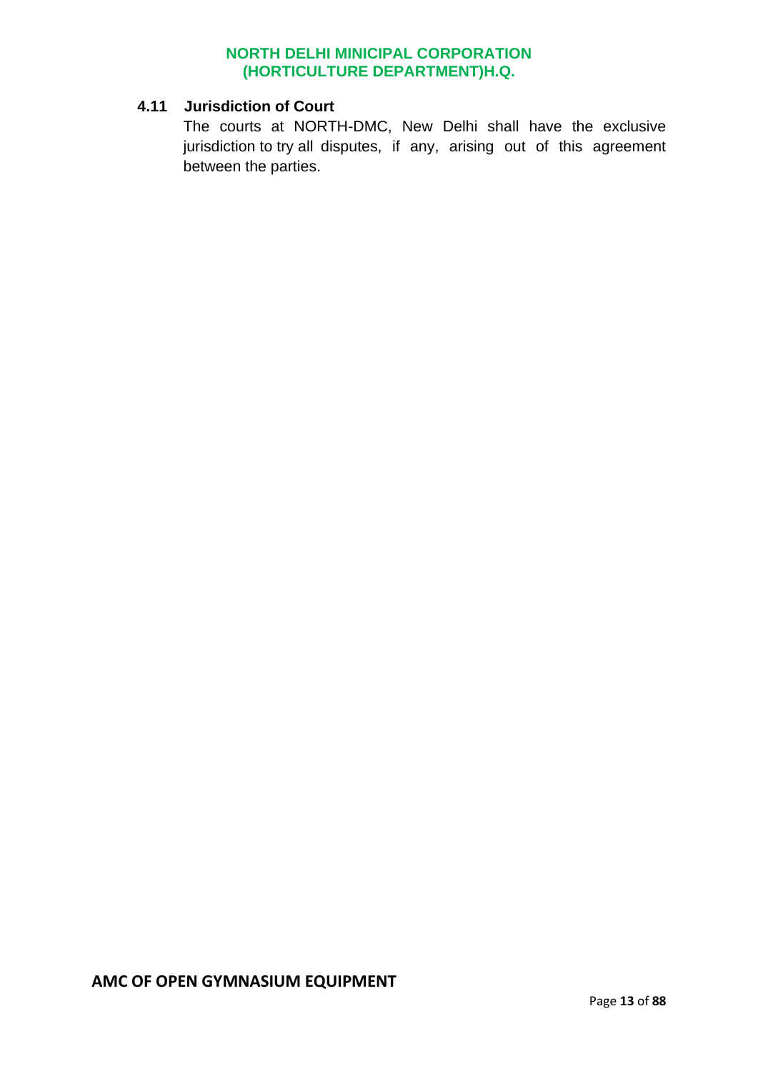### 4.11 Jurisdiction of Court

The courts at NORTH-DMC, New Delhi shall have the exclusive jurisdiction to try all disputes, if any, arising out of this agreement between the parties.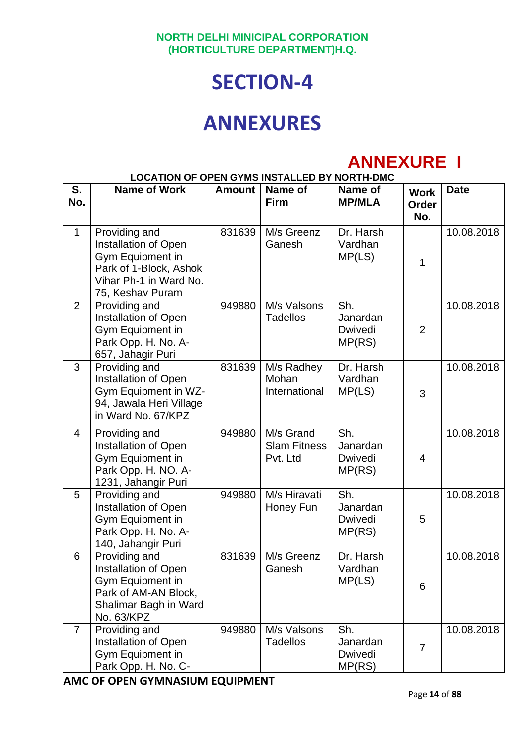**NORTH DELHI MINICIPAL CORPORATION**
**(HORTICULTURE DEPARTMENT)H.Q.**

# SECTION-4

# ANNEXURES

## ANNEXURE I

**LOCATION OF OPEN GYMS INSTALLED BY NORTH-DMC**

| S. No. | Name of Work | Amount | Name of Firm | Name of MP/MLA | Work Order No. | Date |
|---|---|---|---|---|---|---|
| 1 | Providing and Installation of Open Gym Equipment in Park of 1-Block, Ashok Vihar Ph-1 in Ward No. 75, Keshav Puram | 831639 | M/s Greenz Ganesh | Dr. Harsh Vardhan MP(LS) | 1 | 10.08.2018 |
| 2 | Providing and Installation of Open Gym Equipment in Park Opp. H. No. A-657, Jahagir Puri | 949880 | M/s Valsons Tadellos | Sh. Janardan Dwivedi MP(RS) | 2 | 10.08.2018 |
| 3 | Providing and Installation of Open Gym Equipment in WZ-94, Jawala Heri Village in Ward No. 67/KPZ | 831639 | M/s Radhey Mohan International | Dr. Harsh Vardhan MP(LS) | 3 | 10.08.2018 |
| 4 | Providing and Installation of Open Gym Equipment in Park Opp. H. NO. A-1231, Jahangir Puri | 949880 | M/s Grand Slam Fitness Pvt. Ltd | Sh. Janardan Dwivedi MP(RS) | 4 | 10.08.2018 |
| 5 | Providing and Installation of Open Gym Equipment in Park Opp. H. No. A-140, Jahangir Puri | 949880 | M/s Hiravati Honey Fun | Sh. Janardan Dwivedi MP(RS) | 5 | 10.08.2018 |
| 6 | Providing and Installation of Open Gym Equipment in Park of AM-AN Block, Shalimar Bagh in Ward No. 63/KPZ | 831639 | M/s Greenz Ganesh | Dr. Harsh Vardhan MP(LS) | 6 | 10.08.2018 |
| 7 | Providing and Installation of Open Gym Equipment in Park Opp. H. No. C- | 949880 | M/s Valsons Tadellos | Sh. Janardan Dwivedi MP(RS) | 7 | 10.08.2018 |

**AMC OF OPEN GYMNASIUM EQUIPMENT**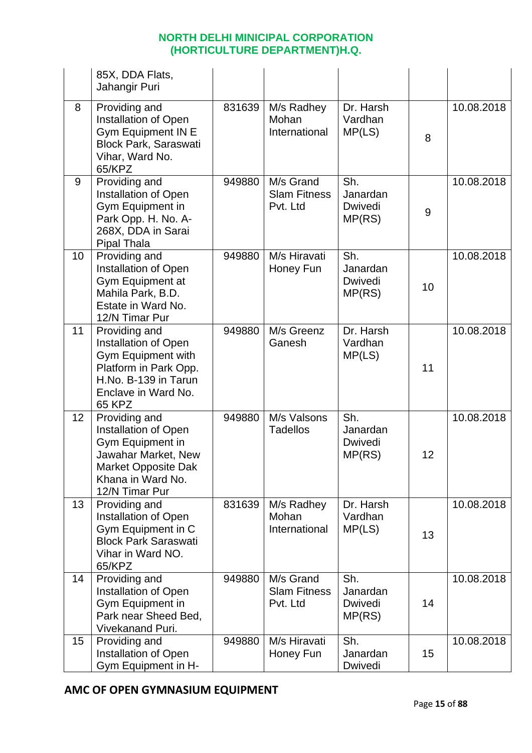| | | | | | | |
|---|---|---|---|---|---|---|
| | 85X, DDA Flats, Jahangir Puri | | | | | |
| 8 | Providing and Installation of Open Gym Equipment IN E Block Park, Saraswati Vihar, Ward No. 65/KPZ | 831639 | M/s Radhey Mohan International | Dr. Harsh Vardhan MP(LS) | 8 | 10.08.2018 |
| 9 | Providing and Installation of Open Gym Equipment in Park Opp. H. No. A-268X, DDA in Sarai Pipal Thala | 949880 | M/s Grand Slam Fitness Pvt. Ltd | Sh. Janardan Dwivedi MP(RS) | 9 | 10.08.2018 |
| 10 | Providing and Installation of Open Gym Equipment at Mahila Park, B.D. Estate in Ward No. 12/N Timar Pur | 949880 | M/s Hiravati Honey Fun | Sh. Janardan Dwivedi MP(RS) | 10 | 10.08.2018 |
| 11 | Providing and Installation of Open Gym Equipment with Platform in Park Opp. H.No. B-139 in Tarun Enclave in Ward No. 65 KPZ | 949880 | M/s Greenz Ganesh | Dr. Harsh Vardhan MP(LS) | 11 | 10.08.2018 |
| 12 | Providing and Installation of Open Gym Equipment in Jawahar Market, New Market Opposite Dak Khana in Ward No. 12/N Timar Pur | 949880 | M/s Valsons Tadellos | Sh. Janardan Dwivedi MP(RS) | 12 | 10.08.2018 |
| 13 | Providing and Installation of Open Gym Equipment in C Block Park Saraswati Vihar in Ward NO. 65/KPZ | 831639 | M/s Radhey Mohan International | Dr. Harsh Vardhan MP(LS) | 13 | 10.08.2018 |
| 14 | Providing and Installation of Open Gym Equipment in Park near Sheed Bed, Vivekanand Puri. | 949880 | M/s Grand Slam Fitness Pvt. Ltd | Sh. Janardan Dwivedi MP(RS) | 14 | 10.08.2018 |
| 15 | Providing and Installation of Open Gym Equipment in H- | 949880 | M/s Hiravati Honey Fun | Sh. Janardan Dwivedi | 15 | 10.08.2018 |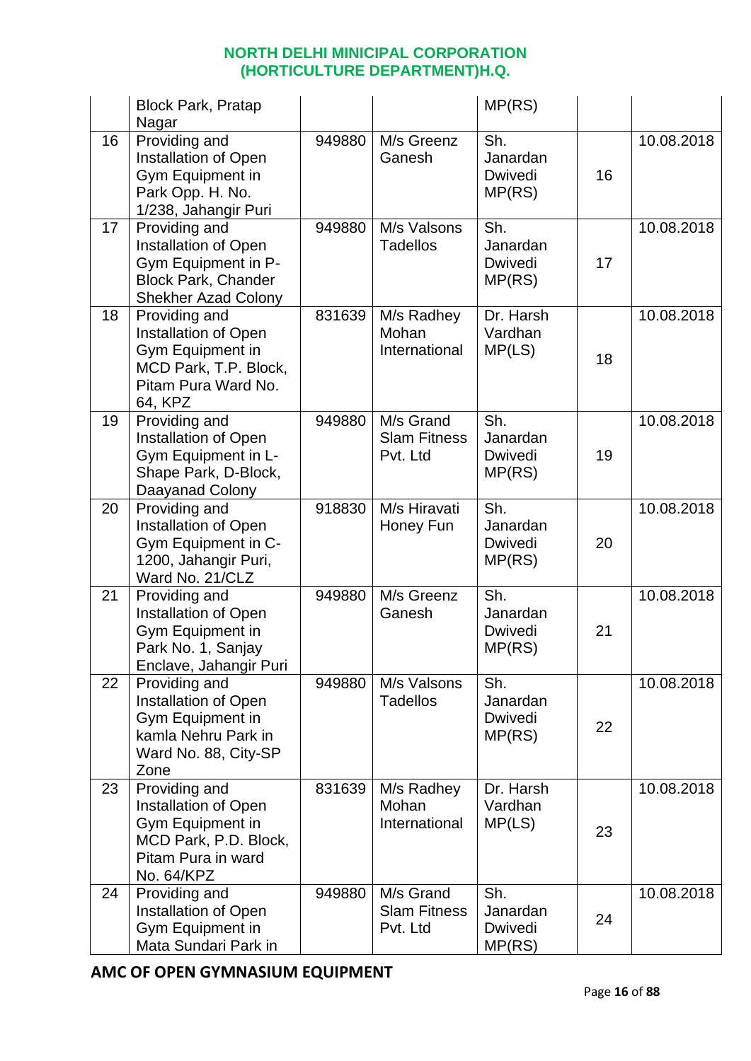| | Block Park, Pratap Nagar | | | MP(RS) | | |
|---|---|---|---|---|---|---|
| 16 | Providing and Installation of Open Gym Equipment in Park Opp. H. No. 1/238, Jahangir Puri | 949880 | M/s Greenz Ganesh | Sh. Janardan Dwivedi MP(RS) | 16 | 10.08.2018 |
| 17 | Providing and Installation of Open Gym Equipment in P-Block Park, Chander Shekher Azad Colony | 949880 | M/s Valsons Tadellos | Sh. Janardan Dwivedi MP(RS) | 17 | 10.08.2018 |
| 18 | Providing and Installation of Open Gym Equipment in MCD Park, T.P. Block, Pitam Pura Ward No. 64, KPZ | 831639 | M/s Radhey Mohan International | Dr. Harsh Vardhan MP(LS) | 18 | 10.08.2018 |
| 19 | Providing and Installation of Open Gym Equipment in L-Shape Park, D-Block, Daayanad Colony | 949880 | M/s Grand Slam Fitness Pvt. Ltd | Sh. Janardan Dwivedi MP(RS) | 19 | 10.08.2018 |
| 20 | Providing and Installation of Open Gym Equipment in C-1200, Jahangir Puri, Ward No. 21/CLZ | 918830 | M/s Hiravati Honey Fun | Sh. Janardan Dwivedi MP(RS) | 20 | 10.08.2018 |
| 21 | Providing and Installation of Open Gym Equipment in Park No. 1, Sanjay Enclave, Jahangir Puri | 949880 | M/s Greenz Ganesh | Sh. Janardan Dwivedi MP(RS) | 21 | 10.08.2018 |
| 22 | Providing and Installation of Open Gym Equipment in kamla Nehru Park in Ward No. 88, City-SP Zone | 949880 | M/s Valsons Tadellos | Sh. Janardan Dwivedi MP(RS) | 22 | 10.08.2018 |
| 23 | Providing and Installation of Open Gym Equipment in MCD Park, P.D. Block, Pitam Pura in ward No. 64/KPZ | 831639 | M/s Radhey Mohan International | Dr. Harsh Vardhan MP(LS) | 23 | 10.08.2018 |
| 24 | Providing and Installation of Open Gym Equipment in Mata Sundari Park in | 949880 | M/s Grand Slam Fitness Pvt. Ltd | Sh. Janardan Dwivedi MP(RS) | 24 | 10.08.2018 |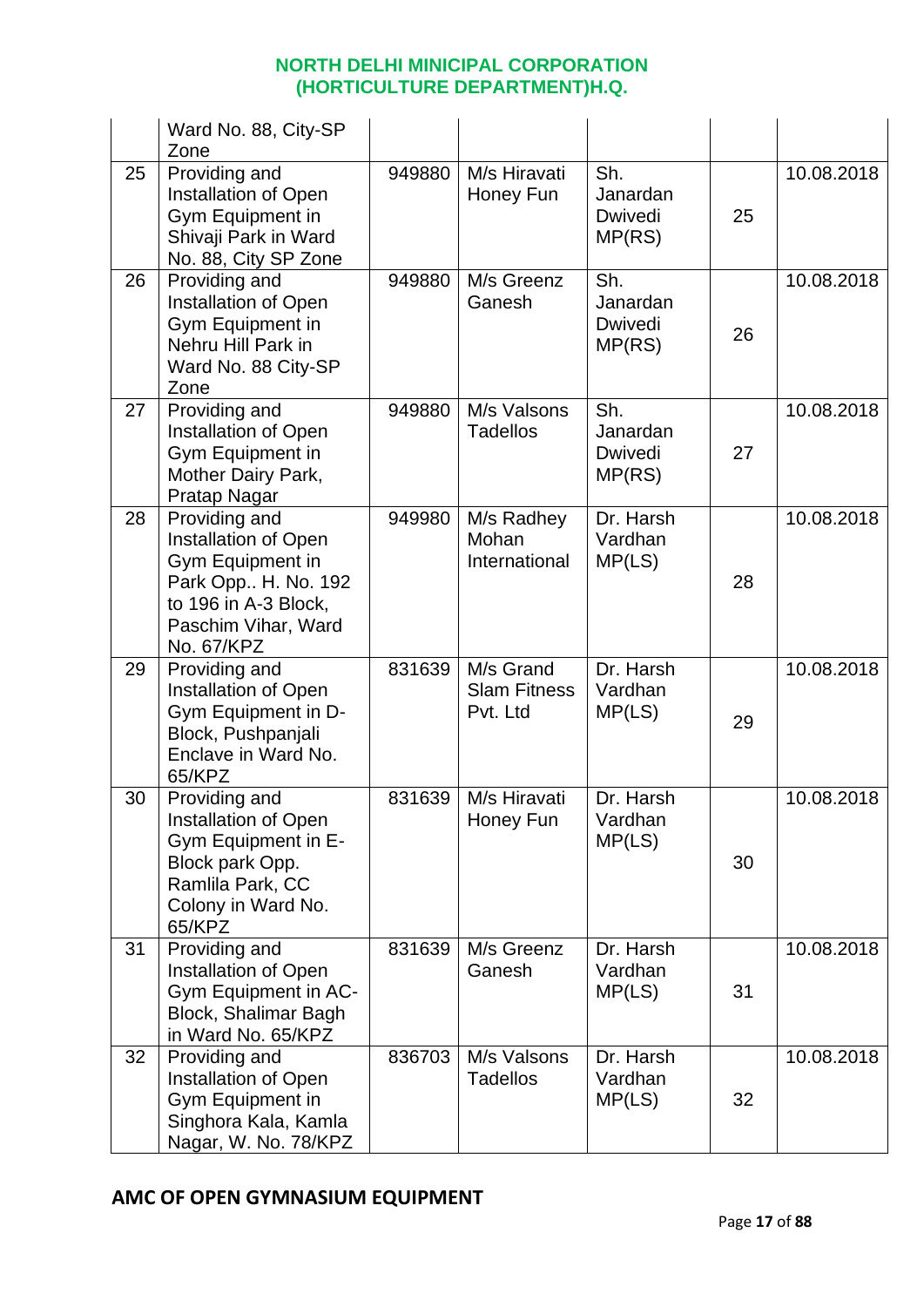**NORTH DELHI MINICIPAL CORPORATION (HORTICULTURE DEPARTMENT)H.Q.**

| | | | | | | |
|---|---|---|---|---|---|---|
| | Ward No. 88, City-SP Zone | | | | | |
| 25 | Providing and Installation of Open Gym Equipment in Shivaji Park in Ward No. 88, City SP Zone | 949880 | M/s Hiravati Honey Fun | Sh. Janardan Dwivedi MP(RS) | 25 | 10.08.2018 |
| 26 | Providing and Installation of Open Gym Equipment in Nehru Hill Park in Ward No. 88 City-SP Zone | 949880 | M/s Greenz Ganesh | Sh. Janardan Dwivedi MP(RS) | 26 | 10.08.2018 |
| 27 | Providing and Installation of Open Gym Equipment in Mother Dairy Park, Pratap Nagar | 949880 | M/s Valsons Tadellos | Sh. Janardan Dwivedi MP(RS) | 27 | 10.08.2018 |
| 28 | Providing and Installation of Open Gym Equipment in Park Opp.. H. No. 192 to 196 in A-3 Block, Paschim Vihar, Ward No. 67/KPZ | 949980 | M/s Radhey Mohan International | Dr. Harsh Vardhan MP(LS) | 28 | 10.08.2018 |
| 29 | Providing and Installation of Open Gym Equipment in D-Block, Pushpanjali Enclave in Ward No. 65/KPZ | 831639 | M/s Grand Slam Fitness Pvt. Ltd | Dr. Harsh Vardhan MP(LS) | 29 | 10.08.2018 |
| 30 | Providing and Installation of Open Gym Equipment in E-Block park Opp. Ramlila Park, CC Colony in Ward No. 65/KPZ | 831639 | M/s Hiravati Honey Fun | Dr. Harsh Vardhan MP(LS) | 30 | 10.08.2018 |
| 31 | Providing and Installation of Open Gym Equipment in AC-Block, Shalimar Bagh in Ward No. 65/KPZ | 831639 | M/s Greenz Ganesh | Dr. Harsh Vardhan MP(LS) | 31 | 10.08.2018 |
| 32 | Providing and Installation of Open Gym Equipment in Singhora Kala, Kamla Nagar, W. No. 78/KPZ | 836703 | M/s Valsons Tadellos | Dr. Harsh Vardhan MP(LS) | 32 | 10.08.2018 |

**AMC OF OPEN GYMNASIUM EQUIPMENT**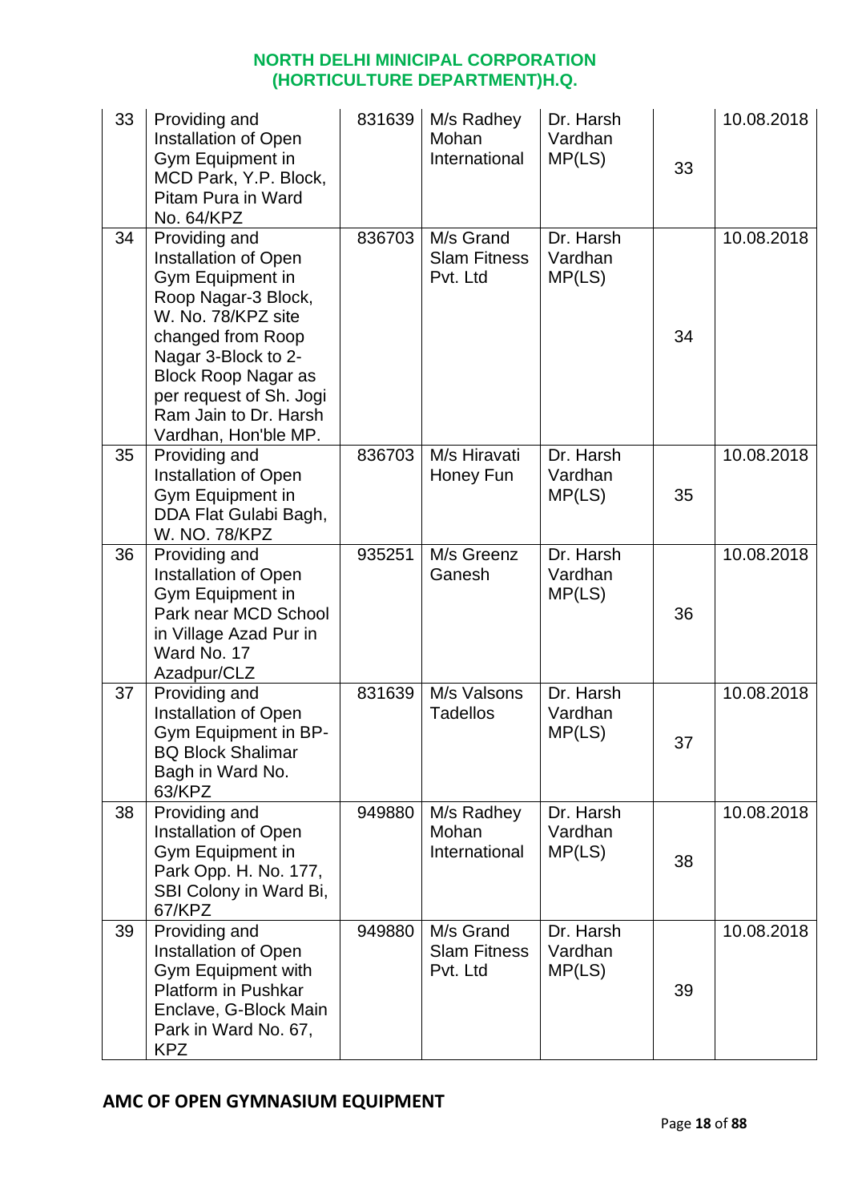## NORTH DELHI MINICIPAL CORPORATION (HORTICULTURE DEPARTMENT)H.Q.

| | | | | | | |
|---|---|---|---|---|---|---|
| 33 | Providing and Installation of Open Gym Equipment in MCD Park, Y.P. Block, Pitam Pura in Ward No. 64/KPZ | 831639 | M/s Radhey Mohan International | Dr. Harsh Vardhan MP(LS) | 33 | 10.08.2018 |
| 34 | Providing and Installation of Open Gym Equipment in Roop Nagar-3 Block, W. No. 78/KPZ site changed from Roop Nagar 3-Block to 2-Block Roop Nagar as per request of Sh. Jogi Ram Jain to Dr. Harsh Vardhan, Hon'ble MP. | 836703 | M/s Grand Slam Fitness Pvt. Ltd | Dr. Harsh Vardhan MP(LS) | 34 | 10.08.2018 |
| 35 | Providing and Installation of Open Gym Equipment in DDA Flat Gulabi Bagh, W. NO. 78/KPZ | 836703 | M/s Hiravati Honey Fun | Dr. Harsh Vardhan MP(LS) | 35 | 10.08.2018 |
| 36 | Providing and Installation of Open Gym Equipment in Park near MCD School in Village Azad Pur in Ward No. 17 Azadpur/CLZ | 935251 | M/s Greenz Ganesh | Dr. Harsh Vardhan MP(LS) | 36 | 10.08.2018 |
| 37 | Providing and Installation of Open Gym Equipment in BP-BQ Block Shalimar Bagh in Ward No. 63/KPZ | 831639 | M/s Valsons Tadellos | Dr. Harsh Vardhan MP(LS) | 37 | 10.08.2018 |
| 38 | Providing and Installation of Open Gym Equipment in Park Opp. H. No. 177, SBI Colony in Ward Bi, 67/KPZ | 949880 | M/s Radhey Mohan International | Dr. Harsh Vardhan MP(LS) | 38 | 10.08.2018 |
| 39 | Providing and Installation of Open Gym Equipment with Platform in Pushkar Enclave, G-Block Main Park in Ward No. 67, KPZ | 949880 | M/s Grand Slam Fitness Pvt. Ltd | Dr. Harsh Vardhan MP(LS) | 39 | 10.08.2018 |

**AMC OF OPEN GYMNASIUM EQUIPMENT**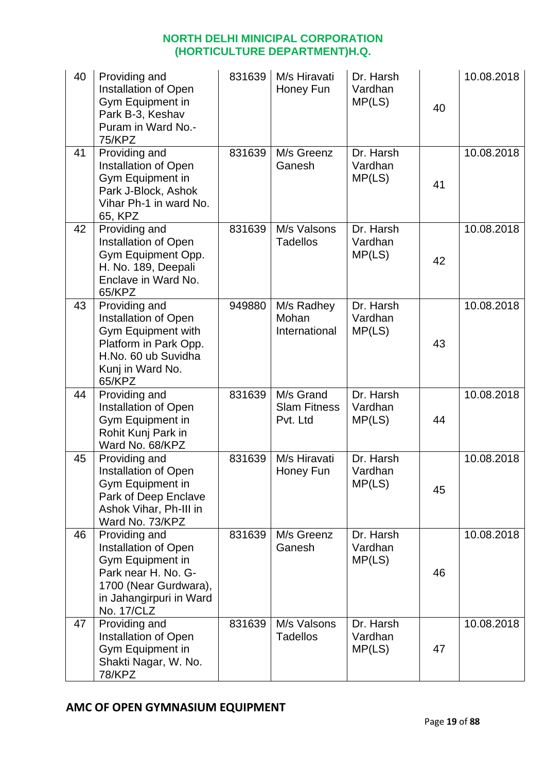**NORTH DELHI MINICIPAL CORPORATION (HORTICULTURE DEPARTMENT)H.Q.**

| | | | | | | |
|---|---|---|---|---|---|---|
| 40 | Providing and Installation of Open Gym Equipment in Park B-3, Keshav Puram in Ward No.-75/KPZ | 831639 | M/s Hiravati Honey Fun | Dr. Harsh Vardhan MP(LS) | 40 | 10.08.2018 |
| 41 | Providing and Installation of Open Gym Equipment in Park J-Block, Ashok Vihar Ph-1 in ward No. 65, KPZ | 831639 | M/s Greenz Ganesh | Dr. Harsh Vardhan MP(LS) | 41 | 10.08.2018 |
| 42 | Providing and Installation of Open Gym Equipment Opp. H. No. 189, Deepali Enclave in Ward No. 65/KPZ | 831639 | M/s Valsons Tadellos | Dr. Harsh Vardhan MP(LS) | 42 | 10.08.2018 |
| 43 | Providing and Installation of Open Gym Equipment with Platform in Park Opp. H.No. 60 ub Suvidha Kunj in Ward No. 65/KPZ | 949880 | M/s Radhey Mohan International | Dr. Harsh Vardhan MP(LS) | 43 | 10.08.2018 |
| 44 | Providing and Installation of Open Gym Equipment in Rohit Kunj Park in Ward No. 68/KPZ | 831639 | M/s Grand Slam Fitness Pvt. Ltd | Dr. Harsh Vardhan MP(LS) | 44 | 10.08.2018 |
| 45 | Providing and Installation of Open Gym Equipment in Park of Deep Enclave Ashok Vihar, Ph-III in Ward No. 73/KPZ | 831639 | M/s Hiravati Honey Fun | Dr. Harsh Vardhan MP(LS) | 45 | 10.08.2018 |
| 46 | Providing and Installation of Open Gym Equipment in Park near H. No. G-1700 (Near Gurdwara), in Jahangirpuri in Ward No. 17/CLZ | 831639 | M/s Greenz Ganesh | Dr. Harsh Vardhan MP(LS) | 46 | 10.08.2018 |
| 47 | Providing and Installation of Open Gym Equipment in Shakti Nagar, W. No. 78/KPZ | 831639 | M/s Valsons Tadellos | Dr. Harsh Vardhan MP(LS) | 47 | 10.08.2018 |

**AMC OF OPEN GYMNASIUM EQUIPMENT**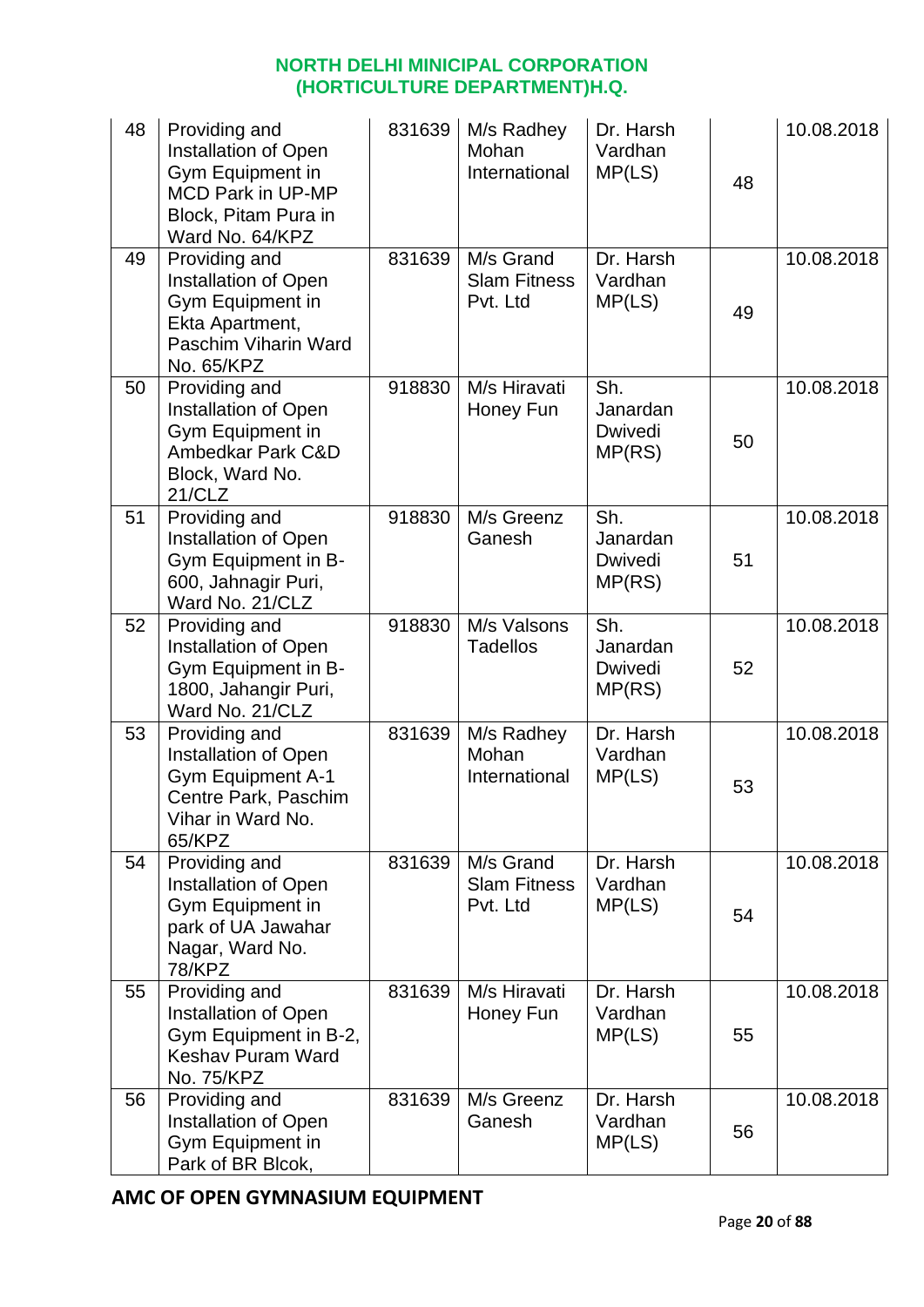**NORTH DELHI MINICIPAL CORPORATION (HORTICULTURE DEPARTMENT)H.Q.**

| | | | | | | |
|---|---|---|---|---|---|---|
| 48 | Providing and Installation of Open Gym Equipment in MCD Park in UP-MP Block, Pitam Pura in Ward No. 64/KPZ | 831639 | M/s Radhey Mohan International | Dr. Harsh Vardhan MP(LS) | 48 | 10.08.2018 |
| 49 | Providing and Installation of Open Gym Equipment in Ekta Apartment, Paschim Viharin Ward No. 65/KPZ | 831639 | M/s Grand Slam Fitness Pvt. Ltd | Dr. Harsh Vardhan MP(LS) | 49 | 10.08.2018 |
| 50 | Providing and Installation of Open Gym Equipment in Ambedkar Park C&D Block, Ward No. 21/CLZ | 918830 | M/s Hiravati Honey Fun | Sh. Janardan Dwivedi MP(RS) | 50 | 10.08.2018 |
| 51 | Providing and Installation of Open Gym Equipment in B-600, Jahnagir Puri, Ward No. 21/CLZ | 918830 | M/s Greenz Ganesh | Sh. Janardan Dwivedi MP(RS) | 51 | 10.08.2018 |
| 52 | Providing and Installation of Open Gym Equipment in B-1800, Jahangir Puri, Ward No. 21/CLZ | 918830 | M/s Valsons Tadellos | Sh. Janardan Dwivedi MP(RS) | 52 | 10.08.2018 |
| 53 | Providing and Installation of Open Gym Equipment A-1 Centre Park, Paschim Vihar in Ward No. 65/KPZ | 831639 | M/s Radhey Mohan International | Dr. Harsh Vardhan MP(LS) | 53 | 10.08.2018 |
| 54 | Providing and Installation of Open Gym Equipment in park of UA Jawahar Nagar, Ward No. 78/KPZ | 831639 | M/s Grand Slam Fitness Pvt. Ltd | Dr. Harsh Vardhan MP(LS) | 54 | 10.08.2018 |
| 55 | Providing and Installation of Open Gym Equipment in B-2, Keshav Puram Ward No. 75/KPZ | 831639 | M/s Hiravati Honey Fun | Dr. Harsh Vardhan MP(LS) | 55 | 10.08.2018 |
| 56 | Providing and Installation of Open Gym Equipment in Park of BR Blcok, | 831639 | M/s Greenz Ganesh | Dr. Harsh Vardhan MP(LS) | 56 | 10.08.2018 |

**AMC OF OPEN GYMNASIUM EQUIPMENT**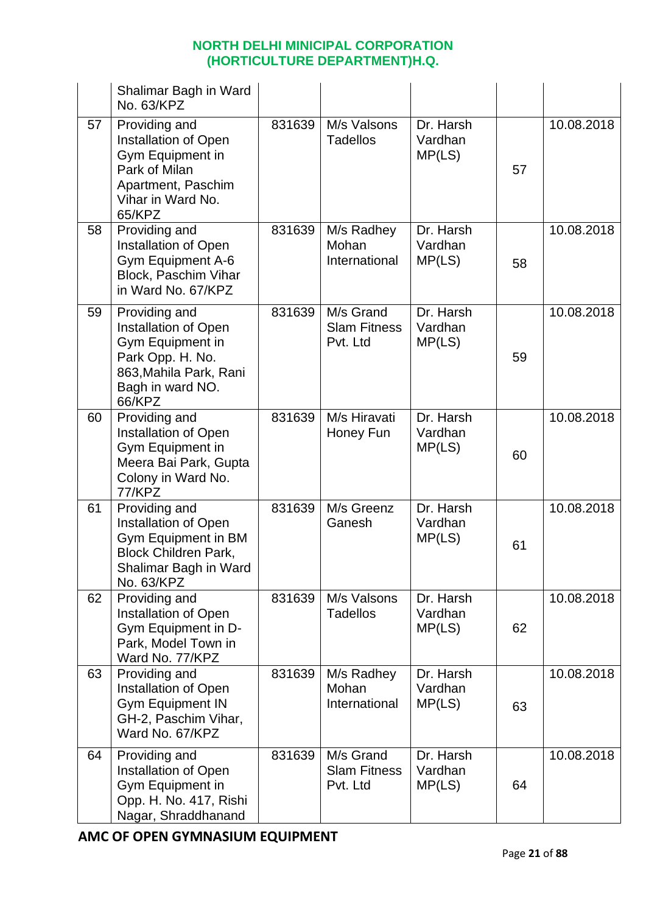| | Shalimar Bagh in Ward No. 63/KPZ | | | | | |
|---|---|---|---|---|---|---|
| 57 | Providing and Installation of Open Gym Equipment in Park of Milan Apartment, Paschim Vihar in Ward No. 65/KPZ | 831639 | M/s Valsons Tadellos | Dr. Harsh Vardhan MP(LS) | 57 | 10.08.2018 |
| 58 | Providing and Installation of Open Gym Equipment A-6 Block, Paschim Vihar in Ward No. 67/KPZ | 831639 | M/s Radhey Mohan International | Dr. Harsh Vardhan MP(LS) | 58 | 10.08.2018 |
| 59 | Providing and Installation of Open Gym Equipment in Park Opp. H. No. 863,Mahila Park, Rani Bagh in ward NO. 66/KPZ | 831639 | M/s Grand Slam Fitness Pvt. Ltd | Dr. Harsh Vardhan MP(LS) | 59 | 10.08.2018 |
| 60 | Providing and Installation of Open Gym Equipment in Meera Bai Park, Gupta Colony in Ward No. 77/KPZ | 831639 | M/s Hiravati Honey Fun | Dr. Harsh Vardhan MP(LS) | 60 | 10.08.2018 |
| 61 | Providing and Installation of Open Gym Equipment in BM Block Children Park, Shalimar Bagh in Ward No. 63/KPZ | 831639 | M/s Greenz Ganesh | Dr. Harsh Vardhan MP(LS) | 61 | 10.08.2018 |
| 62 | Providing and Installation of Open Gym Equipment in D-Park, Model Town in Ward No. 77/KPZ | 831639 | M/s Valsons Tadellos | Dr. Harsh Vardhan MP(LS) | 62 | 10.08.2018 |
| 63 | Providing and Installation of Open Gym Equipment IN GH-2, Paschim Vihar, Ward No. 67/KPZ | 831639 | M/s Radhey Mohan International | Dr. Harsh Vardhan MP(LS) | 63 | 10.08.2018 |
| 64 | Providing and Installation of Open Gym Equipment in Opp. H. No. 417, Rishi Nagar, Shraddhanand | 831639 | M/s Grand Slam Fitness Pvt. Ltd | Dr. Harsh Vardhan MP(LS) | 64 | 10.08.2018 |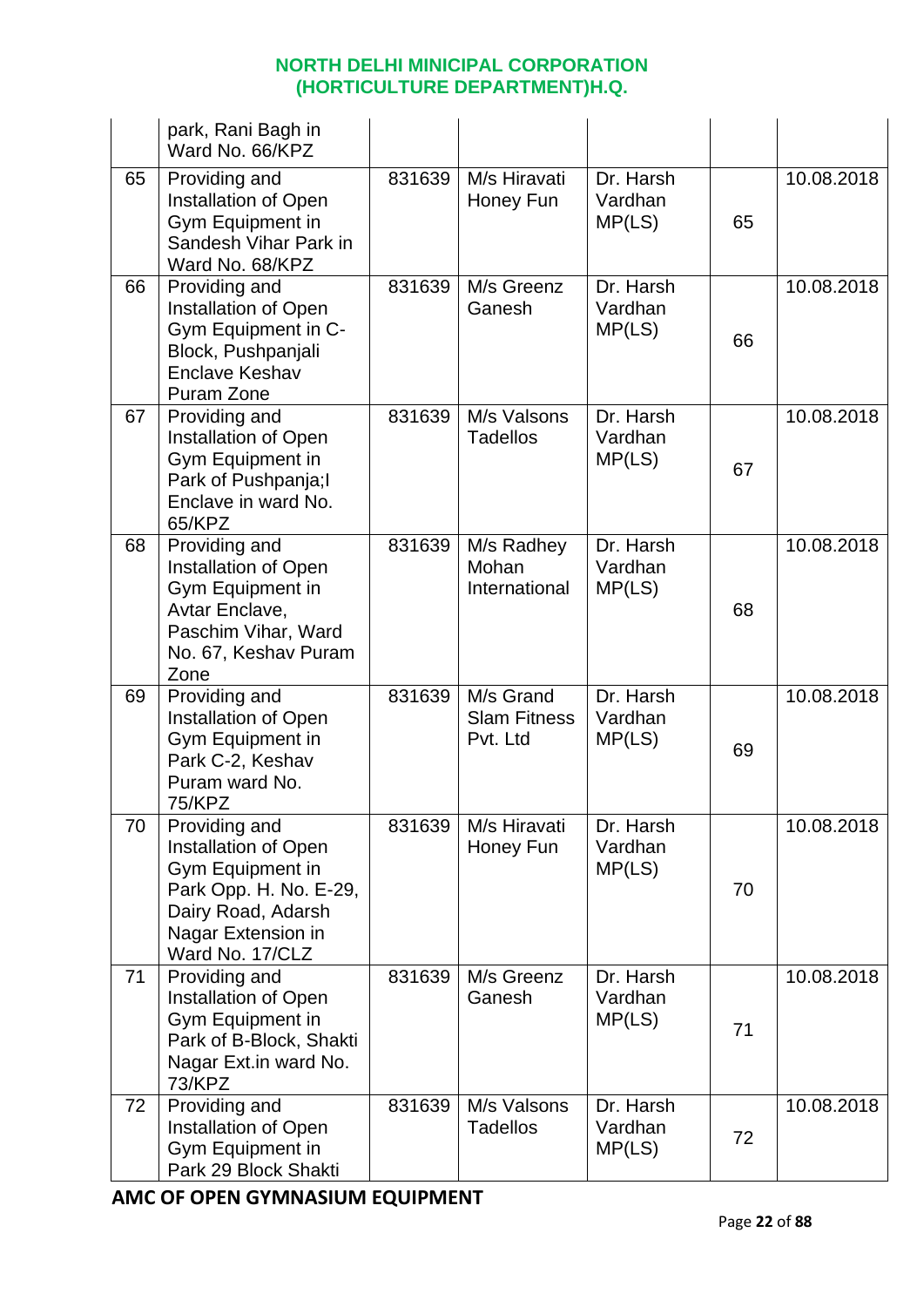**NORTH DELHI MINICIPAL CORPORATION**
**(HORTICULTURE DEPARTMENT)H.Q.**

| | | | | | | |
|---|---|---|---|---|---|---|
| | park, Rani Bagh in Ward No. 66/KPZ | | | | | |
| 65 | Providing and Installation of Open Gym Equipment in Sandesh Vihar Park in Ward No. 68/KPZ | 831639 | M/s Hiravati Honey Fun | Dr. Harsh Vardhan MP(LS) | 65 | 10.08.2018 |
| 66 | Providing and Installation of Open Gym Equipment in C-Block, Pushpanjali Enclave Keshav Puram Zone | 831639 | M/s Greenz Ganesh | Dr. Harsh Vardhan MP(LS) | 66 | 10.08.2018 |
| 67 | Providing and Installation of Open Gym Equipment in Park of Pushpanja;l Enclave in ward No. 65/KPZ | 831639 | M/s Valsons Tadellos | Dr. Harsh Vardhan MP(LS) | 67 | 10.08.2018 |
| 68 | Providing and Installation of Open Gym Equipment in Avtar Enclave, Paschim Vihar, Ward No. 67, Keshav Puram Zone | 831639 | M/s Radhey Mohan International | Dr. Harsh Vardhan MP(LS) | 68 | 10.08.2018 |
| 69 | Providing and Installation of Open Gym Equipment in Park C-2, Keshav Puram ward No. 75/KPZ | 831639 | M/s Grand Slam Fitness Pvt. Ltd | Dr. Harsh Vardhan MP(LS) | 69 | 10.08.2018 |
| 70 | Providing and Installation of Open Gym Equipment in Park Opp. H. No. E-29, Dairy Road, Adarsh Nagar Extension in Ward No. 17/CLZ | 831639 | M/s Hiravati Honey Fun | Dr. Harsh Vardhan MP(LS) | 70 | 10.08.2018 |
| 71 | Providing and Installation of Open Gym Equipment in Park of B-Block, Shakti Nagar Ext.in ward No. 73/KPZ | 831639 | M/s Greenz Ganesh | Dr. Harsh Vardhan MP(LS) | 71 | 10.08.2018 |
| 72 | Providing and Installation of Open Gym Equipment in Park 29 Block Shakti | 831639 | M/s Valsons Tadellos | Dr. Harsh Vardhan MP(LS) | 72 | 10.08.2018 |

**AMC OF OPEN GYMNASIUM EQUIPMENT**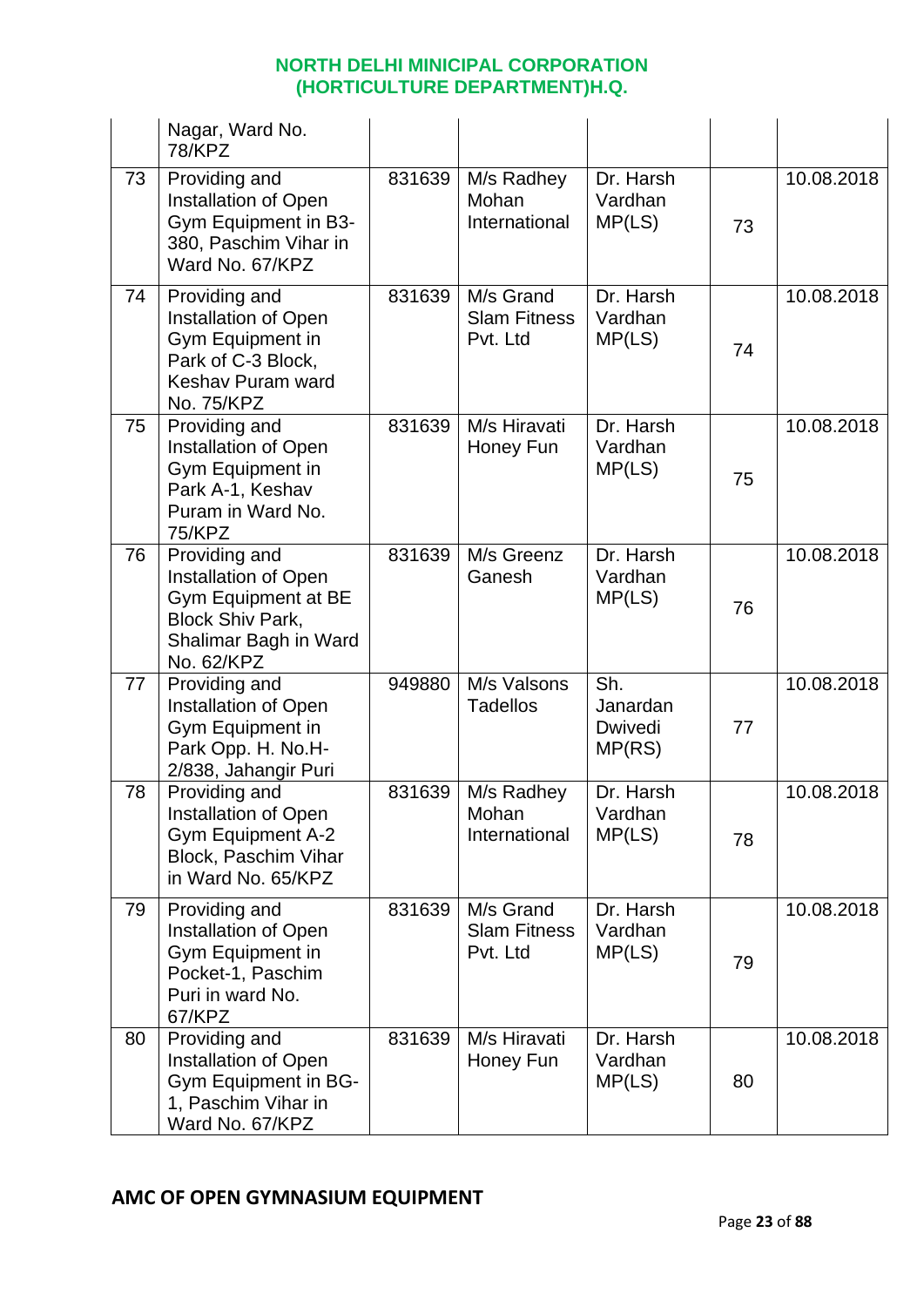| | | | | | | |
|---|---|---|---|---|---|---|
| | Nagar, Ward No. 78/KPZ | | | | | |
| 73 | Providing and Installation of Open Gym Equipment in B3-380, Paschim Vihar in Ward No. 67/KPZ | 831639 | M/s Radhey Mohan International | Dr. Harsh Vardhan MP(LS) | 73 | 10.08.2018 |
| 74 | Providing and Installation of Open Gym Equipment in Park of C-3 Block, Keshav Puram ward No. 75/KPZ | 831639 | M/s Grand Slam Fitness Pvt. Ltd | Dr. Harsh Vardhan MP(LS) | 74 | 10.08.2018 |
| 75 | Providing and Installation of Open Gym Equipment in Park A-1, Keshav Puram in Ward No. 75/KPZ | 831639 | M/s Hiravati Honey Fun | Dr. Harsh Vardhan MP(LS) | 75 | 10.08.2018 |
| 76 | Providing and Installation of Open Gym Equipment at BE Block Shiv Park, Shalimar Bagh in Ward No. 62/KPZ | 831639 | M/s Greenz Ganesh | Dr. Harsh Vardhan MP(LS) | 76 | 10.08.2018 |
| 77 | Providing and Installation of Open Gym Equipment in Park Opp. H. No.H-2/838, Jahangir Puri | 949880 | M/s Valsons Tadellos | Sh. Janardan Dwivedi MP(RS) | 77 | 10.08.2018 |
| 78 | Providing and Installation of Open Gym Equipment A-2 Block, Paschim Vihar in Ward No. 65/KPZ | 831639 | M/s Radhey Mohan International | Dr. Harsh Vardhan MP(LS) | 78 | 10.08.2018 |
| 79 | Providing and Installation of Open Gym Equipment in Pocket-1, Paschim Puri in ward No. 67/KPZ | 831639 | M/s Grand Slam Fitness Pvt. Ltd | Dr. Harsh Vardhan MP(LS) | 79 | 10.08.2018 |
| 80 | Providing and Installation of Open Gym Equipment in BG-1, Paschim Vihar in Ward No. 67/KPZ | 831639 | M/s Hiravati Honey Fun | Dr. Harsh Vardhan MP(LS) | 80 | 10.08.2018 |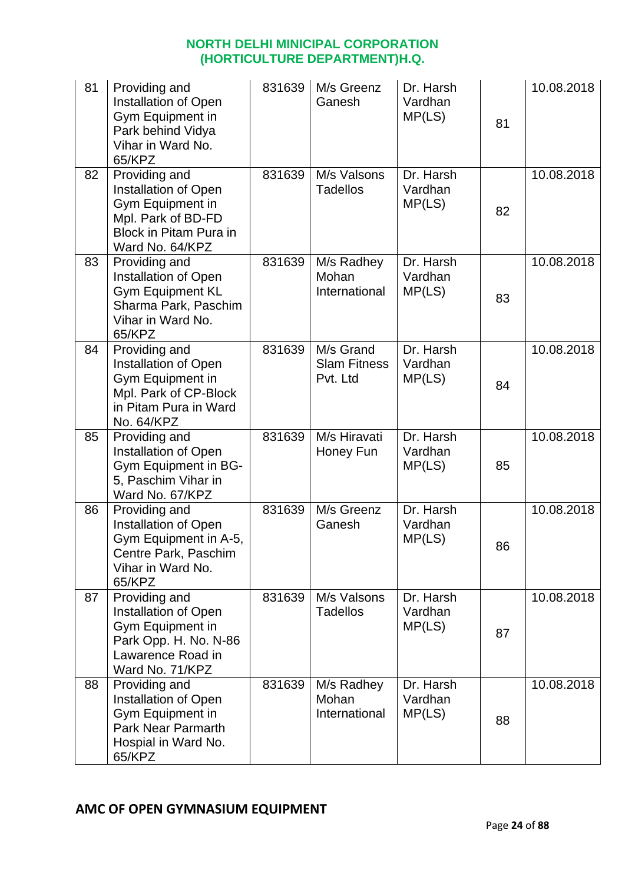NORTH DELHI MINICIPAL CORPORATION
(HORTICULTURE DEPARTMENT)H.Q.

| | | | | | | |
|---|---|---|---|---|---|---|
| 81 | Providing and Installation of Open Gym Equipment in Park behind Vidya Vihar in Ward No. 65/KPZ | 831639 | M/s Greenz Ganesh | Dr. Harsh Vardhan MP(LS) | 81 | 10.08.2018 |
| 82 | Providing and Installation of Open Gym Equipment in Mpl. Park of BD-FD Block in Pitam Pura in Ward No. 64/KPZ | 831639 | M/s Valsons Tadellos | Dr. Harsh Vardhan MP(LS) | 82 | 10.08.2018 |
| 83 | Providing and Installation of Open Gym Equipment KL Sharma Park, Paschim Vihar in Ward No. 65/KPZ | 831639 | M/s Radhey Mohan International | Dr. Harsh Vardhan MP(LS) | 83 | 10.08.2018 |
| 84 | Providing and Installation of Open Gym Equipment in Mpl. Park of CP-Block in Pitam Pura in Ward No. 64/KPZ | 831639 | M/s Grand Slam Fitness Pvt. Ltd | Dr. Harsh Vardhan MP(LS) | 84 | 10.08.2018 |
| 85 | Providing and Installation of Open Gym Equipment in BG-5, Paschim Vihar in Ward No. 67/KPZ | 831639 | M/s Hiravati Honey Fun | Dr. Harsh Vardhan MP(LS) | 85 | 10.08.2018 |
| 86 | Providing and Installation of Open Gym Equipment in A-5, Centre Park, Paschim Vihar in Ward No. 65/KPZ | 831639 | M/s Greenz Ganesh | Dr. Harsh Vardhan MP(LS) | 86 | 10.08.2018 |
| 87 | Providing and Installation of Open Gym Equipment in Park Opp. H. No. N-86 Lawarence Road in Ward No. 71/KPZ | 831639 | M/s Valsons Tadellos | Dr. Harsh Vardhan MP(LS) | 87 | 10.08.2018 |
| 88 | Providing and Installation of Open Gym Equipment in Park Near Parmarth Hospial in Ward No. 65/KPZ | 831639 | M/s Radhey Mohan International | Dr. Harsh Vardhan MP(LS) | 88 | 10.08.2018 |

**AMC OF OPEN GYMNASIUM EQUIPMENT**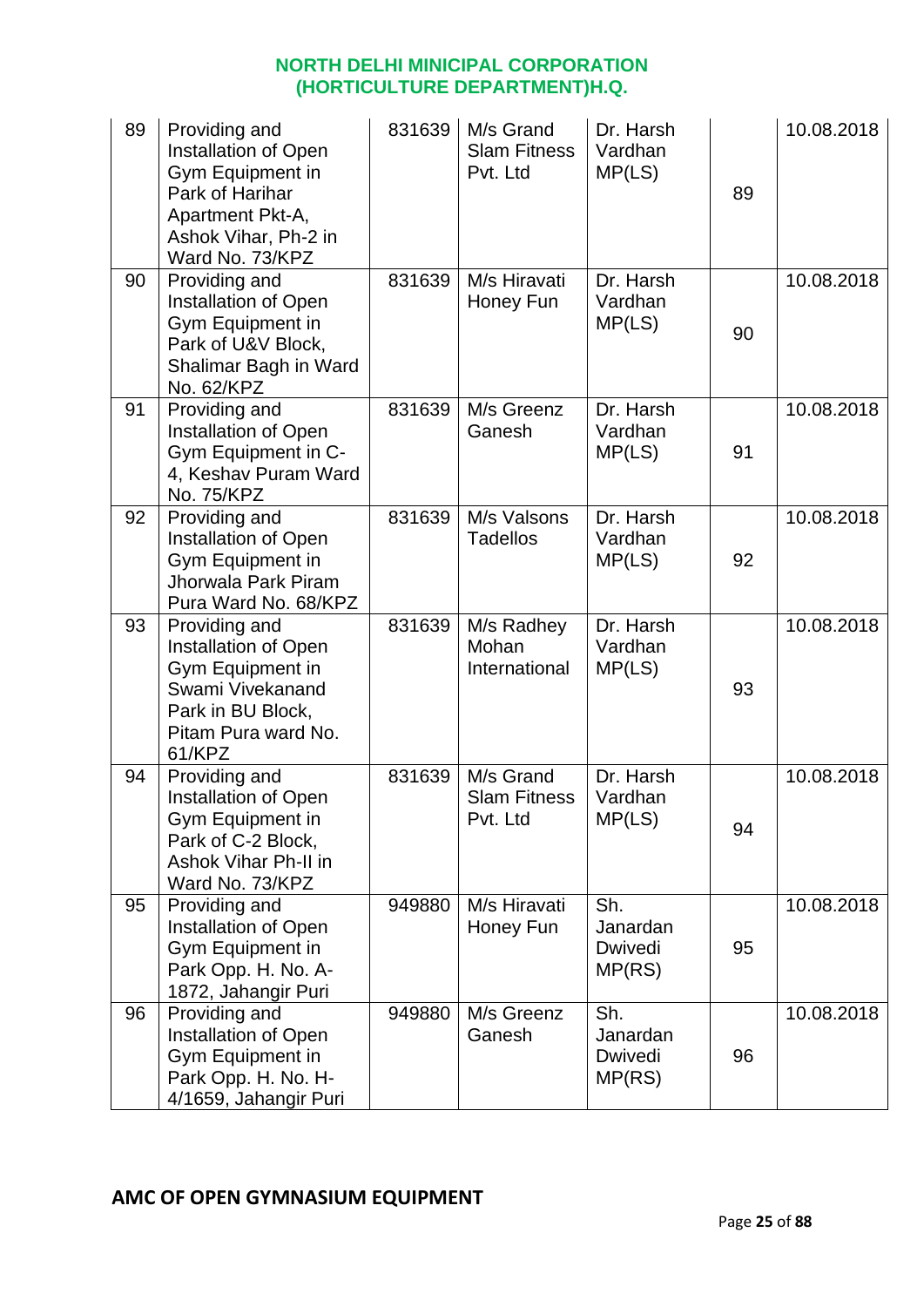NORTH DELHI MINICIPAL CORPORATION
(HORTICULTURE DEPARTMENT)H.Q.

| | | | | | | |
|---|---|---|---|---|---|---|
| 89 | Providing and Installation of Open Gym Equipment in Park of Harihar Apartment Pkt-A, Ashok Vihar, Ph-2 in Ward No. 73/KPZ | 831639 | M/s Grand Slam Fitness Pvt. Ltd | Dr. Harsh Vardhan MP(LS) | 89 | 10.08.2018 |
| 90 | Providing and Installation of Open Gym Equipment in Park of U&V Block, Shalimar Bagh in Ward No. 62/KPZ | 831639 | M/s Hiravati Honey Fun | Dr. Harsh Vardhan MP(LS) | 90 | 10.08.2018 |
| 91 | Providing and Installation of Open Gym Equipment in C-4, Keshav Puram Ward No. 75/KPZ | 831639 | M/s Greenz Ganesh | Dr. Harsh Vardhan MP(LS) | 91 | 10.08.2018 |
| 92 | Providing and Installation of Open Gym Equipment in Jhorwala Park Piram Pura Ward No. 68/KPZ | 831639 | M/s Valsons Tadellos | Dr. Harsh Vardhan MP(LS) | 92 | 10.08.2018 |
| 93 | Providing and Installation of Open Gym Equipment in Swami Vivekanand Park in BU Block, Pitam Pura ward No. 61/KPZ | 831639 | M/s Radhey Mohan International | Dr. Harsh Vardhan MP(LS) | 93 | 10.08.2018 |
| 94 | Providing and Installation of Open Gym Equipment in Park of C-2 Block, Ashok Vihar Ph-II in Ward No. 73/KPZ | 831639 | M/s Grand Slam Fitness Pvt. Ltd | Dr. Harsh Vardhan MP(LS) | 94 | 10.08.2018 |
| 95 | Providing and Installation of Open Gym Equipment in Park Opp. H. No. A-1872, Jahangir Puri | 949880 | M/s Hiravati Honey Fun | Sh. Janardan Dwivedi MP(RS) | 95 | 10.08.2018 |
| 96 | Providing and Installation of Open Gym Equipment in Park Opp. H. No. H-4/1659, Jahangir Puri | 949880 | M/s Greenz Ganesh | Sh. Janardan Dwivedi MP(RS) | 96 | 10.08.2018 |

## AMC OF OPEN GYMNASIUM EQUIPMENT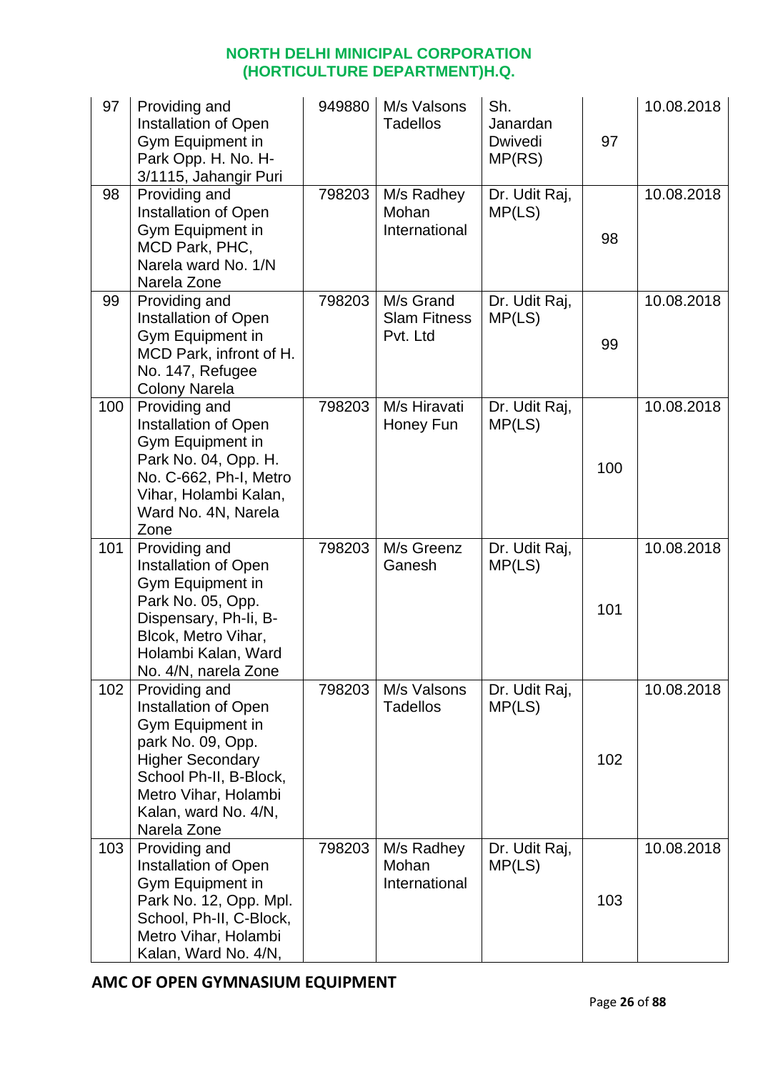| 97 | Providing and Installation of Open Gym Equipment in Park Opp. H. No. H-3/1115, Jahangir Puri | 949880 | M/s Valsons Tadellos | Sh. Janardan Dwivedi MP(RS) | 97 | 10.08.2018 |
|---|---|---|---|---|---|---|
| 98 | Providing and Installation of Open Gym Equipment in MCD Park, PHC, Narela ward No. 1/N Narela Zone | 798203 | M/s Radhey Mohan International | Dr. Udit Raj, MP(LS) | 98 | 10.08.2018 |
| 99 | Providing and Installation of Open Gym Equipment in MCD Park, infront of H. No. 147, Refugee Colony Narela | 798203 | M/s Grand Slam Fitness Pvt. Ltd | Dr. Udit Raj, MP(LS) | 99 | 10.08.2018 |
| 100 | Providing and Installation of Open Gym Equipment in Park No. 04, Opp. H. No. C-662, Ph-I, Metro Vihar, Holambi Kalan, Ward No. 4N, Narela Zone | 798203 | M/s Hiravati Honey Fun | Dr. Udit Raj, MP(LS) | 100 | 10.08.2018 |
| 101 | Providing and Installation of Open Gym Equipment in Park No. 05, Opp. Dispensary, Ph-Ii, B-Blcok, Metro Vihar, Holambi Kalan, Ward No. 4/N, narela Zone | 798203 | M/s Greenz Ganesh | Dr. Udit Raj, MP(LS) | 101 | 10.08.2018 |
| 102 | Providing and Installation of Open Gym Equipment in park No. 09, Opp. Higher Secondary School Ph-II, B-Block, Metro Vihar, Holambi Kalan, ward No. 4/N, Narela Zone | 798203 | M/s Valsons Tadellos | Dr. Udit Raj, MP(LS) | 102 | 10.08.2018 |
| 103 | Providing and Installation of Open Gym Equipment in Park No. 12, Opp. Mpl. School, Ph-II, C-Block, Metro Vihar, Holambi Kalan, Ward No. 4/N, | 798203 | M/s Radhey Mohan International | Dr. Udit Raj, MP(LS) | 103 | 10.08.2018 |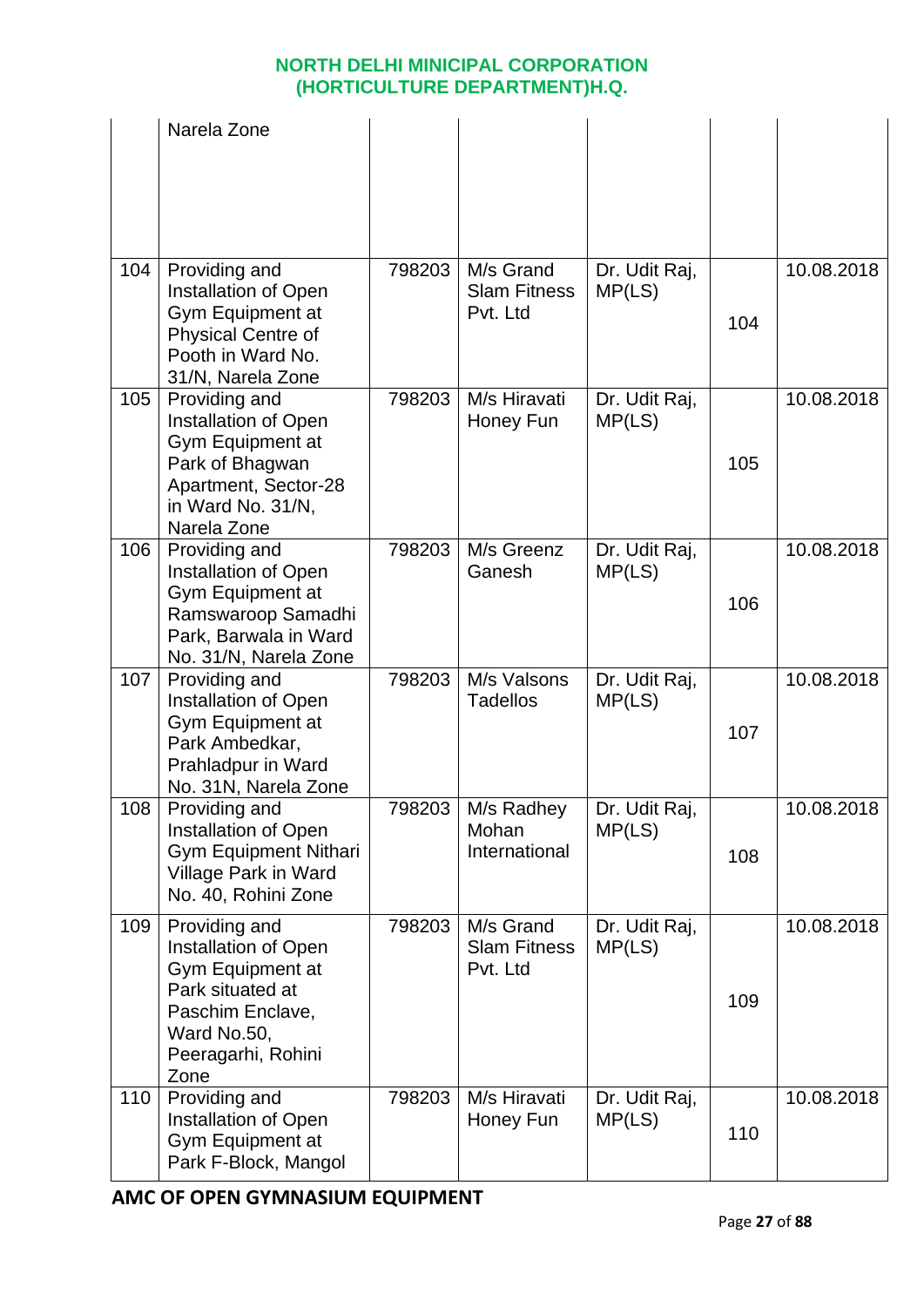| | Narela Zone | | | | | |
|---|---|---|---|---|---|---|
| 104 | Providing and Installation of Open Gym Equipment at Physical Centre of Pooth in Ward No. 31/N, Narela Zone | 798203 | M/s Grand Slam Fitness Pvt. Ltd | Dr. Udit Raj, MP(LS) | 104 | 10.08.2018 |
| 105 | Providing and Installation of Open Gym Equipment at Park of Bhagwan Apartment, Sector-28 in Ward No. 31/N, Narela Zone | 798203 | M/s Hiravati Honey Fun | Dr. Udit Raj, MP(LS) | 105 | 10.08.2018 |
| 106 | Providing and Installation of Open Gym Equipment at Ramswaroop Samadhi Park, Barwala in Ward No. 31/N, Narela Zone | 798203 | M/s Greenz Ganesh | Dr. Udit Raj, MP(LS) | 106 | 10.08.2018 |
| 107 | Providing and Installation of Open Gym Equipment at Park Ambedkar, Prahladpur in Ward No. 31N, Narela Zone | 798203 | M/s Valsons Tadellos | Dr. Udit Raj, MP(LS) | 107 | 10.08.2018 |
| 108 | Providing and Installation of Open Gym Equipment Nithari Village Park in Ward No. 40, Rohini Zone | 798203 | M/s Radhey Mohan International | Dr. Udit Raj, MP(LS) | 108 | 10.08.2018 |
| 109 | Providing and Installation of Open Gym Equipment at Park situated at Paschim Enclave, Ward No.50, Peeragarhi, Rohini Zone | 798203 | M/s Grand Slam Fitness Pvt. Ltd | Dr. Udit Raj, MP(LS) | 109 | 10.08.2018 |
| 110 | Providing and Installation of Open Gym Equipment at Park F-Block, Mangol | 798203 | M/s Hiravati Honey Fun | Dr. Udit Raj, MP(LS) | 110 | 10.08.2018 |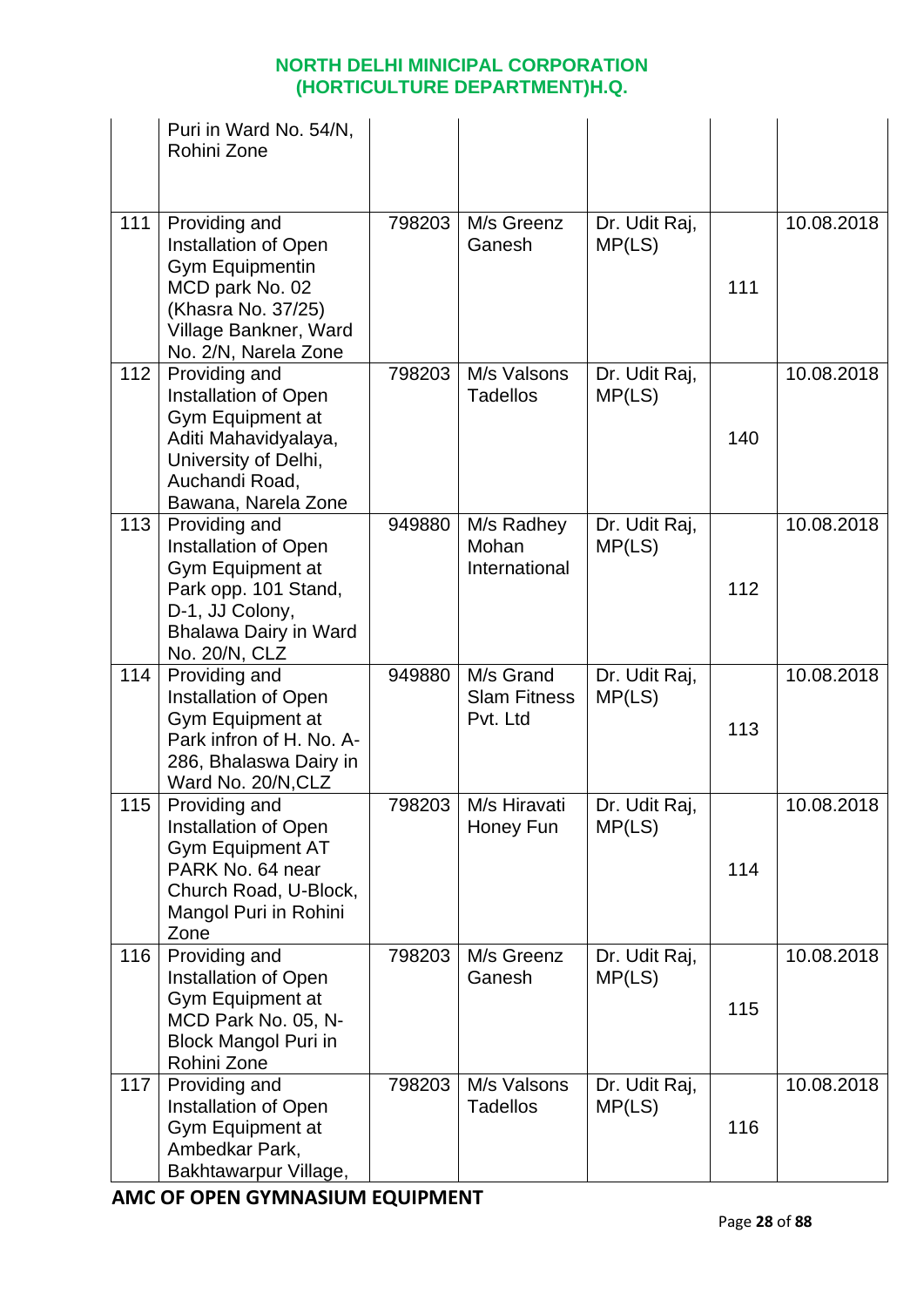**NORTH DELHI MINICIPAL CORPORATION**
**(HORTICULTURE DEPARTMENT)H.Q.**

| | | | | | | |
|---|---|---|---|---|---|---|
| | Puri in Ward No. 54/N, Rohini Zone | | | | | |
| 111 | Providing and Installation of Open Gym Equipmentin MCD park No. 02 (Khasra No. 37/25) Village Bankner, Ward No. 2/N, Narela Zone | 798203 | M/s Greenz Ganesh | Dr. Udit Raj, MP(LS) | 111 | 10.08.2018 |
| 112 | Providing and Installation of Open Gym Equipment at Aditi Mahavidyalaya, University of Delhi, Auchandi Road, Bawana, Narela Zone | 798203 | M/s Valsons Tadellos | Dr. Udit Raj, MP(LS) | 140 | 10.08.2018 |
| 113 | Providing and Installation of Open Gym Equipment at Park opp. 101 Stand, D-1, JJ Colony, Bhalawa Dairy in Ward No. 20/N, CLZ | 949880 | M/s Radhey Mohan International | Dr. Udit Raj, MP(LS) | 112 | 10.08.2018 |
| 114 | Providing and Installation of Open Gym Equipment at Park infron of H. No. A-286, Bhalaswa Dairy in Ward No. 20/N,CLZ | 949880 | M/s Grand Slam Fitness Pvt. Ltd | Dr. Udit Raj, MP(LS) | 113 | 10.08.2018 |
| 115 | Providing and Installation of Open Gym Equipment AT PARK No. 64 near Church Road, U-Block, Mangol Puri in Rohini Zone | 798203 | M/s Hiravati Honey Fun | Dr. Udit Raj, MP(LS) | 114 | 10.08.2018 |
| 116 | Providing and Installation of Open Gym Equipment at MCD Park No. 05, N-Block Mangol Puri in Rohini Zone | 798203 | M/s Greenz Ganesh | Dr. Udit Raj, MP(LS) | 115 | 10.08.2018 |
| 117 | Providing and Installation of Open Gym Equipment at Ambedkar Park, Bakhtawarpur Village, | 798203 | M/s Valsons Tadellos | Dr. Udit Raj, MP(LS) | 116 | 10.08.2018 |

**AMC OF OPEN GYMNASIUM EQUIPMENT**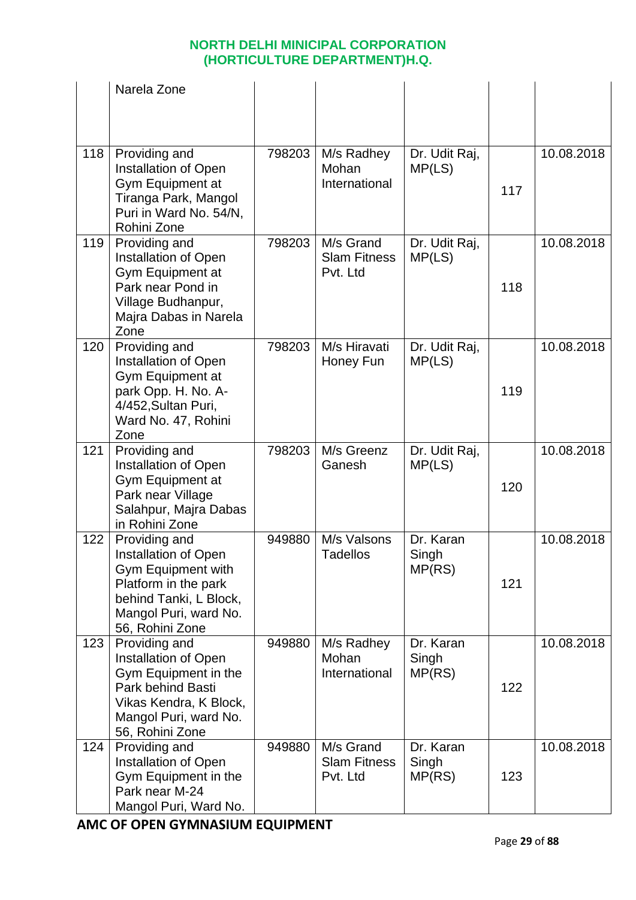| | Narela Zone | | | | | |
|---|---|---|---|---|---|---|
| 118 | Providing and Installation of Open Gym Equipment at Tiranga Park, Mangol Puri in Ward No. 54/N, Rohini Zone | 798203 | M/s Radhey Mohan International | Dr. Udit Raj, MP(LS) | 117 | 10.08.2018 |
| 119 | Providing and Installation of Open Gym Equipment at Park near Pond in Village Budhanpur, Majra Dabas in Narela Zone | 798203 | M/s Grand Slam Fitness Pvt. Ltd | Dr. Udit Raj, MP(LS) | 118 | 10.08.2018 |
| 120 | Providing and Installation of Open Gym Equipment at park Opp. H. No. A-4/452,Sultan Puri, Ward No. 47, Rohini Zone | 798203 | M/s Hiravati Honey Fun | Dr. Udit Raj, MP(LS) | 119 | 10.08.2018 |
| 121 | Providing and Installation of Open Gym Equipment at Park near Village Salahpur, Majra Dabas in Rohini Zone | 798203 | M/s Greenz Ganesh | Dr. Udit Raj, MP(LS) | 120 | 10.08.2018 |
| 122 | Providing and Installation of Open Gym Equipment with Platform in the park behind Tanki, L Block, Mangol Puri, ward No. 56, Rohini Zone | 949880 | M/s Valsons Tadellos | Dr. Karan Singh MP(RS) | 121 | 10.08.2018 |
| 123 | Providing and Installation of Open Gym Equipment in the Park behind Basti Vikas Kendra, K Block, Mangol Puri, ward No. 56, Rohini Zone | 949880 | M/s Radhey Mohan International | Dr. Karan Singh MP(RS) | 122 | 10.08.2018 |
| 124 | Providing and Installation of Open Gym Equipment in the Park near M-24 Mangol Puri, Ward No. | 949880 | M/s Grand Slam Fitness Pvt. Ltd | Dr. Karan Singh MP(RS) | 123 | 10.08.2018 |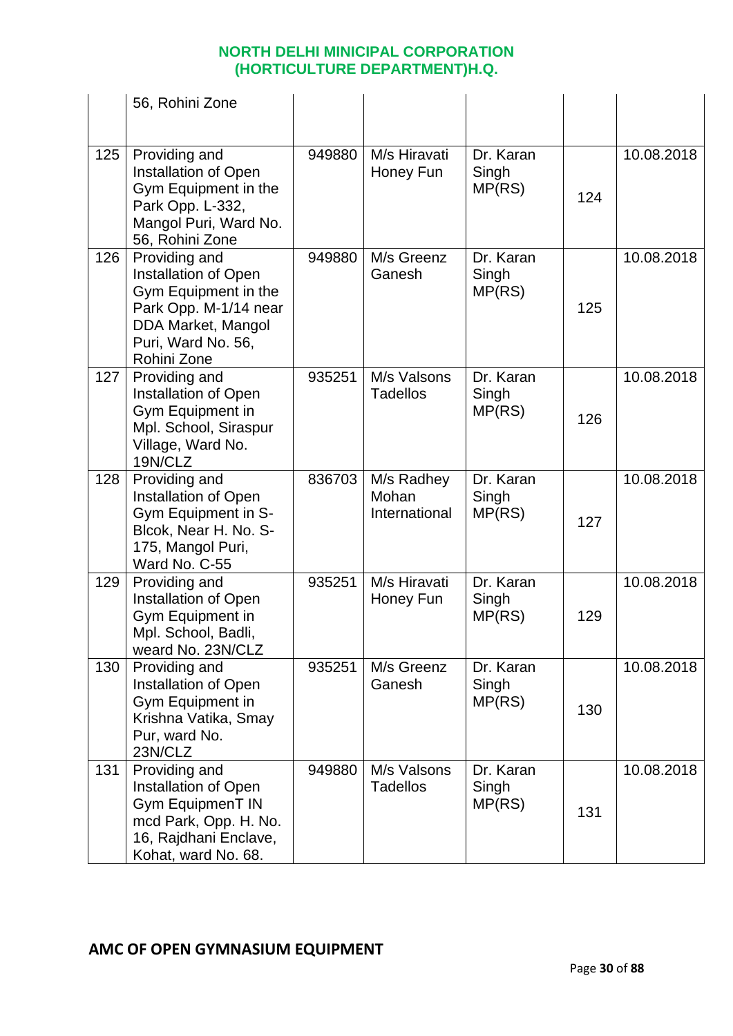| | 56, Rohini Zone | | | | | |
|---|---|---|---|---|---|---|
| 125 | Providing and Installation of Open Gym Equipment in the Park Opp. L-332, Mangol Puri, Ward No. 56, Rohini Zone | 949880 | M/s Hiravati Honey Fun | Dr. Karan Singh MP(RS) | 124 | 10.08.2018 |
| 126 | Providing and Installation of Open Gym Equipment in the Park Opp. M-1/14 near DDA Market, Mangol Puri, Ward No. 56, Rohini Zone | 949880 | M/s Greenz Ganesh | Dr. Karan Singh MP(RS) | 125 | 10.08.2018 |
| 127 | Providing and Installation of Open Gym Equipment in Mpl. School, Siraspur Village, Ward No. 19N/CLZ | 935251 | M/s Valsons Tadellos | Dr. Karan Singh MP(RS) | 126 | 10.08.2018 |
| 128 | Providing and Installation of Open Gym Equipment in S-Blcok, Near H. No. S-175, Mangol Puri, Ward No. C-55 | 836703 | M/s Radhey Mohan International | Dr. Karan Singh MP(RS) | 127 | 10.08.2018 |
| 129 | Providing and Installation of Open Gym Equipment in Mpl. School, Badli, weard No. 23N/CLZ | 935251 | M/s Hiravati Honey Fun | Dr. Karan Singh MP(RS) | 129 | 10.08.2018 |
| 130 | Providing and Installation of Open Gym Equipment in Krishna Vatika, Smay Pur, ward No. 23N/CLZ | 935251 | M/s Greenz Ganesh | Dr. Karan Singh MP(RS) | 130 | 10.08.2018 |
| 131 | Providing and Installation of Open Gym EquipmenT IN mcd Park, Opp. H. No. 16, Rajdhani Enclave, Kohat, ward No. 68. | 949880 | M/s Valsons Tadellos | Dr. Karan Singh MP(RS) | 131 | 10.08.2018 |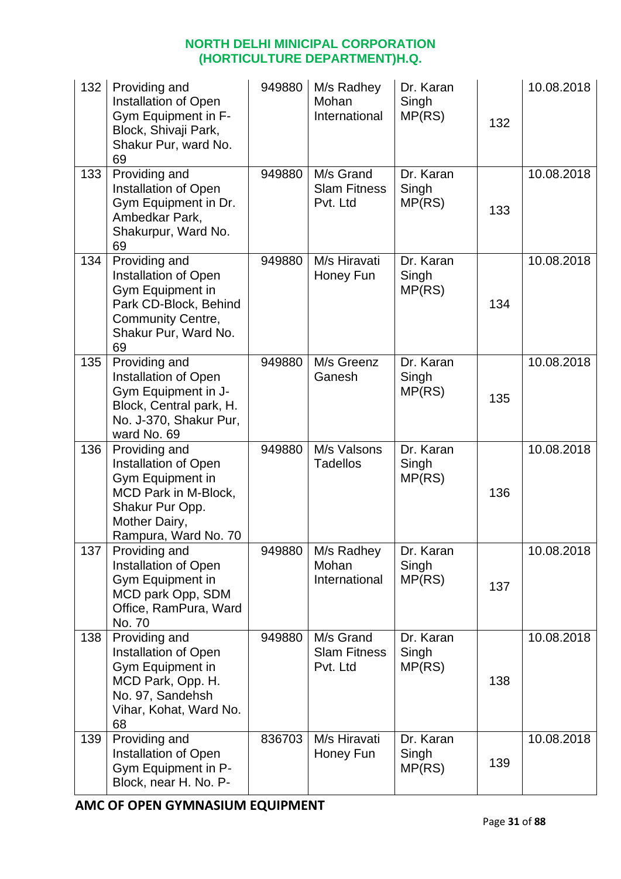## NORTH DELHI MINICIPAL CORPORATION (HORTICULTURE DEPARTMENT)H.Q.

| | | | | | | |
|---|---|---|---|---|---|---|
| 132 | Providing and Installation of Open Gym Equipment in F-Block, Shivaji Park, Shakur Pur, ward No. 69 | 949880 | M/s Radhey Mohan International | Dr. Karan Singh MP(RS) | 132 | 10.08.2018 |
| 133 | Providing and Installation of Open Gym Equipment in Dr. Ambedkar Park, Shakurpur, Ward No. 69 | 949880 | M/s Grand Slam Fitness Pvt. Ltd | Dr. Karan Singh MP(RS) | 133 | 10.08.2018 |
| 134 | Providing and Installation of Open Gym Equipment in Park CD-Block, Behind Community Centre, Shakur Pur, Ward No. 69 | 949880 | M/s Hiravati Honey Fun | Dr. Karan Singh MP(RS) | 134 | 10.08.2018 |
| 135 | Providing and Installation of Open Gym Equipment in J-Block, Central park, H. No. J-370, Shakur Pur, ward No. 69 | 949880 | M/s Greenz Ganesh | Dr. Karan Singh MP(RS) | 135 | 10.08.2018 |
| 136 | Providing and Installation of Open Gym Equipment in MCD Park in M-Block, Shakur Pur Opp. Mother Dairy, Rampura, Ward No. 70 | 949880 | M/s Valsons Tadellos | Dr. Karan Singh MP(RS) | 136 | 10.08.2018 |
| 137 | Providing and Installation of Open Gym Equipment in MCD park Opp, SDM Office, RamPura, Ward No. 70 | 949880 | M/s Radhey Mohan International | Dr. Karan Singh MP(RS) | 137 | 10.08.2018 |
| 138 | Providing and Installation of Open Gym Equipment in MCD Park, Opp. H. No. 97, Sandehsh Vihar, Kohat, Ward No. 68 | 949880 | M/s Grand Slam Fitness Pvt. Ltd | Dr. Karan Singh MP(RS) | 138 | 10.08.2018 |
| 139 | Providing and Installation of Open Gym Equipment in P-Block, near H. No. P- | 836703 | M/s Hiravati Honey Fun | Dr. Karan Singh MP(RS) | 139 | 10.08.2018 |

**AMC OF OPEN GYMNASIUM EQUIPMENT**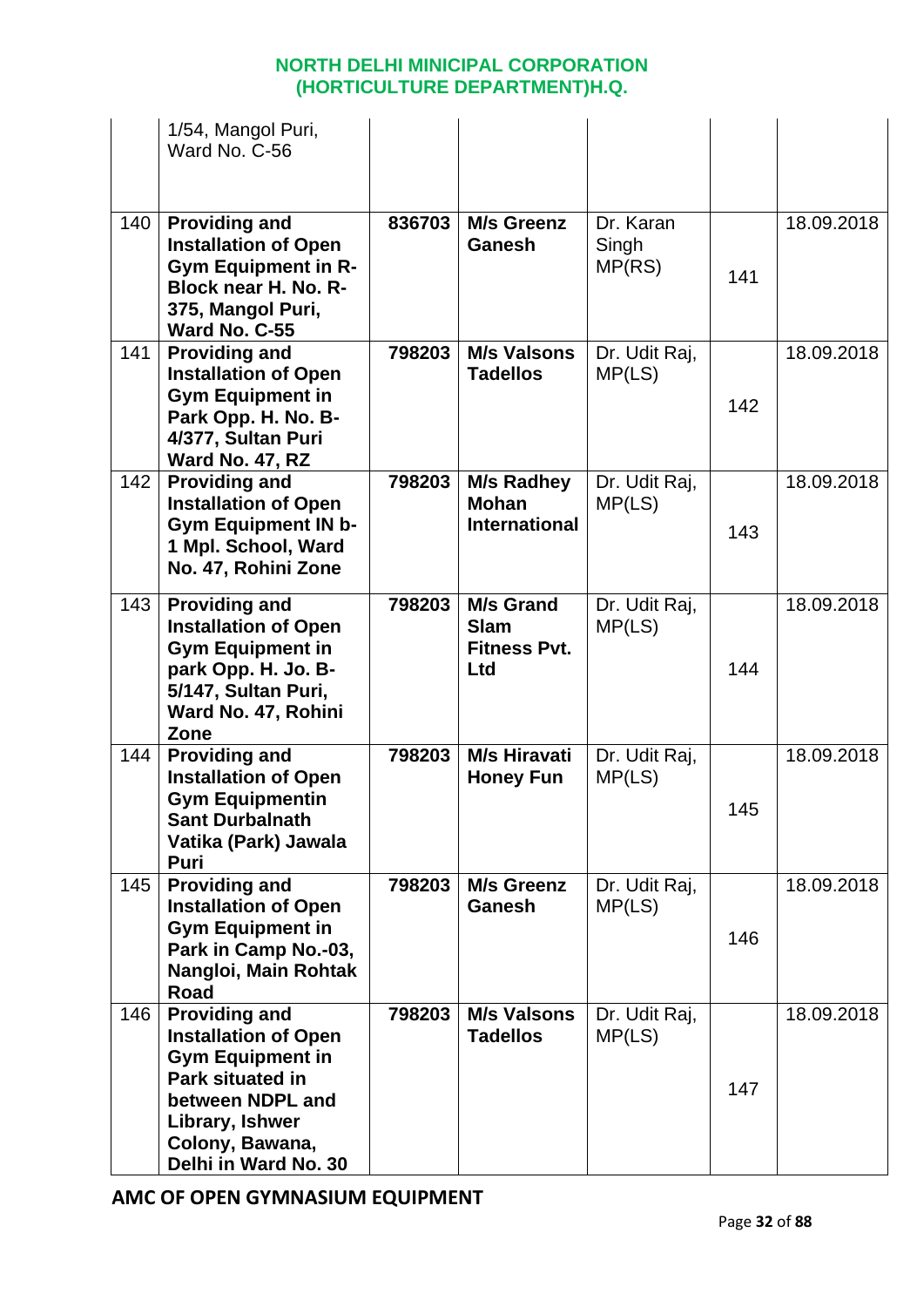| | | | | | | |
|---|---|---|---|---|---|---|
| | 1/54, Mangol Puri, Ward No. C-56 | | | | | |
| 140 | **Providing and Installation of Open Gym Equipment in R-Block near H. No. R-375, Mangol Puri, Ward No. C-55** | **836703** | **M/s Greenz Ganesh** | Dr. Karan Singh MP(RS) | 141 | 18.09.2018 |
| 141 | **Providing and Installation of Open Gym Equipment in Park Opp. H. No. B-4/377, Sultan Puri Ward No. 47, RZ** | **798203** | **M/s Valsons Tadellos** | Dr. Udit Raj, MP(LS) | 142 | 18.09.2018 |
| 142 | **Providing and Installation of Open Gym Equipment IN b-1 Mpl. School, Ward No. 47, Rohini Zone** | **798203** | **M/s Radhey Mohan International** | Dr. Udit Raj, MP(LS) | 143 | 18.09.2018 |
| 143 | **Providing and Installation of Open Gym Equipment in park Opp. H. Jo. B-5/147, Sultan Puri, Ward No. 47, Rohini Zone** | **798203** | **M/s Grand Slam Fitness Pvt. Ltd** | Dr. Udit Raj, MP(LS) | 144 | 18.09.2018 |
| 144 | **Providing and Installation of Open Gym Equipmentin Sant Durbalnath Vatika (Park) Jawala Puri** | **798203** | **M/s Hiravati Honey Fun** | Dr. Udit Raj, MP(LS) | 145 | 18.09.2018 |
| 145 | **Providing and Installation of Open Gym Equipment in Park in Camp No.-03, Nangloi, Main Rohtak Road** | **798203** | **M/s Greenz Ganesh** | Dr. Udit Raj, MP(LS) | 146 | 18.09.2018 |
| 146 | **Providing and Installation of Open Gym Equipment in Park situated in between NDPL and Library, Ishwer Colony, Bawana, Delhi in Ward No. 30** | **798203** | **M/s Valsons Tadellos** | Dr. Udit Raj, MP(LS) | 147 | 18.09.2018 |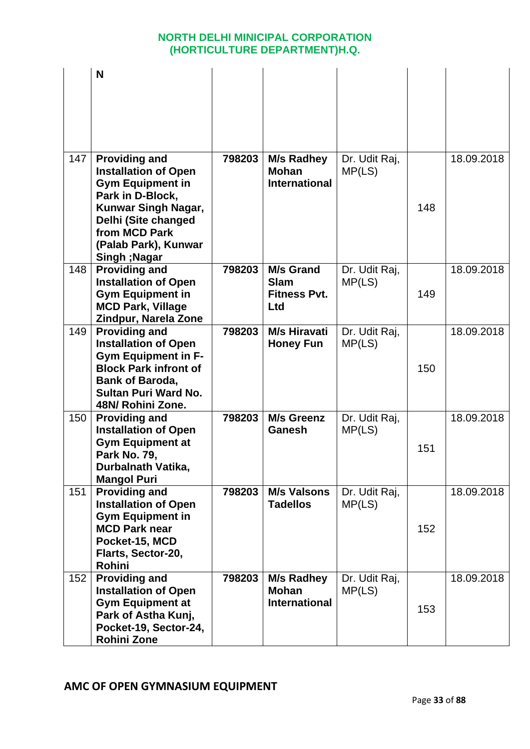|  | N |  |  |  |  |  |
|---|---|---|---|---|---|---|
| 147 | **Providing and Installation of Open Gym Equipment in Park in D-Block, Kunwar Singh Nagar, Delhi (Site changed from MCD Park (Palab Park), Kunwar Singh ;Nagar** | **798203** | **M/s Radhey Mohan International** | Dr. Udit Raj, MP(LS) | 148 | 18.09.2018 |
| 148 | **Providing and Installation of Open Gym Equipment in MCD Park, Village Zindpur, Narela Zone** | **798203** | **M/s Grand Slam Fitness Pvt. Ltd** | Dr. Udit Raj, MP(LS) | 149 | 18.09.2018 |
| 149 | **Providing and Installation of Open Gym Equipment in F-Block Park infront of Bank of Baroda, Sultan Puri Ward No. 48N/ Rohini Zone.** | **798203** | **M/s Hiravati Honey Fun** | Dr. Udit Raj, MP(LS) | 150 | 18.09.2018 |
| 150 | **Providing and Installation of Open Gym Equipment at Park No. 79, Durbalnath Vatika, Mangol Puri** | **798203** | **M/s Greenz Ganesh** | Dr. Udit Raj, MP(LS) | 151 | 18.09.2018 |
| 151 | **Providing and Installation of Open Gym Equipment in MCD Park near Pocket-15, MCD Flarts, Sector-20, Rohini** | **798203** | **M/s Valsons Tadellos** | Dr. Udit Raj, MP(LS) | 152 | 18.09.2018 |
| 152 | **Providing and Installation of Open Gym Equipment at Park of Astha Kunj, Pocket-19, Sector-24, Rohini Zone** | **798203** | **M/s Radhey Mohan International** | Dr. Udit Raj, MP(LS) | 153 | 18.09.2018 |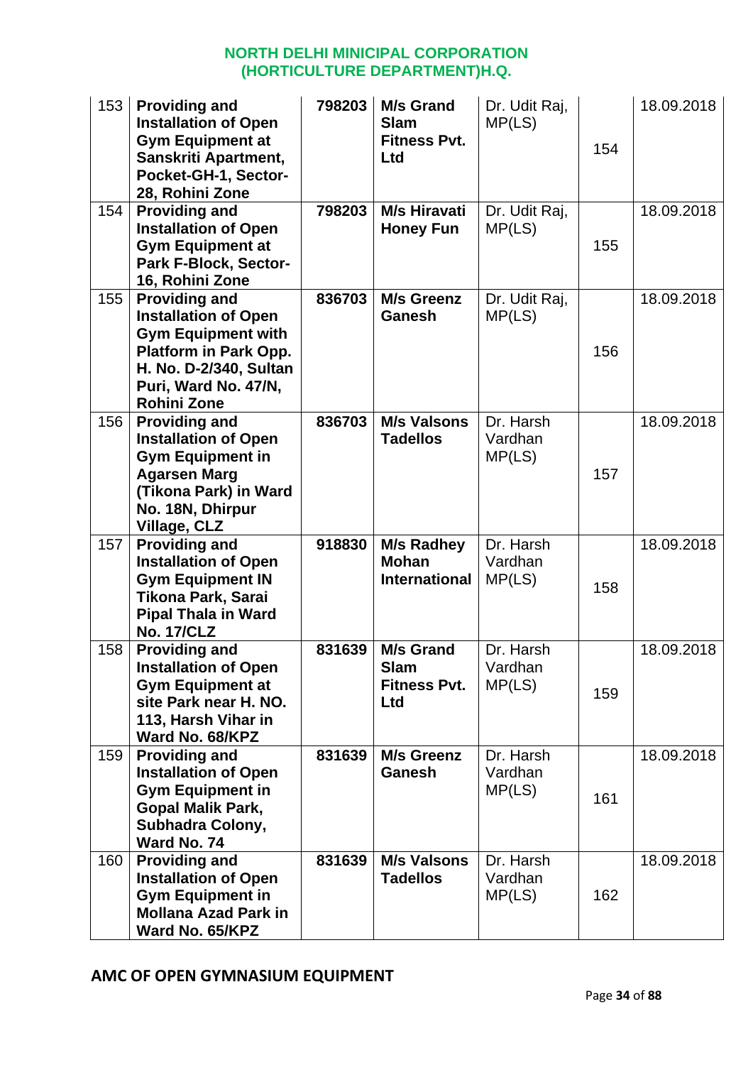## NORTH DELHI MINICIPAL CORPORATION (HORTICULTURE DEPARTMENT)H.Q.

| | | | | | | |
|---|---|---|---|---|---|---|
| 153 | **Providing and Installation of Open Gym Equipment at Sanskriti Apartment, Pocket-GH-1, Sector-28, Rohini Zone** | **798203** | **M/s Grand Slam Fitness Pvt. Ltd** | Dr. Udit Raj, MP(LS) | 154 | 18.09.2018 |
| 154 | **Providing and Installation of Open Gym Equipment at Park F-Block, Sector-16, Rohini Zone** | **798203** | **M/s Hiravati Honey Fun** | Dr. Udit Raj, MP(LS) | 155 | 18.09.2018 |
| 155 | **Providing and Installation of Open Gym Equipment with Platform in Park Opp. H. No. D-2/340, Sultan Puri, Ward No. 47/N, Rohini Zone** | **836703** | **M/s Greenz Ganesh** | Dr. Udit Raj, MP(LS) | 156 | 18.09.2018 |
| 156 | **Providing and Installation of Open Gym Equipment in Agarsen Marg (Tikona Park) in Ward No. 18N, Dhirpur Village, CLZ** | **836703** | **M/s Valsons Tadellos** | Dr. Harsh Vardhan MP(LS) | 157 | 18.09.2018 |
| 157 | **Providing and Installation of Open Gym Equipment IN Tikona Park, Sarai Pipal Thala in Ward No. 17/CLZ** | **918830** | **M/s Radhey Mohan International** | Dr. Harsh Vardhan MP(LS) | 158 | 18.09.2018 |
| 158 | **Providing and Installation of Open Gym Equipment at site Park near H. NO. 113, Harsh Vihar in Ward No. 68/KPZ** | **831639** | **M/s Grand Slam Fitness Pvt. Ltd** | Dr. Harsh Vardhan MP(LS) | 159 | 18.09.2018 |
| 159 | **Providing and Installation of Open Gym Equipment in Gopal Malik Park, Subhadra Colony, Ward No. 74** | **831639** | **M/s Greenz Ganesh** | Dr. Harsh Vardhan MP(LS) | 161 | 18.09.2018 |
| 160 | **Providing and Installation of Open Gym Equipment in Mollana Azad Park in Ward No. 65/KPZ** | **831639** | **M/s Valsons Tadellos** | Dr. Harsh Vardhan MP(LS) | 162 | 18.09.2018 |

**AMC OF OPEN GYMNASIUM EQUIPMENT**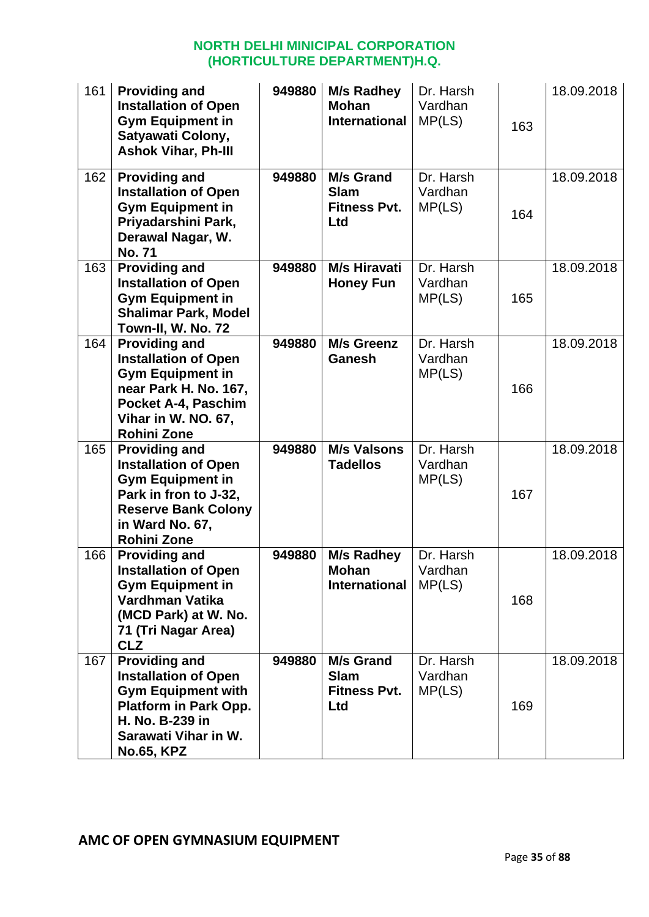**NORTH DELHI MINICIPAL CORPORATION (HORTICULTURE DEPARTMENT)H.Q.**

| | | | | | | |
|---|---|---|---|---|---|---|
| 161 | **Providing and Installation of Open Gym Equipment in Satyawati Colony, Ashok Vihar, Ph-III** | **949880** | **M/s Radhey Mohan International** | Dr. Harsh Vardhan MP(LS) | 163 | 18.09.2018 |
| 162 | **Providing and Installation of Open Gym Equipment in Priyadarshini Park, Derawal Nagar, W. No. 71** | **949880** | **M/s Grand Slam Fitness Pvt. Ltd** | Dr. Harsh Vardhan MP(LS) | 164 | 18.09.2018 |
| 163 | **Providing and Installation of Open Gym Equipment in Shalimar Park, Model Town-II, W. No. 72** | **949880** | **M/s Hiravati Honey Fun** | Dr. Harsh Vardhan MP(LS) | 165 | 18.09.2018 |
| 164 | **Providing and Installation of Open Gym Equipment in near Park H. No. 167, Pocket A-4, Paschim Vihar in W. NO. 67, Rohini Zone** | **949880** | **M/s Greenz Ganesh** | Dr. Harsh Vardhan MP(LS) | 166 | 18.09.2018 |
| 165 | **Providing and Installation of Open Gym Equipment in Park in fron to J-32, Reserve Bank Colony in Ward No. 67, Rohini Zone** | **949880** | **M/s Valsons Tadellos** | Dr. Harsh Vardhan MP(LS) | 167 | 18.09.2018 |
| 166 | **Providing and Installation of Open Gym Equipment in Vardhman Vatika (MCD Park) at W. No. 71 (Tri Nagar Area) CLZ** | **949880** | **M/s Radhey Mohan International** | Dr. Harsh Vardhan MP(LS) | 168 | 18.09.2018 |
| 167 | **Providing and Installation of Open Gym Equipment with Platform in Park Opp. H. No. B-239 in Sarawati Vihar in W. No.65, KPZ** | **949880** | **M/s Grand Slam Fitness Pvt. Ltd** | Dr. Harsh Vardhan MP(LS) | 169 | 18.09.2018 |

**AMC OF OPEN GYMNASIUM EQUIPMENT**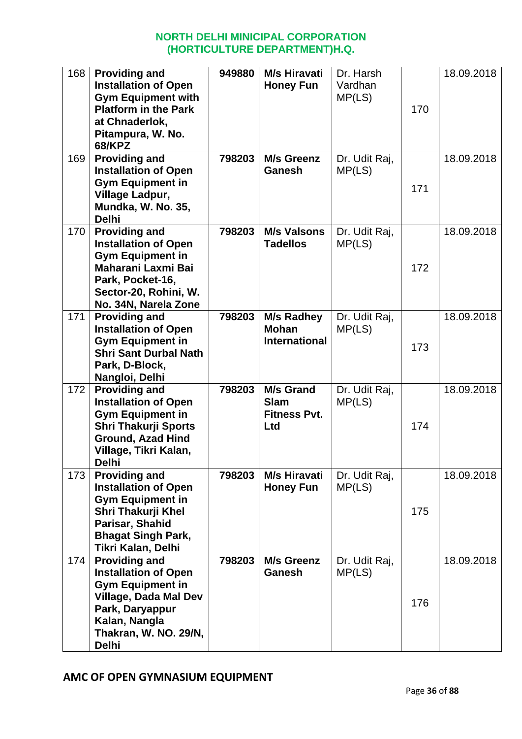**NORTH DELHI MINICIPAL CORPORATION**
**(HORTICULTURE DEPARTMENT)H.Q.**

| | | | | | | |
|---|---|---|---|---|---|---|
| 168 | **Providing and Installation of Open Gym Equipment with Platform in the Park at Chnaderlok, Pitampura, W. No. 68/KPZ** | **949880** | **M/s Hiravati Honey Fun** | Dr. Harsh Vardhan MP(LS) | 170 | 18.09.2018 |
| 169 | **Providing and Installation of Open Gym Equipment in Village Ladpur, Mundka, W. No. 35, Delhi** | **798203** | **M/s Greenz Ganesh** | Dr. Udit Raj, MP(LS) | 171 | 18.09.2018 |
| 170 | **Providing and Installation of Open Gym Equipment in Maharani Laxmi Bai Park, Pocket-16, Sector-20, Rohini, W. No. 34N, Narela Zone** | **798203** | **M/s Valsons Tadellos** | Dr. Udit Raj, MP(LS) | 172 | 18.09.2018 |
| 171 | **Providing and Installation of Open Gym Equipment in Shri Sant Durbal Nath Park, D-Block, Nangloi, Delhi** | **798203** | **M/s Radhey Mohan International** | Dr. Udit Raj, MP(LS) | 173 | 18.09.2018 |
| 172 | **Providing and Installation of Open Gym Equipment in Shri Thakurji Sports Ground, Azad Hind Village, Tikri Kalan, Delhi** | **798203** | **M/s Grand Slam Fitness Pvt. Ltd** | Dr. Udit Raj, MP(LS) | 174 | 18.09.2018 |
| 173 | **Providing and Installation of Open Gym Equipment in Shri Thakurji Khel Parisar, Shahid Bhagat Singh Park, Tikri Kalan, Delhi** | **798203** | **M/s Hiravati Honey Fun** | Dr. Udit Raj, MP(LS) | 175 | 18.09.2018 |
| 174 | **Providing and Installation of Open Gym Equipment in Village, Dada Mal Dev Park, Daryappur Kalan, Nangla Thakran, W. NO. 29/N, Delhi** | **798203** | **M/s Greenz Ganesh** | Dr. Udit Raj, MP(LS) | 176 | 18.09.2018 |

**AMC OF OPEN GYMNASIUM EQUIPMENT**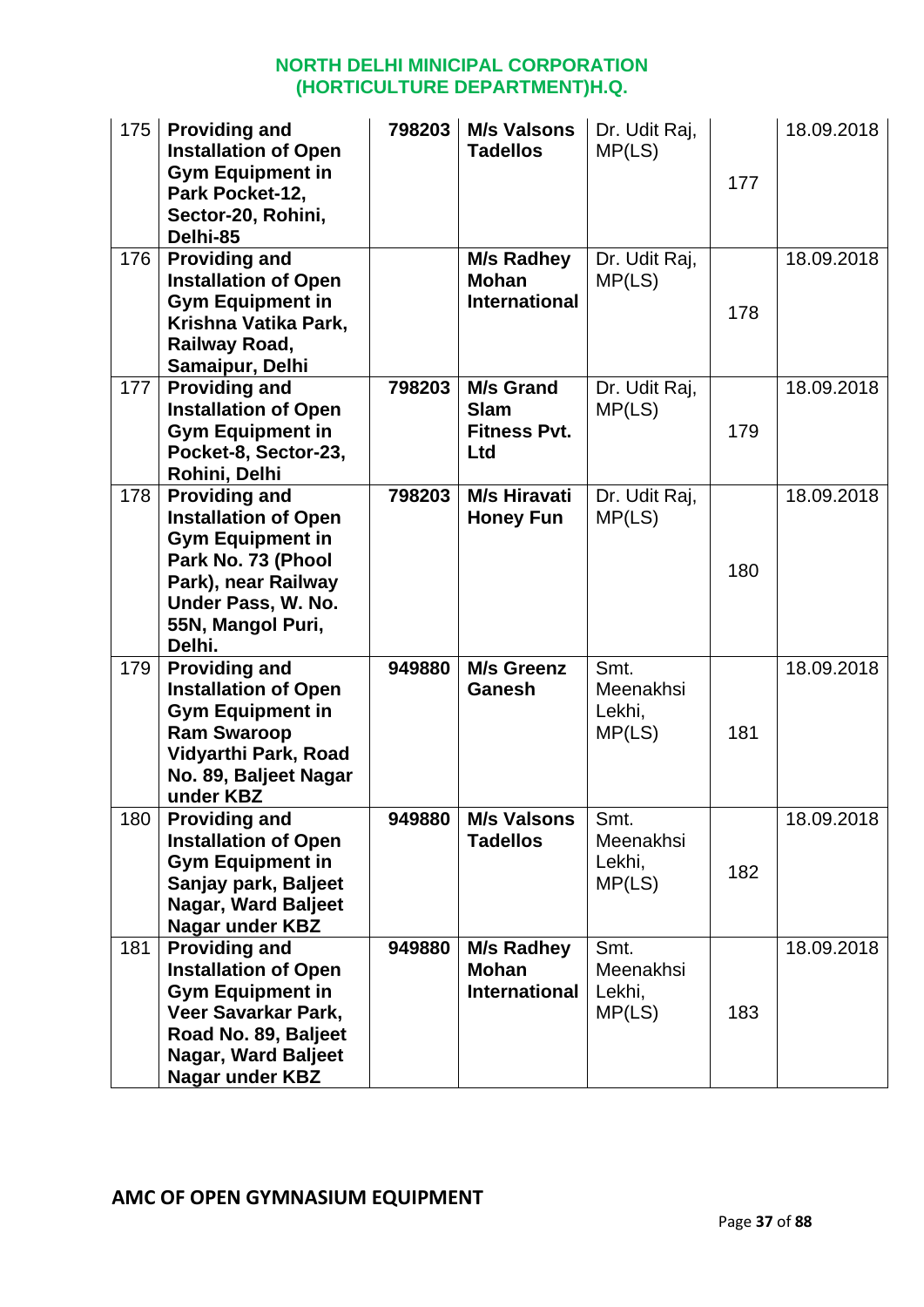## NORTH DELHI MINICIPAL CORPORATION (HORTICULTURE DEPARTMENT)H.Q.

| | | | | | | |
|---|---|---|---|---|---|---|
| 175 | **Providing and Installation of Open Gym Equipment in Park Pocket-12, Sector-20, Rohini, Delhi-85** | **798203** | **M/s Valsons Tadellos** | Dr. Udit Raj, MP(LS) | 177 | 18.09.2018 |
| 176 | **Providing and Installation of Open Gym Equipment in Krishna Vatika Park, Railway Road, Samaipur, Delhi** | | **M/s Radhey Mohan International** | Dr. Udit Raj, MP(LS) | 178 | 18.09.2018 |
| 177 | **Providing and Installation of Open Gym Equipment in Pocket-8, Sector-23, Rohini, Delhi** | **798203** | **M/s Grand Slam Fitness Pvt. Ltd** | Dr. Udit Raj, MP(LS) | 179 | 18.09.2018 |
| 178 | **Providing and Installation of Open Gym Equipment in Park No. 73 (Phool Park), near Railway Under Pass, W. No. 55N, Mangol Puri, Delhi.** | **798203** | **M/s Hiravati Honey Fun** | Dr. Udit Raj, MP(LS) | 180 | 18.09.2018 |
| 179 | **Providing and Installation of Open Gym Equipment in Ram Swaroop Vidyarthi Park, Road No. 89, Baljeet Nagar under KBZ** | **949880** | **M/s Greenz Ganesh** | Smt. Meenakhsi Lekhi, MP(LS) | 181 | 18.09.2018 |
| 180 | **Providing and Installation of Open Gym Equipment in Sanjay park, Baljeet Nagar, Ward Baljeet Nagar under KBZ** | **949880** | **M/s Valsons Tadellos** | Smt. Meenakhsi Lekhi, MP(LS) | 182 | 18.09.2018 |
| 181 | **Providing and Installation of Open Gym Equipment in Veer Savarkar Park, Road No. 89, Baljeet Nagar, Ward Baljeet Nagar under KBZ** | **949880** | **M/s Radhey Mohan International** | Smt. Meenakhsi Lekhi, MP(LS) | 183 | 18.09.2018 |

**AMC OF OPEN GYMNASIUM EQUIPMENT**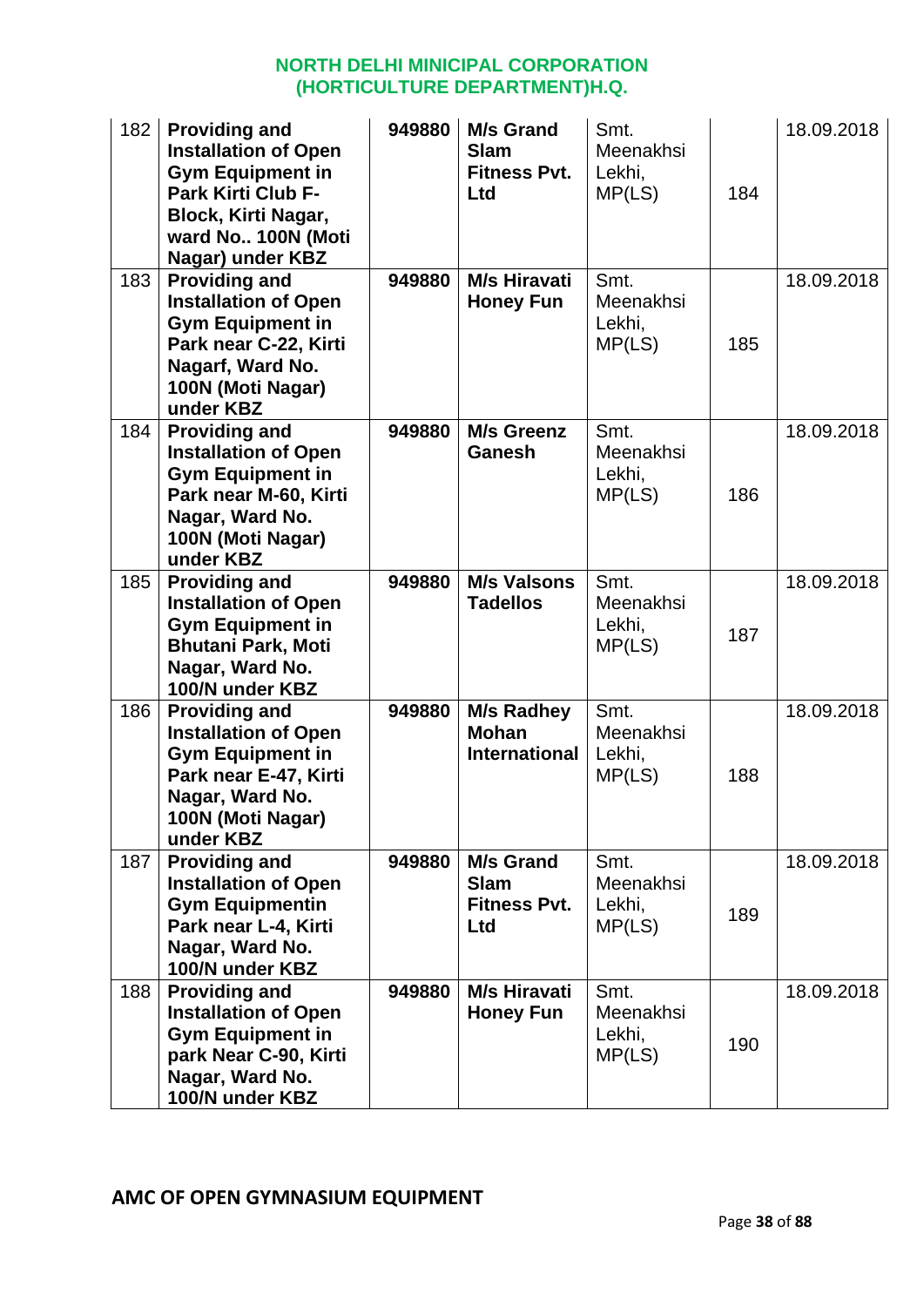**NORTH DELHI MINICIPAL CORPORATION**
**(HORTICULTURE DEPARTMENT)H.Q.**

| | | | | | | |
|---|---|---|---|---|---|---|
| 182 | **Providing and Installation of Open Gym Equipment in Park Kirti Club F-Block, Kirti Nagar, ward No.. 100N (Moti Nagar) under KBZ** | **949880** | **M/s Grand Slam Fitness Pvt. Ltd** | Smt. Meenakhsi Lekhi, MP(LS) | 184 | 18.09.2018 |
| 183 | **Providing and Installation of Open Gym Equipment in Park near C-22, Kirti Nagarf, Ward No. 100N (Moti Nagar) under KBZ** | **949880** | **M/s Hiravati Honey Fun** | Smt. Meenakhsi Lekhi, MP(LS) | 185 | 18.09.2018 |
| 184 | **Providing and Installation of Open Gym Equipment in Park near M-60, Kirti Nagar, Ward No. 100N (Moti Nagar) under KBZ** | **949880** | **M/s Greenz Ganesh** | Smt. Meenakhsi Lekhi, MP(LS) | 186 | 18.09.2018 |
| 185 | **Providing and Installation of Open Gym Equipment in Bhutani Park, Moti Nagar, Ward No. 100/N under KBZ** | **949880** | **M/s Valsons Tadellos** | Smt. Meenakhsi Lekhi, MP(LS) | 187 | 18.09.2018 |
| 186 | **Providing and Installation of Open Gym Equipment in Park near E-47, Kirti Nagar, Ward No. 100N (Moti Nagar) under KBZ** | **949880** | **M/s Radhey Mohan International** | Smt. Meenakhsi Lekhi, MP(LS) | 188 | 18.09.2018 |
| 187 | **Providing and Installation of Open Gym Equipmentin Park near L-4, Kirti Nagar, Ward No. 100/N under KBZ** | **949880** | **M/s Grand Slam Fitness Pvt. Ltd** | Smt. Meenakhsi Lekhi, MP(LS) | 189 | 18.09.2018 |
| 188 | **Providing and Installation of Open Gym Equipment in park Near C-90, Kirti Nagar, Ward No. 100/N under KBZ** | **949880** | **M/s Hiravati Honey Fun** | Smt. Meenakhsi Lekhi, MP(LS) | 190 | 18.09.2018 |

**AMC OF OPEN GYMNASIUM EQUIPMENT**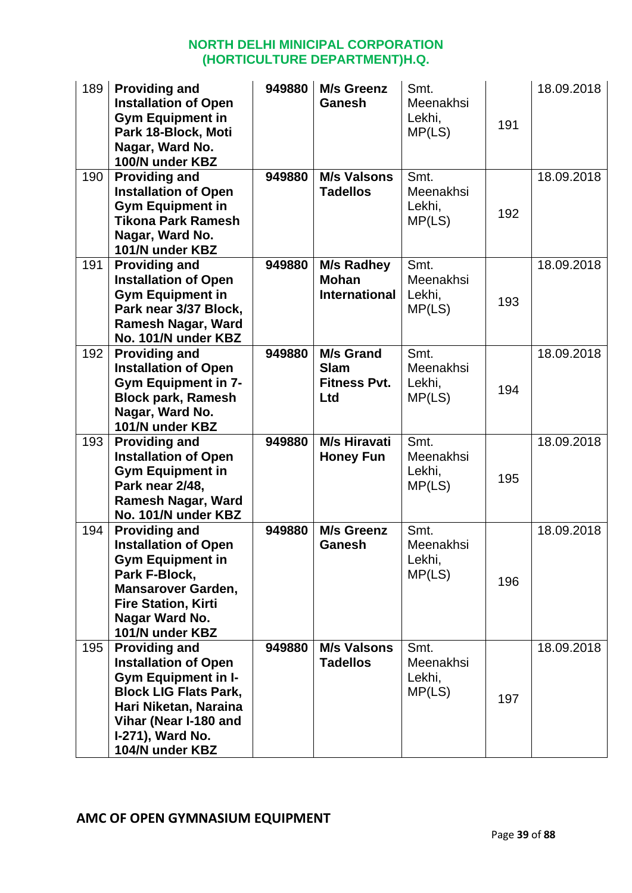NORTH DELHI MINICIPAL CORPORATION
(HORTICULTURE DEPARTMENT)H.Q.

| | | | | | | |
|---|---|---|---|---|---|---|
| 189 | **Providing and Installation of Open Gym Equipment in Park 18-Block, Moti Nagar, Ward No. 100/N under KBZ** | **949880** | **M/s Greenz Ganesh** | Smt. Meenakhsi Lekhi, MP(LS) | 191 | 18.09.2018 |
| 190 | **Providing and Installation of Open Gym Equipment in Tikona Park Ramesh Nagar, Ward No. 101/N under KBZ** | **949880** | **M/s Valsons Tadellos** | Smt. Meenakhsi Lekhi, MP(LS) | 192 | 18.09.2018 |
| 191 | **Providing and Installation of Open Gym Equipment in Park near 3/37 Block, Ramesh Nagar, Ward No. 101/N under KBZ** | **949880** | **M/s Radhey Mohan International** | Smt. Meenakhsi Lekhi, MP(LS) | 193 | 18.09.2018 |
| 192 | **Providing and Installation of Open Gym Equipment in 7-Block park, Ramesh Nagar, Ward No. 101/N under KBZ** | **949880** | **M/s Grand Slam Fitness Pvt. Ltd** | Smt. Meenakhsi Lekhi, MP(LS) | 194 | 18.09.2018 |
| 193 | **Providing and Installation of Open Gym Equipment in Park near 2/48, Ramesh Nagar, Ward No. 101/N under KBZ** | **949880** | **M/s Hiravati Honey Fun** | Smt. Meenakhsi Lekhi, MP(LS) | 195 | 18.09.2018 |
| 194 | **Providing and Installation of Open Gym Equipment in Park F-Block, Mansarover Garden, Fire Station, Kirti Nagar Ward No. 101/N under KBZ** | **949880** | **M/s Greenz Ganesh** | Smt. Meenakhsi Lekhi, MP(LS) | 196 | 18.09.2018 |
| 195 | **Providing and Installation of Open Gym Equipment in I-Block LIG Flats Park, Hari Niketan, Naraina Vihar (Near I-180 and I-271), Ward No. 104/N under KBZ** | **949880** | **M/s Valsons Tadellos** | Smt. Meenakhsi Lekhi, MP(LS) | 197 | 18.09.2018 |

**AMC OF OPEN GYMNASIUM EQUIPMENT**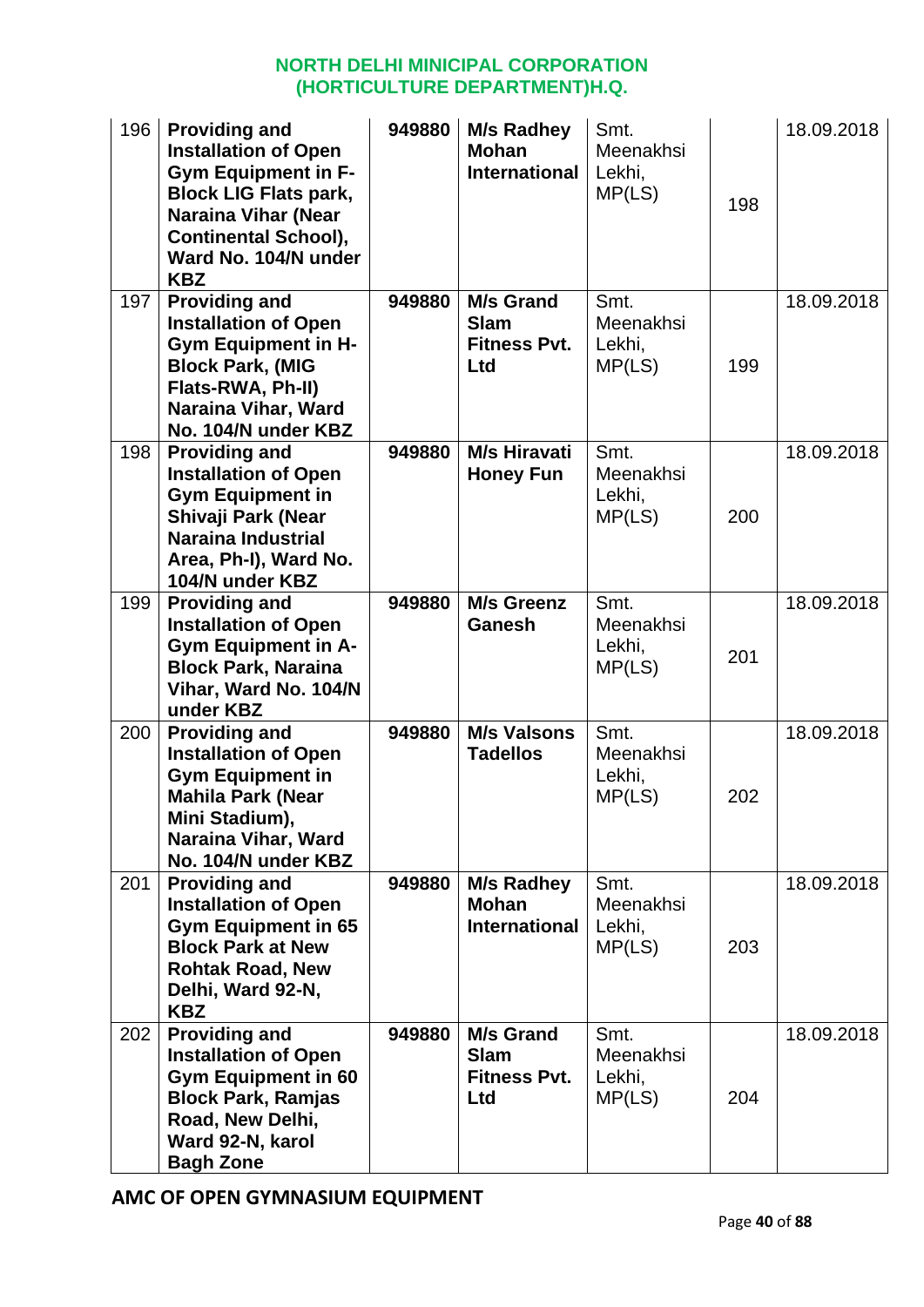**NORTH DELHI MINICIPAL CORPORATION (HORTICULTURE DEPARTMENT)H.Q.**

| | | | | | | |
|---|---|---|---|---|---|---|
| 196 | **Providing and Installation of Open Gym Equipment in F-Block LIG Flats park, Naraina Vihar (Near Continental School), Ward No. 104/N under KBZ** | **949880** | **M/s Radhey Mohan International** | Smt. Meenakhsi Lekhi, MP(LS) | 198 | 18.09.2018 |
| 197 | **Providing and Installation of Open Gym Equipment in H-Block Park, (MIG Flats-RWA, Ph-II) Naraina Vihar, Ward No. 104/N under KBZ** | **949880** | **M/s Grand Slam Fitness Pvt. Ltd** | Smt. Meenakhsi Lekhi, MP(LS) | 199 | 18.09.2018 |
| 198 | **Providing and Installation of Open Gym Equipment in Shivaji Park (Near Naraina Industrial Area, Ph-I), Ward No. 104/N under KBZ** | **949880** | **M/s Hiravati Honey Fun** | Smt. Meenakhsi Lekhi, MP(LS) | 200 | 18.09.2018 |
| 199 | **Providing and Installation of Open Gym Equipment in A-Block Park, Naraina Vihar, Ward No. 104/N under KBZ** | **949880** | **M/s Greenz Ganesh** | Smt. Meenakhsi Lekhi, MP(LS) | 201 | 18.09.2018 |
| 200 | **Providing and Installation of Open Gym Equipment in Mahila Park (Near Mini Stadium), Naraina Vihar, Ward No. 104/N under KBZ** | **949880** | **M/s Valsons Tadellos** | Smt. Meenakhsi Lekhi, MP(LS) | 202 | 18.09.2018 |
| 201 | **Providing and Installation of Open Gym Equipment in 65 Block Park at New Rohtak Road, New Delhi, Ward 92-N, KBZ** | **949880** | **M/s Radhey Mohan International** | Smt. Meenakhsi Lekhi, MP(LS) | 203 | 18.09.2018 |
| 202 | **Providing and Installation of Open Gym Equipment in 60 Block Park, Ramjas Road, New Delhi, Ward 92-N, karol Bagh Zone** | **949880** | **M/s Grand Slam Fitness Pvt. Ltd** | Smt. Meenakhsi Lekhi, MP(LS) | 204 | 18.09.2018 |

**AMC OF OPEN GYMNASIUM EQUIPMENT**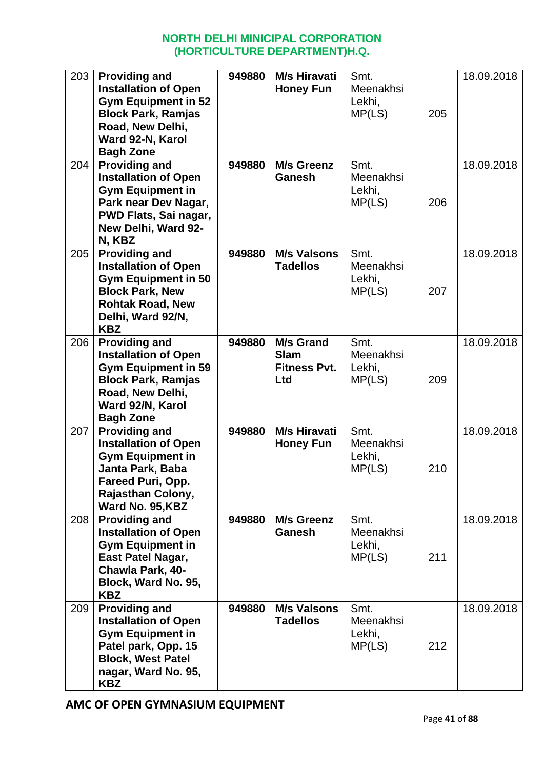NORTH DELHI MINICIPAL CORPORATION
(HORTICULTURE DEPARTMENT)H.Q.

| | | | | | | |
|---|---|---|---|---|---|---|
| 203 | **Providing and Installation of Open Gym Equipment in 52 Block Park, Ramjas Road, New Delhi, Ward 92-N, Karol Bagh Zone** | **949880** | **M/s Hiravati Honey Fun** | Smt. Meenakhsi Lekhi, MP(LS) | 205 | 18.09.2018 |
| 204 | **Providing and Installation of Open Gym Equipment in Park near Dev Nagar, PWD Flats, Sai nagar, New Delhi, Ward 92-N, KBZ** | **949880** | **M/s Greenz Ganesh** | Smt. Meenakhsi Lekhi, MP(LS) | 206 | 18.09.2018 |
| 205 | **Providing and Installation of Open Gym Equipment in 50 Block Park, New Rohtak Road, New Delhi, Ward 92/N, KBZ** | **949880** | **M/s Valsons Tadellos** | Smt. Meenakhsi Lekhi, MP(LS) | 207 | 18.09.2018 |
| 206 | **Providing and Installation of Open Gym Equipment in 59 Block Park, Ramjas Road, New Delhi, Ward 92/N, Karol Bagh Zone** | **949880** | **M/s Grand Slam Fitness Pvt. Ltd** | Smt. Meenakhsi Lekhi, MP(LS) | 209 | 18.09.2018 |
| 207 | **Providing and Installation of Open Gym Equipment in Janta Park, Baba Fareed Puri, Opp. Rajasthan Colony, Ward No. 95,KBZ** | **949880** | **M/s Hiravati Honey Fun** | Smt. Meenakhsi Lekhi, MP(LS) | 210 | 18.09.2018 |
| 208 | **Providing and Installation of Open Gym Equipment in East Patel Nagar, Chawla Park, 40-Block, Ward No. 95, KBZ** | **949880** | **M/s Greenz Ganesh** | Smt. Meenakhsi Lekhi, MP(LS) | 211 | 18.09.2018 |
| 209 | **Providing and Installation of Open Gym Equipment in Patel park, Opp. 15 Block, West Patel nagar, Ward No. 95, KBZ** | **949880** | **M/s Valsons Tadellos** | Smt. Meenakhsi Lekhi, MP(LS) | 212 | 18.09.2018 |

**AMC OF OPEN GYMNASIUM EQUIPMENT**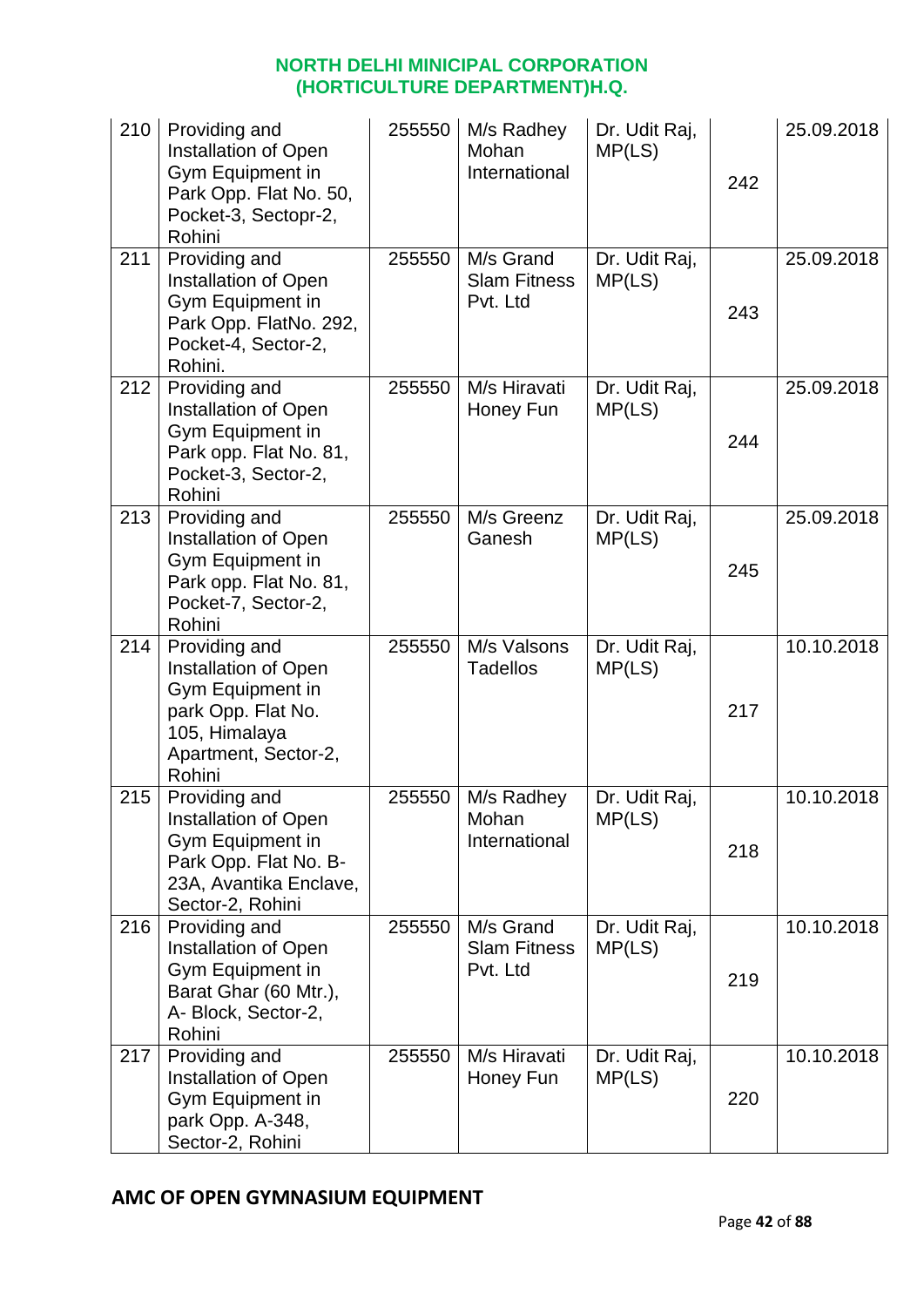## NORTH DELHI MINICIPAL CORPORATION (HORTICULTURE DEPARTMENT)H.Q.

| | | | | | | |
|---|---|---|---|---|---|---|
| 210 | Providing and Installation of Open Gym Equipment in Park Opp. Flat No. 50, Pocket-3, Sectopr-2, Rohini | 255550 | M/s Radhey Mohan International | Dr. Udit Raj, MP(LS) | 242 | 25.09.2018 |
| 211 | Providing and Installation of Open Gym Equipment in Park Opp. FlatNo. 292, Pocket-4, Sector-2, Rohini. | 255550 | M/s Grand Slam Fitness Pvt. Ltd | Dr. Udit Raj, MP(LS) | 243 | 25.09.2018 |
| 212 | Providing and Installation of Open Gym Equipment in Park opp. Flat No. 81, Pocket-3, Sector-2, Rohini | 255550 | M/s Hiravati Honey Fun | Dr. Udit Raj, MP(LS) | 244 | 25.09.2018 |
| 213 | Providing and Installation of Open Gym Equipment in Park opp. Flat No. 81, Pocket-7, Sector-2, Rohini | 255550 | M/s Greenz Ganesh | Dr. Udit Raj, MP(LS) | 245 | 25.09.2018 |
| 214 | Providing and Installation of Open Gym Equipment in park Opp. Flat No. 105, Himalaya Apartment, Sector-2, Rohini | 255550 | M/s Valsons Tadellos | Dr. Udit Raj, MP(LS) | 217 | 10.10.2018 |
| 215 | Providing and Installation of Open Gym Equipment in Park Opp. Flat No. B-23A, Avantika Enclave, Sector-2, Rohini | 255550 | M/s Radhey Mohan International | Dr. Udit Raj, MP(LS) | 218 | 10.10.2018 |
| 216 | Providing and Installation of Open Gym Equipment in Barat Ghar (60 Mtr.), A- Block, Sector-2, Rohini | 255550 | M/s Grand Slam Fitness Pvt. Ltd | Dr. Udit Raj, MP(LS) | 219 | 10.10.2018 |
| 217 | Providing and Installation of Open Gym Equipment in park Opp. A-348, Sector-2, Rohini | 255550 | M/s Hiravati Honey Fun | Dr. Udit Raj, MP(LS) | 220 | 10.10.2018 |

**AMC OF OPEN GYMNASIUM EQUIPMENT**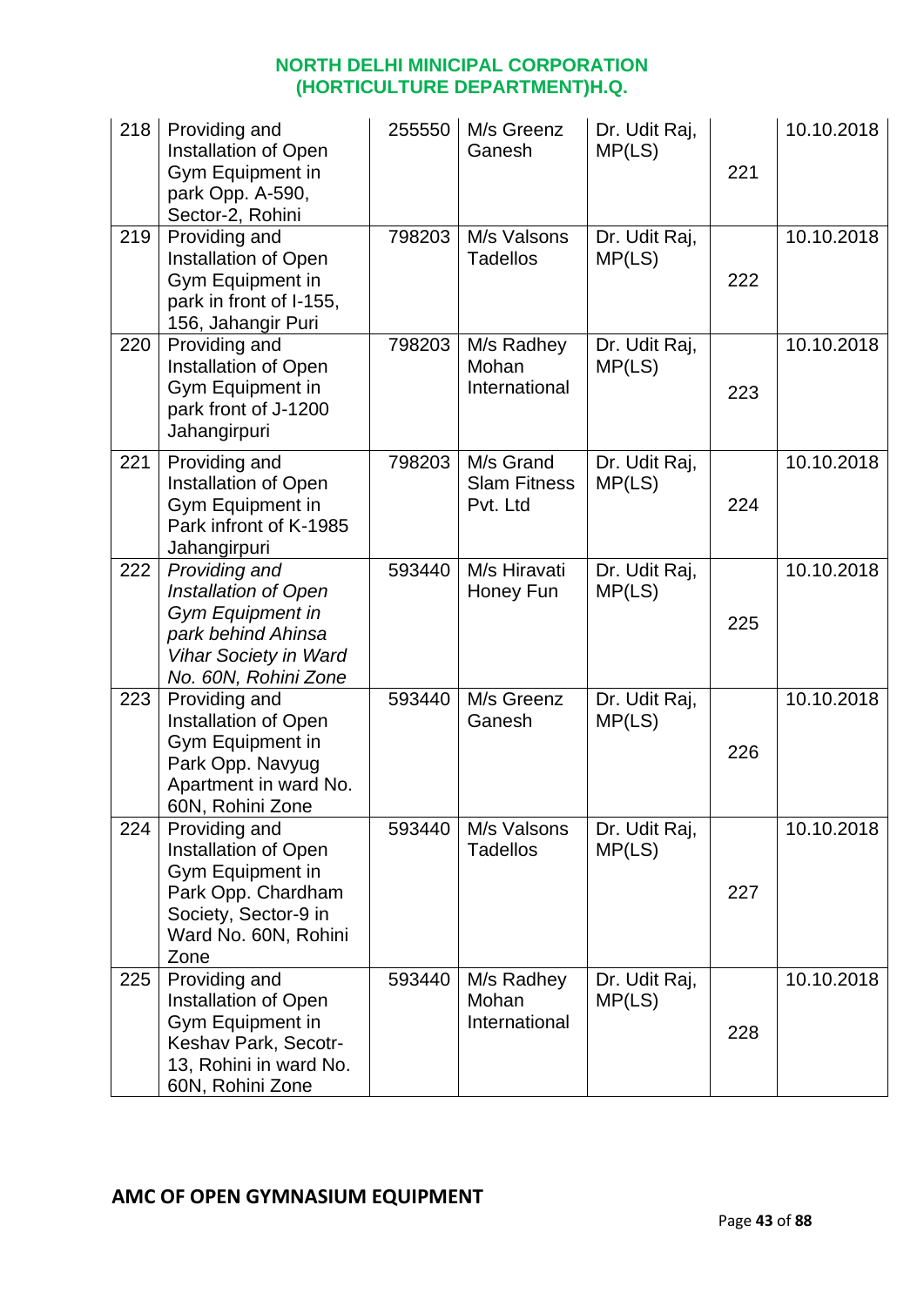## NORTH DELHI MINICIPAL CORPORATION (HORTICULTURE DEPARTMENT)H.Q.

| | | | | | | |
|---|---|---|---|---|---|---|
| 218 | Providing and Installation of Open Gym Equipment in park Opp. A-590, Sector-2, Rohini | 255550 | M/s Greenz Ganesh | Dr. Udit Raj, MP(LS) | 221 | 10.10.2018 |
| 219 | Providing and Installation of Open Gym Equipment in park in front of I-155, 156, Jahangir Puri | 798203 | M/s Valsons Tadellos | Dr. Udit Raj, MP(LS) | 222 | 10.10.2018 |
| 220 | Providing and Installation of Open Gym Equipment in park front of J-1200 Jahangirpuri | 798203 | M/s Radhey Mohan International | Dr. Udit Raj, MP(LS) | 223 | 10.10.2018 |
| 221 | Providing and Installation of Open Gym Equipment in Park infront of K-1985 Jahangirpuri | 798203 | M/s Grand Slam Fitness Pvt. Ltd | Dr. Udit Raj, MP(LS) | 224 | 10.10.2018 |
| 222 | *Providing and Installation of Open Gym Equipment in park behind Ahinsa Vihar Society in Ward No. 60N, Rohini Zone* | 593440 | M/s Hiravati Honey Fun | Dr. Udit Raj, MP(LS) | 225 | 10.10.2018 |
| 223 | Providing and Installation of Open Gym Equipment in Park Opp. Navyug Apartment in ward No. 60N, Rohini Zone | 593440 | M/s Greenz Ganesh | Dr. Udit Raj, MP(LS) | 226 | 10.10.2018 |
| 224 | Providing and Installation of Open Gym Equipment in Park Opp. Chardham Society, Sector-9 in Ward No. 60N, Rohini Zone | 593440 | M/s Valsons Tadellos | Dr. Udit Raj, MP(LS) | 227 | 10.10.2018 |
| 225 | Providing and Installation of Open Gym Equipment in Keshav Park, Secotr-13, Rohini in ward No. 60N, Rohini Zone | 593440 | M/s Radhey Mohan International | Dr. Udit Raj, MP(LS) | 228 | 10.10.2018 |

**AMC OF OPEN GYMNASIUM EQUIPMENT**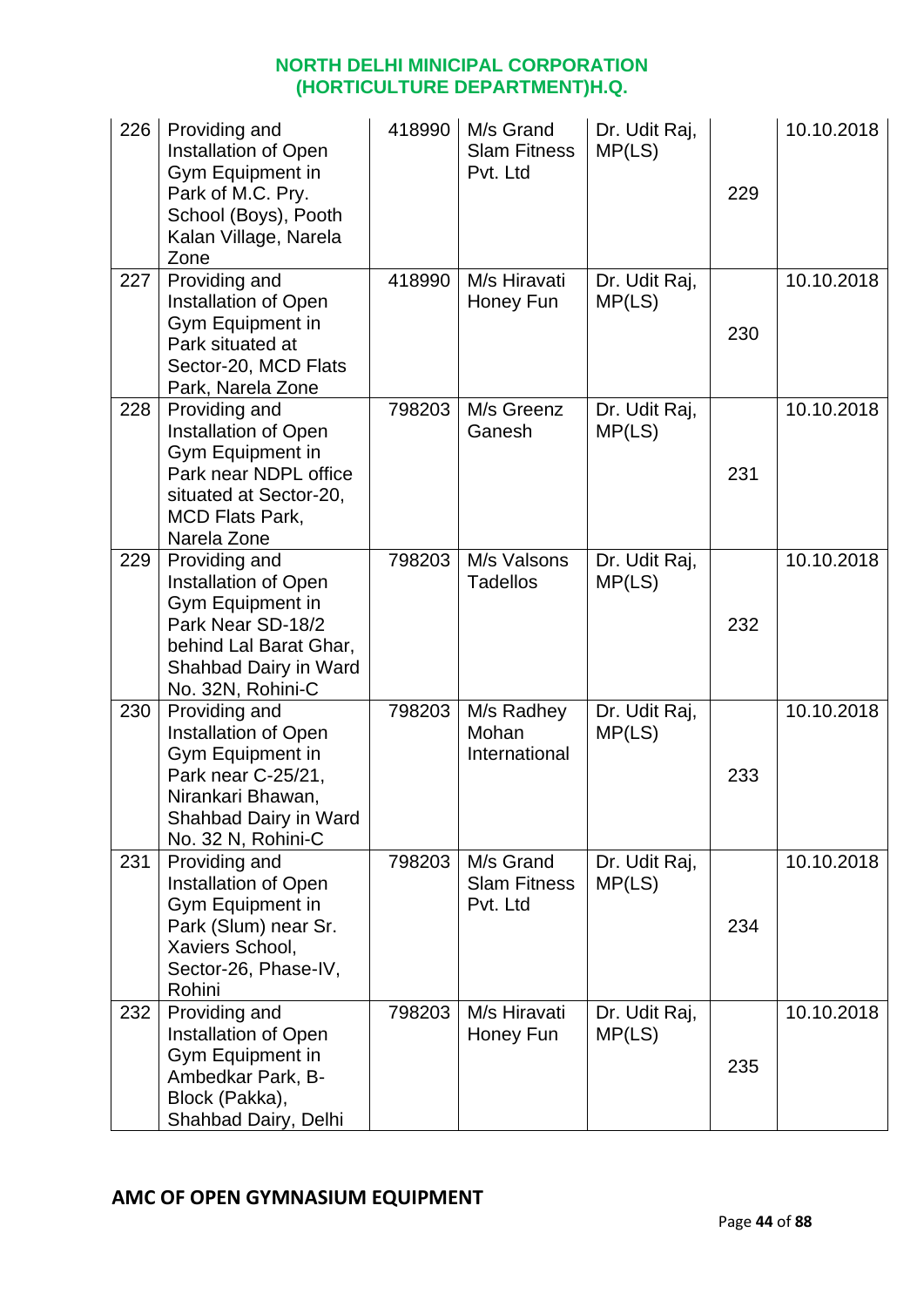## NORTH DELHI MUNICIPAL CORPORATION (HORTICULTURE DEPARTMENT)H.Q.

| | | | | | | |
|---|---|---|---|---|---|---|
| 226 | Providing and Installation of Open Gym Equipment in Park of M.C. Pry. School (Boys), Pooth Kalan Village, Narela Zone | 418990 | M/s Grand Slam Fitness Pvt. Ltd | Dr. Udit Raj, MP(LS) | 229 | 10.10.2018 |
| 227 | Providing and Installation of Open Gym Equipment in Park situated at Sector-20, MCD Flats Park, Narela Zone | 418990 | M/s Hiravati Honey Fun | Dr. Udit Raj, MP(LS) | 230 | 10.10.2018 |
| 228 | Providing and Installation of Open Gym Equipment in Park near NDPL office situated at Sector-20, MCD Flats Park, Narela Zone | 798203 | M/s Greenz Ganesh | Dr. Udit Raj, MP(LS) | 231 | 10.10.2018 |
| 229 | Providing and Installation of Open Gym Equipment in Park Near SD-18/2 behind Lal Barat Ghar, Shahbad Dairy in Ward No. 32N, Rohini-C | 798203 | M/s Valsons Tadellos | Dr. Udit Raj, MP(LS) | 232 | 10.10.2018 |
| 230 | Providing and Installation of Open Gym Equipment in Park near C-25/21, Nirankari Bhawan, Shahbad Dairy in Ward No. 32 N, Rohini-C | 798203 | M/s Radhey Mohan International | Dr. Udit Raj, MP(LS) | 233 | 10.10.2018 |
| 231 | Providing and Installation of Open Gym Equipment in Park (Slum) near Sr. Xaviers School, Sector-26, Phase-IV, Rohini | 798203 | M/s Grand Slam Fitness Pvt. Ltd | Dr. Udit Raj, MP(LS) | 234 | 10.10.2018 |
| 232 | Providing and Installation of Open Gym Equipment in Ambedkar Park, B-Block (Pakka), Shahbad Dairy, Delhi | 798203 | M/s Hiravati Honey Fun | Dr. Udit Raj, MP(LS) | 235 | 10.10.2018 |

**AMC OF OPEN GYMNASIUM EQUIPMENT**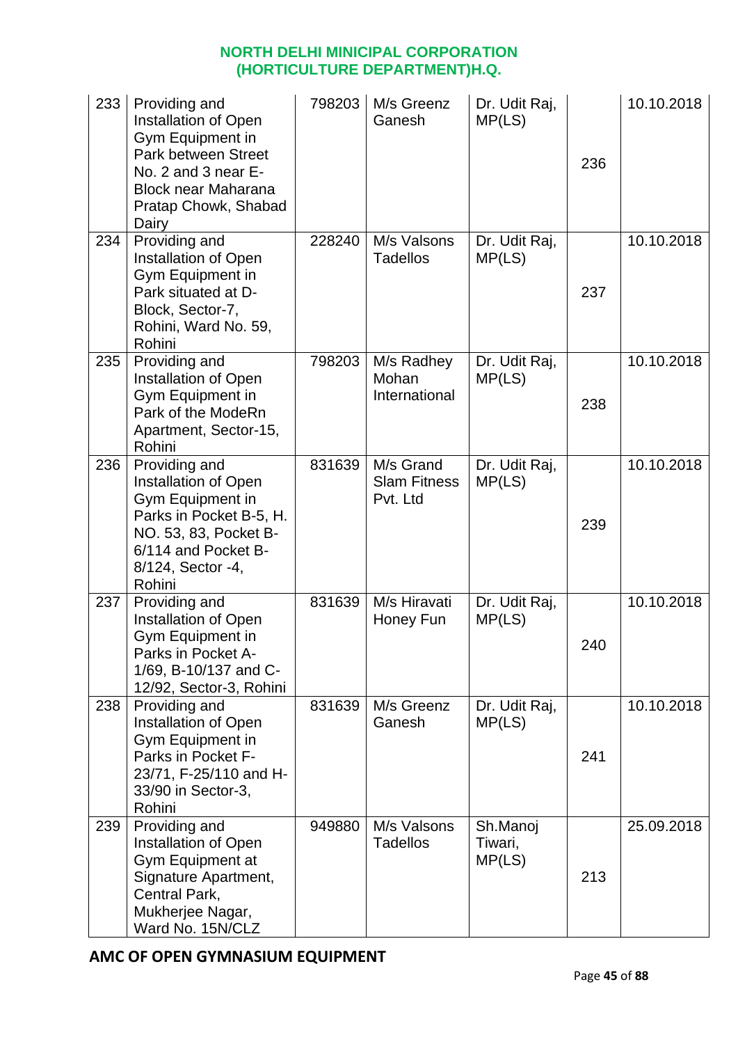**NORTH DELHI MINICIPAL CORPORATION (HORTICULTURE DEPARTMENT)H.Q.**

| | | | | | | |
|---|---|---|---|---|---|---|
| 233 | Providing and Installation of Open Gym Equipment in Park between Street No. 2 and 3 near E-Block near Maharana Pratap Chowk, Shabad Dairy | 798203 | M/s Greenz Ganesh | Dr. Udit Raj, MP(LS) | 236 | 10.10.2018 |
| 234 | Providing and Installation of Open Gym Equipment in Park situated at D-Block, Sector-7, Rohini, Ward No. 59, Rohini | 228240 | M/s Valsons Tadellos | Dr. Udit Raj, MP(LS) | 237 | 10.10.2018 |
| 235 | Providing and Installation of Open Gym Equipment in Park of the ModeRn Apartment, Sector-15, Rohini | 798203 | M/s Radhey Mohan International | Dr. Udit Raj, MP(LS) | 238 | 10.10.2018 |
| 236 | Providing and Installation of Open Gym Equipment in Parks in Pocket B-5, H. NO. 53, 83, Pocket B-6/114 and Pocket B-8/124, Sector -4, Rohini | 831639 | M/s Grand Slam Fitness Pvt. Ltd | Dr. Udit Raj, MP(LS) | 239 | 10.10.2018 |
| 237 | Providing and Installation of Open Gym Equipment in Parks in Pocket A-1/69, B-10/137 and C-12/92, Sector-3, Rohini | 831639 | M/s Hiravati Honey Fun | Dr. Udit Raj, MP(LS) | 240 | 10.10.2018 |
| 238 | Providing and Installation of Open Gym Equipment in Parks in Pocket F-23/71, F-25/110 and H-33/90 in Sector-3, Rohini | 831639 | M/s Greenz Ganesh | Dr. Udit Raj, MP(LS) | 241 | 10.10.2018 |
| 239 | Providing and Installation of Open Gym Equipment at Signature Apartment, Central Park, Mukherjee Nagar, Ward No. 15N/CLZ | 949880 | M/s Valsons Tadellos | Sh.Manoj Tiwari, MP(LS) | 213 | 25.09.2018 |

**AMC OF OPEN GYMNASIUM EQUIPMENT**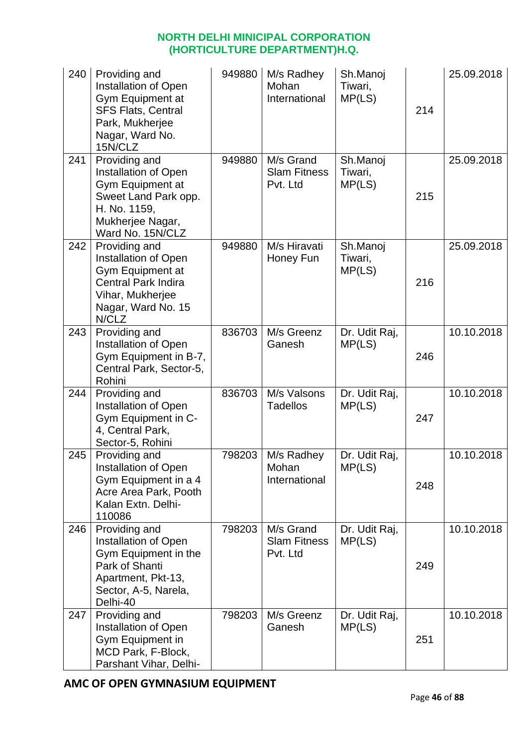| 240 | Providing and Installation of Open Gym Equipment at SFS Flats, Central Park, Mukherjee Nagar, Ward No. 15N/CLZ | 949880 | M/s Radhey Mohan International | Sh.Manoj Tiwari, MP(LS) | 214 | 25.09.2018 |
|---|---|---|---|---|---|---|
| 241 | Providing and Installation of Open Gym Equipment at Sweet Land Park opp. H. No. 1159, Mukherjee Nagar, Ward No. 15N/CLZ | 949880 | M/s Grand Slam Fitness Pvt. Ltd | Sh.Manoj Tiwari, MP(LS) | 215 | 25.09.2018 |
| 242 | Providing and Installation of Open Gym Equipment at Central Park Indira Vihar, Mukherjee Nagar, Ward No. 15 N/CLZ | 949880 | M/s Hiravati Honey Fun | Sh.Manoj Tiwari, MP(LS) | 216 | 25.09.2018 |
| 243 | Providing and Installation of Open Gym Equipment in B-7, Central Park, Sector-5, Rohini | 836703 | M/s Greenz Ganesh | Dr. Udit Raj, MP(LS) | 246 | 10.10.2018 |
| 244 | Providing and Installation of Open Gym Equipment in C-4, Central Park, Sector-5, Rohini | 836703 | M/s Valsons Tadellos | Dr. Udit Raj, MP(LS) | 247 | 10.10.2018 |
| 245 | Providing and Installation of Open Gym Equipment in a 4 Acre Area Park, Pooth Kalan Extn. Delhi-110086 | 798203 | M/s Radhey Mohan International | Dr. Udit Raj, MP(LS) | 248 | 10.10.2018 |
| 246 | Providing and Installation of Open Gym Equipment in the Park of Shanti Apartment, Pkt-13, Sector, A-5, Narela, Delhi-40 | 798203 | M/s Grand Slam Fitness Pvt. Ltd | Dr. Udit Raj, MP(LS) | 249 | 10.10.2018 |
| 247 | Providing and Installation of Open Gym Equipment in MCD Park, F-Block, Parshant Vihar, Delhi- | 798203 | M/s Greenz Ganesh | Dr. Udit Raj, MP(LS) | 251 | 10.10.2018 |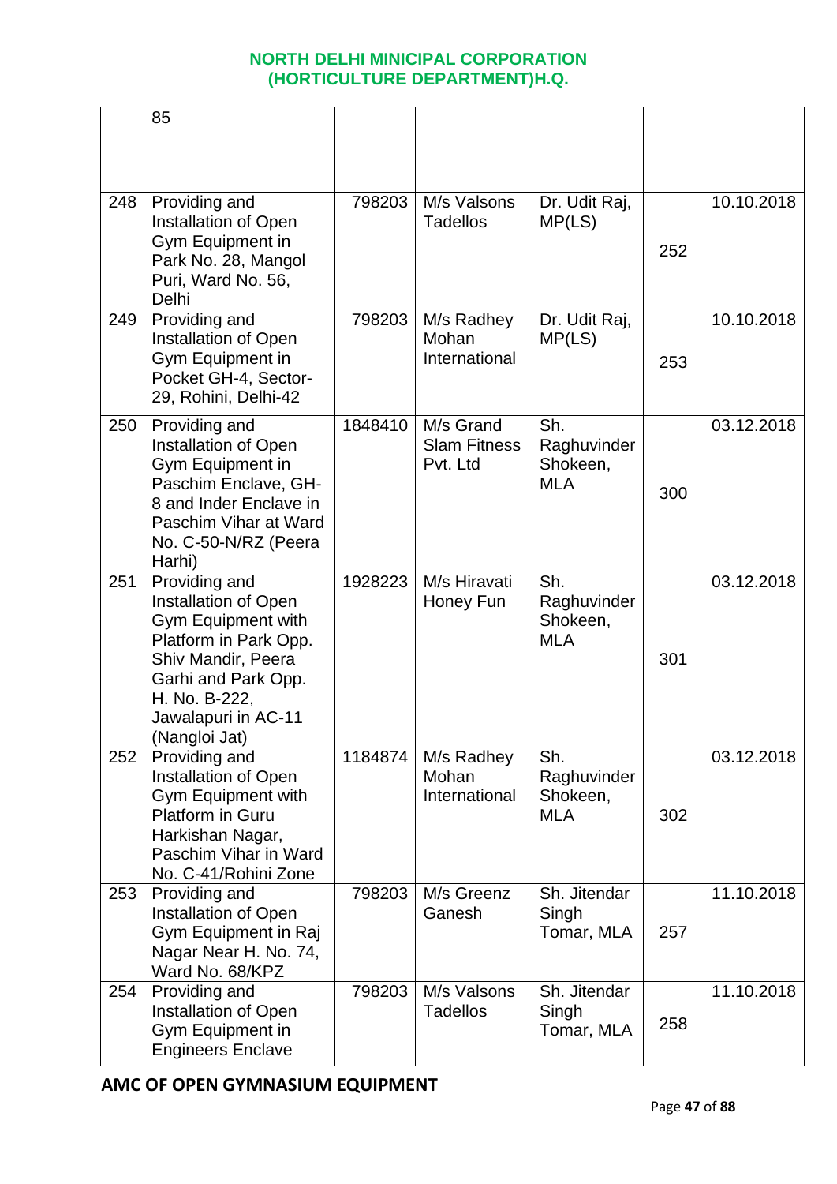| | | | | | | |
|---|---|---|---|---|---|---|
| | 85 | | | | | |
| 248 | Providing and Installation of Open Gym Equipment in Park No. 28, Mangol Puri, Ward No. 56, Delhi | 798203 | M/s Valsons Tadellos | Dr. Udit Raj, MP(LS) | 252 | 10.10.2018 |
| 249 | Providing and Installation of Open Gym Equipment in Pocket GH-4, Sector-29, Rohini, Delhi-42 | 798203 | M/s Radhey Mohan International | Dr. Udit Raj, MP(LS) | 253 | 10.10.2018 |
| 250 | Providing and Installation of Open Gym Equipment in Paschim Enclave, GH-8 and Inder Enclave in Paschim Vihar at Ward No. C-50-N/RZ (Peera Harhi) | 1848410 | M/s Grand Slam Fitness Pvt. Ltd | Sh. Raghuvinder Shokeen, MLA | 300 | 03.12.2018 |
| 251 | Providing and Installation of Open Gym Equipment with Platform in Park Opp. Shiv Mandir, Peera Garhi and Park Opp. H. No. B-222, Jawalapuri in AC-11 (Nangloi Jat) | 1928223 | M/s Hiravati Honey Fun | Sh. Raghuvinder Shokeen, MLA | 301 | 03.12.2018 |
| 252 | Providing and Installation of Open Gym Equipment with Platform in Guru Harkishan Nagar, Paschim Vihar in Ward No. C-41/Rohini Zone | 1184874 | M/s Radhey Mohan International | Sh. Raghuvinder Shokeen, MLA | 302 | 03.12.2018 |
| 253 | Providing and Installation of Open Gym Equipment in Raj Nagar Near H. No. 74, Ward No. 68/KPZ | 798203 | M/s Greenz Ganesh | Sh. Jitendar Singh Tomar, MLA | 257 | 11.10.2018 |
| 254 | Providing and Installation of Open Gym Equipment in Engineers Enclave | 798203 | M/s Valsons Tadellos | Sh. Jitendar Singh Tomar, MLA | 258 | 11.10.2018 |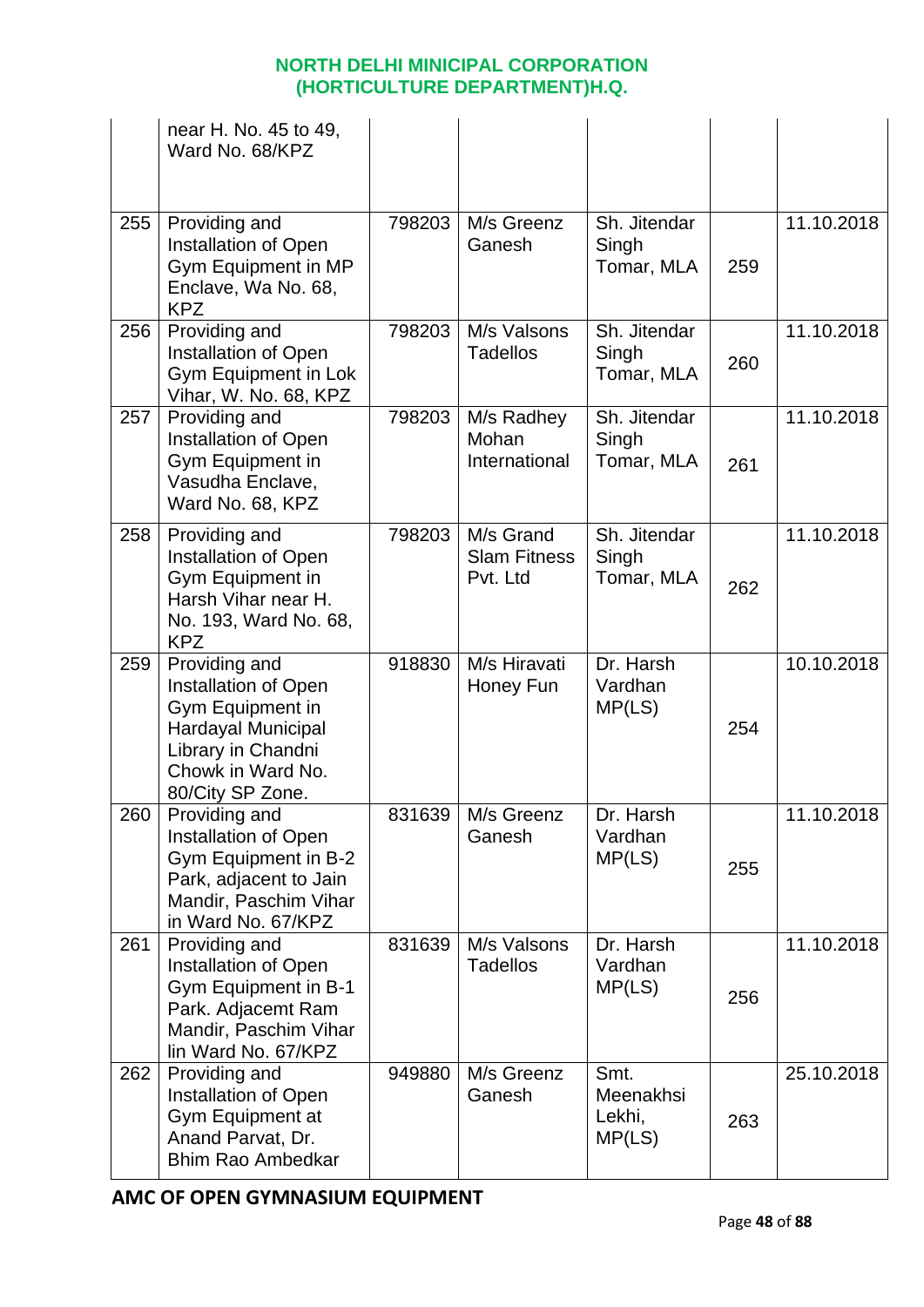| | | | | | | |
|---|---|---|---|---|---|---|
| | near H. No. 45 to 49, Ward No. 68/KPZ | | | | | |
| 255 | Providing and Installation of Open Gym Equipment in MP Enclave, Wa No. 68, KPZ | 798203 | M/s Greenz Ganesh | Sh. Jitendar Singh Tomar, MLA | 259 | 11.10.2018 |
| 256 | Providing and Installation of Open Gym Equipment in Lok Vihar, W. No. 68, KPZ | 798203 | M/s Valsons Tadellos | Sh. Jitendar Singh Tomar, MLA | 260 | 11.10.2018 |
| 257 | Providing and Installation of Open Gym Equipment in Vasudha Enclave, Ward No. 68, KPZ | 798203 | M/s Radhey Mohan International | Sh. Jitendar Singh Tomar, MLA | 261 | 11.10.2018 |
| 258 | Providing and Installation of Open Gym Equipment in Harsh Vihar near H. No. 193, Ward No. 68, KPZ | 798203 | M/s Grand Slam Fitness Pvt. Ltd | Sh. Jitendar Singh Tomar, MLA | 262 | 11.10.2018 |
| 259 | Providing and Installation of Open Gym Equipment in Hardayal Municipal Library in Chandni Chowk in Ward No. 80/City SP Zone. | 918830 | M/s Hiravati Honey Fun | Dr. Harsh Vardhan MP(LS) | 254 | 10.10.2018 |
| 260 | Providing and Installation of Open Gym Equipment in B-2 Park, adjacent to Jain Mandir, Paschim Vihar in Ward No. 67/KPZ | 831639 | M/s Greenz Ganesh | Dr. Harsh Vardhan MP(LS) | 255 | 11.10.2018 |
| 261 | Providing and Installation of Open Gym Equipment in B-1 Park. Adjacemt Ram Mandir, Paschim Vihar Iin Ward No. 67/KPZ | 831639 | M/s Valsons Tadellos | Dr. Harsh Vardhan MP(LS) | 256 | 11.10.2018 |
| 262 | Providing and Installation of Open Gym Equipment at Anand Parvat, Dr. Bhim Rao Ambedkar | 949880 | M/s Greenz Ganesh | Smt. Meenakhsi Lekhi, MP(LS) | 263 | 25.10.2018 |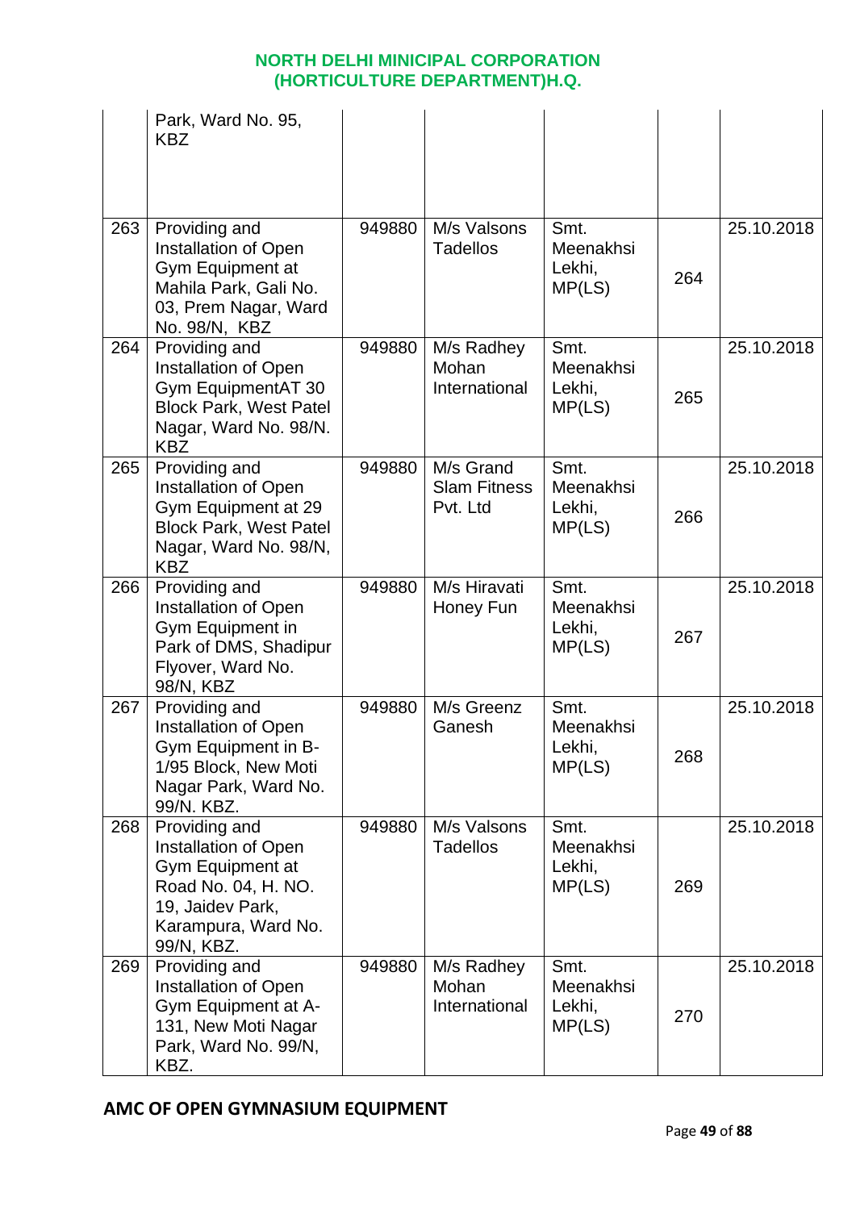| | | | | | | |
|---|---|---|---|---|---|---|
| | Park, Ward No. 95, KBZ | | | | | |
| 263 | Providing and Installation of Open Gym Equipment at Mahila Park, Gali No. 03, Prem Nagar, Ward No. 98/N, KBZ | 949880 | M/s Valsons Tadellos | Smt. Meenakhsi Lekhi, MP(LS) | 264 | 25.10.2018 |
| 264 | Providing and Installation of Open Gym EquipmentAT 30 Block Park, West Patel Nagar, Ward No. 98/N. KBZ | 949880 | M/s Radhey Mohan International | Smt. Meenakhsi Lekhi, MP(LS) | 265 | 25.10.2018 |
| 265 | Providing and Installation of Open Gym Equipment at 29 Block Park, West Patel Nagar, Ward No. 98/N, KBZ | 949880 | M/s Grand Slam Fitness Pvt. Ltd | Smt. Meenakhsi Lekhi, MP(LS) | 266 | 25.10.2018 |
| 266 | Providing and Installation of Open Gym Equipment in Park of DMS, Shadipur Flyover, Ward No. 98/N, KBZ | 949880 | M/s Hiravati Honey Fun | Smt. Meenakhsi Lekhi, MP(LS) | 267 | 25.10.2018 |
| 267 | Providing and Installation of Open Gym Equipment in B-1/95 Block, New Moti Nagar Park, Ward No. 99/N. KBZ. | 949880 | M/s Greenz Ganesh | Smt. Meenakhsi Lekhi, MP(LS) | 268 | 25.10.2018 |
| 268 | Providing and Installation of Open Gym Equipment at Road No. 04, H. NO. 19, Jaidev Park, Karampura, Ward No. 99/N, KBZ. | 949880 | M/s Valsons Tadellos | Smt. Meenakhsi Lekhi, MP(LS) | 269 | 25.10.2018 |
| 269 | Providing and Installation of Open Gym Equipment at A-131, New Moti Nagar Park, Ward No. 99/N, KBZ. | 949880 | M/s Radhey Mohan International | Smt. Meenakhsi Lekhi, MP(LS) | 270 | 25.10.2018 |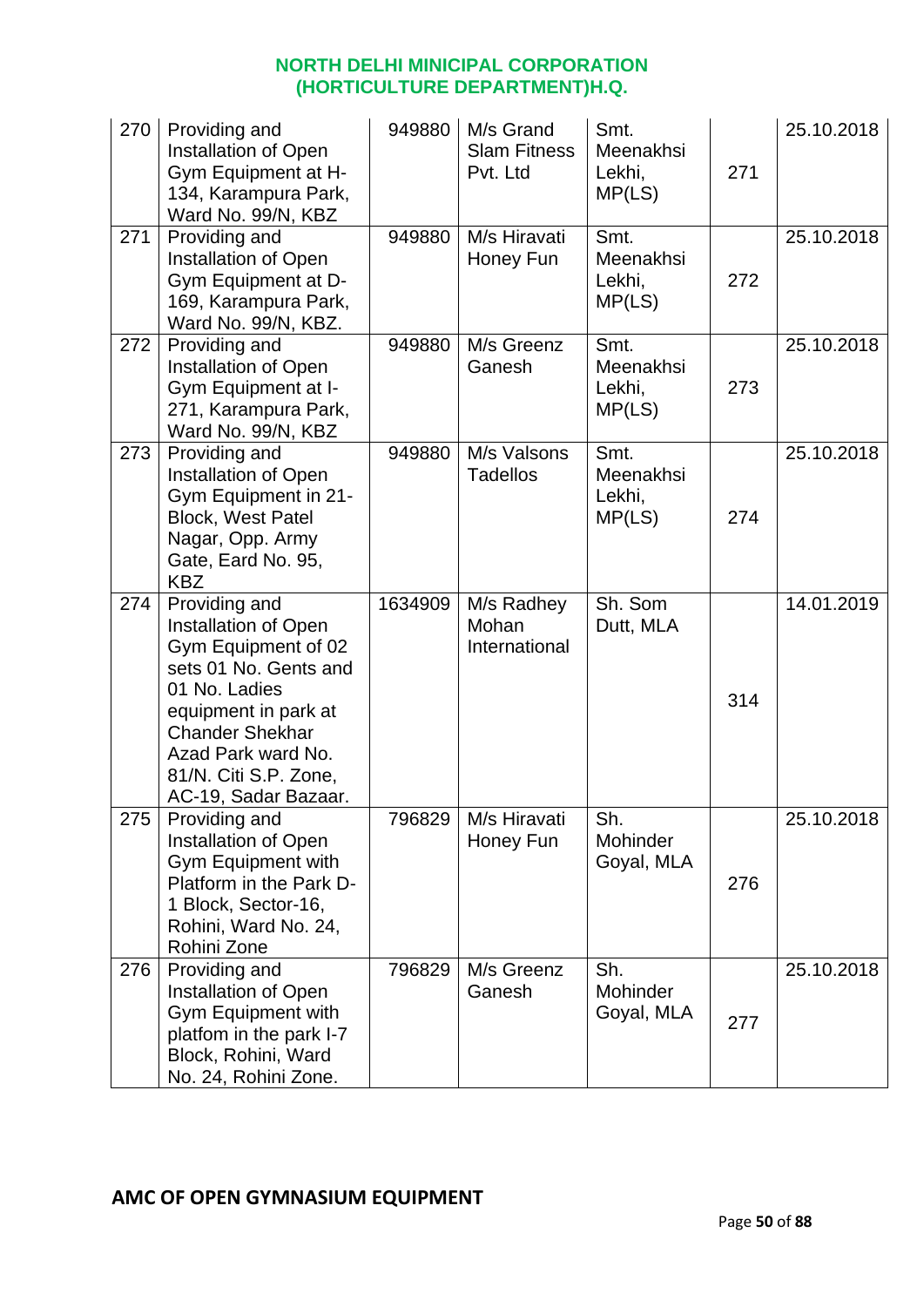| | | | | | | |
|---|---|---|---|---|---|---|
| 270 | Providing and Installation of Open Gym Equipment at H-134, Karampura Park, Ward No. 99/N, KBZ | 949880 | M/s Grand Slam Fitness Pvt. Ltd | Smt. Meenakhsi Lekhi, MP(LS) | 271 | 25.10.2018 |
| 271 | Providing and Installation of Open Gym Equipment at D-169, Karampura Park, Ward No. 99/N, KBZ. | 949880 | M/s Hiravati Honey Fun | Smt. Meenakhsi Lekhi, MP(LS) | 272 | 25.10.2018 |
| 272 | Providing and Installation of Open Gym Equipment at I-271, Karampura Park, Ward No. 99/N, KBZ | 949880 | M/s Greenz Ganesh | Smt. Meenakhsi Lekhi, MP(LS) | 273 | 25.10.2018 |
| 273 | Providing and Installation of Open Gym Equipment in 21-Block, West Patel Nagar, Opp. Army Gate, Eard No. 95, KBZ | 949880 | M/s Valsons Tadellos | Smt. Meenakhsi Lekhi, MP(LS) | 274 | 25.10.2018 |
| 274 | Providing and Installation of Open Gym Equipment of 02 sets 01 No. Gents and 01 No. Ladies equipment in park at Chander Shekhar Azad Park ward No. 81/N. Citi S.P. Zone, AC-19, Sadar Bazaar. | 1634909 | M/s Radhey Mohan International | Sh. Som Dutt, MLA | 314 | 14.01.2019 |
| 275 | Providing and Installation of Open Gym Equipment with Platform in the Park D-1 Block, Sector-16, Rohini, Ward No. 24, Rohini Zone | 796829 | M/s Hiravati Honey Fun | Sh. Mohinder Goyal, MLA | 276 | 25.10.2018 |
| 276 | Providing and Installation of Open Gym Equipment with platfom in the park I-7 Block, Rohini, Ward No. 24, Rohini Zone. | 796829 | M/s Greenz Ganesh | Sh. Mohinder Goyal, MLA | 277 | 25.10.2018 |

## AMC OF OPEN GYMNASIUM EQUIPMENT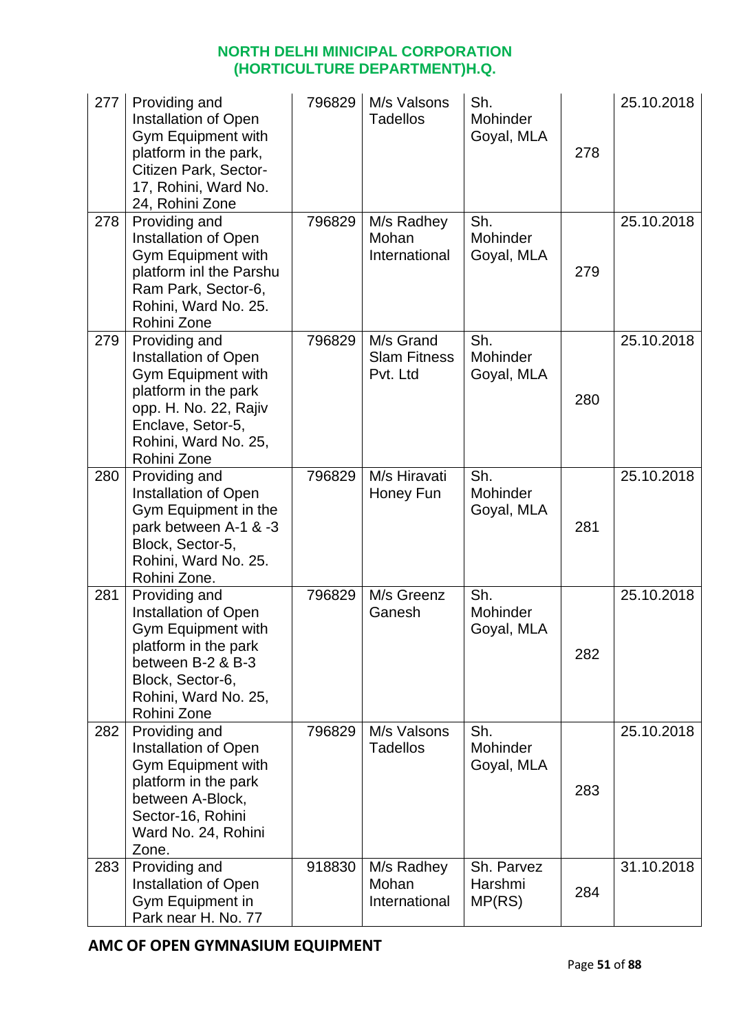| 277 | Providing and Installation of Open Gym Equipment with platform in the park, Citizen Park, Sector-17, Rohini, Ward No. 24, Rohini Zone | 796829 | M/s Valsons Tadellos | Sh. Mohinder Goyal, MLA | 278 | 25.10.2018 |
|---|---|---|---|---|---|---|
| 278 | Providing and Installation of Open Gym Equipment with platform inl the Parshu Ram Park, Sector-6, Rohini, Ward No. 25. Rohini Zone | 796829 | M/s Radhey Mohan International | Sh. Mohinder Goyal, MLA | 279 | 25.10.2018 |
| 279 | Providing and Installation of Open Gym Equipment with platform in the park opp. H. No. 22, Rajiv Enclave, Setor-5, Rohini, Ward No. 25, Rohini Zone | 796829 | M/s Grand Slam Fitness Pvt. Ltd | Sh. Mohinder Goyal, MLA | 280 | 25.10.2018 |
| 280 | Providing and Installation of Open Gym Equipment in the park between A-1 & -3 Block, Sector-5, Rohini, Ward No. 25. Rohini Zone. | 796829 | M/s Hiravati Honey Fun | Sh. Mohinder Goyal, MLA | 281 | 25.10.2018 |
| 281 | Providing and Installation of Open Gym Equipment with platform in the park between B-2 & B-3 Block, Sector-6, Rohini, Ward No. 25, Rohini Zone | 796829 | M/s Greenz Ganesh | Sh. Mohinder Goyal, MLA | 282 | 25.10.2018 |
| 282 | Providing and Installation of Open Gym Equipment with platform in the park between A-Block, Sector-16, Rohini Ward No. 24, Rohini Zone. | 796829 | M/s Valsons Tadellos | Sh. Mohinder Goyal, MLA | 283 | 25.10.2018 |
| 283 | Providing and Installation of Open Gym Equipment in Park near H. No. 77 | 918830 | M/s Radhey Mohan International | Sh. Parvez Harshmi MP(RS) | 284 | 31.10.2018 |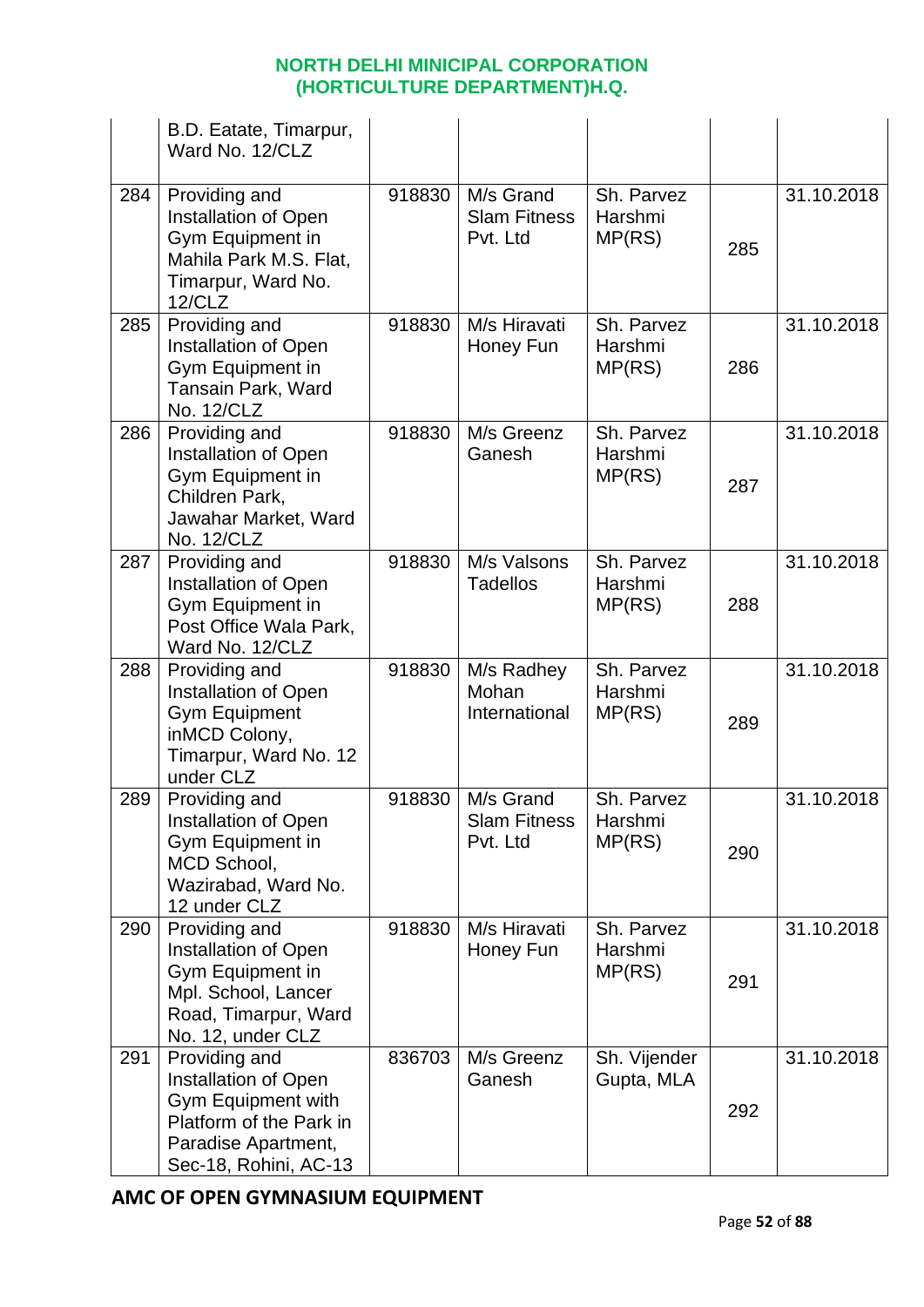# NORTH DELHI MINICIPAL CORPORATION (HORTICULTURE DEPARTMENT)H.Q.

| | | | | | | |
|---|---|---|---|---|---|---|
| | B.D. Eatate, Timarpur, Ward No. 12/CLZ | | | | | |
| 284 | Providing and Installation of Open Gym Equipment in Mahila Park M.S. Flat, Timarpur, Ward No. 12/CLZ | 918830 | M/s Grand Slam Fitness Pvt. Ltd | Sh. Parvez Harshmi MP(RS) | 285 | 31.10.2018 |
| 285 | Providing and Installation of Open Gym Equipment in Tansain Park, Ward No. 12/CLZ | 918830 | M/s Hiravati Honey Fun | Sh. Parvez Harshmi MP(RS) | 286 | 31.10.2018 |
| 286 | Providing and Installation of Open Gym Equipment in Children Park, Jawahar Market, Ward No. 12/CLZ | 918830 | M/s Greenz Ganesh | Sh. Parvez Harshmi MP(RS) | 287 | 31.10.2018 |
| 287 | Providing and Installation of Open Gym Equipment in Post Office Wala Park, Ward No. 12/CLZ | 918830 | M/s Valsons Tadellos | Sh. Parvez Harshmi MP(RS) | 288 | 31.10.2018 |
| 288 | Providing and Installation of Open Gym Equipment inMCD Colony, Timarpur, Ward No. 12 under CLZ | 918830 | M/s Radhey Mohan International | Sh. Parvez Harshmi MP(RS) | 289 | 31.10.2018 |
| 289 | Providing and Installation of Open Gym Equipment in MCD School, Wazirabad, Ward No. 12 under CLZ | 918830 | M/s Grand Slam Fitness Pvt. Ltd | Sh. Parvez Harshmi MP(RS) | 290 | 31.10.2018 |
| 290 | Providing and Installation of Open Gym Equipment in Mpl. School, Lancer Road, Timarpur, Ward No. 12, under CLZ | 918830 | M/s Hiravati Honey Fun | Sh. Parvez Harshmi MP(RS) | 291 | 31.10.2018 |
| 291 | Providing and Installation of Open Gym Equipment with Platform of the Park in Paradise Apartment, Sec-18, Rohini, AC-13 | 836703 | M/s Greenz Ganesh | Sh. Vijender Gupta, MLA | 292 | 31.10.2018 |

**AMC OF OPEN GYMNASIUM EQUIPMENT**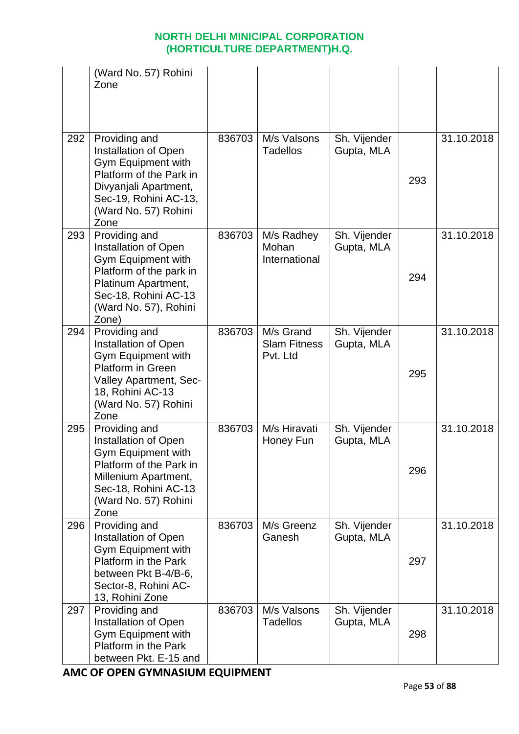| | (Ward No. 57) Rohini Zone | | | | | |
|---|---|---|---|---|---|---|
| 292 | Providing and Installation of Open Gym Equipment with Platform of the Park in Divyanjali Apartment, Sec-19, Rohini AC-13, (Ward No. 57) Rohini Zone | 836703 | M/s Valsons Tadellos | Sh. Vijender Gupta, MLA | 293 | 31.10.2018 |
| 293 | Providing and Installation of Open Gym Equipment with Platform of the park in Platinum Apartment, Sec-18, Rohini AC-13 (Ward No. 57), Rohini Zone) | 836703 | M/s Radhey Mohan International | Sh. Vijender Gupta, MLA | 294 | 31.10.2018 |
| 294 | Providing and Installation of Open Gym Equipment with Platform in Green Valley Apartment, Sec-18, Rohini AC-13 (Ward No. 57) Rohini Zone | 836703 | M/s Grand Slam Fitness Pvt. Ltd | Sh. Vijender Gupta, MLA | 295 | 31.10.2018 |
| 295 | Providing and Installation of Open Gym Equipment with Platform of the Park in Millenium Apartment, Sec-18, Rohini AC-13 (Ward No. 57) Rohini Zone | 836703 | M/s Hiravati Honey Fun | Sh. Vijender Gupta, MLA | 296 | 31.10.2018 |
| 296 | Providing and Installation of Open Gym Equipment with Platform in the Park between Pkt B-4/B-6, Sector-8, Rohini AC-13, Rohini Zone | 836703 | M/s Greenz Ganesh | Sh. Vijender Gupta, MLA | 297 | 31.10.2018 |
| 297 | Providing and Installation of Open Gym Equipment with Platform in the Park between Pkt. E-15 and | 836703 | M/s Valsons Tadellos | Sh. Vijender Gupta, MLA | 298 | 31.10.2018 |

**AMC OF OPEN GYMNASIUM EQUIPMENT**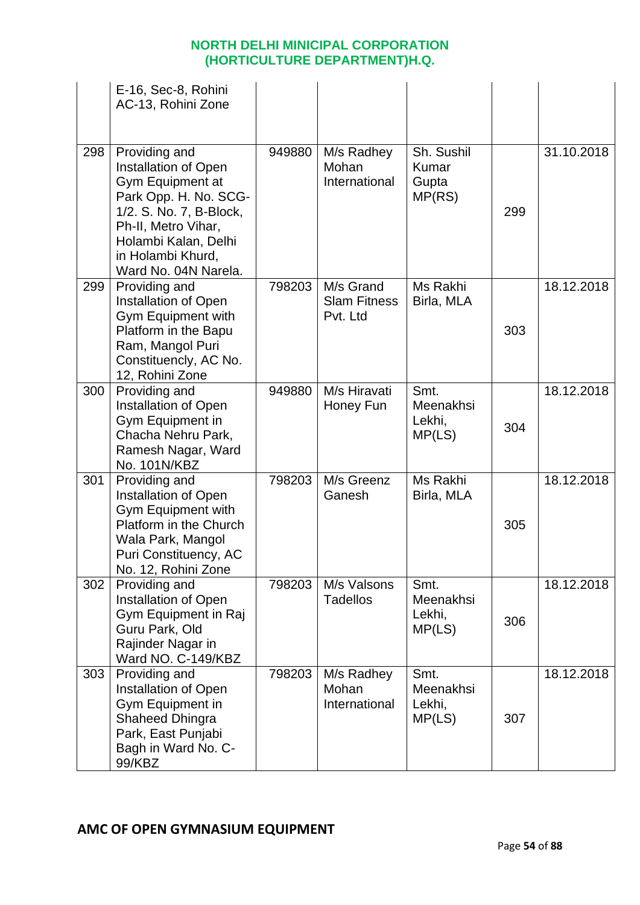| | | | | | | |
|---|---|---|---|---|---|---|
| | E-16, Sec-8, Rohini AC-13, Rohini Zone | | | | | |
| 298 | Providing and Installation of Open Gym Equipment at Park Opp. H. No. SCG-1/2. S. No. 7, B-Block, Ph-II, Metro Vihar, Holambi Kalan, Delhi in Holambi Khurd, Ward No. 04N Narela. | 949880 | M/s Radhey Mohan International | Sh. Sushil Kumar Gupta MP(RS) | 299 | 31.10.2018 |
| 299 | Providing and Installation of Open Gym Equipment with Platform in the Bapu Ram, Mangol Puri Constituencly, AC No. 12, Rohini Zone | 798203 | M/s Grand Slam Fitness Pvt. Ltd | Ms Rakhi Birla, MLA | 303 | 18.12.2018 |
| 300 | Providing and Installation of Open Gym Equipment in Chacha Nehru Park, Ramesh Nagar, Ward No. 101N/KBZ | 949880 | M/s Hiravati Honey Fun | Smt. Meenakhsi Lekhi, MP(LS) | 304 | 18.12.2018 |
| 301 | Providing and Installation of Open Gym Equipment with Platform in the Church Wala Park, Mangol Puri Constituency, AC No. 12, Rohini Zone | 798203 | M/s Greenz Ganesh | Ms Rakhi Birla, MLA | 305 | 18.12.2018 |
| 302 | Providing and Installation of Open Gym Equipment in Raj Guru Park, Old Rajinder Nagar in Ward NO. C-149/KBZ | 798203 | M/s Valsons Tadellos | Smt. Meenakhsi Lekhi, MP(LS) | 306 | 18.12.2018 |
| 303 | Providing and Installation of Open Gym Equipment in Shaheed Dhingra Park, East Punjabi Bagh in Ward No. C-99/KBZ | 798203 | M/s Radhey Mohan International | Smt. Meenakhsi Lekhi, MP(LS) | 307 | 18.12.2018 |

## AMC OF OPEN GYMNASIUM EQUIPMENT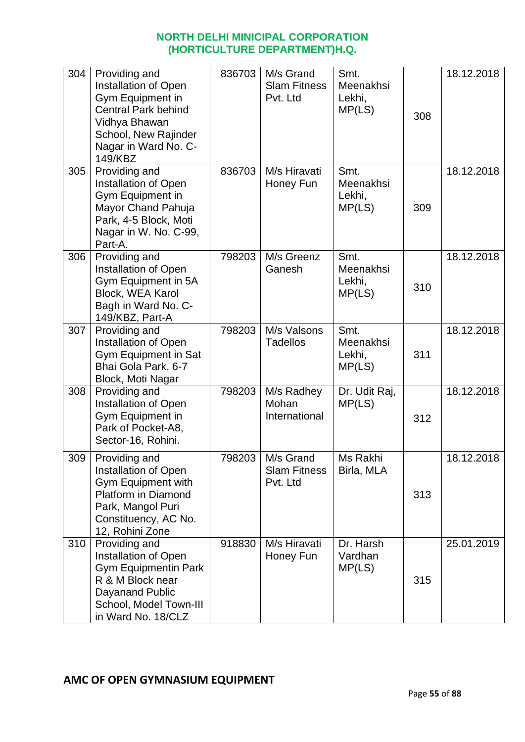NORTH DELHI MINICIPAL CORPORATION
(HORTICULTURE DEPARTMENT)H.Q.

| | | | | | | |
|---|---|---|---|---|---|---|
| 304 | Providing and Installation of Open Gym Equipment in Central Park behind Vidhya Bhawan School, New Rajinder Nagar in Ward No. C-149/KBZ | 836703 | M/s Grand Slam Fitness Pvt. Ltd | Smt. Meenakhsi Lekhi, MP(LS) | 308 | 18.12.2018 |
| 305 | Providing and Installation of Open Gym Equipment in Mayor Chand Pahuja Park, 4-5 Block, Moti Nagar in W. No. C-99, Part-A. | 836703 | M/s Hiravati Honey Fun | Smt. Meenakhsi Lekhi, MP(LS) | 309 | 18.12.2018 |
| 306 | Providing and Installation of Open Gym Equipment in 5A Block, WEA Karol Bagh in Ward No. C-149/KBZ, Part-A | 798203 | M/s Greenz Ganesh | Smt. Meenakhsi Lekhi, MP(LS) | 310 | 18.12.2018 |
| 307 | Providing and Installation of Open Gym Equipment in Sat Bhai Gola Park, 6-7 Block, Moti Nagar | 798203 | M/s Valsons Tadellos | Smt. Meenakhsi Lekhi, MP(LS) | 311 | 18.12.2018 |
| 308 | Providing and Installation of Open Gym Equipment in Park of Pocket-A8, Sector-16, Rohini. | 798203 | M/s Radhey Mohan International | Dr. Udit Raj, MP(LS) | 312 | 18.12.2018 |
| 309 | Providing and Installation of Open Gym Equipment with Platform in Diamond Park, Mangol Puri Constituency, AC No. 12, Rohini Zone | 798203 | M/s Grand Slam Fitness Pvt. Ltd | Ms Rakhi Birla, MLA | 313 | 18.12.2018 |
| 310 | Providing and Installation of Open Gym Equipmentin Park R & M Block near Dayanand Public School, Model Town-III in Ward No. 18/CLZ | 918830 | M/s Hiravati Honey Fun | Dr. Harsh Vardhan MP(LS) | 315 | 25.01.2019 |

**AMC OF OPEN GYMNASIUM EQUIPMENT**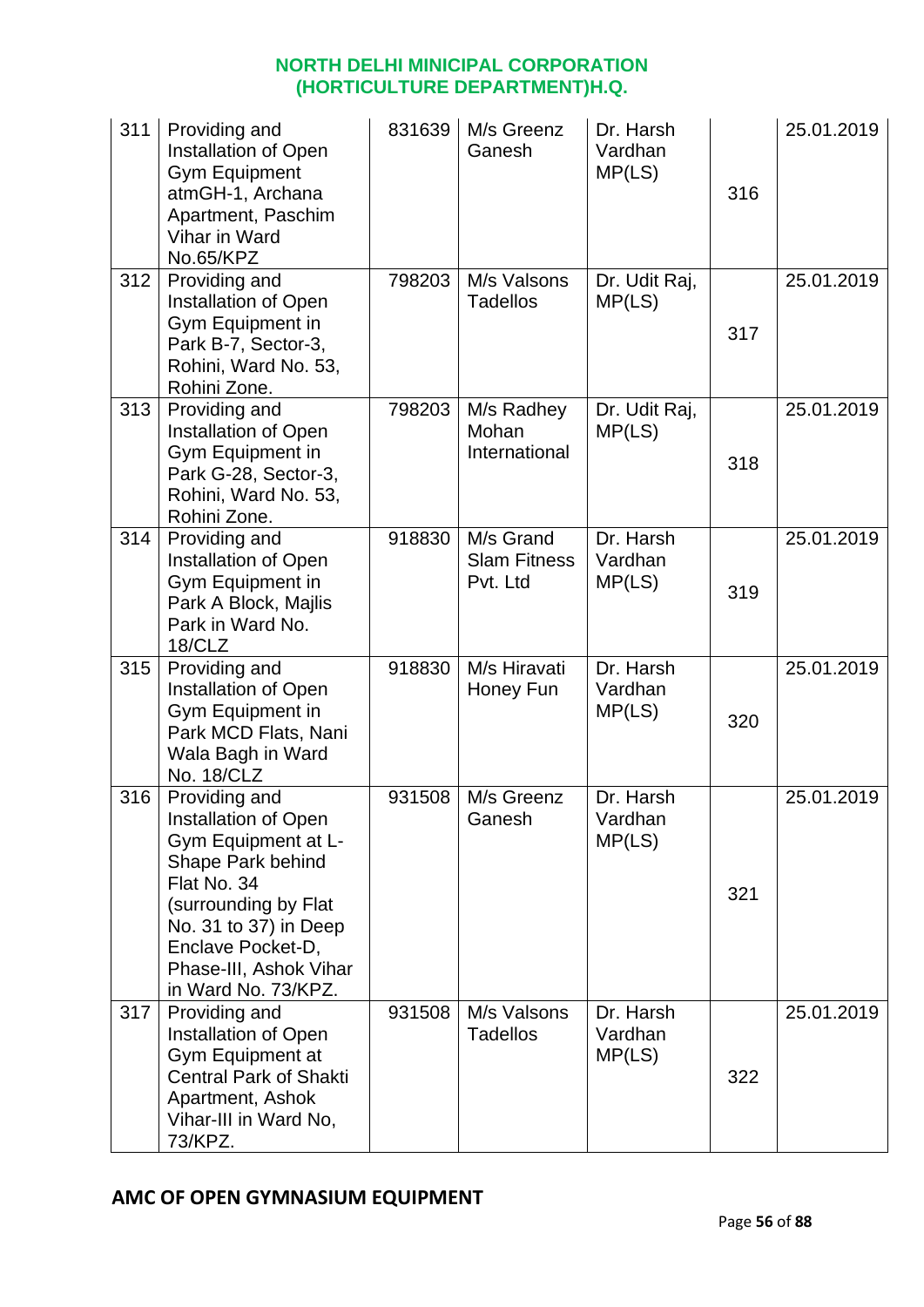**NORTH DELHI MINICIPAL CORPORATION (HORTICULTURE DEPARTMENT)H.Q.**

| | | | | | | |
|---|---|---|---|---|---|---|
| 311 | Providing and Installation of Open Gym Equipment atmGH-1, Archana Apartment, Paschim Vihar in Ward No.65/KPZ | 831639 | M/s Greenz Ganesh | Dr. Harsh Vardhan MP(LS) | 316 | 25.01.2019 |
| 312 | Providing and Installation of Open Gym Equipment in Park B-7, Sector-3, Rohini, Ward No. 53, Rohini Zone. | 798203 | M/s Valsons Tadellos | Dr. Udit Raj, MP(LS) | 317 | 25.01.2019 |
| 313 | Providing and Installation of Open Gym Equipment in Park G-28, Sector-3, Rohini, Ward No. 53, Rohini Zone. | 798203 | M/s Radhey Mohan International | Dr. Udit Raj, MP(LS) | 318 | 25.01.2019 |
| 314 | Providing and Installation of Open Gym Equipment in Park A Block, Majlis Park in Ward No. 18/CLZ | 918830 | M/s Grand Slam Fitness Pvt. Ltd | Dr. Harsh Vardhan MP(LS) | 319 | 25.01.2019 |
| 315 | Providing and Installation of Open Gym Equipment in Park MCD Flats, Nani Wala Bagh in Ward No. 18/CLZ | 918830 | M/s Hiravati Honey Fun | Dr. Harsh Vardhan MP(LS) | 320 | 25.01.2019 |
| 316 | Providing and Installation of Open Gym Equipment at L-Shape Park behind Flat No. 34 (surrounding by Flat No. 31 to 37) in Deep Enclave Pocket-D, Phase-III, Ashok Vihar in Ward No. 73/KPZ. | 931508 | M/s Greenz Ganesh | Dr. Harsh Vardhan MP(LS) | 321 | 25.01.2019 |
| 317 | Providing and Installation of Open Gym Equipment at Central Park of Shakti Apartment, Ashok Vihar-III in Ward No, 73/KPZ. | 931508 | M/s Valsons Tadellos | Dr. Harsh Vardhan MP(LS) | 322 | 25.01.2019 |

**AMC OF OPEN GYMNASIUM EQUIPMENT**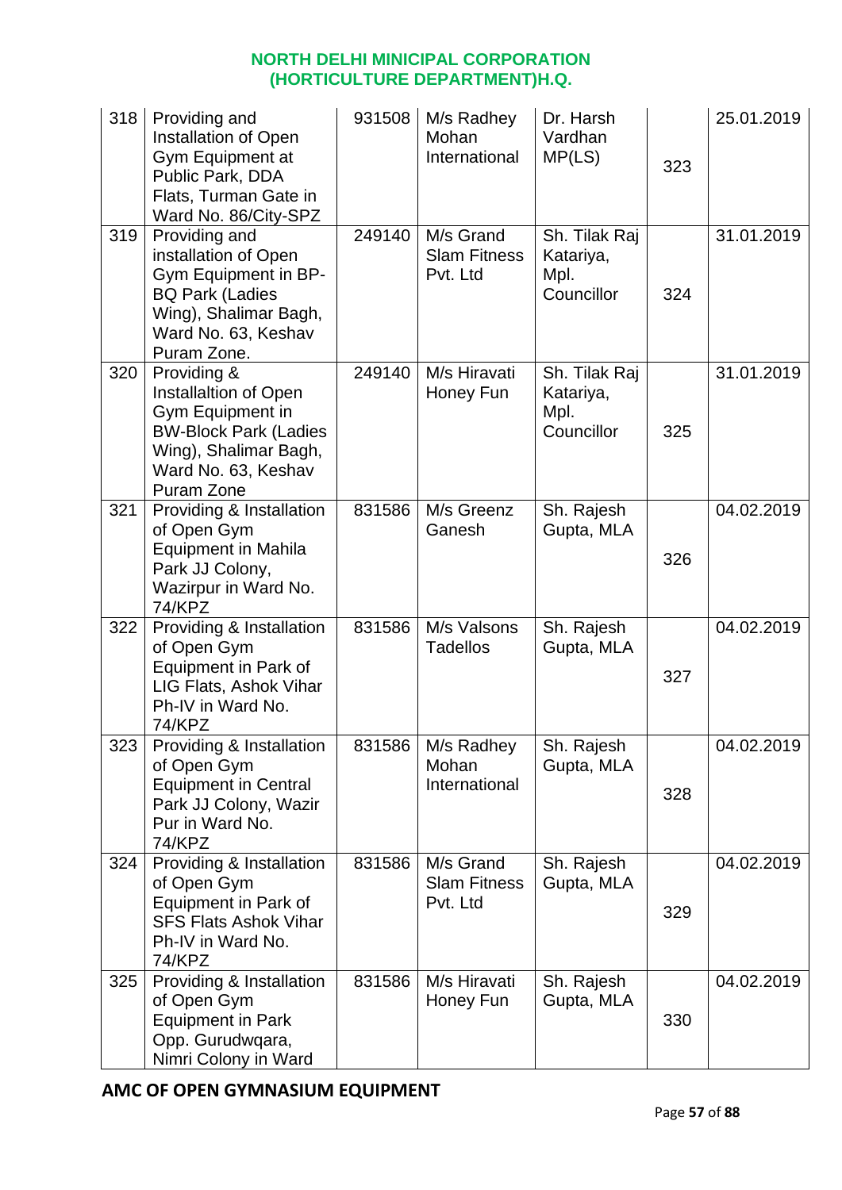## NORTH DELHI MINICIPAL CORPORATION (HORTICULTURE DEPARTMENT)H.Q.

| | | | | | | |
|---|---|---|---|---|---|---|
| 318 | Providing and Installation of Open Gym Equipment at Public Park, DDA Flats, Turman Gate in Ward No. 86/City-SPZ | 931508 | M/s Radhey Mohan International | Dr. Harsh Vardhan MP(LS) | 323 | 25.01.2019 |
| 319 | Providing and installation of Open Gym Equipment in BP-BQ Park (Ladies Wing), Shalimar Bagh, Ward No. 63, Keshav Puram Zone. | 249140 | M/s Grand Slam Fitness Pvt. Ltd | Sh. Tilak Raj Katariya, Mpl. Councillor | 324 | 31.01.2019 |
| 320 | Providing & Installaltion of Open Gym Equipment in BW-Block Park (Ladies Wing), Shalimar Bagh, Ward No. 63, Keshav Puram Zone | 249140 | M/s Hiravati Honey Fun | Sh. Tilak Raj Katariya, Mpl. Councillor | 325 | 31.01.2019 |
| 321 | Providing & Installation of Open Gym Equipment in Mahila Park JJ Colony, Wazirpur in Ward No. 74/KPZ | 831586 | M/s Greenz Ganesh | Sh. Rajesh Gupta, MLA | 326 | 04.02.2019 |
| 322 | Providing & Installation of Open Gym Equipment in Park of LIG Flats, Ashok Vihar Ph-IV in Ward No. 74/KPZ | 831586 | M/s Valsons Tadellos | Sh. Rajesh Gupta, MLA | 327 | 04.02.2019 |
| 323 | Providing & Installation of Open Gym Equipment in Central Park JJ Colony, Wazir Pur in Ward No. 74/KPZ | 831586 | M/s Radhey Mohan International | Sh. Rajesh Gupta, MLA | 328 | 04.02.2019 |
| 324 | Providing & Installation of Open Gym Equipment in Park of SFS Flats Ashok Vihar Ph-IV in Ward No. 74/KPZ | 831586 | M/s Grand Slam Fitness Pvt. Ltd | Sh. Rajesh Gupta, MLA | 329 | 04.02.2019 |
| 325 | Providing & Installation of Open Gym Equipment in Park Opp. Gurudwqara, Nimri Colony in Ward | 831586 | M/s Hiravati Honey Fun | Sh. Rajesh Gupta, MLA | 330 | 04.02.2019 |

**AMC OF OPEN GYMNASIUM EQUIPMENT**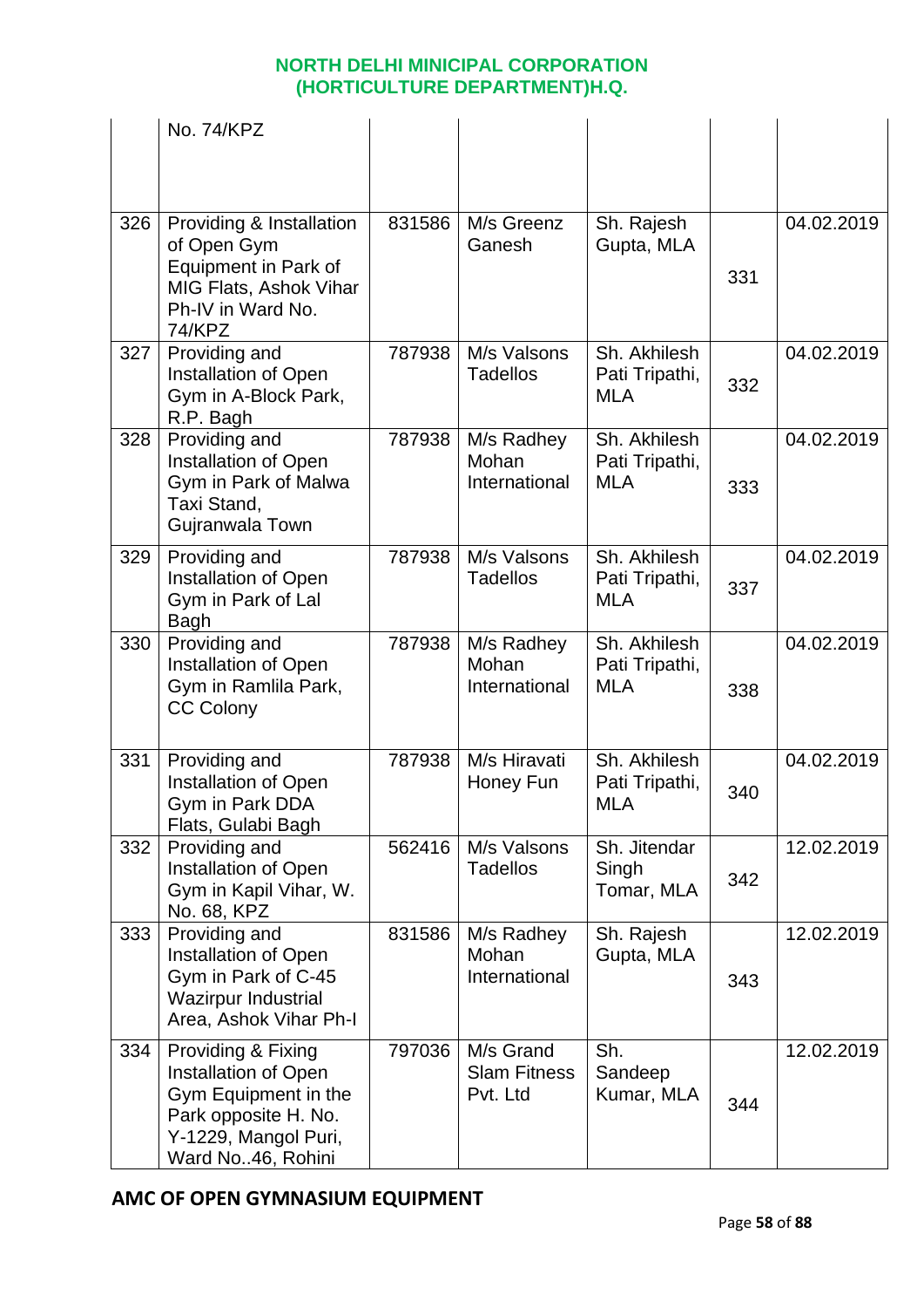# NORTH DELHI MINICIPAL CORPORATION
# (HORTICULTURE DEPARTMENT)H.Q.

| | | | | | | |
|---|---|---|---|---|---|---|
| | No. 74/KPZ | | | | | |
| 326 | Providing & Installation of Open Gym Equipment in Park of MIG Flats, Ashok Vihar Ph-IV in Ward No. 74/KPZ | 831586 | M/s Greenz Ganesh | Sh. Rajesh Gupta, MLA | 331 | 04.02.2019 |
| 327 | Providing and Installation of Open Gym in A-Block Park, R.P. Bagh | 787938 | M/s Valsons Tadellos | Sh. Akhilesh Pati Tripathi, MLA | 332 | 04.02.2019 |
| 328 | Providing and Installation of Open Gym in Park of Malwa Taxi Stand, Gujranwala Town | 787938 | M/s Radhey Mohan International | Sh. Akhilesh Pati Tripathi, MLA | 333 | 04.02.2019 |
| 329 | Providing and Installation of Open Gym in Park of Lal Bagh | 787938 | M/s Valsons Tadellos | Sh. Akhilesh Pati Tripathi, MLA | 337 | 04.02.2019 |
| 330 | Providing and Installation of Open Gym in Ramlila Park, CC Colony | 787938 | M/s Radhey Mohan International | Sh. Akhilesh Pati Tripathi, MLA | 338 | 04.02.2019 |
| 331 | Providing and Installation of Open Gym in Park DDA Flats, Gulabi Bagh | 787938 | M/s Hiravati Honey Fun | Sh. Akhilesh Pati Tripathi, MLA | 340 | 04.02.2019 |
| 332 | Providing and Installation of Open Gym in Kapil Vihar, W. No. 68, KPZ | 562416 | M/s Valsons Tadellos | Sh. Jitendar Singh Tomar, MLA | 342 | 12.02.2019 |
| 333 | Providing and Installation of Open Gym in Park of C-45 Wazirpur Industrial Area, Ashok Vihar Ph-I | 831586 | M/s Radhey Mohan International | Sh. Rajesh Gupta, MLA | 343 | 12.02.2019 |
| 334 | Providing & Fixing Installation of Open Gym Equipment in the Park opposite H. No. Y-1229, Mangol Puri, Ward No..46, Rohini | 797036 | M/s Grand Slam Fitness Pvt. Ltd | Sh. Sandeep Kumar, MLA | 344 | 12.02.2019 |

## AMC OF OPEN GYMNASIUM EQUIPMENT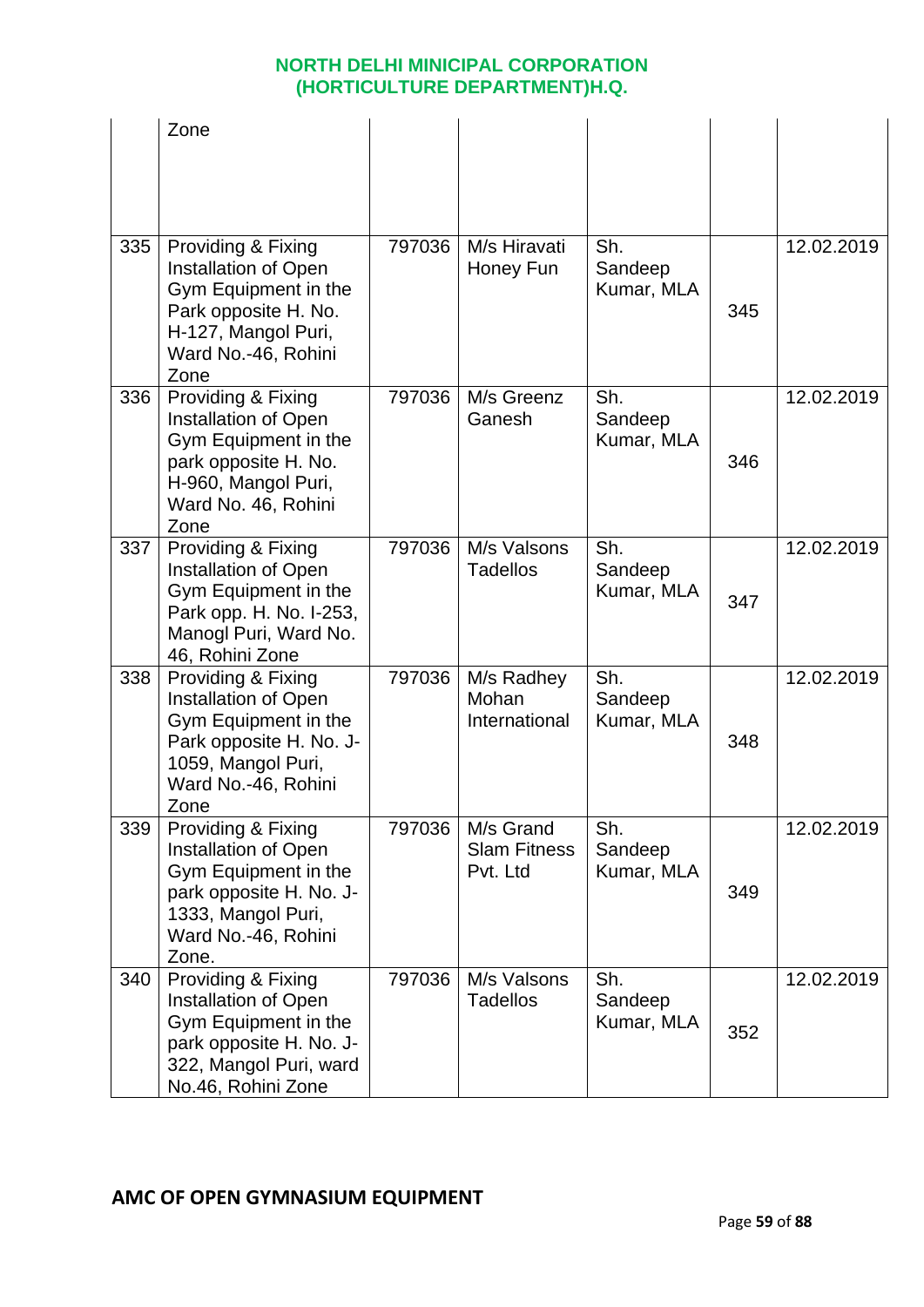| | | | | | | |
|---|---|---|---|---|---|---|
| | Zone | | | | | |
| 335 | Providing & Fixing Installation of Open Gym Equipment in the Park opposite H. No. H-127, Mangol Puri, Ward No.-46, Rohini Zone | 797036 | M/s Hiravati Honey Fun | Sh. Sandeep Kumar, MLA | 345 | 12.02.2019 |
| 336 | Providing & Fixing Installation of Open Gym Equipment in the park opposite H. No. H-960, Mangol Puri, Ward No. 46, Rohini Zone | 797036 | M/s Greenz Ganesh | Sh. Sandeep Kumar, MLA | 346 | 12.02.2019 |
| 337 | Providing & Fixing Installation of Open Gym Equipment in the Park opp. H. No. I-253, Manogl Puri, Ward No. 46, Rohini Zone | 797036 | M/s Valsons Tadellos | Sh. Sandeep Kumar, MLA | 347 | 12.02.2019 |
| 338 | Providing & Fixing Installation of Open Gym Equipment in the Park opposite H. No. J-1059, Mangol Puri, Ward No.-46, Rohini Zone | 797036 | M/s Radhey Mohan International | Sh. Sandeep Kumar, MLA | 348 | 12.02.2019 |
| 339 | Providing & Fixing Installation of Open Gym Equipment in the park opposite H. No. J-1333, Mangol Puri, Ward No.-46, Rohini Zone. | 797036 | M/s Grand Slam Fitness Pvt. Ltd | Sh. Sandeep Kumar, MLA | 349 | 12.02.2019 |
| 340 | Providing & Fixing Installation of Open Gym Equipment in the park opposite H. No. J-322, Mangol Puri, ward No.46, Rohini Zone | 797036 | M/s Valsons Tadellos | Sh. Sandeep Kumar, MLA | 352 | 12.02.2019 |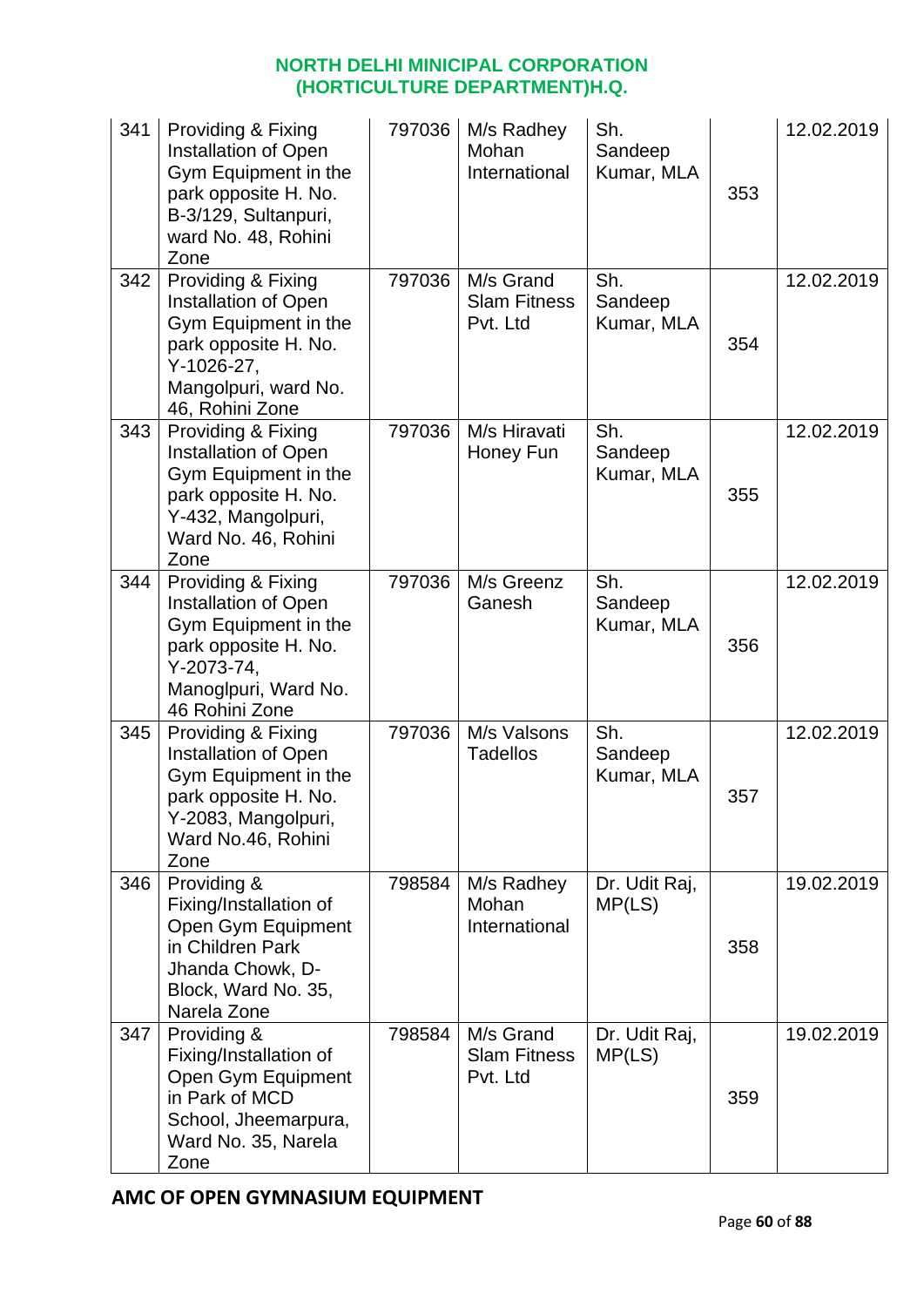**NORTH DELHI MINICIPAL CORPORATION**
**(HORTICULTURE DEPARTMENT)H.Q.**

| | | | | | | |
|---|---|---|---|---|---|---|
| 341 | Providing & Fixing Installation of Open Gym Equipment in the park opposite H. No. B-3/129, Sultanpuri, ward No. 48, Rohini Zone | 797036 | M/s Radhey Mohan International | Sh. Sandeep Kumar, MLA | 353 | 12.02.2019 |
| 342 | Providing & Fixing Installation of Open Gym Equipment in the park opposite H. No. Y-1026-27, Mangolpuri, ward No. 46, Rohini Zone | 797036 | M/s Grand Slam Fitness Pvt. Ltd | Sh. Sandeep Kumar, MLA | 354 | 12.02.2019 |
| 343 | Providing & Fixing Installation of Open Gym Equipment in the park opposite H. No. Y-432, Mangolpuri, Ward No. 46, Rohini Zone | 797036 | M/s Hiravati Honey Fun | Sh. Sandeep Kumar, MLA | 355 | 12.02.2019 |
| 344 | Providing & Fixing Installation of Open Gym Equipment in the park opposite H. No. Y-2073-74, Manoglpuri, Ward No. 46 Rohini Zone | 797036 | M/s Greenz Ganesh | Sh. Sandeep Kumar, MLA | 356 | 12.02.2019 |
| 345 | Providing & Fixing Installation of Open Gym Equipment in the park opposite H. No. Y-2083, Mangolpuri, Ward No.46, Rohini Zone | 797036 | M/s Valsons Tadellos | Sh. Sandeep Kumar, MLA | 357 | 12.02.2019 |
| 346 | Providing & Fixing/Installation of Open Gym Equipment in Children Park Jhanda Chowk, D-Block, Ward No. 35, Narela Zone | 798584 | M/s Radhey Mohan International | Dr. Udit Raj, MP(LS) | 358 | 19.02.2019 |
| 347 | Providing & Fixing/Installation of Open Gym Equipment in Park of MCD School, Jheemarpura, Ward No. 35, Narela Zone | 798584 | M/s Grand Slam Fitness Pvt. Ltd | Dr. Udit Raj, MP(LS) | 359 | 19.02.2019 |

**AMC OF OPEN GYMNASIUM EQUIPMENT**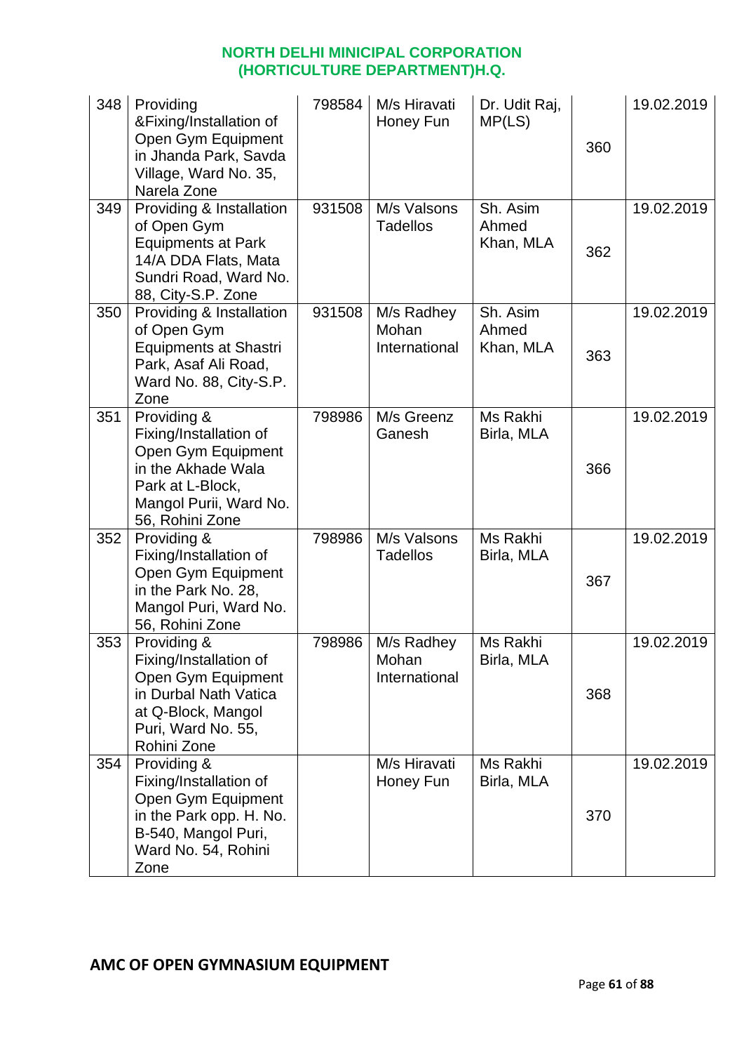**NORTH DELHI MINICIPAL CORPORATION (HORTICULTURE DEPARTMENT)H.Q.**

| | | | | | | |
|---|---|---|---|---|---|---|
| 348 | Providing &Fixing/Installation of Open Gym Equipment in Jhanda Park, Savda Village, Ward No. 35, Narela Zone | 798584 | M/s Hiravati Honey Fun | Dr. Udit Raj, MP(LS) | 360 | 19.02.2019 |
| 349 | Providing & Installation of Open Gym Equipments at Park 14/A DDA Flats, Mata Sundri Road, Ward No. 88, City-S.P. Zone | 931508 | M/s Valsons Tadellos | Sh. Asim Ahmed Khan, MLA | 362 | 19.02.2019 |
| 350 | Providing & Installation of Open Gym Equipments at Shastri Park, Asaf Ali Road, Ward No. 88, City-S.P. Zone | 931508 | M/s Radhey Mohan International | Sh. Asim Ahmed Khan, MLA | 363 | 19.02.2019 |
| 351 | Providing & Fixing/Installation of Open Gym Equipment in the Akhade Wala Park at L-Block, Mangol Purii, Ward No. 56, Rohini Zone | 798986 | M/s Greenz Ganesh | Ms Rakhi Birla, MLA | 366 | 19.02.2019 |
| 352 | Providing & Fixing/Installation of Open Gym Equipment in the Park No. 28, Mangol Puri, Ward No. 56, Rohini Zone | 798986 | M/s Valsons Tadellos | Ms Rakhi Birla, MLA | 367 | 19.02.2019 |
| 353 | Providing & Fixing/Installation of Open Gym Equipment in Durbal Nath Vatica at Q-Block, Mangol Puri, Ward No. 55, Rohini Zone | 798986 | M/s Radhey Mohan International | Ms Rakhi Birla, MLA | 368 | 19.02.2019 |
| 354 | Providing & Fixing/Installation of Open Gym Equipment in the Park opp. H. No. B-540, Mangol Puri, Ward No. 54, Rohini Zone | | M/s Hiravati Honey Fun | Ms Rakhi Birla, MLA | 370 | 19.02.2019 |

**AMC OF OPEN GYMNASIUM EQUIPMENT**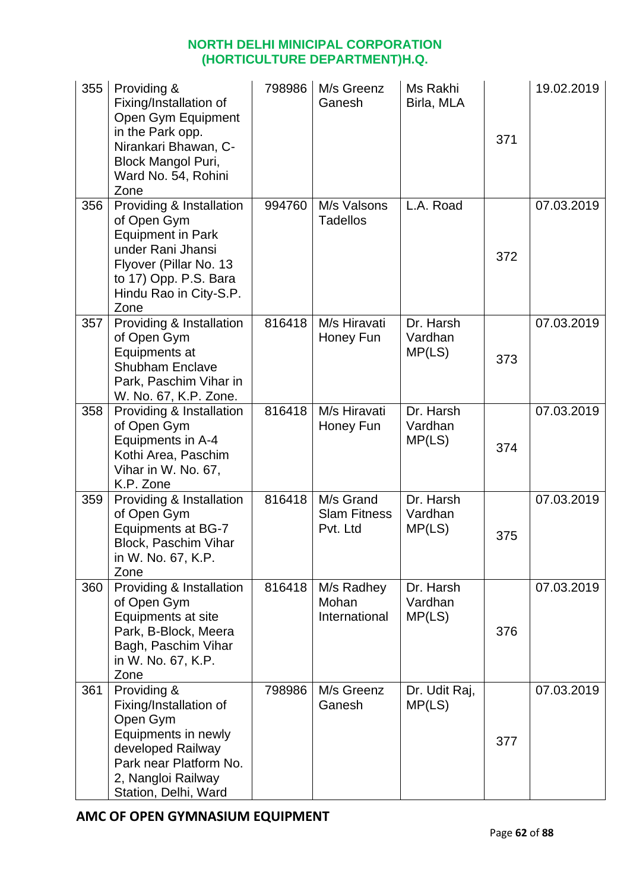| 355 | Providing & Fixing/Installation of Open Gym Equipment in the Park opp. Nirankari Bhawan, C-Block Mangol Puri, Ward No. 54, Rohini Zone | 798986 | M/s Greenz Ganesh | Ms Rakhi Birla, MLA | 371 | 19.02.2019 |
|---|---|---|---|---|---|---|
| 356 | Providing & Installation of Open Gym Equipment in Park under Rani Jhansi Flyover (Pillar No. 13 to 17) Opp. P.S. Bara Hindu Rao in City-S.P. Zone | 994760 | M/s Valsons Tadellos | L.A. Road | 372 | 07.03.2019 |
| 357 | Providing & Installation of Open Gym Equipments at Shubham Enclave Park, Paschim Vihar in W. No. 67, K.P. Zone. | 816418 | M/s Hiravati Honey Fun | Dr. Harsh Vardhan MP(LS) | 373 | 07.03.2019 |
| 358 | Providing & Installation of Open Gym Equipments in A-4 Kothi Area, Paschim Vihar in W. No. 67, K.P. Zone | 816418 | M/s Hiravati Honey Fun | Dr. Harsh Vardhan MP(LS) | 374 | 07.03.2019 |
| 359 | Providing & Installation of Open Gym Equipments at BG-7 Block, Paschim Vihar in W. No. 67, K.P. Zone | 816418 | M/s Grand Slam Fitness Pvt. Ltd | Dr. Harsh Vardhan MP(LS) | 375 | 07.03.2019 |
| 360 | Providing & Installation of Open Gym Equipments at site Park, B-Block, Meera Bagh, Paschim Vihar in W. No. 67, K.P. Zone | 816418 | M/s Radhey Mohan International | Dr. Harsh Vardhan MP(LS) | 376 | 07.03.2019 |
| 361 | Providing & Fixing/Installation of Open Gym Equipments in newly developed Railway Park near Platform No. 2, Nangloi Railway Station, Delhi, Ward | 798986 | M/s Greenz Ganesh | Dr. Udit Raj, MP(LS) | 377 | 07.03.2019 |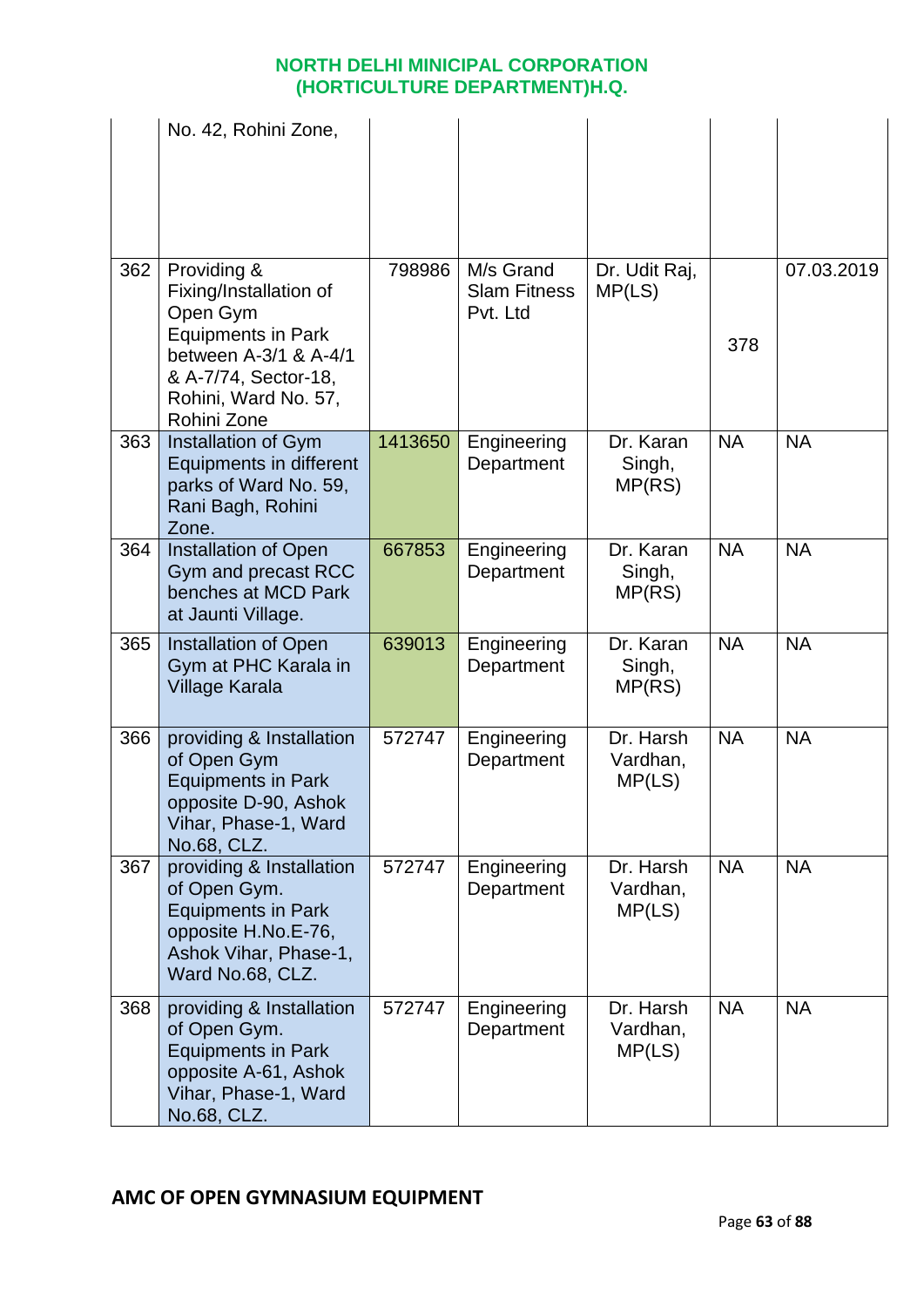| | | | | | | |
|---|---|---|---|---|---|---|
| | No. 42, Rohini Zone, | | | | | |
| 362 | Providing & Fixing/Installation of Open Gym Equipments in Park between A-3/1 & A-4/1 & A-7/74, Sector-18, Rohini, Ward No. 57, Rohini Zone | 798986 | M/s Grand Slam Fitness Pvt. Ltd | Dr. Udit Raj, MP(LS) | 378 | 07.03.2019 |
| 363 | Installation of Gym Equipments in different parks of Ward No. 59, Rani Bagh, Rohini Zone. | 1413650 | Engineering Department | Dr. Karan Singh, MP(RS) | NA | NA |
| 364 | Installation of Open Gym and precast RCC benches at MCD Park at Jaunti Village. | 667853 | Engineering Department | Dr. Karan Singh, MP(RS) | NA | NA |
| 365 | Installation of Open Gym at PHC Karala in Village Karala | 639013 | Engineering Department | Dr. Karan Singh, MP(RS) | NA | NA |
| 366 | providing & Installation of Open Gym Equipments in Park opposite D-90, Ashok Vihar, Phase-1, Ward No.68, CLZ. | 572747 | Engineering Department | Dr. Harsh Vardhan, MP(LS) | NA | NA |
| 367 | providing & Installation of Open Gym. Equipments in Park opposite H.No.E-76, Ashok Vihar, Phase-1, Ward No.68, CLZ. | 572747 | Engineering Department | Dr. Harsh Vardhan, MP(LS) | NA | NA |
| 368 | providing & Installation of Open Gym. Equipments in Park opposite A-61, Ashok Vihar, Phase-1, Ward No.68, CLZ. | 572747 | Engineering Department | Dr. Harsh Vardhan, MP(LS) | NA | NA |

**AMC OF OPEN GYMNASIUM EQUIPMENT**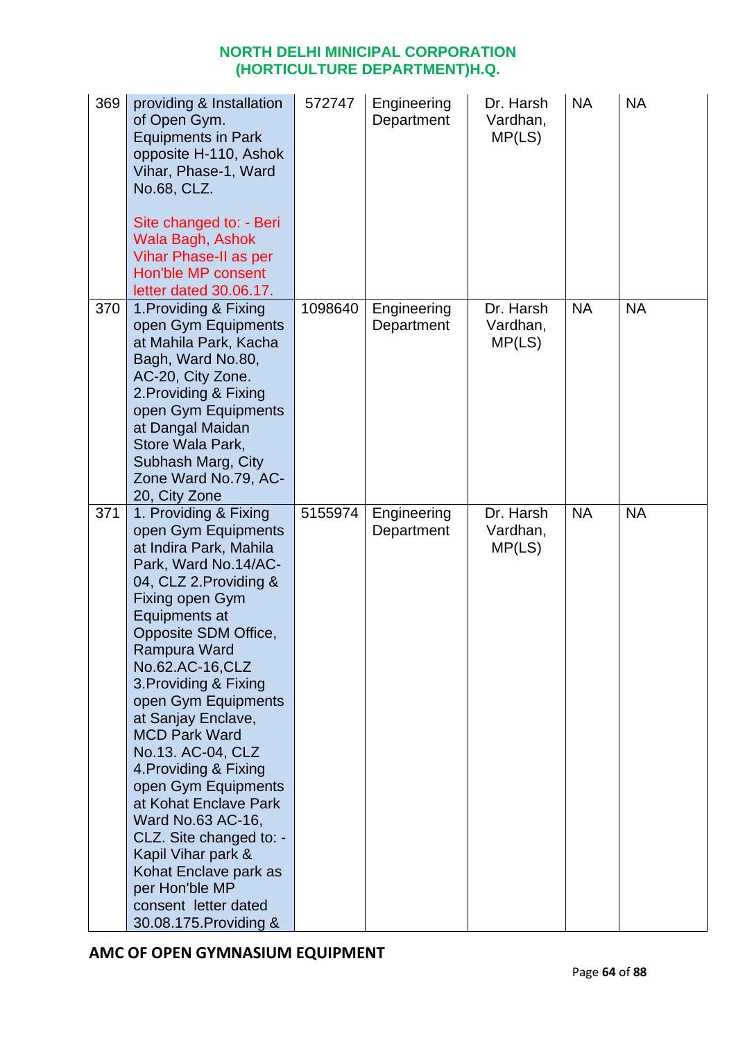| 369 | providing & Installation of Open Gym. Equipments in Park opposite H-110, Ashok Vihar, Phase-1, Ward No.68, CLZ.<br><br>Site changed to: - Beri Wala Bagh, Ashok Vihar Phase-II as per Hon'ble MP consent letter dated 30.06.17. | 572747 | Engineering Department | Dr. Harsh Vardhan, MP(LS) | NA | NA |
|---|---|---|---|---|---|---|
| 370 | 1.Providing & Fixing open Gym Equipments at Mahila Park, Kacha Bagh, Ward No.80, AC-20, City Zone. 2.Providing & Fixing open Gym Equipments at Dangal Maidan Store Wala Park, Subhash Marg, City Zone Ward No.79, AC-20, City Zone | 1098640 | Engineering Department | Dr. Harsh Vardhan, MP(LS) | NA | NA |
| 371 | 1. Providing & Fixing open Gym Equipments at Indira Park, Mahila Park, Ward No.14/AC-04, CLZ 2.Providing & Fixing open Gym Equipments at Opposite SDM Office, Rampura Ward No.62.AC-16,CLZ 3.Providing & Fixing open Gym Equipments at Sanjay Enclave, MCD Park Ward No.13. AC-04, CLZ 4.Providing & Fixing open Gym Equipments at Kohat Enclave Park Ward No.63 AC-16, CLZ. Site changed to: - Kapil Vihar park & Kohat Enclave park as per Hon'ble MP consent letter dated 30.08.175.Providing & | 5155974 | Engineering Department | Dr. Harsh Vardhan, MP(LS) | NA | NA |

**AMC OF OPEN GYMNASIUM EQUIPMENT**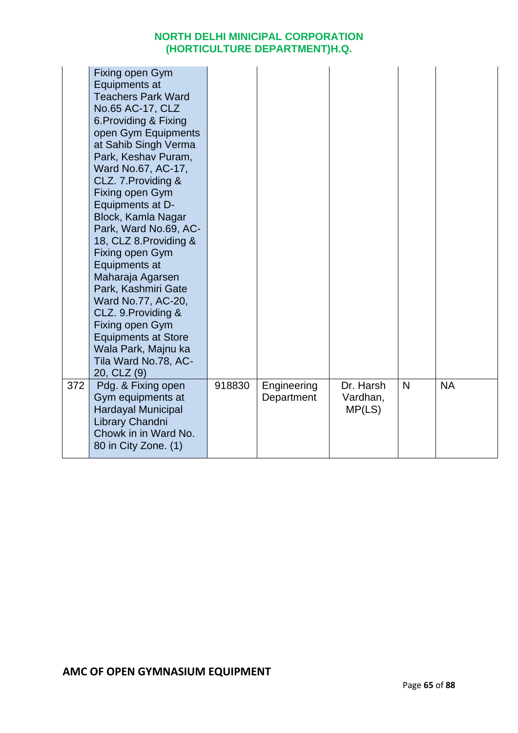|  |  |  |  |  |  |  |
|---|---|---|---|---|---|---|
|  | Fixing open Gym Equipments at Teachers Park Ward No.65 AC-17, CLZ 6.Providing & Fixing open Gym Equipments at Sahib Singh Verma Park, Keshav Puram, Ward No.67, AC-17, CLZ. 7.Providing & Fixing open Gym Equipments at D-Block, Kamla Nagar Park, Ward No.69, AC-18, CLZ 8.Providing & Fixing open Gym Equipments at Maharaja Agarsen Park, Kashmiri Gate Ward No.77, AC-20, CLZ. 9.Providing & Fixing open Gym Equipments at Store Wala Park, Majnu ka Tila Ward No.78, AC-20, CLZ (9) |  |  |  |  |  |
| 372 | Pdg. & Fixing open Gym equipments at Hardayal Municipal Library Chandni Chowk in in Ward No. 80 in City Zone. (1) | 918830 | Engineering Department | Dr. Harsh Vardhan, MP(LS) | N | NA |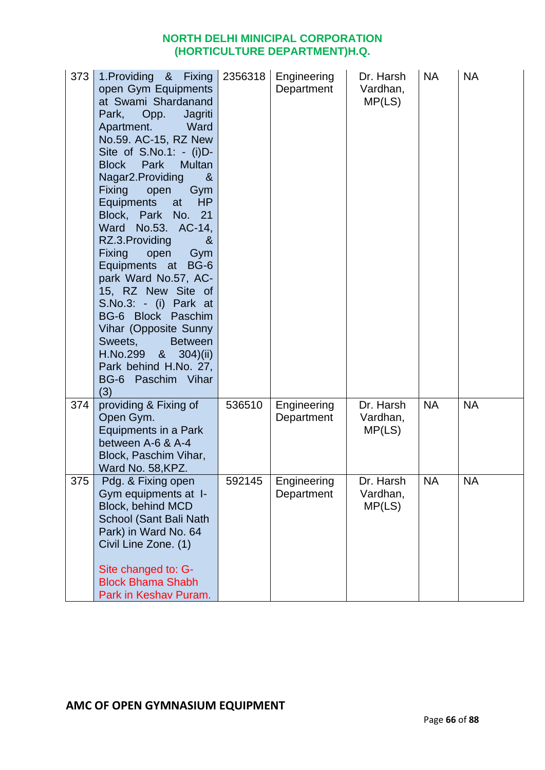# NORTH DELHI MINICIPAL CORPORATION
## (HORTICULTURE DEPARTMENT)H.Q.

| | | | | | | |
|---|---|---|---|---|---|---|
| 373 | 1.Providing & Fixing open Gym Equipments at Swami Shardanand Park, Opp. Jagriti Apartment. Ward No.59. AC-15, RZ New Site of S.No.1: - (i)D-Block Park Multan Nagar2.Providing & Fixing open Gym Equipments at HP Block, Park No. 21 Ward No.53. AC-14, RZ.3.Providing & Fixing open Gym Equipments at BG-6 park Ward No.57, AC-15, RZ New Site of S.No.3: - (i) Park at BG-6 Block Paschim Vihar (Opposite Sunny Sweets, Between H.No.299 & 304)(ii) Park behind H.No. 27, BG-6 Paschim Vihar (3) | 2356318 | Engineering Department | Dr. Harsh Vardhan, MP(LS) | NA | NA |
| 374 | providing & Fixing of Open Gym. Equipments in a Park between A-6 & A-4 Block, Paschim Vihar, Ward No. 58,KPZ. | 536510 | Engineering Department | Dr. Harsh Vardhan, MP(LS) | NA | NA |
| 375 | Pdg. & Fixing open Gym equipments at I-Block, behind MCD School (Sant Bali Nath Park) in Ward No. 64 Civil Line Zone. (1)<br><br>Site changed to: G-Block Bhama Shabh Park in Keshav Puram. | 592145 | Engineering Department | Dr. Harsh Vardhan, MP(LS) | NA | NA |

**AMC OF OPEN GYMNASIUM EQUIPMENT**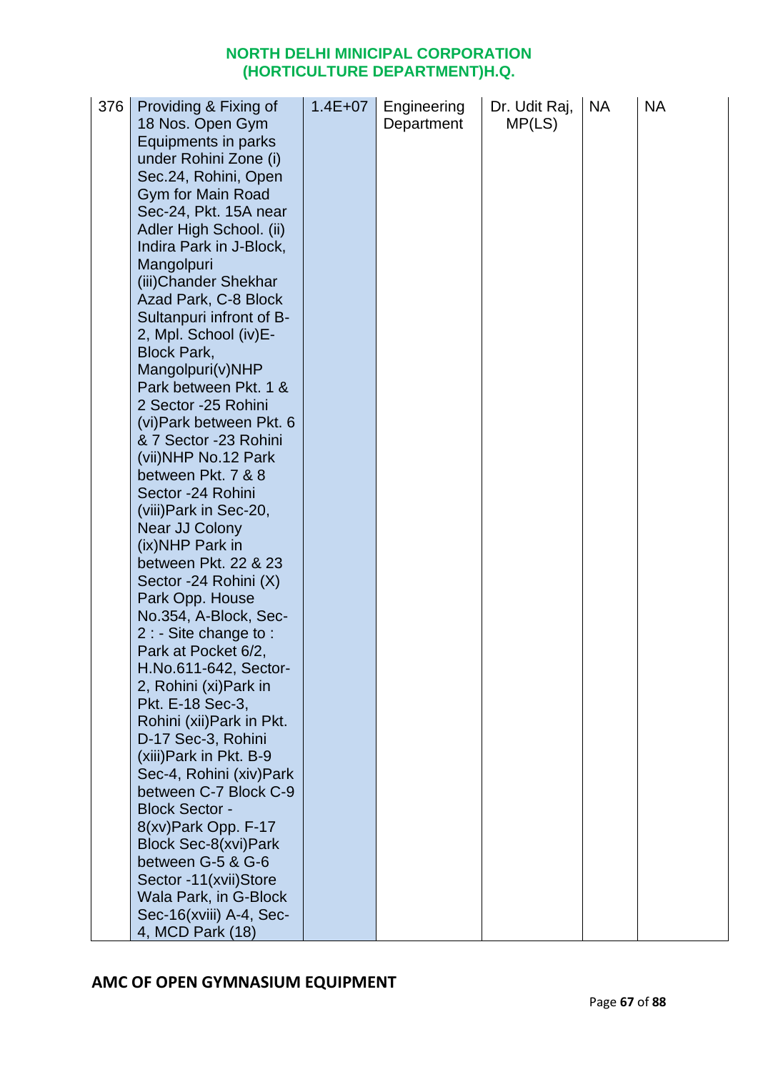# NORTH DELHI MINICIPAL CORPORATION (HORTICULTURE DEPARTMENT)H.Q.

| | | | | | | |
|---|---|---|---|---|---|---|
| 376 | Providing & Fixing of 18 Nos. Open Gym Equipments in parks under Rohini Zone (i) Sec.24, Rohini, Open Gym for Main Road Sec-24, Pkt. 15A near Adler High School. (ii) Indira Park in J-Block, Mangolpuri (iii)Chander Shekhar Azad Park, C-8 Block Sultanpuri infront of B-2, Mpl. School (iv)E-Block Park, Mangolpuri(v)NHP Park between Pkt. 1 & 2 Sector -25 Rohini (vi)Park between Pkt. 6 & 7 Sector -23 Rohini (vii)NHP No.12 Park between Pkt. 7 & 8 Sector -24 Rohini (viii)Park in Sec-20, Near JJ Colony (ix)NHP Park in between Pkt. 22 & 23 Sector -24 Rohini (X) Park Opp. House No.354, A-Block, Sec-2 : - Site change to : Park at Pocket 6/2, H.No.611-642, Sector-2, Rohini (xi)Park in Pkt. E-18 Sec-3, Rohini (xii)Park in Pkt. D-17 Sec-3, Rohini (xiii)Park in Pkt. B-9 Sec-4, Rohini (xiv)Park between C-7 Block C-9 Block Sector - 8(xv)Park Opp. F-17 Block Sec-8(xvi)Park between G-5 & G-6 Sector -11(xvii)Store Wala Park, in G-Block Sec-16(xviii) A-4, Sec-4, MCD Park (18) | 1.4E+07 | Engineering Department | Dr. Udit Raj, MP(LS) | NA | NA |

**AMC OF OPEN GYMNASIUM EQUIPMENT**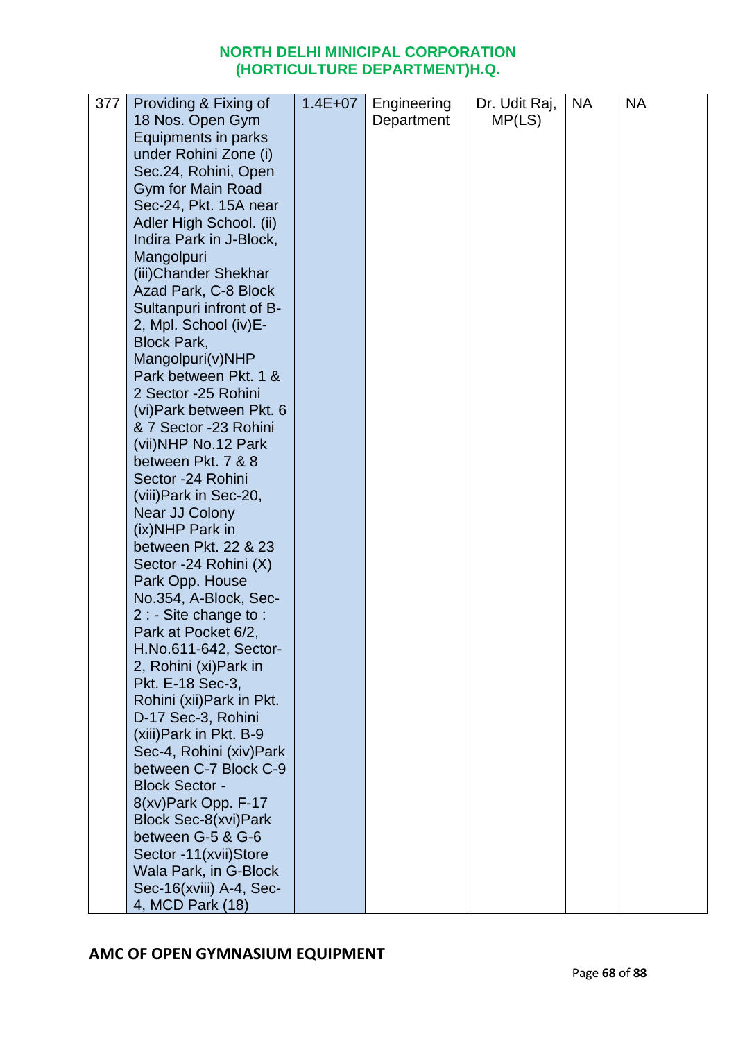## NORTH DELHI MINICIPAL CORPORATION (HORTICULTURE DEPARTMENT)H.Q.

| | | | | | | |
|---|---|---|---|---|---|---|
| 377 | Providing & Fixing of 18 Nos. Open Gym Equipments in parks under Rohini Zone (i) Sec.24, Rohini, Open Gym for Main Road Sec-24, Pkt. 15A near Adler High School. (ii) Indira Park in J-Block, Mangolpuri (iii)Chander Shekhar Azad Park, C-8 Block Sultanpuri infront of B-2, Mpl. School (iv)E-Block Park, Mangolpuri(v)NHP Park between Pkt. 1 & 2 Sector -25 Rohini (vi)Park between Pkt. 6 & 7 Sector -23 Rohini (vii)NHP No.12 Park between Pkt. 7 & 8 Sector -24 Rohini (viii)Park in Sec-20, Near JJ Colony (ix)NHP Park in between Pkt. 22 & 23 Sector -24 Rohini (X) Park Opp. House No.354, A-Block, Sec-2 : - Site change to : Park at Pocket 6/2, H.No.611-642, Sector-2, Rohini (xi)Park in Pkt. E-18 Sec-3, Rohini (xii)Park in Pkt. D-17 Sec-3, Rohini (xiii)Park in Pkt. B-9 Sec-4, Rohini (xiv)Park between C-7 Block C-9 Block Sector - 8(xv)Park Opp. F-17 Block Sec-8(xvi)Park between G-5 & G-6 Sector -11(xvii)Store Wala Park, in G-Block Sec-16(xviii) A-4, Sec-4, MCD Park (18) | 1.4E+07 | Engineering Department | Dr. Udit Raj, MP(LS) | NA | NA |

**AMC OF OPEN GYMNASIUM EQUIPMENT**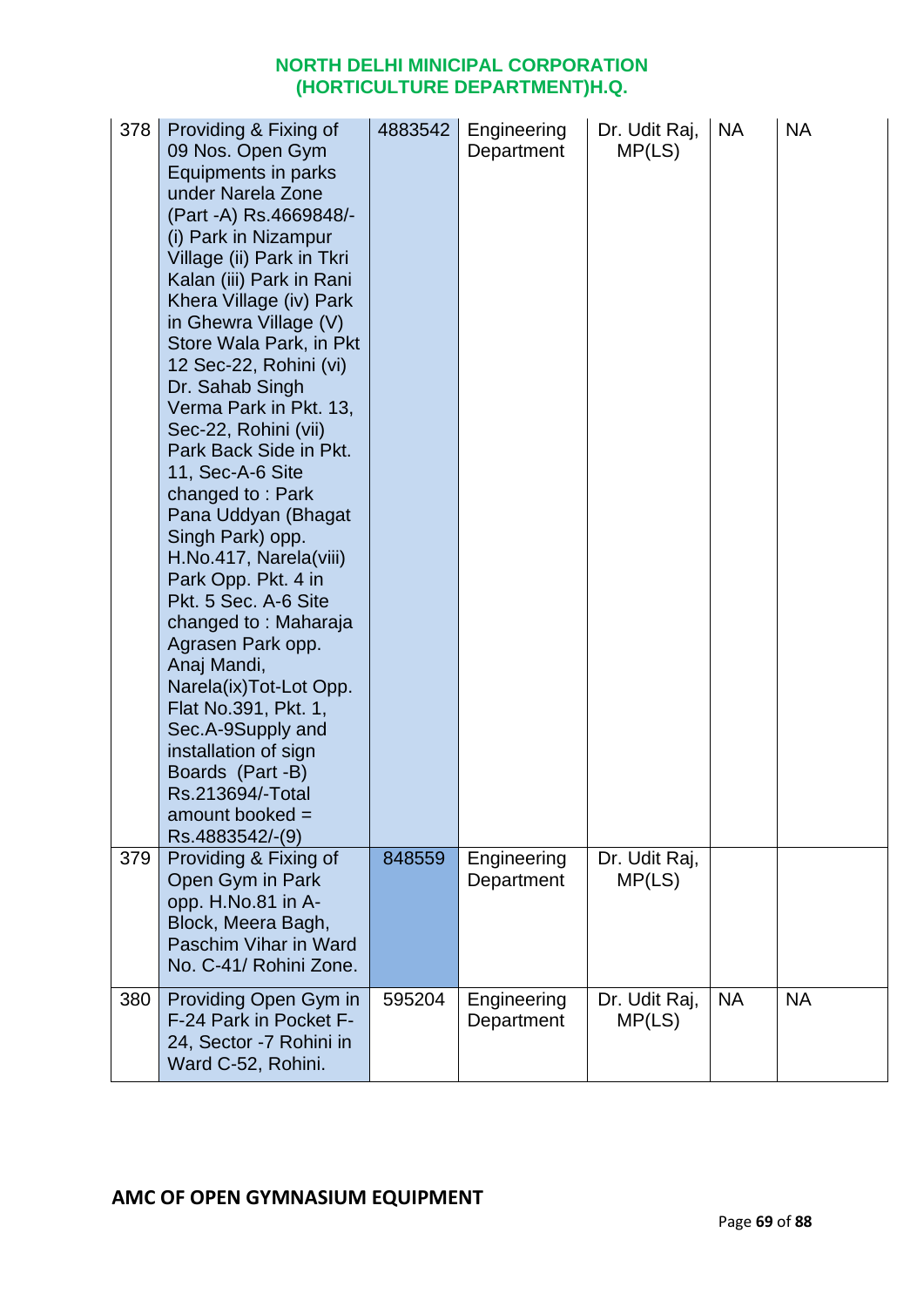| 378 | Providing & Fixing of 09 Nos. Open Gym Equipments in parks under Narela Zone (Part -A) Rs.4669848/- (i) Park in Nizampur Village (ii) Park in Tkri Kalan (iii) Park in Rani Khera Village (iv) Park in Ghewra Village (V) Store Wala Park, in Pkt 12 Sec-22, Rohini (vi) Dr. Sahab Singh Verma Park in Pkt. 13, Sec-22, Rohini (vii) Park Back Side in Pkt. 11, Sec-A-6 Site changed to : Park Pana Uddyan (Bhagat Singh Park) opp. H.No.417, Narela(viii) Park Opp. Pkt. 4 in Pkt. 5 Sec. A-6 Site changed to : Maharaja Agrasen Park opp. Anaj Mandi, Narela(ix)Tot-Lot Opp. Flat No.391, Pkt. 1, Sec.A-9Supply and installation of sign Boards (Part -B) Rs.213694/-Total amount booked = Rs.4883542/-(9) | 4883542 | Engineering Department | Dr. Udit Raj, MP(LS) | NA | NA |
|---|---|---|---|---|---|---|
| 379 | Providing & Fixing of Open Gym in Park opp. H.No.81 in A-Block, Meera Bagh, Paschim Vihar in Ward No. C-41/ Rohini Zone. | 848559 | Engineering Department | Dr. Udit Raj, MP(LS) | | |
| 380 | Providing Open Gym in F-24 Park in Pocket F-24, Sector -7 Rohini in Ward C-52, Rohini. | 595204 | Engineering Department | Dr. Udit Raj, MP(LS) | NA | NA |

## AMC OF OPEN GYMNASIUM EQUIPMENT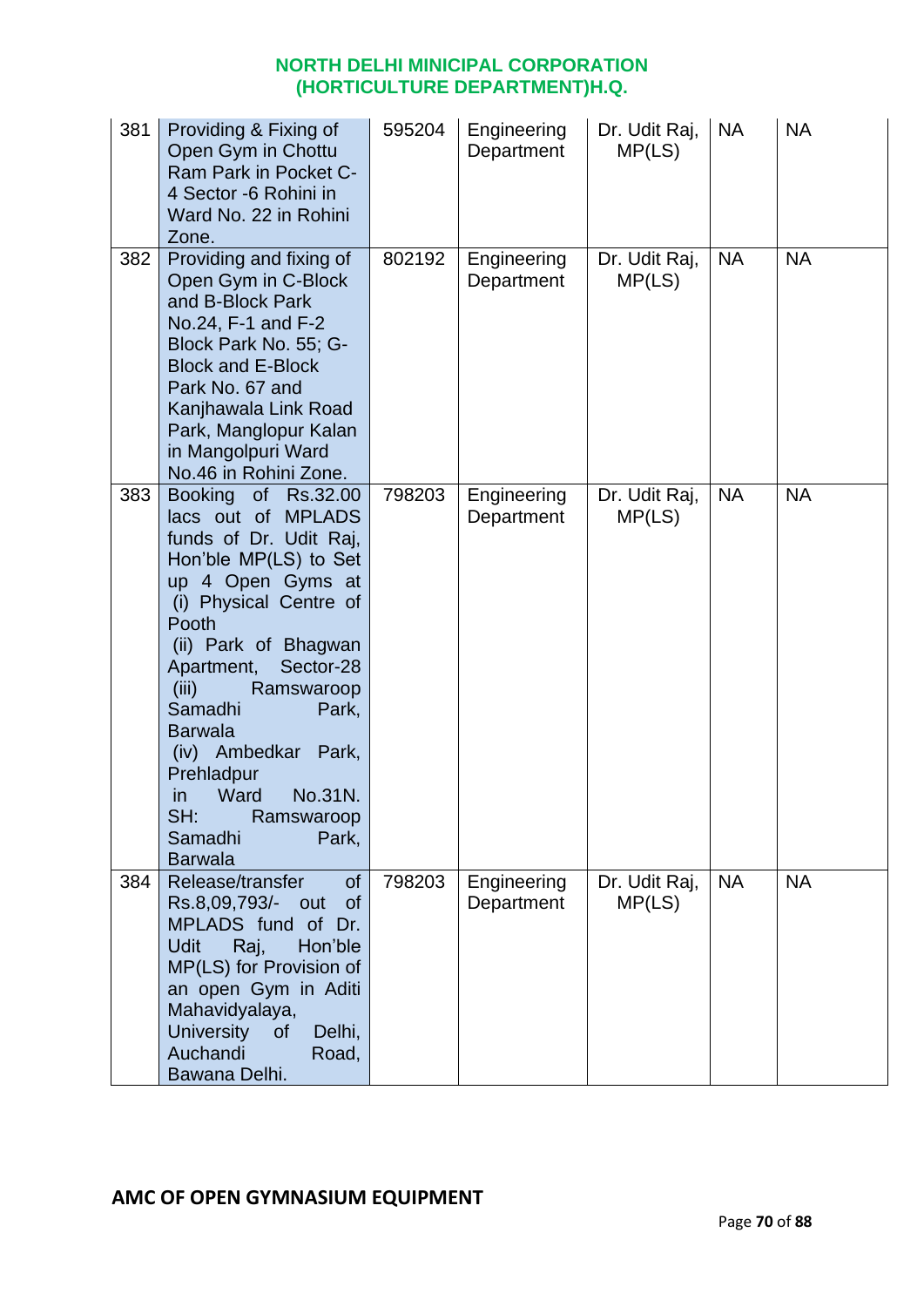| 381 | Providing & Fixing of Open Gym in Chottu Ram Park in Pocket C-4 Sector -6 Rohini in Ward No. 22 in Rohini Zone. | 595204 | Engineering Department | Dr. Udit Raj, MP(LS) | NA | NA |
|---|---|---|---|---|---|---|
| 382 | Providing and fixing of Open Gym in C-Block and B-Block Park No.24, F-1 and F-2 Block Park No. 55; G-Block and E-Block Park No. 67 and Kanjhawala Link Road Park, Manglopur Kalan in Mangolpuri Ward No.46 in Rohini Zone. | 802192 | Engineering Department | Dr. Udit Raj, MP(LS) | NA | NA |
| 383 | Booking of Rs.32.00 lacs out of MPLADS funds of Dr. Udit Raj, Hon'ble MP(LS) to Set up 4 Open Gyms at (i) Physical Centre of Pooth (ii) Park of Bhagwan Apartment, Sector-28 (iii) Ramswaroop Samadhi Park, Barwala (iv) Ambedkar Park, Prehladpur in Ward No.31N. SH: Ramswaroop Samadhi Park, Barwala | 798203 | Engineering Department | Dr. Udit Raj, MP(LS) | NA | NA |
| 384 | Release/transfer of Rs.8,09,793/- out of MPLADS fund of Dr. Udit Raj, Hon'ble MP(LS) for Provision of an open Gym in Aditi Mahavidyalaya, University of Delhi, Auchandi Road, Bawana Delhi. | 798203 | Engineering Department | Dr. Udit Raj, MP(LS) | NA | NA |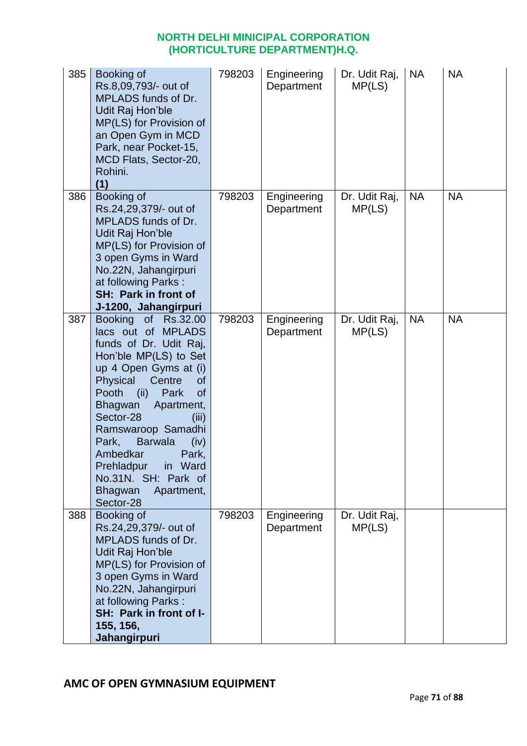| | | | | | | |
|---|---|---|---|---|---|---|
| 385 | Booking of Rs.8,09,793/- out of MPLADS funds of Dr. Udit Raj Hon'ble MP(LS) for Provision of an Open Gym in MCD Park, near Pocket-15, MCD Flats, Sector-20, Rohini. **(1)** | 798203 | Engineering Department | Dr. Udit Raj, MP(LS) | NA | NA |
| 386 | Booking of Rs.24,29,379/- out of MPLADS funds of Dr. Udit Raj Hon'ble MP(LS) for Provision of 3 open Gyms in Ward No.22N, Jahangirpuri at following Parks : **SH: Park in front of J-1200, Jahangirpuri** | 798203 | Engineering Department | Dr. Udit Raj, MP(LS) | NA | NA |
| 387 | Booking of Rs.32.00 lacs out of MPLADS funds of Dr. Udit Raj, Hon'ble MP(LS) to Set up 4 Open Gyms at (i) Physical Centre of Pooth (ii) Park of Bhagwan Apartment, Sector-28 (iii) Ramswaroop Samadhi Park, Barwala (iv) Ambedkar Park, Prehladpur in Ward No.31N. SH: Park of Bhagwan Apartment, Sector-28 | 798203 | Engineering Department | Dr. Udit Raj, MP(LS) | NA | NA |
| 388 | Booking of Rs.24,29,379/- out of MPLADS funds of Dr. Udit Raj Hon'ble MP(LS) for Provision of 3 open Gyms in Ward No.22N, Jahangirpuri at following Parks : **SH: Park in front of I-155, 156, Jahangirpuri** | 798203 | Engineering Department | Dr. Udit Raj, MP(LS) | | |

**AMC OF OPEN GYMNASIUM EQUIPMENT**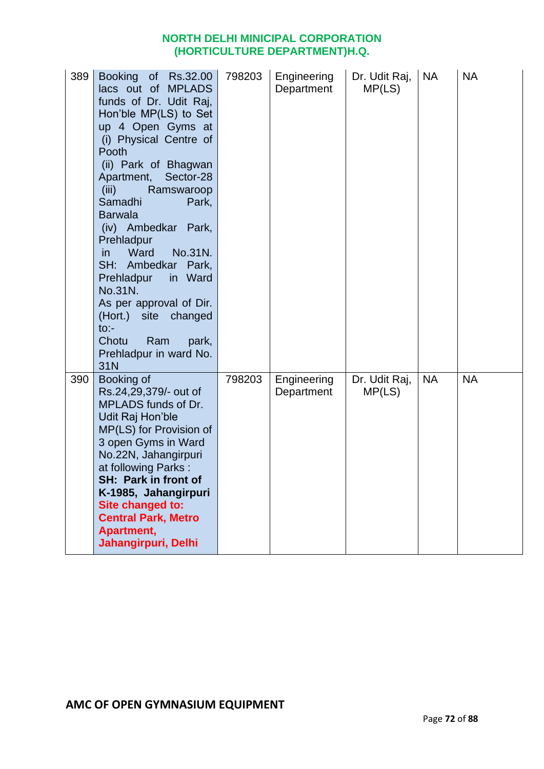| 389 | Booking of Rs.32.00 lacs out of MPLADS funds of Dr. Udit Raj, Hon'ble MP(LS) to Set up 4 Open Gyms at (i) Physical Centre of Pooth (ii) Park of Bhagwan Apartment, Sector-28 (iii) Ramswaroop Samadhi Park, Barwala (iv) Ambedkar Park, Prehladpur in Ward No.31N. SH: Ambedkar Park, Prehladpur in Ward No.31N. As per approval of Dir. (Hort.) site changed to:- Chotu Ram park, Prehladpur in ward No. 31N | 798203 | Engineering Department | Dr. Udit Raj, MP(LS) | NA | NA |
|---|---|---|---|---|---|---|
| 390 | Booking of Rs.24,29,379/- out of MPLADS funds of Dr. Udit Raj Hon'ble MP(LS) for Provision of 3 open Gyms in Ward No.22N, Jahangirpuri at following Parks : **SH: Park in front of K-1985, Jahangirpuri** **Site changed to: Central Park, Metro Apartment, Jahangirpuri, Delhi** | 798203 | Engineering Department | Dr. Udit Raj, MP(LS) | NA | NA |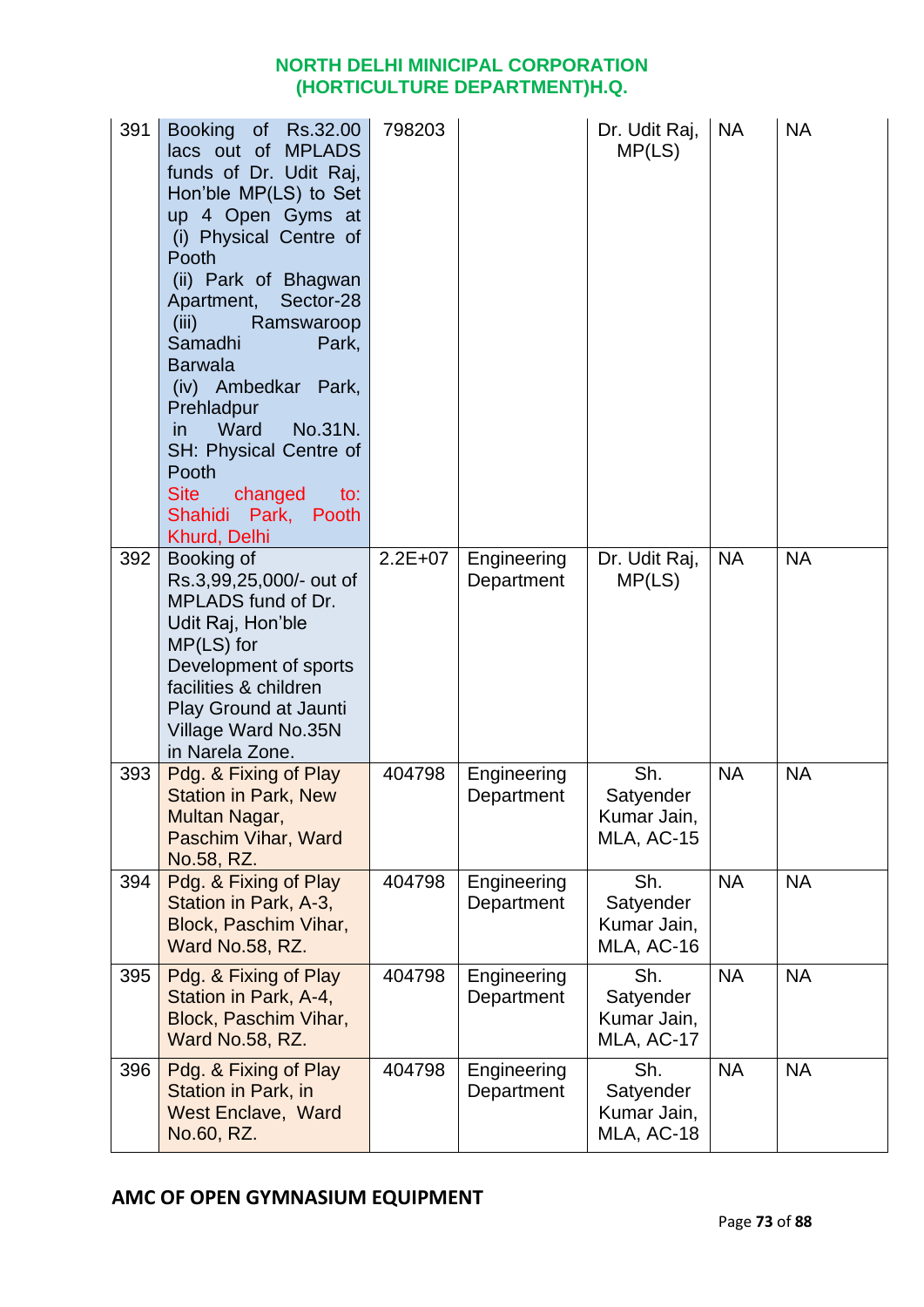## NORTH DELHI MINICIPAL CORPORATION
## (HORTICULTURE DEPARTMENT)H.Q.

| | | | | | | |
|---|---|---|---|---|---|---|
| 391 | Booking of Rs.32.00 lacs out of MPLADS funds of Dr. Udit Raj, Hon'ble MP(LS) to Set up 4 Open Gyms at (i) Physical Centre of Pooth (ii) Park of Bhagwan Apartment, Sector-28 (iii) Ramswaroop Samadhi Park, Barwala (iv) Ambedkar Park, Prehladpur in Ward No.31N. SH: Physical Centre of Pooth Site changed to: Shahidi Park, Pooth Khurd, Delhi | 798203 | | Dr. Udit Raj, MP(LS) | NA | NA |
| 392 | Booking of Rs.3,99,25,000/- out of MPLADS fund of Dr. Udit Raj, Hon'ble MP(LS) for Development of sports facilities & children Play Ground at Jaunti Village Ward No.35N in Narela Zone. | 2.2E+07 | Engineering Department | Dr. Udit Raj, MP(LS) | NA | NA |
| 393 | Pdg. & Fixing of Play Station in Park, New Multan Nagar, Paschim Vihar, Ward No.58, RZ. | 404798 | Engineering Department | Sh. Satyender Kumar Jain, MLA, AC-15 | NA | NA |
| 394 | Pdg. & Fixing of Play Station in Park, A-3, Block, Paschim Vihar, Ward No.58, RZ. | 404798 | Engineering Department | Sh. Satyender Kumar Jain, MLA, AC-16 | NA | NA |
| 395 | Pdg. & Fixing of Play Station in Park, A-4, Block, Paschim Vihar, Ward No.58, RZ. | 404798 | Engineering Department | Sh. Satyender Kumar Jain, MLA, AC-17 | NA | NA |
| 396 | Pdg. & Fixing of Play Station in Park, in West Enclave, Ward No.60, RZ. | 404798 | Engineering Department | Sh. Satyender Kumar Jain, MLA, AC-18 | NA | NA |

## AMC OF OPEN GYMNASIUM EQUIPMENT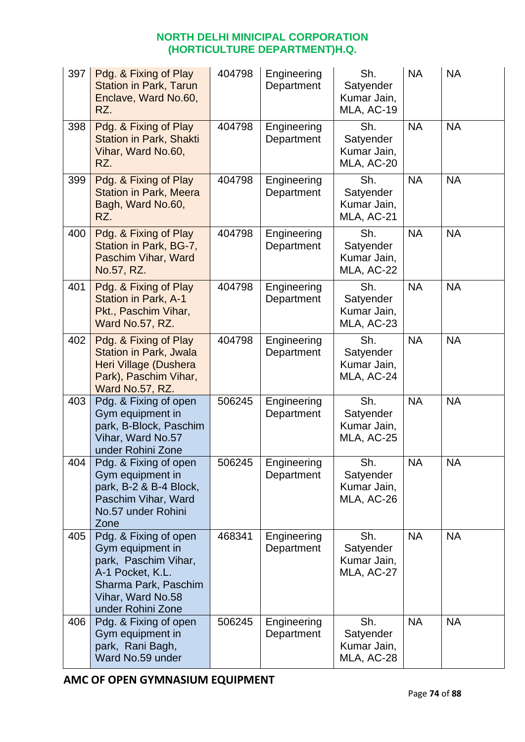## NORTH DELHI MINICIPAL CORPORATION (HORTICULTURE DEPARTMENT)H.Q.

| | | | | | | |
|---|---|---|---|---|---|---|
| 397 | Pdg. & Fixing of Play Station in Park, Tarun Enclave, Ward No.60, RZ. | 404798 | Engineering Department | Sh. Satyender Kumar Jain, MLA, AC-19 | NA | NA |
| 398 | Pdg. & Fixing of Play Station in Park, Shakti Vihar, Ward No.60, RZ. | 404798 | Engineering Department | Sh. Satyender Kumar Jain, MLA, AC-20 | NA | NA |
| 399 | Pdg. & Fixing of Play Station in Park, Meera Bagh, Ward No.60, RZ. | 404798 | Engineering Department | Sh. Satyender Kumar Jain, MLA, AC-21 | NA | NA |
| 400 | Pdg. & Fixing of Play Station in Park, BG-7, Paschim Vihar, Ward No.57, RZ. | 404798 | Engineering Department | Sh. Satyender Kumar Jain, MLA, AC-22 | NA | NA |
| 401 | Pdg. & Fixing of Play Station in Park, A-1 Pkt., Paschim Vihar, Ward No.57, RZ. | 404798 | Engineering Department | Sh. Satyender Kumar Jain, MLA, AC-23 | NA | NA |
| 402 | Pdg. & Fixing of Play Station in Park, Jwala Heri Village (Dushera Park), Paschim Vihar, Ward No.57, RZ. | 404798 | Engineering Department | Sh. Satyender Kumar Jain, MLA, AC-24 | NA | NA |
| 403 | Pdg. & Fixing of open Gym equipment in park, B-Block, Paschim Vihar, Ward No.57 under Rohini Zone | 506245 | Engineering Department | Sh. Satyender Kumar Jain, MLA, AC-25 | NA | NA |
| 404 | Pdg. & Fixing of open Gym equipment in park, B-2 & B-4 Block, Paschim Vihar, Ward No.57 under Rohini Zone | 506245 | Engineering Department | Sh. Satyender Kumar Jain, MLA, AC-26 | NA | NA |
| 405 | Pdg. & Fixing of open Gym equipment in park, Paschim Vihar, A-1 Pocket, K.L. Sharma Park, Paschim Vihar, Ward No.58 under Rohini Zone | 468341 | Engineering Department | Sh. Satyender Kumar Jain, MLA, AC-27 | NA | NA |
| 406 | Pdg. & Fixing of open Gym equipment in park, Rani Bagh, Ward No.59 under | 506245 | Engineering Department | Sh. Satyender Kumar Jain, MLA, AC-28 | NA | NA |

**AMC OF OPEN GYMNASIUM EQUIPMENT**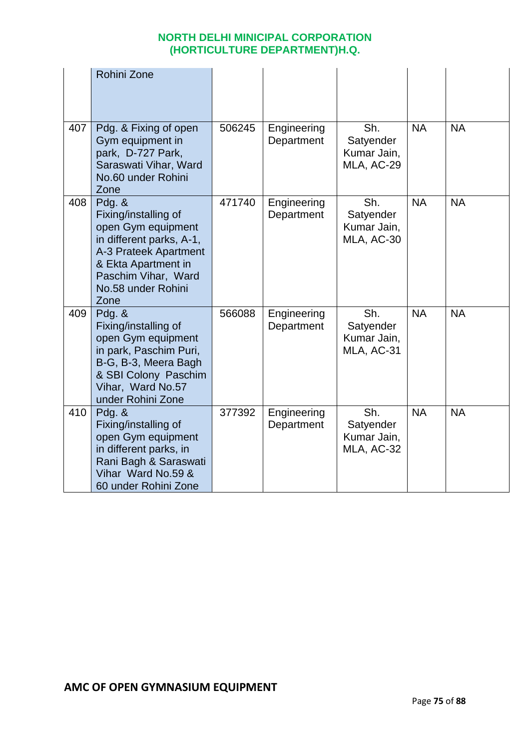| | | | | | | |
|---|---|---|---|---|---|---|
| | Rohini Zone | | | | | |
| 407 | Pdg. & Fixing of open Gym equipment in park, D-727 Park, Saraswati Vihar, Ward No.60 under Rohini Zone | 506245 | Engineering Department | Sh. Satyender Kumar Jain, MLA, AC-29 | NA | NA |
| 408 | Pdg. & Fixing/installing of open Gym equipment in different parks, A-1, A-3 Prateek Apartment & Ekta Apartment in Paschim Vihar, Ward No.58 under Rohini Zone | 471740 | Engineering Department | Sh. Satyender Kumar Jain, MLA, AC-30 | NA | NA |
| 409 | Pdg. & Fixing/installing of open Gym equipment in park, Paschim Puri, B-G, B-3, Meera Bagh & SBI Colony Paschim Vihar, Ward No.57 under Rohini Zone | 566088 | Engineering Department | Sh. Satyender Kumar Jain, MLA, AC-31 | NA | NA |
| 410 | Pdg. & Fixing/installing of open Gym equipment in different parks, in Rani Bagh & Saraswati Vihar Ward No.59 & 60 under Rohini Zone | 377392 | Engineering Department | Sh. Satyender Kumar Jain, MLA, AC-32 | NA | NA |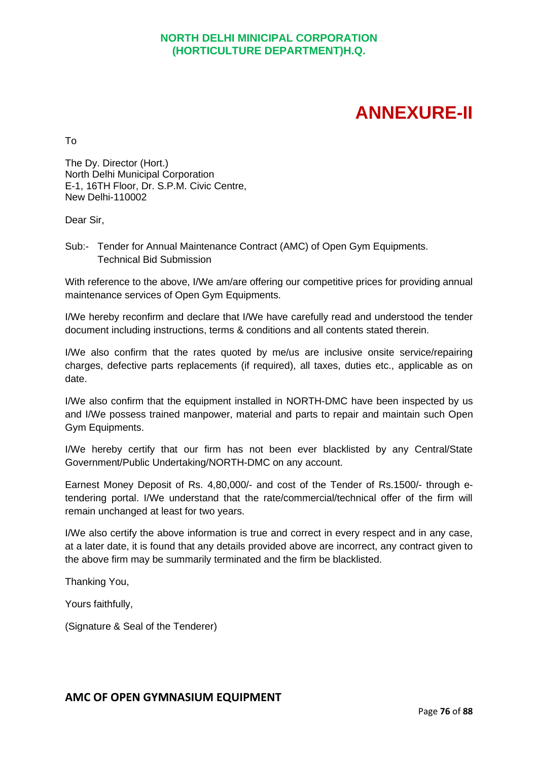NORTH DELHI MINICIPAL CORPORATION
(HORTICULTURE DEPARTMENT)H.Q.

# ANNEXURE-II

To

The Dy. Director (Hort.)
North Delhi Municipal Corporation
E-1, 16TH Floor, Dr. S.P.M. Civic Centre,
New Delhi-110002

Dear Sir,

Sub:- Tender for Annual Maintenance Contract (AMC) of Open Gym Equipments.
Technical Bid Submission

With reference to the above, I/We am/are offering our competitive prices for providing annual maintenance services of Open Gym Equipments.

I/We hereby reconfirm and declare that I/We have carefully read and understood the tender document including instructions, terms & conditions and all contents stated therein.

I/We also confirm that the rates quoted by me/us are inclusive onsite service/repairing charges, defective parts replacements (if required), all taxes, duties etc., applicable as on date.

I/We also confirm that the equipment installed in NORTH-DMC have been inspected by us and I/We possess trained manpower, material and parts to repair and maintain such Open Gym Equipments.

I/We hereby certify that our firm has not been ever blacklisted by any Central/State Government/Public Undertaking/NORTH-DMC on any account.

Earnest Money Deposit of Rs. 4,80,000/- and cost of the Tender of Rs.1500/- through e-tendering portal. I/We understand that the rate/commercial/technical offer of the firm will remain unchanged at least for two years.

I/We also certify the above information is true and correct in every respect and in any case, at a later date, it is found that any details provided above are incorrect, any contract given to the above firm may be summarily terminated and the firm be blacklisted.

Thanking You,

Yours faithfully,

(Signature & Seal of the Tenderer)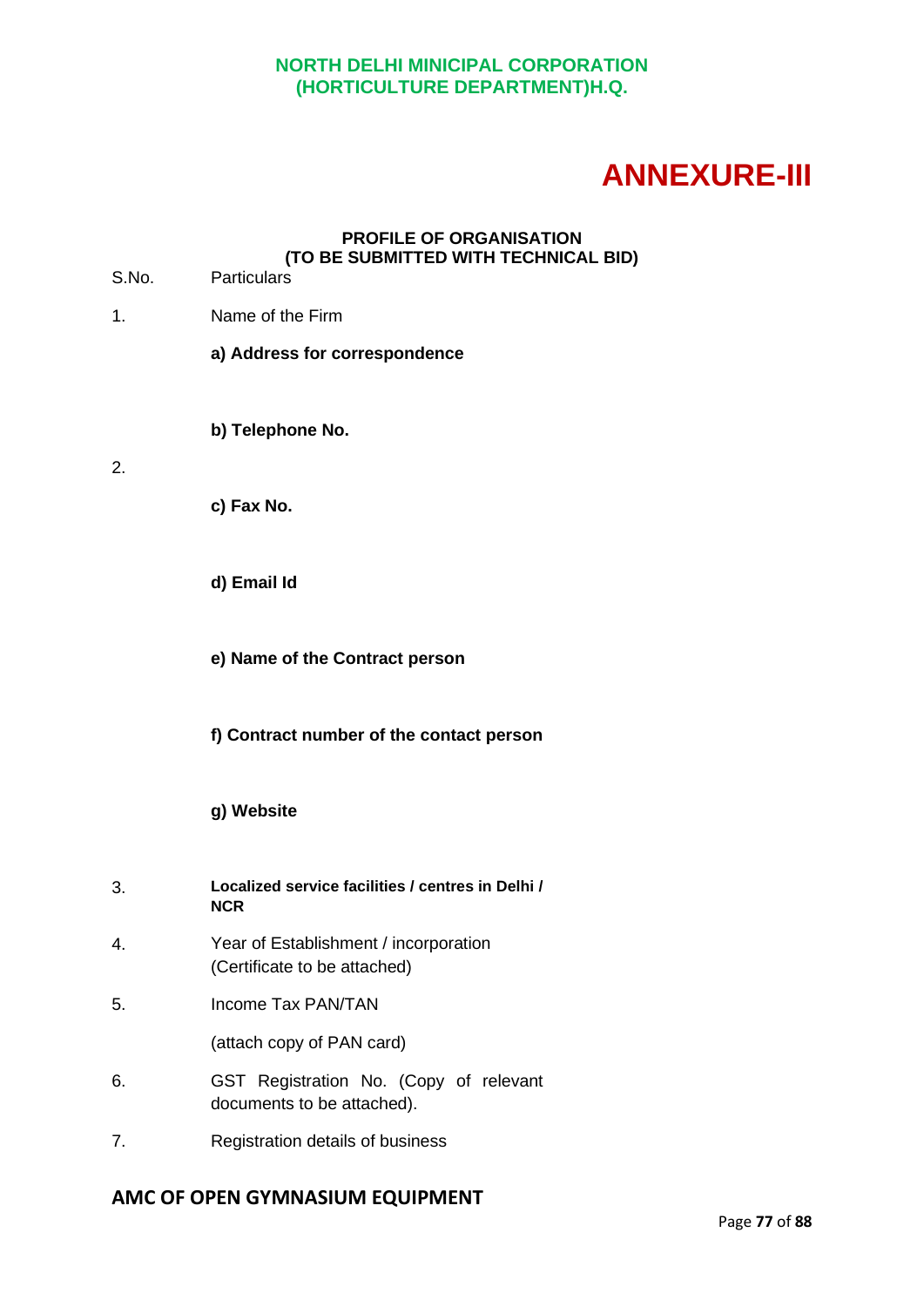**NORTH DELHI MINICIPAL CORPORATION**
**(HORTICULTURE DEPARTMENT)H.Q.**

# ANNEXURE-III

**PROFILE OF ORGANISATION**
**(TO BE SUBMITTED WITH TECHNICAL BID)**

| S.No. | Particulars |
|---|---|
| 1. | Name of the Firm |
| | **a) Address for correspondence** |
| | **b) Telephone No.** |
| 2. | |
| | **c) Fax No.** |
| | **d) Email Id** |
| | **e) Name of the Contract person** |
| | **f) Contract number of the contact person** |
| | **g) Website** |
| 3. | **Localized service facilities / centres in Delhi / NCR** |
| 4. | Year of Establishment / incorporation (Certificate to be attached) |
| 5. | Income Tax PAN/TAN<br>(attach copy of PAN card) |
| 6. | GST Registration No. (Copy of relevant documents to be attached). |
| 7. | Registration details of business |

**AMC OF OPEN GYMNASIUM EQUIPMENT**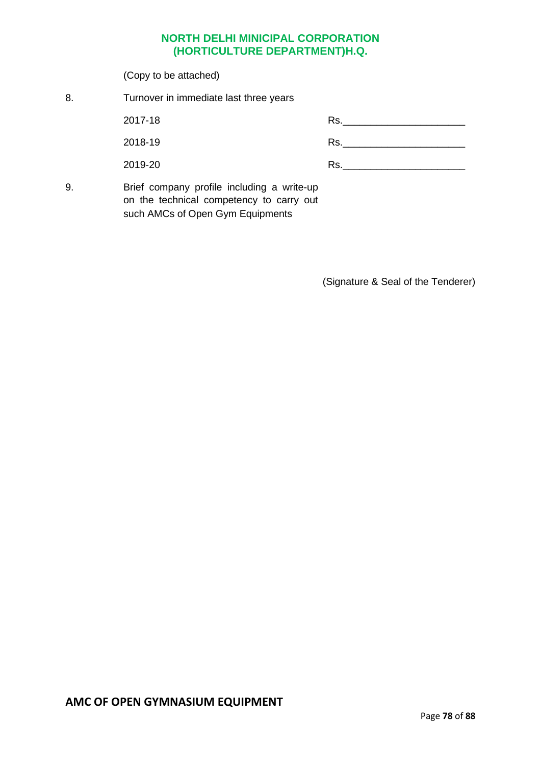(Copy to be attached)

8. Turnover in immediate last three years

| | |
|---|---|
| 2017-18 | Rs.______________________ |
| 2018-19 | Rs.______________________ |
| 2019-20 | Rs.______________________ |

9. Brief company profile including a write-up on the technical competency to carry out such AMCs of Open Gym Equipments

(Signature & Seal of the Tenderer)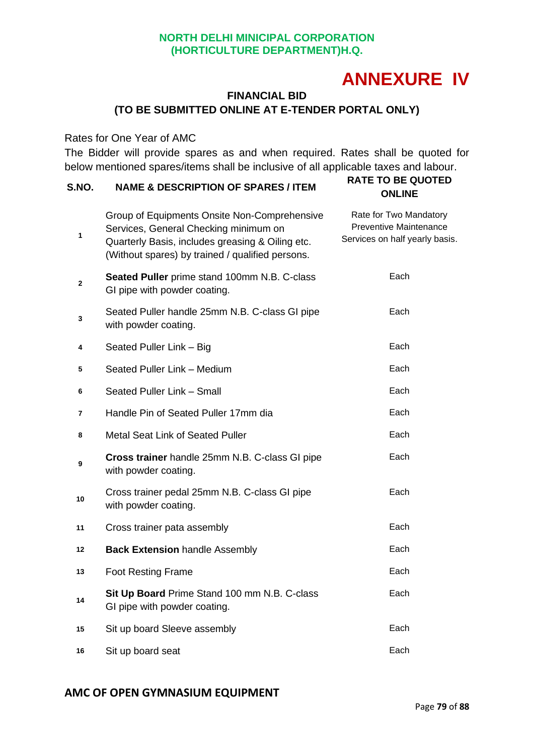**NORTH DELHI MINICIPAL CORPORATION**
**(HORTICULTURE DEPARTMENT)H.Q.**

# ANNEXURE IV

## FINANCIAL BID
## (TO BE SUBMITTED ONLINE AT E-TENDER PORTAL ONLY)

Rates for One Year of AMC

The Bidder will provide spares as and when required. Rates shall be quoted for below mentioned spares/items shall be inclusive of all applicable taxes and labour.

| S.NO. | NAME & DESCRIPTION OF SPARES / ITEM | RATE TO BE QUOTED ONLINE |
|---|---|---|
| 1 | Group of Equipments Onsite Non-Comprehensive Services, General Checking minimum on Quarterly Basis, includes greasing & Oiling etc. (Without spares) by trained / qualified persons. | Rate for Two Mandatory Preventive Maintenance Services on half yearly basis. |
| 2 | **Seated Puller** prime stand 100mm N.B. C-class GI pipe with powder coating. | Each |
| 3 | Seated Puller handle 25mm N.B. C-class GI pipe with powder coating. | Each |
| 4 | Seated Puller Link – Big | Each |
| 5 | Seated Puller Link – Medium | Each |
| 6 | Seated Puller Link – Small | Each |
| 7 | Handle Pin of Seated Puller 17mm dia | Each |
| 8 | Metal Seat Link of Seated Puller | Each |
| 9 | **Cross trainer** handle 25mm N.B. C-class GI pipe with powder coating. | Each |
| 10 | Cross trainer pedal 25mm N.B. C-class GI pipe with powder coating. | Each |
| 11 | Cross trainer pata assembly | Each |
| 12 | **Back Extension** handle Assembly | Each |
| 13 | Foot Resting Frame | Each |
| 14 | **Sit Up Board** Prime Stand 100 mm N.B. C-class GI pipe with powder coating. | Each |
| 15 | Sit up board Sleeve assembly | Each |
| 16 | Sit up board seat | Each |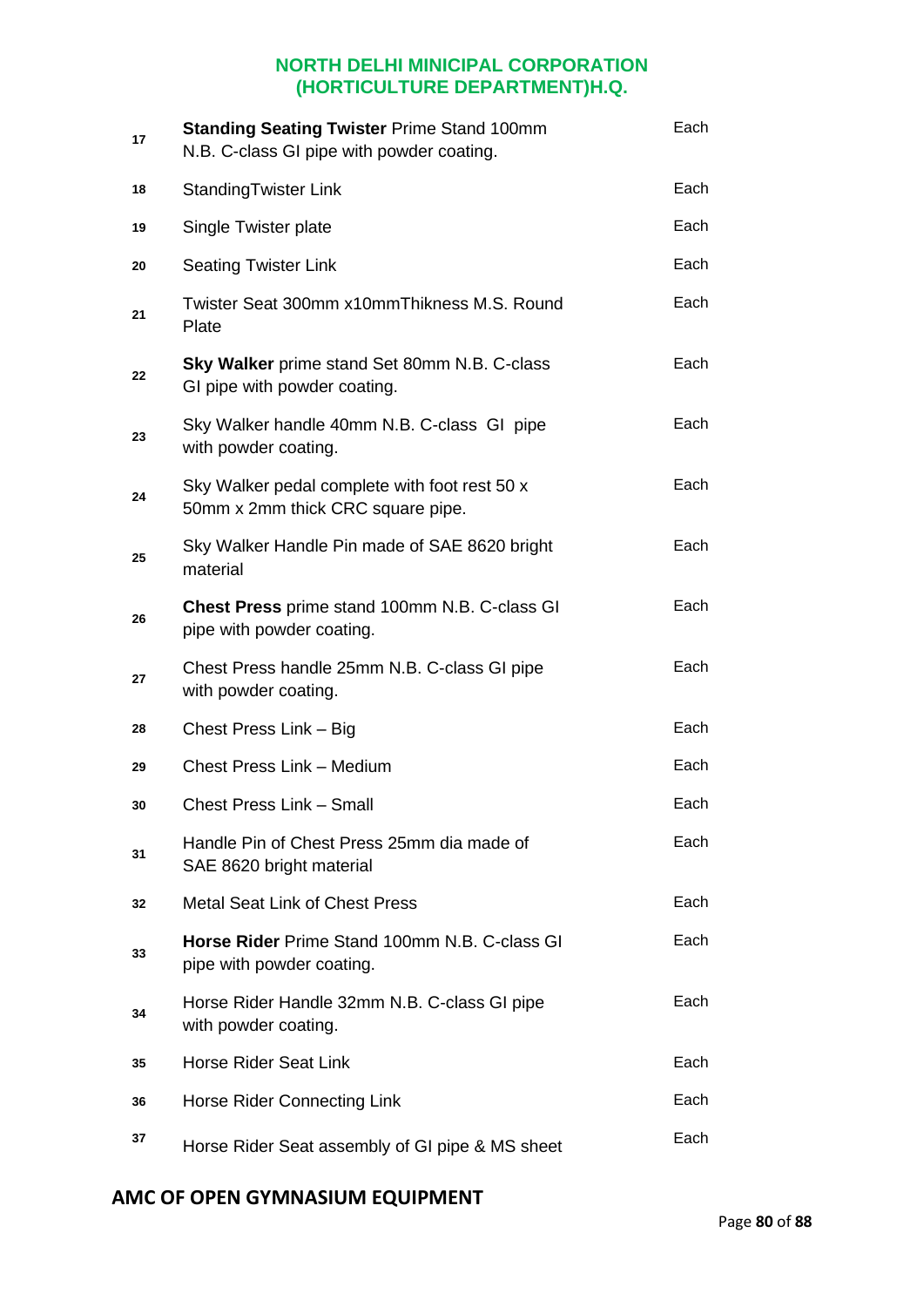**NORTH DELHI MINICIPAL CORPORATION (HORTICULTURE DEPARTMENT)H.Q.**

| | | |
|---|---|---|
| 17 | **Standing Seating Twister** Prime Stand 100mm N.B. C-class GI pipe with powder coating. | Each |
| 18 | StandingTwister Link | Each |
| 19 | Single Twister plate | Each |
| 20 | Seating Twister Link | Each |
| 21 | Twister Seat 300mm x10mmThikness M.S. Round Plate | Each |
| 22 | **Sky Walker** prime stand Set 80mm N.B. C-class GI pipe with powder coating. | Each |
| 23 | Sky Walker handle 40mm N.B. C-class GI pipe with powder coating. | Each |
| 24 | Sky Walker pedal complete with foot rest 50 x 50mm x 2mm thick CRC square pipe. | Each |
| 25 | Sky Walker Handle Pin made of SAE 8620 bright material | Each |
| 26 | **Chest Press** prime stand 100mm N.B. C-class GI pipe with powder coating. | Each |
| 27 | Chest Press handle 25mm N.B. C-class GI pipe with powder coating. | Each |
| 28 | Chest Press Link – Big | Each |
| 29 | Chest Press Link – Medium | Each |
| 30 | Chest Press Link – Small | Each |
| 31 | Handle Pin of Chest Press 25mm dia made of SAE 8620 bright material | Each |
| 32 | Metal Seat Link of Chest Press | Each |
| 33 | **Horse Rider** Prime Stand 100mm N.B. C-class GI pipe with powder coating. | Each |
| 34 | Horse Rider Handle 32mm N.B. C-class GI pipe with powder coating. | Each |
| 35 | Horse Rider Seat Link | Each |
| 36 | Horse Rider Connecting Link | Each |
| 37 | Horse Rider Seat assembly of GI pipe & MS sheet | Each |

**AMC OF OPEN GYMNASIUM EQUIPMENT**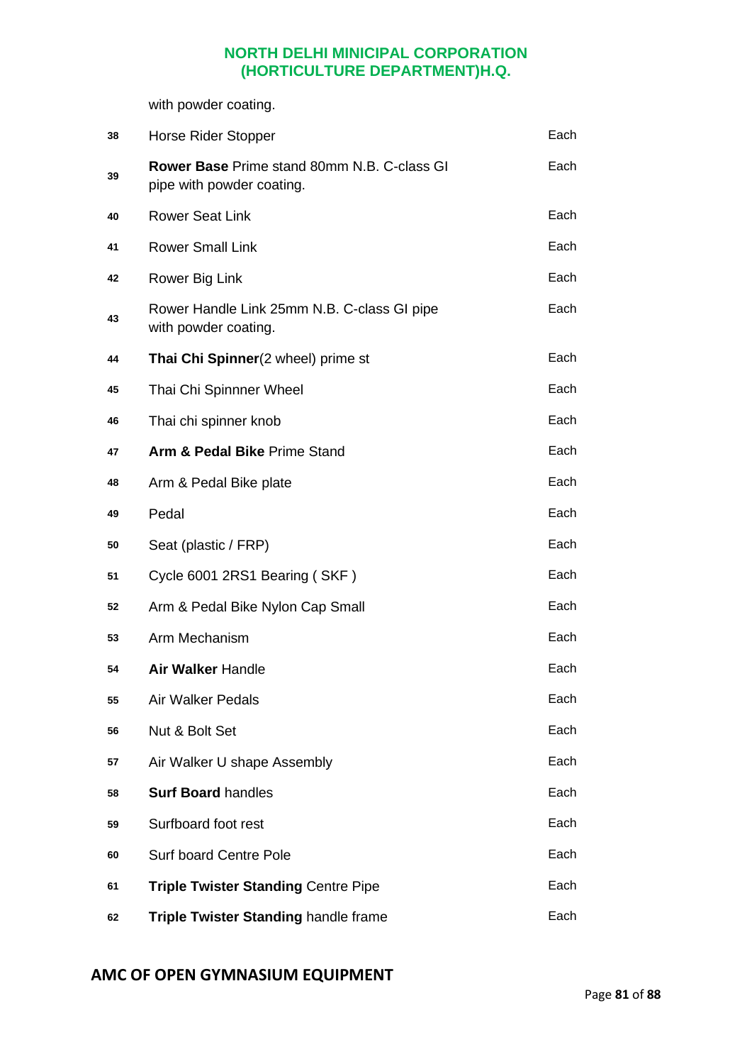|  | with powder coating. |  |
|---|---|---|
| 38 | Horse Rider Stopper | Each |
| 39 | **Rower Base** Prime stand 80mm N.B. C-class GI pipe with powder coating. | Each |
| 40 | Rower Seat Link | Each |
| 41 | Rower Small Link | Each |
| 42 | Rower Big Link | Each |
| 43 | Rower Handle Link 25mm N.B. C-class GI pipe with powder coating. | Each |
| 44 | **Thai Chi Spinner**(2 wheel) prime st | Each |
| 45 | Thai Chi Spinnner Wheel | Each |
| 46 | Thai chi spinner knob | Each |
| 47 | **Arm & Pedal Bike** Prime Stand | Each |
| 48 | Arm & Pedal Bike plate | Each |
| 49 | Pedal | Each |
| 50 | Seat (plastic / FRP) | Each |
| 51 | Cycle 6001 2RS1 Bearing ( SKF ) | Each |
| 52 | Arm & Pedal Bike Nylon Cap Small | Each |
| 53 | Arm Mechanism | Each |
| 54 | **Air Walker** Handle | Each |
| 55 | Air Walker Pedals | Each |
| 56 | Nut & Bolt Set | Each |
| 57 | Air Walker U shape Assembly | Each |
| 58 | **Surf Board** handles | Each |
| 59 | Surfboard foot rest | Each |
| 60 | Surf board Centre Pole | Each |
| 61 | **Triple Twister Standing** Centre Pipe | Each |
| 62 | **Triple Twister Standing** handle frame | Each |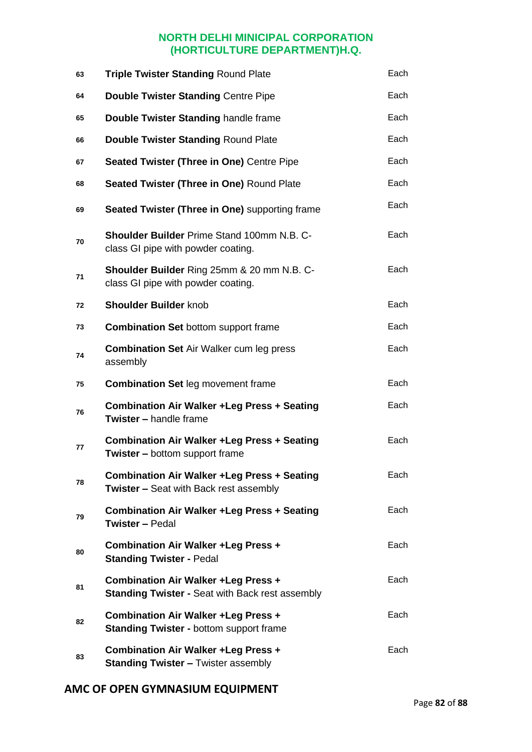| | | |
|---|---|---|
| 63 | **Triple Twister Standing** Round Plate | Each |
| 64 | **Double Twister Standing** Centre Pipe | Each |
| 65 | **Double Twister Standing** handle frame | Each |
| 66 | **Double Twister Standing** Round Plate | Each |
| 67 | **Seated Twister (Three in One)** Centre Pipe | Each |
| 68 | **Seated Twister (Three in One)** Round Plate | Each |
| 69 | **Seated Twister (Three in One)** supporting frame | Each |
| 70 | **Shoulder Builder** Prime Stand 100mm N.B. C-class GI pipe with powder coating. | Each |
| 71 | **Shoulder Builder** Ring 25mm & 20 mm N.B. C-class GI pipe with powder coating. | Each |
| 72 | **Shoulder Builder** knob | Each |
| 73 | **Combination Set** bottom support frame | Each |
| 74 | **Combination Set** Air Walker cum leg press assembly | Each |
| 75 | **Combination Set** leg movement frame | Each |
| 76 | **Combination Air Walker +Leg Press + Seating Twister –** handle frame | Each |
| 77 | **Combination Air Walker +Leg Press + Seating Twister –** bottom support frame | Each |
| 78 | **Combination Air Walker +Leg Press + Seating Twister –** Seat with Back rest assembly | Each |
| 79 | **Combination Air Walker +Leg Press + Seating Twister –** Pedal | Each |
| 80 | **Combination Air Walker +Leg Press + Standing Twister -** Pedal | Each |
| 81 | **Combination Air Walker +Leg Press + Standing Twister -** Seat with Back rest assembly | Each |
| 82 | **Combination Air Walker +Leg Press + Standing Twister -** bottom support frame | Each |
| 83 | **Combination Air Walker +Leg Press + Standing Twister –** Twister assembly | Each |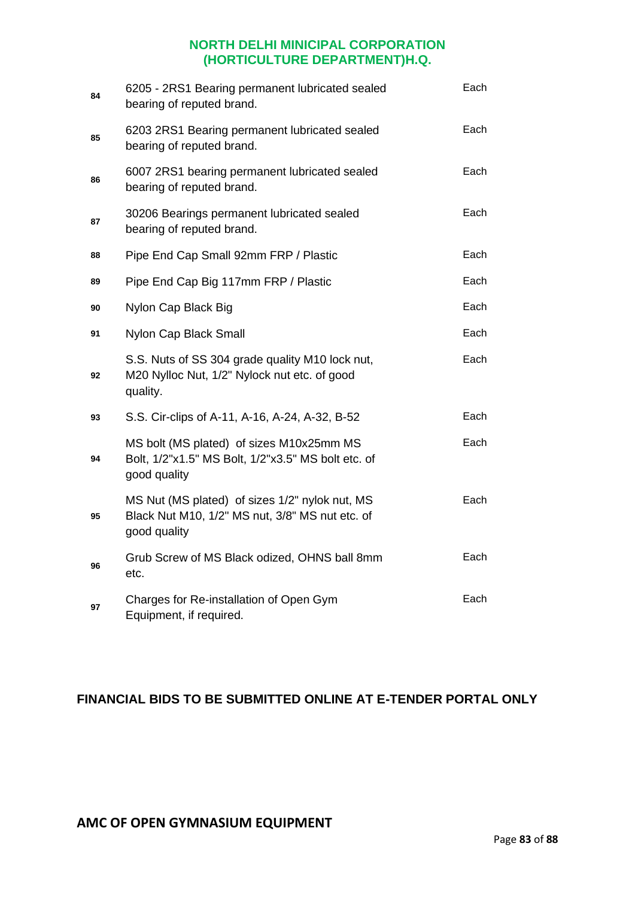**NORTH DELHI MINICIPAL CORPORATION (HORTICULTURE DEPARTMENT)H.Q.**

| | | |
|---|---|---|
| 84 | 6205 - 2RS1 Bearing permanent lubricated sealed bearing of reputed brand. | Each |
| 85 | 6203 2RS1 Bearing permanent lubricated sealed bearing of reputed brand. | Each |
| 86 | 6007 2RS1 bearing permanent lubricated sealed bearing of reputed brand. | Each |
| 87 | 30206 Bearings permanent lubricated sealed bearing of reputed brand. | Each |
| 88 | Pipe End Cap Small 92mm FRP / Plastic | Each |
| 89 | Pipe End Cap Big 117mm FRP / Plastic | Each |
| 90 | Nylon Cap Black Big | Each |
| 91 | Nylon Cap Black Small | Each |
| 92 | S.S. Nuts of SS 304 grade quality M10 lock nut, M20 Nylloc Nut, 1/2" Nylock nut etc. of good quality. | Each |
| 93 | S.S. Cir-clips of A-11, A-16, A-24, A-32, B-52 | Each |
| 94 | MS bolt (MS plated) of sizes M10x25mm MS Bolt, 1/2"x1.5" MS Bolt, 1/2"x3.5" MS bolt etc. of good quality | Each |
| 95 | MS Nut (MS plated) of sizes 1/2" nylok nut, MS Black Nut M10, 1/2" MS nut, 3/8" MS nut etc. of good quality | Each |
| 96 | Grub Screw of MS Black odized, OHNS ball 8mm etc. | Each |
| 97 | Charges for Re-installation of Open Gym Equipment, if required. | Each |

**FINANCIAL BIDS TO BE SUBMITTED ONLINE AT E-TENDER PORTAL ONLY**

**AMC OF OPEN GYMNASIUM EQUIPMENT**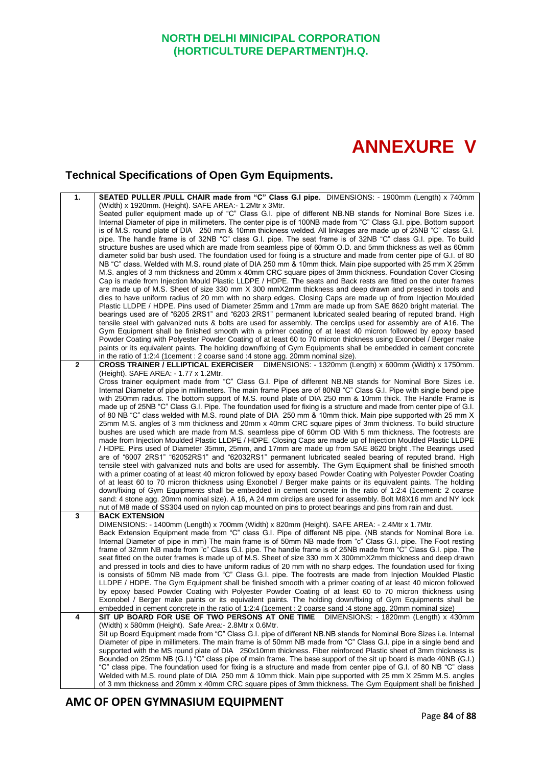**NORTH DELHI MINICIPAL CORPORATION**
**(HORTICULTURE DEPARTMENT)H.Q.**

# ANNEXURE V

## Technical Specifications of Open Gym Equipments.

| | |
|---|---|
| 1. | **SEATED PULLER /PULL CHAIR made from "C" Class G.I pipe.** DIMENSIONS: - 1900mm (Length) x 740mm (Width) x 1920mm. (Height). SAFE AREA:- 1.2Mtr x 3Mtr. Seated puller equipment made up of "C" Class G.I. pipe of different NB.NB stands for Nominal Bore Sizes i.e. Internal Diameter of pipe in millimeters. The center pipe is of 100NB made from "C" Class G.I. pipe. Bottom support is of M.S. round plate of DIA 250 mm & 10mm thickness welded. All linkages are made up of 25NB "C" class G.I. pipe. The handle frame is of 32NB "C" class G.I. pipe. The seat frame is of 32NB "C" class G.I. pipe. To build structure bushes are used which are made from seamless pipe of 60mm O.D. and 5mm thickness as well as 60mm diameter solid bar bush used. The foundation used for fixing is a structure and made from center pipe of G.I. of 80 NB "C" class. Welded with M.S. round plate of DIA 250 mm & 10mm thick. Main pipe supported with 25 mm X 25mm M.S. angles of 3 mm thickness and 20mm x 40mm CRC square pipes of 3mm thickness. Foundation Cover Closing Cap is made from Injection Mould Plastic LLDPE / HDPE. The seats and Back rests are fitted on the outer frames are made up of M.S. Sheet of size 330 mm X 300 mmX2mm thickness and deep drawn and pressed in tools and dies to have uniform radius of 20 mm with no sharp edges. Closing Caps are made up of from Injection Moulded Plastic LLDPE / HDPE. Pins used of Diameter 25mm and 17mm are made up from SAE 8620 bright material. The bearings used are of "6205 2RS1" and "6203 2RS1" permanent lubricated sealed bearing of reputed brand. High tensile steel with galvanized nuts & bolts are used for assembly. The cerclips used for assembly are of A16. The Gym Equipment shall be finished smooth with a primer coating of at least 40 micron followed by epoxy based Powder Coating with Polyester Powder Coating of at least 60 to 70 micron thickness using Exonobel / Berger make paints or its equivalent paints. The holding down/fixing of Gym Equipments shall be embedded in cement concrete in the ratio of 1:2:4 (1cement : 2 coarse sand :4 stone agg. 20mm nominal size). |
| 2 | **CROSS TRAINER / ELLIPTICAL EXERCISER** DIMENSIONS: - 1320mm (Length) x 600mm (Width) x 1750mm. (Height). SAFE AREA: - 1.77 x 1.2Mtr. Cross trainer equipment made from "C" Class G.I. Pipe of different NB.NB stands for Nominal Bore Sizes i.e. Internal Diameter of pipe in millimeters. The main frame Pipes are of 80NB "C" Class G.I. Pipe with single bend pipe with 250mm radius. The bottom support of M.S. round plate of DIA 250 mm & 10mm thick. The Handle Frame is made up of 25NB "C" Class G.I. Pipe. The foundation used for fixing is a structure and made from center pipe of G.I. of 80 NB "C" class welded with M.S. round plate of DIA 250 mm & 10mm thick. Main pipe supported with 25 mm X 25mm M.S. angles of 3 mm thickness and 20mm x 40mm CRC square pipes of 3mm thickness. To build structure bushes are used which are made from M.S. seamless pipe of 60mm OD With 5 mm thickness. The footrests are made from Injection Moulded Plastic LLDPE / HDPE. Closing Caps are made up of Injection Moulded Plastic LLDPE / HDPE. Pins used of Diameter 35mm, 25mm, and 17mm are made up from SAE 8620 bright .The Bearings used are of "6007 2RS1" "62052RS1" and "62032RS1" permanent lubricated sealed bearing of reputed brand. High tensile steel with galvanized nuts and bolts are used for assembly. The Gym Equipment shall be finished smooth with a primer coating of at least 40 micron followed by epoxy based Powder Coating with Polyester Powder Coating of at least 60 to 70 micron thickness using Exonobel / Berger make paints or its equivalent paints. The holding down/fixing of Gym Equipments shall be embedded in cement concrete in the ratio of 1:2:4 (1cement : 2 coarse sand: 4 stone agg. 20mm nominal size). A 16, A 24 mm circlips are used for assembly. Bolt M8X16 mm and NY lock nut of M8 made of SS304 used on nylon cap mounted on pins to protect bearings and pins from rain and dust. |
| 3 | **BACK EXTENSION** DIMENSIONS: - 1400mm (Length) x 700mm (Width) x 820mm (Height). SAFE AREA: - 2.4Mtr x 1.7Mtr. Back Extension Equipment made from "C" class G.I. Pipe of different NB pipe. (NB stands for Nominal Bore i.e. Internal Diameter of pipe in mm) The main frame is of 50mm NB made from "c" Class G.I. pipe. The Foot resting frame of 32mm NB made from "c" Class G.I. pipe. The handle frame is of 25NB made from "C" Class G.I. pipe. The seat fitted on the outer frames is made up of M.S. Sheet of size 330 mm X 300mmX2mm thickness and deep drawn and pressed in tools and dies to have uniform radius of 20 mm with no sharp edges. The foundation used for fixing is consists of 50mm NB made from "C" Class G.I. pipe. The footrests are made from Injection Moulded Plastic LLDPE / HDPE. The Gym Equipment shall be finished smooth with a primer coating of at least 40 micron followed by epoxy based Powder Coating with Polyester Powder Coating of at least 60 to 70 micron thickness using Exonobel / Berger make paints or its equivalent paints. The holding down/fixing of Gym Equipments shall be embedded in cement concrete in the ratio of 1:2:4 (1cement : 2 coarse sand :4 stone agg. 20mm nominal size) |
| 4 | **SIT UP BOARD FOR USE OF TWO PERSONS AT ONE TIME** DIMENSIONS: - 1820mm (Length) x 430mm (Width) x 580mm (Height). Safe Area:- 2.8Mtr x 0.6Mtr. Sit up Board Equipment made from "C" Class G.I. pipe of different NB.NB stands for Nominal Bore Sizes i.e. Internal Diameter of pipe in millimeters. The main frame is of 50mm NB made from "C" Class G.I. pipe in a single bend and supported with the MS round plate of DIA 250x10mm thickness. Fiber reinforced Plastic sheet of 3mm thickness is Bounded on 25mm NB (G.I.) "C" class pipe of main frame. The base support of the sit up board is made 40NB (G.I.) "C" class pipe. The foundation used for fixing is a structure and made from center pipe of G.I. of 80 NB "C" class Welded with M.S. round plate of DIA 250 mm & 10mm thick. Main pipe supported with 25 mm X 25mm M.S. angles of 3 mm thickness and 20mm x 40mm CRC square pipes of 3mm thickness. The Gym Equipment shall be finished |

**AMC OF OPEN GYMNASIUM EQUIPMENT**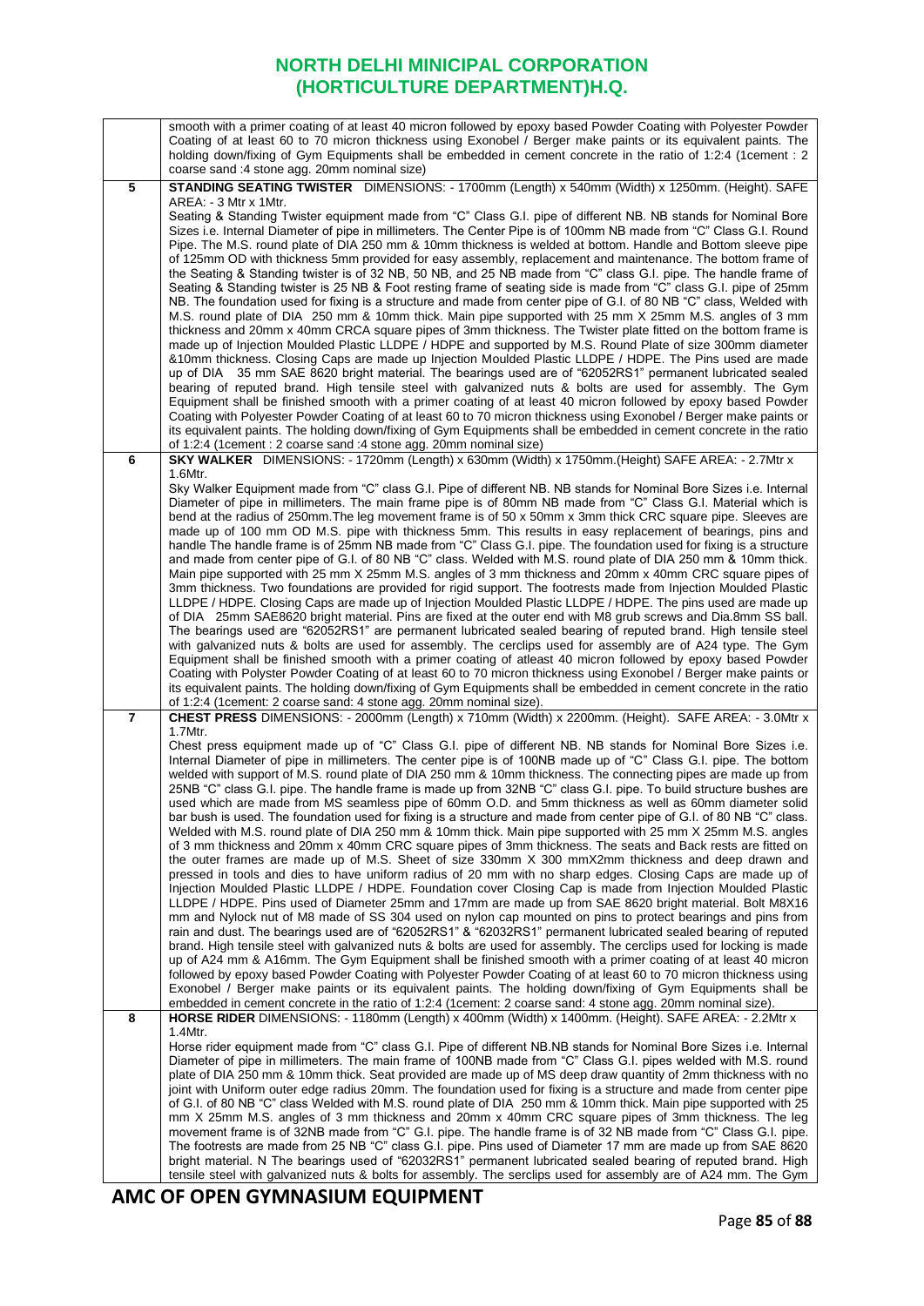| | |
|---|---|
| | smooth with a primer coating of at least 40 micron followed by epoxy based Powder Coating with Polyester Powder Coating of at least 60 to 70 micron thickness using Exonobel / Berger make paints or its equivalent paints. The holding down/fixing of Gym Equipments shall be embedded in cement concrete in the ratio of 1:2:4 (1cement : 2 coarse sand :4 stone agg. 20mm nominal size) |
| 5 | **STANDING SEATING TWISTER** DIMENSIONS: - 1700mm (Length) x 540mm (Width) x 1250mm. (Height). SAFE AREA: - 3 Mtr x 1Mtr.<br>Seating & Standing Twister equipment made from "C" Class G.I. pipe of different NB. NB stands for Nominal Bore Sizes i.e. Internal Diameter of pipe in millimeters. The Center Pipe is of 100mm NB made from "C" Class G.I. Round Pipe. The M.S. round plate of DIA 250 mm & 10mm thickness is welded at bottom. Handle and Bottom sleeve pipe of 125mm OD with thickness 5mm provided for easy assembly, replacement and maintenance. The bottom frame of the Seating & Standing twister is of 32 NB, 50 NB, and 25 NB made from "C" class G.I. pipe. The handle frame of Seating & Standing twister is 25 NB & Foot resting frame of seating side is made from "C" class G.I. pipe of 25mm NB. The foundation used for fixing is a structure and made from center pipe of G.I. of 80 NB "C" class, Welded with M.S. round plate of DIA 250 mm & 10mm thick. Main pipe supported with 25 mm X 25mm M.S. angles of 3 mm thickness and 20mm x 40mm CRCA square pipes of 3mm thickness. The Twister plate fitted on the bottom frame is made up of Injection Moulded Plastic LLDPE / HDPE and supported by M.S. Round Plate of size 300mm diameter &10mm thickness. Closing Caps are made up Injection Moulded Plastic LLDPE / HDPE. The Pins used are made up of DIA 35 mm SAE 8620 bright material. The bearings used are of "62052RS1" permanent lubricated sealed bearing of reputed brand. High tensile steel with galvanized nuts & bolts are used for assembly. The Gym Equipment shall be finished smooth with a primer coating of at least 40 micron followed by epoxy based Powder Coating with Polyester Powder Coating of at least 60 to 70 micron thickness using Exonobel / Berger make paints or its equivalent paints. The holding down/fixing of Gym Equipments shall be embedded in cement concrete in the ratio of 1:2:4 (1cement : 2 coarse sand :4 stone agg. 20mm nominal size) |
| 6 | **SKY WALKER** DIMENSIONS: - 1720mm (Length) x 630mm (Width) x 1750mm.(Height) SAFE AREA: - 2.7Mtr x 1.6Mtr.<br>Sky Walker Equipment made from "C" class G.I. Pipe of different NB. NB stands for Nominal Bore Sizes i.e. Internal Diameter of pipe in millimeters. The main frame pipe is of 80mm NB made from "C" Class G.I. Material which is bend at the radius of 250mm.The leg movement frame is of 50 x 50mm x 3mm thick CRC square pipe. Sleeves are made up of 100 mm OD M.S. pipe with thickness 5mm. This results in easy replacement of bearings, pins and handle The handle frame is of 25mm NB made from "C" Class G.I. pipe. The foundation used for fixing is a structure and made from center pipe of G.I. of 80 NB "C" class. Welded with M.S. round plate of DIA 250 mm & 10mm thick. Main pipe supported with 25 mm X 25mm M.S. angles of 3 mm thickness and 20mm x 40mm CRC square pipes of 3mm thickness. Two foundations are provided for rigid support. The footrests made from Injection Moulded Plastic LLDPE / HDPE. Closing Caps are made up of Injection Moulded Plastic LLDPE / HDPE. The pins used are made up of DIA 25mm SAE8620 bright material. Pins are fixed at the outer end with M8 grub screws and Dia.8mm SS ball. The bearings used are "62052RS1" are permanent lubricated sealed bearing of reputed brand. High tensile steel with galvanized nuts & bolts are used for assembly. The cerclips used for assembly are of A24 type. The Gym Equipment shall be finished smooth with a primer coating of atleast 40 micron followed by epoxy based Powder Coating with Polyster Powder Coating of at least 60 to 70 micron thickness using Exonobel / Berger make paints or its equivalent paints. The holding down/fixing of Gym Equipments shall be embedded in cement concrete in the ratio of 1:2:4 (1cement: 2 coarse sand: 4 stone agg. 20mm nominal size). |
| 7 | **CHEST PRESS** DIMENSIONS: - 2000mm (Length) x 710mm (Width) x 2200mm. (Height). SAFE AREA: - 3.0Mtr x 1.7Mtr.<br>Chest press equipment made up of "C" Class G.I. pipe of different NB. NB stands for Nominal Bore Sizes i.e. Internal Diameter of pipe in millimeters. The center pipe is of 100NB made up of "C" Class G.I. pipe. The bottom welded with support of M.S. round plate of DIA 250 mm & 10mm thickness. The connecting pipes are made up from 25NB "C" class G.I. pipe. The handle frame is made up from 32NB "C" class G.I. pipe. To build structure bushes are used which are made from MS seamless pipe of 60mm O.D. and 5mm thickness as well as 60mm diameter solid bar bush is used. The foundation used for fixing is a structure and made from center pipe of G.I. of 80 NB "C" class. Welded with M.S. round plate of DIA 250 mm & 10mm thick. Main pipe supported with 25 mm X 25mm M.S. angles of 3 mm thickness and 20mm x 40mm CRC square pipes of 3mm thickness. The seats and Back rests are fitted on the outer frames are made up of M.S. Sheet of size 330mm X 300 mmX2mm thickness and deep drawn and pressed in tools and dies to have uniform radius of 20 mm with no sharp edges. Closing Caps are made up of Injection Moulded Plastic LLDPE / HDPE. Foundation cover Closing Cap is made from Injection Moulded Plastic LLDPE / HDPE. Pins used of Diameter 25mm and 17mm are made up from SAE 8620 bright material. Bolt M8X16 mm and Nylock nut of M8 made of SS 304 used on nylon cap mounted on pins to protect bearings and pins from rain and dust. The bearings used are of "62052RS1" & "62032RS1" permanent lubricated sealed bearing of reputed brand. High tensile steel with galvanized nuts & bolts are used for assembly. The cerclips used for locking is made up of A24 mm & A16mm. The Gym Equipment shall be finished smooth with a primer coating of at least 40 micron followed by epoxy based Powder Coating with Polyester Powder Coating of at least 60 to 70 micron thickness using Exonobel / Berger make paints or its equivalent paints. The holding down/fixing of Gym Equipments shall be embedded in cement concrete in the ratio of 1:2:4 (1cement: 2 coarse sand: 4 stone agg. 20mm nominal size). |
| 8 | **HORSE RIDER** DIMENSIONS: - 1180mm (Length) x 400mm (Width) x 1400mm. (Height). SAFE AREA: - 2.2Mtr x 1.4Mtr.<br>Horse rider equipment made from "C" class G.I. Pipe of different NB.NB stands for Nominal Bore Sizes i.e. Internal Diameter of pipe in millimeters. The main frame of 100NB made from "C" Class G.I. pipes welded with M.S. round plate of DIA 250 mm & 10mm thick. Seat provided are made up of MS deep draw quantity of 2mm thickness with no joint with Uniform outer edge radius 20mm. The foundation used for fixing is a structure and made from center pipe of G.I. of 80 NB "C" class Welded with M.S. round plate of DIA 250 mm & 10mm thick. Main pipe supported with 25 mm X 25mm M.S. angles of 3 mm thickness and 20mm x 40mm CRC square pipes of 3mm thickness. The leg movement frame is of 32NB made from "C" G.I. pipe. The handle frame is of 32 NB made from "C" Class G.I. pipe. The footrests are made from 25 NB "C" class G.I. pipe. Pins used of Diameter 17 mm are made up from SAE 8620 bright material. N The bearings used of "62032RS1" permanent lubricated sealed bearing of reputed brand. High tensile steel with galvanized nuts & bolts for assembly. The serclips used for assembly are of A24 mm. The Gym |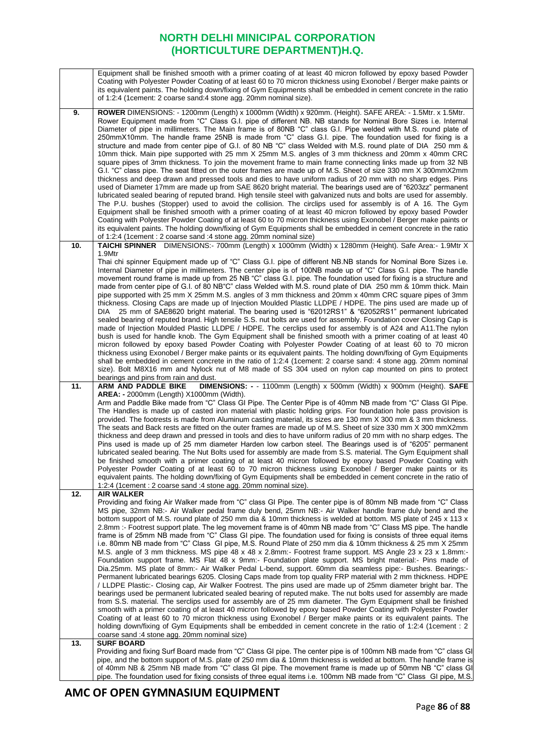# NORTH DELHI MINICIPAL CORPORATION (HORTICULTURE DEPARTMENT)H.Q.

| | |
|---|---|
| | Equipment shall be finished smooth with a primer coating of at least 40 micron followed by epoxy based Powder Coating with Polyester Powder Coating of at least 60 to 70 micron thickness using Exonobel / Berger make paints or its equivalent paints. The holding down/fixing of Gym Equipments shall be embedded in cement concrete in the ratio of 1:2:4 (1cement: 2 coarse sand:4 stone agg. 20mm nominal size). |
| **9.** | **ROWER** DIMENSIONS: - 1200mm (Length) x 1000mm (Width) x 920mm. (Height). SAFE AREA: - 1.5Mtr. x 1.5Mtr. Rower Equipment made from "C" Class G.I. pipe of different NB. NB stands for Nominal Bore Sizes i.e. Internal Diameter of pipe in millimeters. The Main frame is of 80NB "C" class G.I. Pipe welded with M.S. round plate of 250mmX10mm. The handle frame 25NB is made from "C" class G.I. pipe. The foundation used for fixing is a structure and made from center pipe of G.I. of 80 NB "C" class Welded with M.S. round plate of DIA 250 mm & 10mm thick. Main pipe supported with 25 mm X 25mm M.S. angles of 3 mm thickness and 20mm x 40mm CRC square pipes of 3mm thickness. To join the movement frame to main frame connecting links made up from 32 NB G.I. "C" class pipe. The seat fitted on the outer frames are made up of M.S. Sheet of size 330 mm X 300mmX2mm thickness and deep drawn and pressed tools and dies to have uniform radius of 20 mm with no sharp edges. Pins used of Diameter 17mm are made up from SAE 8620 bright material. The bearings used are of "6203zz" permanent lubricated sealed bearing of reputed brand. High tensile steel with galvanized nuts and bolts are used for assembly. The P.U. bushes (Stopper) used to avoid the collision. The circlips used for assembly is of A 16. The Gym Equipment shall be finished smooth with a primer coating of at least 40 micron followed by epoxy based Powder Coating with Polyester Powder Coating of at least 60 to 70 micron thickness using Exonobel / Berger make paints or its equivalent paints. The holding down/fixing of Gym Equipments shall be embedded in cement concrete in the ratio of 1:2:4 (1cement : 2 coarse sand :4 stone agg. 20mm nominal size) |
| **10.** | **TAICHI SPINNER** DIMENSIONS:- 700mm (Length) x 1000mm (Width) x 1280mm (Height). Safe Area:- 1.9Mtr X 1.9Mtr<br>Thai chi spinner Equipment made up of "C" Class G.I. pipe of different NB.NB stands for Nominal Bore Sizes i.e. Internal Diameter of pipe in millimeters. The center pipe is of 100NB made up of "C" Class G.I. pipe. The handle movement round frame is made up from 25 NB "C" class G.I. pipe. The foundation used for fixing is a structure and made from center pipe of G.I. of 80 NB"C" class Welded with M.S. round plate of DIA 250 mm & 10mm thick. Main pipe supported with 25 mm X 25mm M.S. angles of 3 mm thickness and 20mm x 40mm CRC square pipes of 3mm thickness. Closing Caps are made up of Injection Moulded Plastic LLDPE / HDPE. The pins used are made up of DIA 25 mm of SAE8620 bright material. The bearing used is "62012RS1" & "62052RS1" permanent lubricated sealed bearing of reputed brand. High tensile S.S. nut bolts are used for assembly. Foundation cover Closing Cap is made of Injection Moulded Plastic LLDPE / HDPE. The cerclips used for assembly is of A24 and A11.The nylon bush is used for handle knob. The Gym Equipment shall be finished smooth with a primer coating of at least 40 micron followed by epoxy based Powder Coating with Polyester Powder Coating of at least 60 to 70 micron thickness using Exonobel / Berger make paints or its equivalent paints. The holding down/fixing of Gym Equipments shall be embedded in cement concrete in the ratio of 1:2:4 (1cement: 2 coarse sand: 4 stone agg. 20mm nominal size). Bolt M8X16 mm and Nylock nut of M8 made of SS 304 used on nylon cap mounted on pins to protect bearings and pins from rain and dust. |
| **11.** | **ARM AND PADDLE BIKE DIMENSIONS: -** - 1100mm (Length) x 500mm (Width) x 900mm (Height). **SAFE AREA: -** 2000mm (Length) X1000mm (Width).<br>Arm and Paddle Bike made from "C" Class GI Pipe. The Center Pipe is of 40mm NB made from "C" Class GI Pipe. The Handles is made up of casted iron material with plastic holding grips. For foundation hole pass provision is provided. The footrests is made from Aluminum casting material, its sizes are 130 mm X 300 mm & 3 mm thickness. The seats and Back rests are fitted on the outer frames are made up of M.S. Sheet of size 330 mm X 300 mmX2mm thickness and deep drawn and pressed in tools and dies to have uniform radius of 20 mm with no sharp edges. The Pins used is made up of 25 mm diameter Harden low carbon steel. The Bearings used is of "6205" permanent lubricated sealed bearing. The Nut Bolts used for assembly are made from S.S. material. The Gym Equipment shall be finished smooth with a primer coating of at least 40 micron followed by epoxy based Powder Coating with Polyester Powder Coating of at least 60 to 70 micron thickness using Exonobel / Berger make paints or its equivalent paints. The holding down/fixing of Gym Equipments shall be embedded in cement concrete in the ratio of 1:2:4 (1cement : 2 coarse sand :4 stone agg. 20mm nominal size). |
| **12.** | **AIR WALKER**<br>Providing and fixing Air Walker made from "C" class GI Pipe. The center pipe is of 80mm NB made from "C" Class MS pipe, 32mm NB:- Air Walker pedal frame duly bend, 25mm NB:- Air Walker handle frame duly bend and the bottom support of M.S. round plate of 250 mm dia & 10mm thickness is welded at bottom. MS plate of 245 x 113 x 2.8mm :- Footrest support plate. The leg movement frame is of 40mm NB made from "C" Class MS pipe. The handle frame is of 25mm NB made from "C" Class GI pipe. The foundation used for fixing is consists of three equal items i.e. 80mm NB made from "C" Class GI pipe, M.S. Round Plate of 250 mm dia & 10mm thickness & 25 mm X 25mm M.S. angle of 3 mm thickness. MS pipe 48 x 48 x 2.8mm:- Footrest frame support. MS Angle 23 x 23 x 1.8mm:- Foundation support frame. MS Flat 48 x 9mm:- Foundation plate support. MS bright material:- Pins made of Dia.25mm. MS plate of 8mm:- Air Walker Pedal L-bend, support. 60mm dia seamless pipe:- Bushes. Bearings:- Permanent lubricated bearings 6205. Closing Caps made from top quality FRP material with 2 mm thickness. HDPE / LLDPE Plastic:- Closing cap, Air Walker Footrest. The pins used are made up of 25mm diameter bright bar. The bearings used be permanent lubricated sealed bearing of reputed make. The nut bolts used for assembly are made from S.S. material. The serclips used for assembly are of 25 mm diameter. The Gym Equipment shall be finished smooth with a primer coating of at least 40 micron followed by epoxy based Powder Coating with Polyester Powder Coating of at least 60 to 70 micron thickness using Exonobel / Berger make paints or its equivalent paints. The holding down/fixing of Gym Equipments shall be embedded in cement concrete in the ratio of 1:2:4 (1cement : 2 coarse sand :4 stone agg. 20mm nominal size) |
| **13.** | **SURF BOARD**<br>Providing and fixing Surf Board made from "C" Class GI pipe. The center pipe is of 100mm NB made from "C" class GI pipe, and the bottom support of M.S. plate of 250 mm dia & 10mm thickness is welded at bottom. The handle frame is of 40mm NB & 25mm NB made from "C" class GI pipe. The movement frame is made up of 50mm NB "C" class GI pipe. The foundation used for fixing consists of three equal items i.e. 100mm NB made from "C" Class GI pipe, M.S. |

## AMC OF OPEN GYMNASIUM EQUIPMENT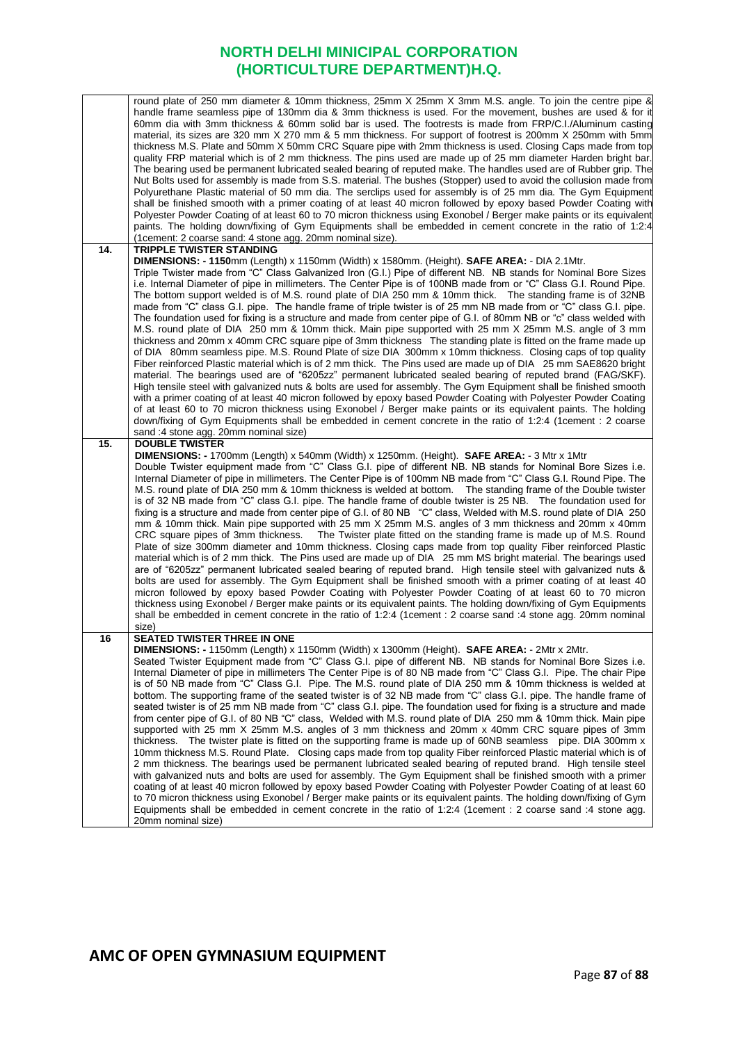| | |
|---|---|
| | round plate of 250 mm diameter & 10mm thickness, 25mm X 25mm X 3mm M.S. angle. To join the centre pipe & handle frame seamless pipe of 130mm dia & 3mm thickness is used. For the movement, bushes are used & for it 60mm dia with 3mm thickness & 60mm solid bar is used. The footrests is made from FRP/C.I./Aluminum casting material, its sizes are 320 mm X 270 mm & 5 mm thickness. For support of footrest is 200mm X 250mm with 5mm thickness M.S. Plate and 50mm X 50mm CRC Square pipe with 2mm thickness is used. Closing Caps made from top quality FRP material which is of 2 mm thickness. The pins used are made up of 25 mm diameter Harden bright bar. The bearing used be permanent lubricated sealed bearing of reputed make. The handles used are of Rubber grip. The Nut Bolts used for assembly is made from S.S. material. The bushes (Stopper) used to avoid the collusion made from Polyurethane Plastic material of 50 mm dia. The serclips used for assembly is of 25 mm dia. The Gym Equipment shall be finished smooth with a primer coating of at least 40 micron followed by epoxy based Powder Coating with Polyester Powder Coating of at least 60 to 70 micron thickness using Exonobel / Berger make paints or its equivalent paints. The holding down/fixing of Gym Equipments shall be embedded in cement concrete in the ratio of 1:2:4 (1cement: 2 coarse sand: 4 stone agg. 20mm nominal size). |
| 14. | **TRIPPLE TWISTER STANDING**<br>**DIMENSIONS: - 1150**mm (Length) x 1150mm (Width) x 1580mm. (Height). **SAFE AREA:** - DIA 2.1Mtr.<br>Triple Twister made from "C" Class Galvanized Iron (G.I.) Pipe of different NB. NB stands for Nominal Bore Sizes i.e. Internal Diameter of pipe in millimeters. The Center Pipe is of 100NB made from or "C" Class G.I. Round Pipe. The bottom support welded is of M.S. round plate of DIA 250 mm & 10mm thick. The standing frame is of 32NB made from "C" class G.I. pipe. The handle frame of triple twister is of 25 mm NB made from or "C" class G.I. pipe. The foundation used for fixing is a structure and made from center pipe of G.I. of 80mm NB or "c" class welded with M.S. round plate of DIA 250 mm & 10mm thick. Main pipe supported with 25 mm X 25mm M.S. angle of 3 mm thickness and 20mm x 40mm CRC square pipe of 3mm thickness The standing plate is fitted on the frame made up of DIA 80mm seamless pipe. M.S. Round Plate of size DIA 300mm x 10mm thickness. Closing caps of top quality Fiber reinforced Plastic material which is of 2 mm thick. The Pins used are made up of DIA 25 mm SAE8620 bright material. The bearings used are of "6205zz" permanent lubricated sealed bearing of reputed brand (FAG/SKF). High tensile steel with galvanized nuts & bolts are used for assembly. The Gym Equipment shall be finished smooth with a primer coating of at least 40 micron followed by epoxy based Powder Coating with Polyester Powder Coating of at least 60 to 70 micron thickness using Exonobel / Berger make paints or its equivalent paints. The holding down/fixing of Gym Equipments shall be embedded in cement concrete in the ratio of 1:2:4 (1cement : 2 coarse sand :4 stone agg. 20mm nominal size) |
| 15. | **DOUBLE TWISTER**<br>**DIMENSIONS: -** 1700mm (Length) x 540mm (Width) x 1250mm. (Height). **SAFE AREA:** - 3 Mtr x 1Mtr<br>Double Twister equipment made from "C" Class G.I. pipe of different NB. NB stands for Nominal Bore Sizes i.e. Internal Diameter of pipe in millimeters. The Center Pipe is of 100mm NB made from "C" Class G.I. Round Pipe. The M.S. round plate of DIA 250 mm & 10mm thickness is welded at bottom. The standing frame of the Double twister is of 32 NB made from "C" class G.I. pipe. The handle frame of double twister is 25 NB. The foundation used for fixing is a structure and made from center pipe of G.I. of 80 NB "C" class, Welded with M.S. round plate of DIA 250 mm & 10mm thick. Main pipe supported with 25 mm X 25mm M.S. angles of 3 mm thickness and 20mm x 40mm CRC square pipes of 3mm thickness. The Twister plate fitted on the standing frame is made up of M.S. Round Plate of size 300mm diameter and 10mm thickness. Closing caps made from top quality Fiber reinforced Plastic material which is of 2 mm thick. The Pins used are made up of DIA 25 mm MS bright material. The bearings used are of "6205zz" permanent lubricated sealed bearing of reputed brand. High tensile steel with galvanized nuts & bolts are used for assembly. The Gym Equipment shall be finished smooth with a primer coating of at least 40 micron followed by epoxy based Powder Coating with Polyester Powder Coating of at least 60 to 70 micron thickness using Exonobel / Berger make paints or its equivalent paints. The holding down/fixing of Gym Equipments shall be embedded in cement concrete in the ratio of 1:2:4 (1cement : 2 coarse sand :4 stone agg. 20mm nominal size) |
| 16 | **SEATED TWISTER THREE IN ONE**<br>**DIMENSIONS: -** 1150mm (Length) x 1150mm (Width) x 1300mm (Height). **SAFE AREA:** - 2Mtr x 2Mtr.<br>Seated Twister Equipment made from "C" Class G.I. pipe of different NB. NB stands for Nominal Bore Sizes i.e. Internal Diameter of pipe in millimeters The Center Pipe is of 80 NB made from "C" Class G.I. Pipe. The chair Pipe is of 50 NB made from "C" Class G.I. Pipe. The M.S. round plate of DIA 250 mm & 10mm thickness is welded at bottom. The supporting frame of the seated twister is of 32 NB made from "C" class G.I. pipe. The handle frame of seated twister is of 25 mm NB made from "C" class G.I. pipe. The foundation used for fixing is a structure and made from center pipe of G.I. of 80 NB "C" class, Welded with M.S. round plate of DIA 250 mm & 10mm thick. Main pipe supported with 25 mm X 25mm M.S. angles of 3 mm thickness and 20mm x 40mm CRC square pipes of 3mm thickness. The twister plate is fitted on the supporting frame is made up of 60NB seamless pipe. DIA 300mm x 10mm thickness M.S. Round Plate. Closing caps made from top quality Fiber reinforced Plastic material which is of 2 mm thickness. The bearings used be permanent lubricated sealed bearing of reputed brand. High tensile steel with galvanized nuts and bolts are used for assembly. The Gym Equipment shall be finished smooth with a primer coating of at least 40 micron followed by epoxy based Powder Coating with Polyester Powder Coating of at least 60 to 70 micron thickness using Exonobel / Berger make paints or its equivalent paints. The holding down/fixing of Gym Equipments shall be embedded in cement concrete in the ratio of 1:2:4 (1cement : 2 coarse sand :4 stone agg. 20mm nominal size) |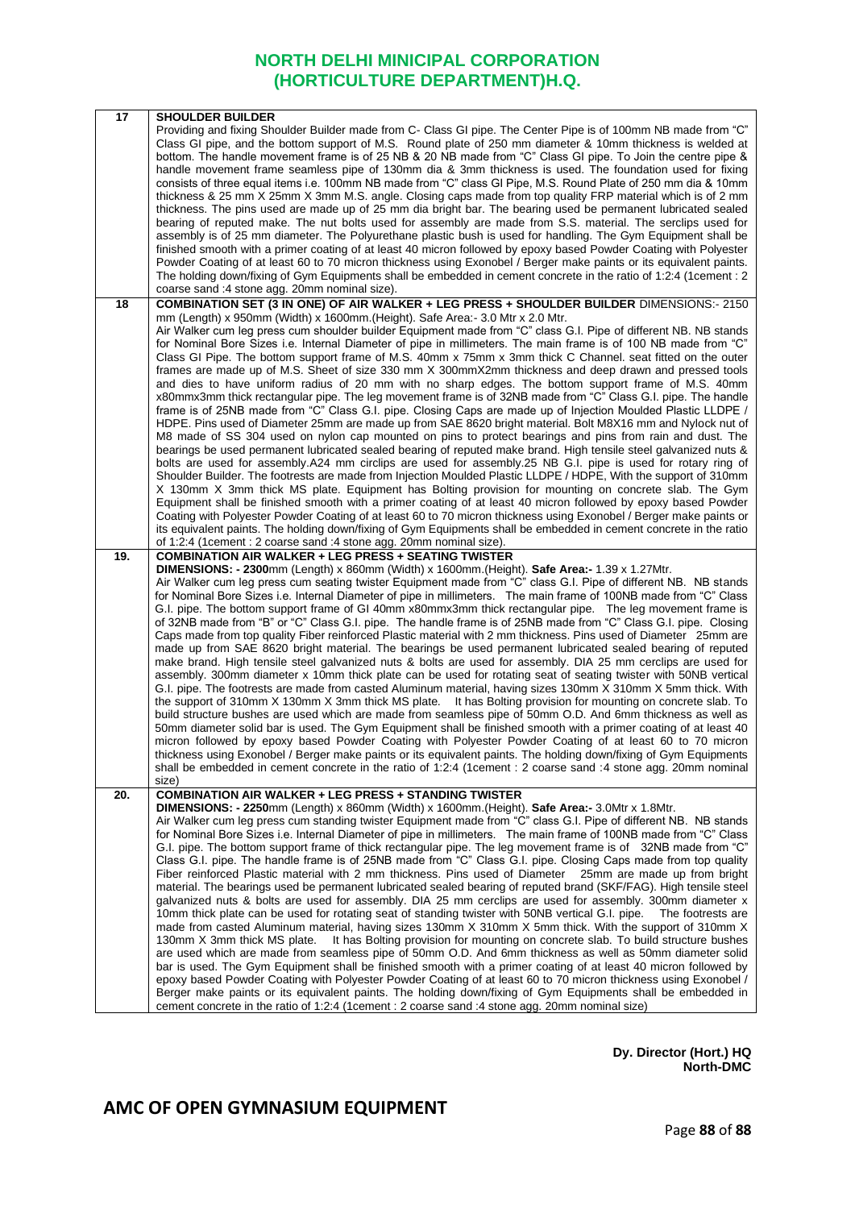# NORTH DELHI MINICIPAL CORPORATION
# (HORTICULTURE DEPARTMENT)H.Q.

| | |
|---|---|
| 17 | **SHOULDER BUILDER**<br>Providing and fixing Shoulder Builder made from C- Class GI pipe. The Center Pipe is of 100mm NB made from "C" Class GI pipe, and the bottom support of M.S. Round plate of 250 mm diameter & 10mm thickness is welded at bottom. The handle movement frame is of 25 NB & 20 NB made from "C" Class GI pipe. To Join the centre pipe & handle movement frame seamless pipe of 130mm dia & 3mm thickness is used. The foundation used for fixing consists of three equal items i.e. 100mm NB made from "C" class GI Pipe, M.S. Round Plate of 250 mm dia & 10mm thickness & 25 mm X 25mm X 3mm M.S. angle. Closing caps made from top quality FRP material which is of 2 mm thickness. The pins used are made up of 25 mm dia bright bar. The bearing used be permanent lubricated sealed bearing of reputed make. The nut bolts used for assembly are made from S.S. material. The serclips used for assembly is of 25 mm diameter. The Polyurethane plastic bush is used for handling. The Gym Equipment shall be finished smooth with a primer coating of at least 40 micron followed by epoxy based Powder Coating with Polyester Powder Coating of at least 60 to 70 micron thickness using Exonobel / Berger make paints or its equivalent paints. The holding down/fixing of Gym Equipments shall be embedded in cement concrete in the ratio of 1:2:4 (1cement : 2 coarse sand :4 stone agg. 20mm nominal size). |
| 18 | **COMBINATION SET (3 IN ONE) OF AIR WALKER + LEG PRESS + SHOULDER BUILDER** DIMENSIONS:- 2150 mm (Length) x 950mm (Width) x 1600mm.(Height). Safe Area:- 3.0 Mtr x 2.0 Mtr.<br>Air Walker cum leg press cum shoulder builder Equipment made from "C" class G.I. Pipe of different NB. NB stands for Nominal Bore Sizes i.e. Internal Diameter of pipe in millimeters. The main frame of is of 100 NB made from "C" Class GI Pipe. The bottom support frame of M.S. 40mm x 75mm x 3mm thick C Channel. seat fitted on the outer frames are made up of M.S. Sheet of size 330 mm X 300mmX2mm thickness and deep drawn and pressed tools and dies to have uniform radius of 20 mm with no sharp edges. The bottom support frame of M.S. 40mm x80mmx3mm thick rectangular pipe. The leg movement frame is of 32NB made from "C" Class G.I. pipe. The handle frame is of 25NB made from "C" Class G.I. pipe. Closing Caps are made up of Injection Moulded Plastic LLDPE / HDPE. Pins used of Diameter 25mm are made up from SAE 8620 bright material. Bolt M8X16 mm and Nylock nut of M8 made of SS 304 used on nylon cap mounted on pins to protect bearings and pins from rain and dust. The bearings be used permanent lubricated sealed bearing of reputed make brand. High tensile steel galvanized nuts & bolts are used for assembly.A24 mm circlips are used for assembly.25 NB G.I. pipe is used for rotary ring of Shoulder Builder. The footrests are made from Injection Moulded Plastic LLDPE / HDPE, With the support of 310mm X 130mm X 3mm thick MS plate. Equipment has Bolting provision for mounting on concrete slab. The Gym Equipment shall be finished smooth with a primer coating of at least 40 micron followed by epoxy based Powder Coating with Polyester Powder Coating of at least 60 to 70 micron thickness using Exonobel / Berger make paints or its equivalent paints. The holding down/fixing of Gym Equipments shall be embedded in cement concrete in the ratio of 1:2:4 (1cement : 2 coarse sand :4 stone agg. 20mm nominal size). |
| 19. | **COMBINATION AIR WALKER + LEG PRESS + SEATING TWISTER**<br>**DIMENSIONS: - 2300**mm (Length) x 860mm (Width) x 1600mm.(Height). **Safe Area:-** 1.39 x 1.27Mtr.<br>Air Walker cum leg press cum seating twister Equipment made from "C" class G.I. Pipe of different NB. NB stands for Nominal Bore Sizes i.e. Internal Diameter of pipe in millimeters. The main frame of 100NB made from "C" Class G.I. pipe. The bottom support frame of GI 40mm x80mmx3mm thick rectangular pipe. The leg movement frame is of 32NB made from "B" or "C" Class G.I. pipe. The handle frame is of 25NB made from "C" Class G.I. pipe. Closing Caps made from top quality Fiber reinforced Plastic material with 2 mm thickness. Pins used of Diameter 25mm are made up from SAE 8620 bright material. The bearings be used permanent lubricated sealed bearing of reputed make brand. High tensile steel galvanized nuts & bolts are used for assembly. DIA 25 mm cerclips are used for assembly. 300mm diameter x 10mm thick plate can be used for rotating seat of seating twister with 50NB vertical G.I. pipe. The footrests are made from casted Aluminum material, having sizes 130mm X 310mm X 5mm thick. With the support of 310mm X 130mm X 3mm thick MS plate. It has Bolting provision for mounting on concrete slab. To build structure bushes are used which are made from seamless pipe of 50mm O.D. And 6mm thickness as well as 50mm diameter solid bar is used. The Gym Equipment shall be finished smooth with a primer coating of at least 40 micron followed by epoxy based Powder Coating with Polyester Powder Coating of at least 60 to 70 micron thickness using Exonobel / Berger make paints or its equivalent paints. The holding down/fixing of Gym Equipments shall be embedded in cement concrete in the ratio of 1:2:4 (1cement : 2 coarse sand :4 stone agg. 20mm nominal size) |
| 20. | **COMBINATION AIR WALKER + LEG PRESS + STANDING TWISTER**<br>**DIMENSIONS: - 2250**mm (Length) x 860mm (Width) x 1600mm.(Height). **Safe Area:-** 3.0Mtr x 1.8Mtr.<br>Air Walker cum leg press cum standing twister Equipment made from "C" class G.I. Pipe of different NB. NB stands for Nominal Bore Sizes i.e. Internal Diameter of pipe in millimeters. The main frame of 100NB made from "C" Class G.I. pipe. The bottom support frame of thick rectangular pipe. The leg movement frame is of 32NB made from "C" Class G.I. pipe. The handle frame is of 25NB made from "C" Class G.I. pipe. Closing Caps made from top quality Fiber reinforced Plastic material with 2 mm thickness. Pins used of Diameter 25mm are made up from bright material. The bearings used be permanent lubricated sealed bearing of reputed brand (SKF/FAG). High tensile steel galvanized nuts & bolts are used for assembly. DIA 25 mm cerclips are used for assembly. 300mm diameter x 10mm thick plate can be used for rotating seat of standing twister with 50NB vertical G.I. pipe. The footrests are made from casted Aluminum material, having sizes 130mm X 310mm X 5mm thick. With the support of 310mm X 130mm X 3mm thick MS plate. It has Bolting provision for mounting on concrete slab. To build structure bushes are used which are made from seamless pipe of 50mm O.D. And 6mm thickness as well as 50mm diameter solid bar is used. The Gym Equipment shall be finished smooth with a primer coating of at least 40 micron followed by epoxy based Powder Coating with Polyester Powder Coating of at least 60 to 70 micron thickness using Exonobel / Berger make paints or its equivalent paints. The holding down/fixing of Gym Equipments shall be embedded in cement concrete in the ratio of 1:2:4 (1cement : 2 coarse sand :4 stone agg. 20mm nominal size) |

**Dy. Director (Hort.) HQ**
**North-DMC**

## AMC OF OPEN GYMNASIUM EQUIPMENT